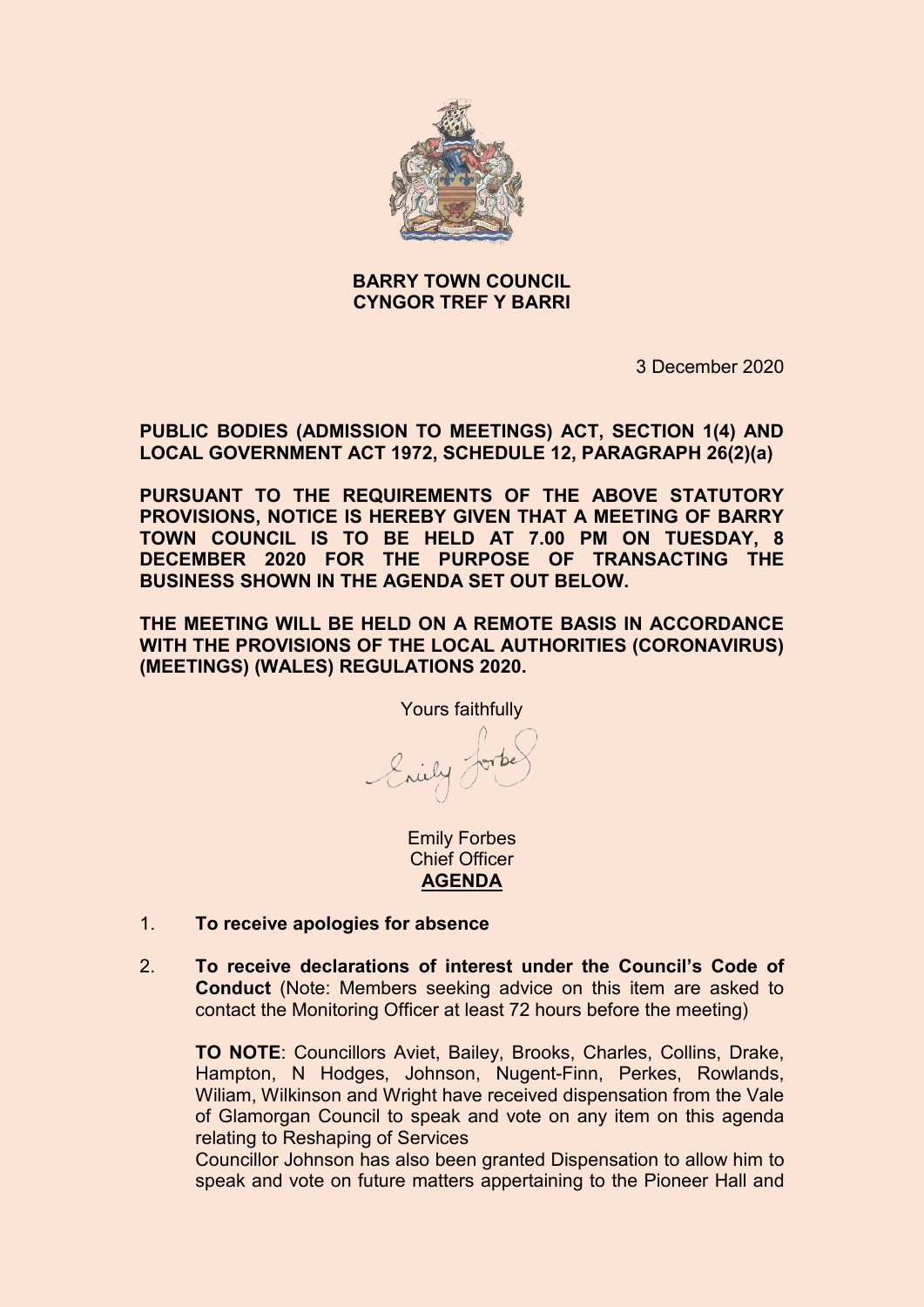**BARRY TOWN COUNCIL**
**CYNGOR TREF Y BARRI**

3 December 2020

**PUBLIC BODIES (ADMISSION TO MEETINGS) ACT, SECTION 1(4) AND LOCAL GOVERNMENT ACT 1972, SCHEDULE 12, PARAGRAPH 26(2)(a)**

**PURSUANT TO THE REQUIREMENTS OF THE ABOVE STATUTORY PROVISIONS, NOTICE IS HEREBY GIVEN THAT A MEETING OF BARRY TOWN COUNCIL IS TO BE HELD AT 7.00 PM ON TUESDAY, 8 DECEMBER 2020 FOR THE PURPOSE OF TRANSACTING THE BUSINESS SHOWN IN THE AGENDA SET OUT BELOW.**

**THE MEETING WILL BE HELD ON A REMOTE BASIS IN ACCORDANCE WITH THE PROVISIONS OF THE LOCAL AUTHORITIES (CORONAVIRUS) (MEETINGS) (WALES) REGULATIONS 2020.**

Yours faithfully

Emily Forbes
Chief Officer

## AGENDA

1. **To receive apologies for absence**

2. **To receive declarations of interest under the Council's Code of Conduct** (Note: Members seeking advice on this item are asked to contact the Monitoring Officer at least 72 hours before the meeting)

   **TO NOTE**: Councillors Aviet, Bailey, Brooks, Charles, Collins, Drake, Hampton, N Hodges, Johnson, Nugent-Finn, Perkes, Rowlands, Wiliam, Wilkinson and Wright have received dispensation from the Vale of Glamorgan Council to speak and vote on any item on this agenda relating to Reshaping of Services
   Councillor Johnson has also been granted Dispensation to allow him to speak and vote on future matters appertaining to the Pioneer Hall and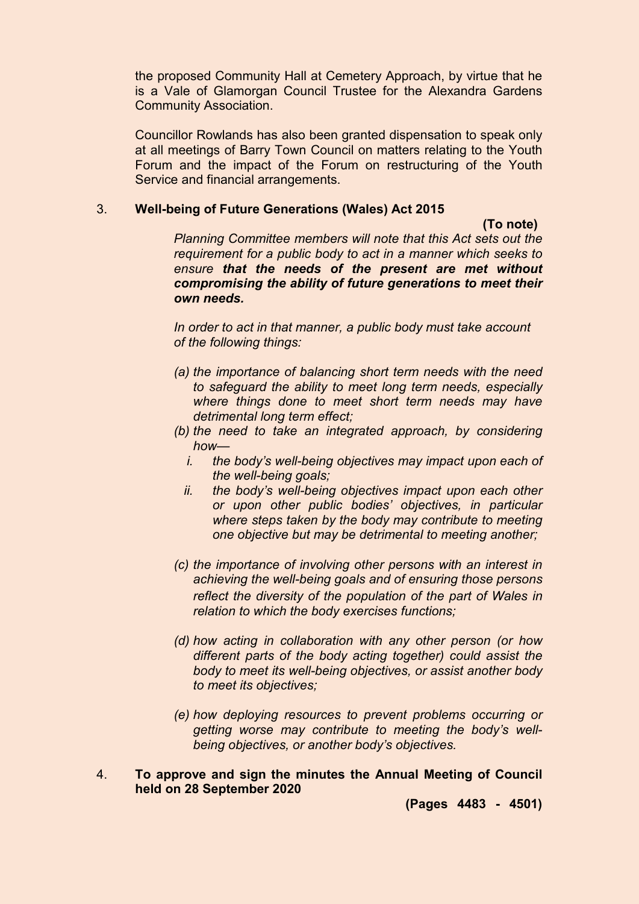the proposed Community Hall at Cemetery Approach, by virtue that he is a Vale of Glamorgan Council Trustee for the Alexandra Gardens Community Association.

Councillor Rowlands has also been granted dispensation to speak only at all meetings of Barry Town Council on matters relating to the Youth Forum and the impact of the Forum on restructuring of the Youth Service and financial arrangements.

3. **Well-being of Future Generations (Wales) Act 2015**

**(To note)**

*Planning Committee members will note that this Act sets out the requirement for a public body to act in a manner which seeks to ensure* ***that the needs of the present are met without compromising the ability of future generations to meet their own needs.***

*In order to act in that manner, a public body must take account of the following things:*

*(a) the importance of balancing short term needs with the need to safeguard the ability to meet long term needs, especially where things done to meet short term needs may have detrimental long term effect;*

*(b) the need to take an integrated approach, by considering how—*

*i. the body's well-being objectives may impact upon each of the well-being goals;*

*ii. the body's well-being objectives impact upon each other or upon other public bodies' objectives, in particular where steps taken by the body may contribute to meeting one objective but may be detrimental to meeting another;*

*(c) the importance of involving other persons with an interest in achieving the well-being goals and of ensuring those persons reflect the diversity of the population of the part of Wales in relation to which the body exercises functions;*

*(d) how acting in collaboration with any other person (or how different parts of the body acting together) could assist the body to meet its well-being objectives, or assist another body to meet its objectives;*

*(e) how deploying resources to prevent problems occurring or getting worse may contribute to meeting the body's well-being objectives, or another body's objectives.*

4. **To approve and sign the minutes the Annual Meeting of Council held on 28 September 2020**

**(Pages 4483 - 4501)**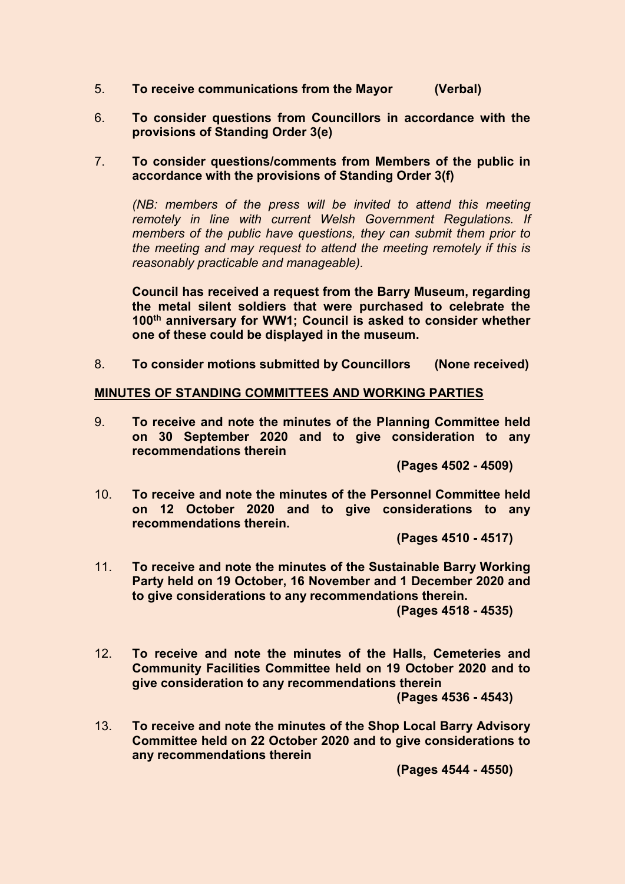5. **To receive communications from the Mayor (Verbal)**

6. **To consider questions from Councillors in accordance with the provisions of Standing Order 3(e)**

7. **To consider questions/comments from Members of the public in accordance with the provisions of Standing Order 3(f)**

   *(NB: members of the press will be invited to attend this meeting remotely in line with current Welsh Government Regulations. If members of the public have questions, they can submit them prior to the meeting and may request to attend the meeting remotely if this is reasonably practicable and manageable).*

   **Council has received a request from the Barry Museum, regarding the metal silent soldiers that were purchased to celebrate the 100th anniversary for WW1; Council is asked to consider whether one of these could be displayed in the museum.**

8. **To consider motions submitted by Councillors (None received)**

## MINUTES OF STANDING COMMITTEES AND WORKING PARTIES

9. **To receive and note the minutes of the Planning Committee held on 30 September 2020 and to give consideration to any recommendations therein**

   **(Pages 4502 - 4509)**

10. **To receive and note the minutes of the Personnel Committee held on 12 October 2020 and to give considerations to any recommendations therein.**

    **(Pages 4510 - 4517)**

11. **To receive and note the minutes of the Sustainable Barry Working Party held on 19 October, 16 November and 1 December 2020 and to give considerations to any recommendations therein.**

    **(Pages 4518 - 4535)**

12. **To receive and note the minutes of the Halls, Cemeteries and Community Facilities Committee held on 19 October 2020 and to give consideration to any recommendations therein**

    **(Pages 4536 - 4543)**

13. **To receive and note the minutes of the Shop Local Barry Advisory Committee held on 22 October 2020 and to give considerations to any recommendations therein**

    **(Pages 4544 - 4550)**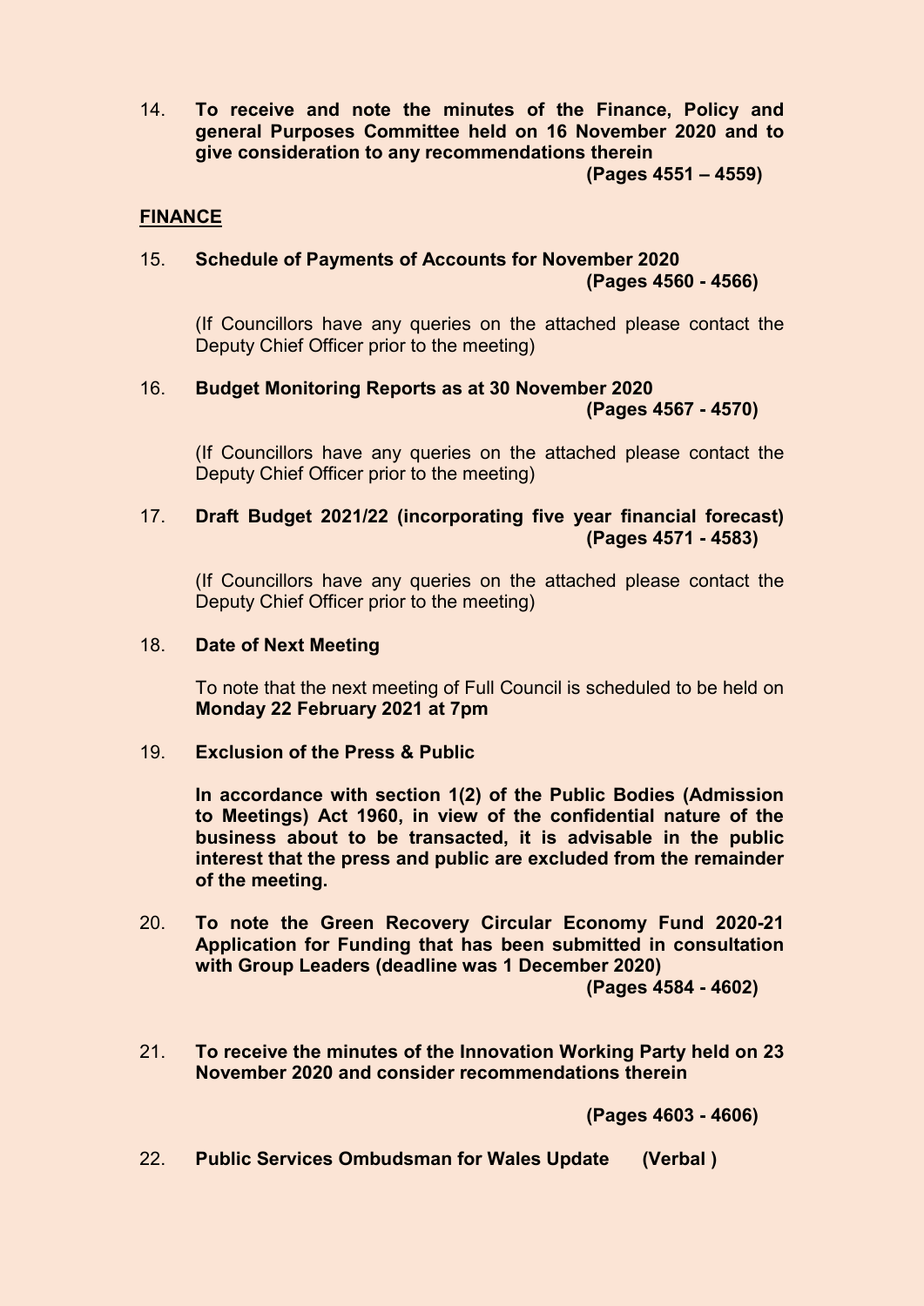14. **To receive and note the minutes of the Finance, Policy and general Purposes Committee held on 16 November 2020 and to give consideration to any recommendations therein**
    **(Pages 4551 – 4559)**

## FINANCE

15. **Schedule of Payments of Accounts for November 2020**
    **(Pages 4560 - 4566)**

    (If Councillors have any queries on the attached please contact the Deputy Chief Officer prior to the meeting)

16. **Budget Monitoring Reports as at 30 November 2020**
    **(Pages 4567 - 4570)**

    (If Councillors have any queries on the attached please contact the Deputy Chief Officer prior to the meeting)

17. **Draft Budget 2021/22 (incorporating five year financial forecast)**
    **(Pages 4571 - 4583)**

    (If Councillors have any queries on the attached please contact the Deputy Chief Officer prior to the meeting)

18. **Date of Next Meeting**

    To note that the next meeting of Full Council is scheduled to be held on **Monday 22 February 2021 at 7pm**

19. **Exclusion of the Press & Public**

    **In accordance with section 1(2) of the Public Bodies (Admission to Meetings) Act 1960, in view of the confidential nature of the business about to be transacted, it is advisable in the public interest that the press and public are excluded from the remainder of the meeting.**

20. **To note the Green Recovery Circular Economy Fund 2020-21 Application for Funding that has been submitted in consultation with Group Leaders (deadline was 1 December 2020)**
    **(Pages 4584 - 4602)**

21. **To receive the minutes of the Innovation Working Party held on 23 November 2020 and consider recommendations therein**

    **(Pages 4603 - 4606)**

22. **Public Services Ombudsman for Wales Update (Verbal )**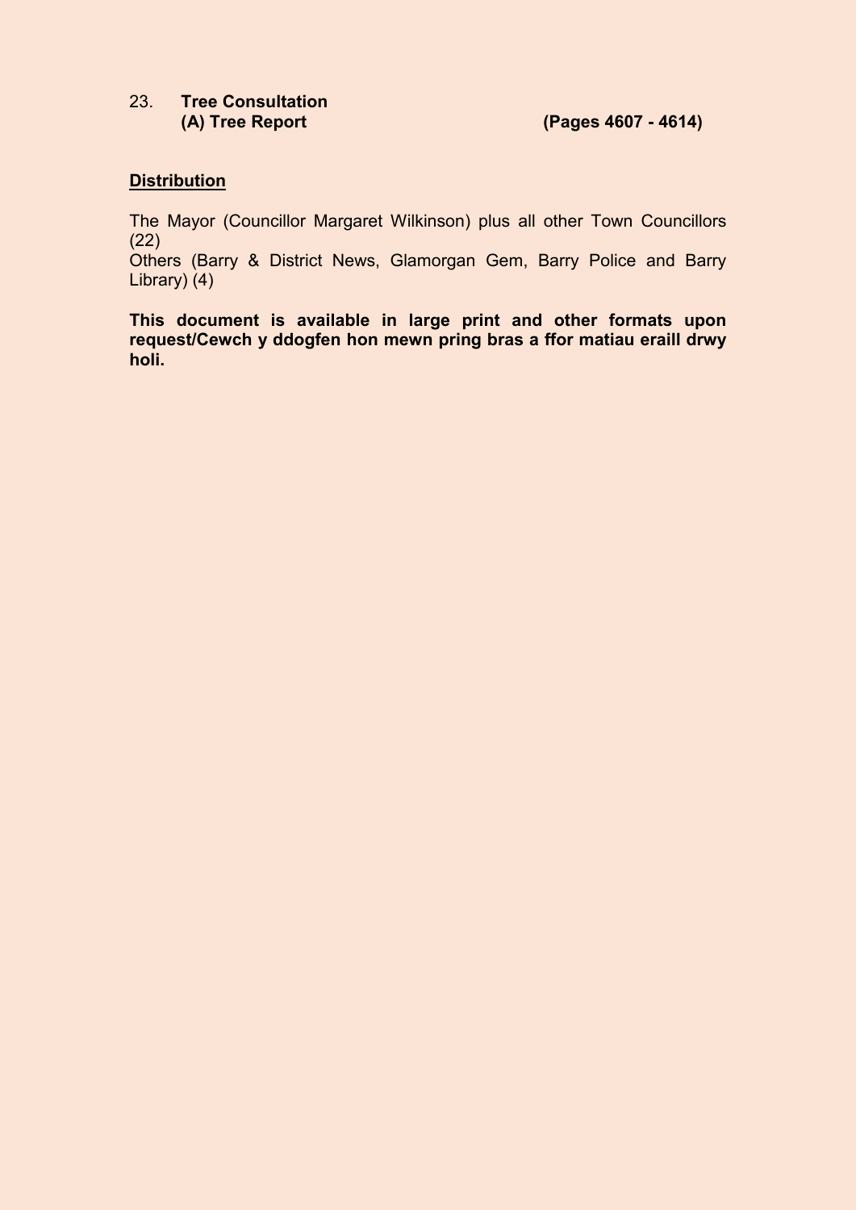23. **Tree Consultation**
**(A) Tree Report** **(Pages 4607 - 4614)**

**<u>Distribution</u>**

The Mayor (Councillor Margaret Wilkinson) plus all other Town Councillors (22)
Others (Barry & District News, Glamorgan Gem, Barry Police and Barry Library) (4)

**This document is available in large print and other formats upon request/Cewch y ddogfen hon mewn pring bras a ffor matiau eraill drwy holi.**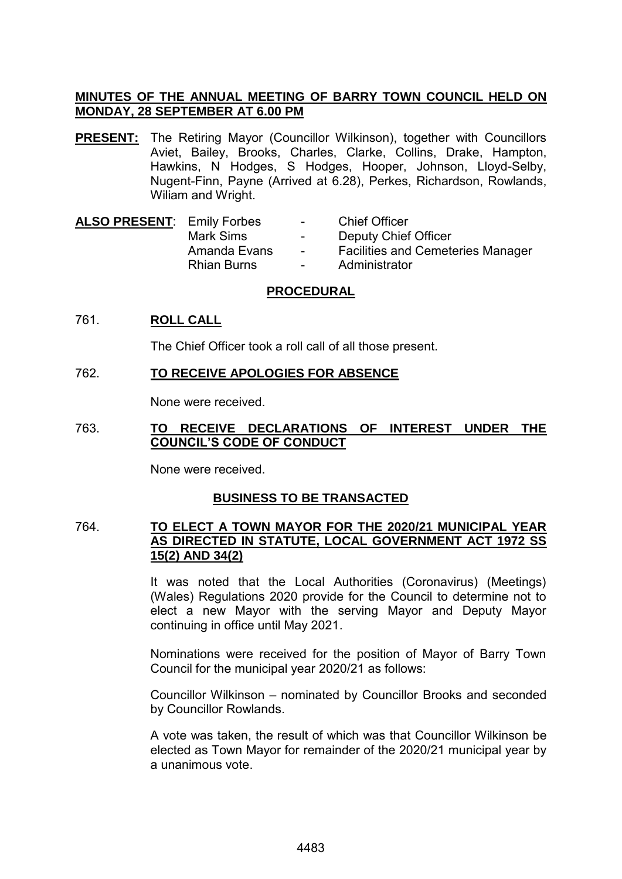**MINUTES OF THE ANNUAL MEETING OF BARRY TOWN COUNCIL HELD ON MONDAY, 28 SEPTEMBER AT 6.00 PM**

**PRESENT:** The Retiring Mayor (Councillor Wilkinson), together with Councillors Aviet, Bailey, Brooks, Charles, Clarke, Collins, Drake, Hampton, Hawkins, N Hodges, S Hodges, Hooper, Johnson, Lloyd-Selby, Nugent-Finn, Payne (Arrived at 6.28), Perkes, Richardson, Rowlands, Wiliam and Wright.

**ALSO PRESENT**:

| | | |
|---|---|---|
| Emily Forbes | - | Chief Officer |
| Mark Sims | - | Deputy Chief Officer |
| Amanda Evans | - | Facilities and Cemeteries Manager |
| Rhian Burns | - | Administrator |

## PROCEDURAL

761. **ROLL CALL**

The Chief Officer took a roll call of all those present.

762. **TO RECEIVE APOLOGIES FOR ABSENCE**

None were received.

763. **TO RECEIVE DECLARATIONS OF INTEREST UNDER THE COUNCIL'S CODE OF CONDUCT**

None were received.

## BUSINESS TO BE TRANSACTED

764. **TO ELECT A TOWN MAYOR FOR THE 2020/21 MUNICIPAL YEAR AS DIRECTED IN STATUTE, LOCAL GOVERNMENT ACT 1972 SS 15(2) AND 34(2)**

It was noted that the Local Authorities (Coronavirus) (Meetings) (Wales) Regulations 2020 provide for the Council to determine not to elect a new Mayor with the serving Mayor and Deputy Mayor continuing in office until May 2021.

Nominations were received for the position of Mayor of Barry Town Council for the municipal year 2020/21 as follows:

Councillor Wilkinson – nominated by Councillor Brooks and seconded by Councillor Rowlands.

A vote was taken, the result of which was that Councillor Wilkinson be elected as Town Mayor for remainder of the 2020/21 municipal year by a unanimous vote.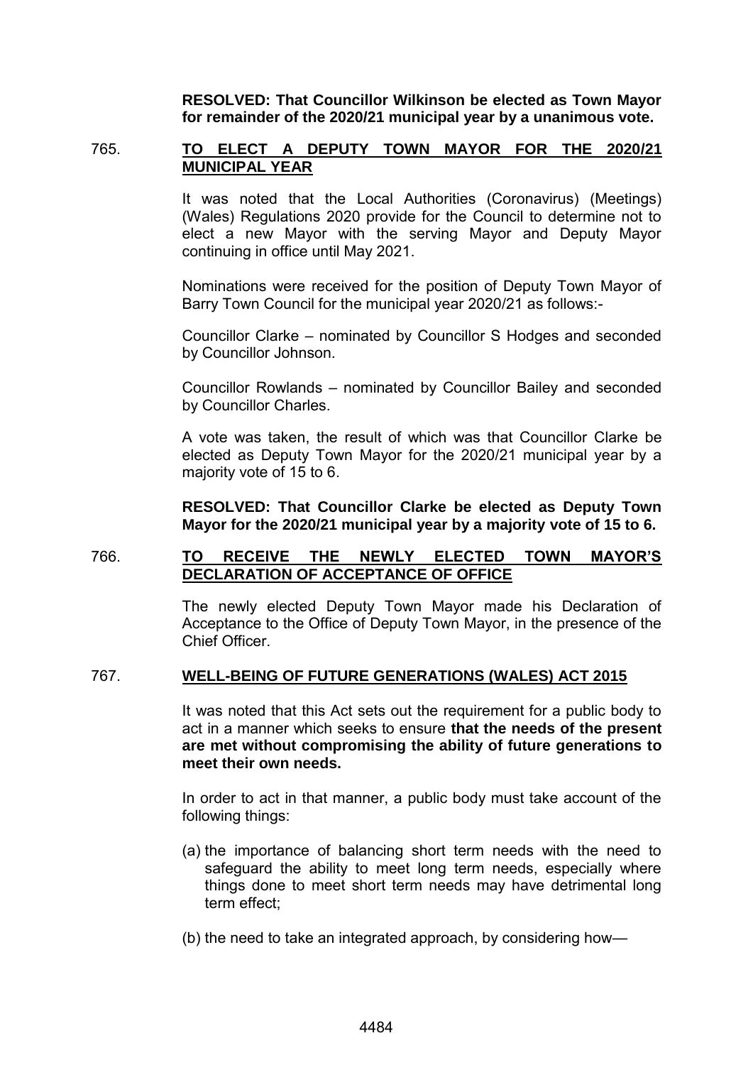**RESOLVED: That Councillor Wilkinson be elected as Town Mayor for remainder of the 2020/21 municipal year by a unanimous vote.**

765. **TO ELECT A DEPUTY TOWN MAYOR FOR THE 2020/21 MUNICIPAL YEAR**

It was noted that the Local Authorities (Coronavirus) (Meetings) (Wales) Regulations 2020 provide for the Council to determine not to elect a new Mayor with the serving Mayor and Deputy Mayor continuing in office until May 2021.

Nominations were received for the position of Deputy Town Mayor of Barry Town Council for the municipal year 2020/21 as follows:-

Councillor Clarke – nominated by Councillor S Hodges and seconded by Councillor Johnson.

Councillor Rowlands – nominated by Councillor Bailey and seconded by Councillor Charles.

A vote was taken, the result of which was that Councillor Clarke be elected as Deputy Town Mayor for the 2020/21 municipal year by a majority vote of 15 to 6.

**RESOLVED: That Councillor Clarke be elected as Deputy Town Mayor for the 2020/21 municipal year by a majority vote of 15 to 6.**

766. **TO RECEIVE THE NEWLY ELECTED TOWN MAYOR'S DECLARATION OF ACCEPTANCE OF OFFICE**

The newly elected Deputy Town Mayor made his Declaration of Acceptance to the Office of Deputy Town Mayor, in the presence of the Chief Officer.

767. **WELL-BEING OF FUTURE GENERATIONS (WALES) ACT 2015**

It was noted that this Act sets out the requirement for a public body to act in a manner which seeks to ensure **that the needs of the present are met without compromising the ability of future generations to meet their own needs.**

In order to act in that manner, a public body must take account of the following things:

(a) the importance of balancing short term needs with the need to safeguard the ability to meet long term needs, especially where things done to meet short term needs may have detrimental long term effect;

(b) the need to take an integrated approach, by considering how—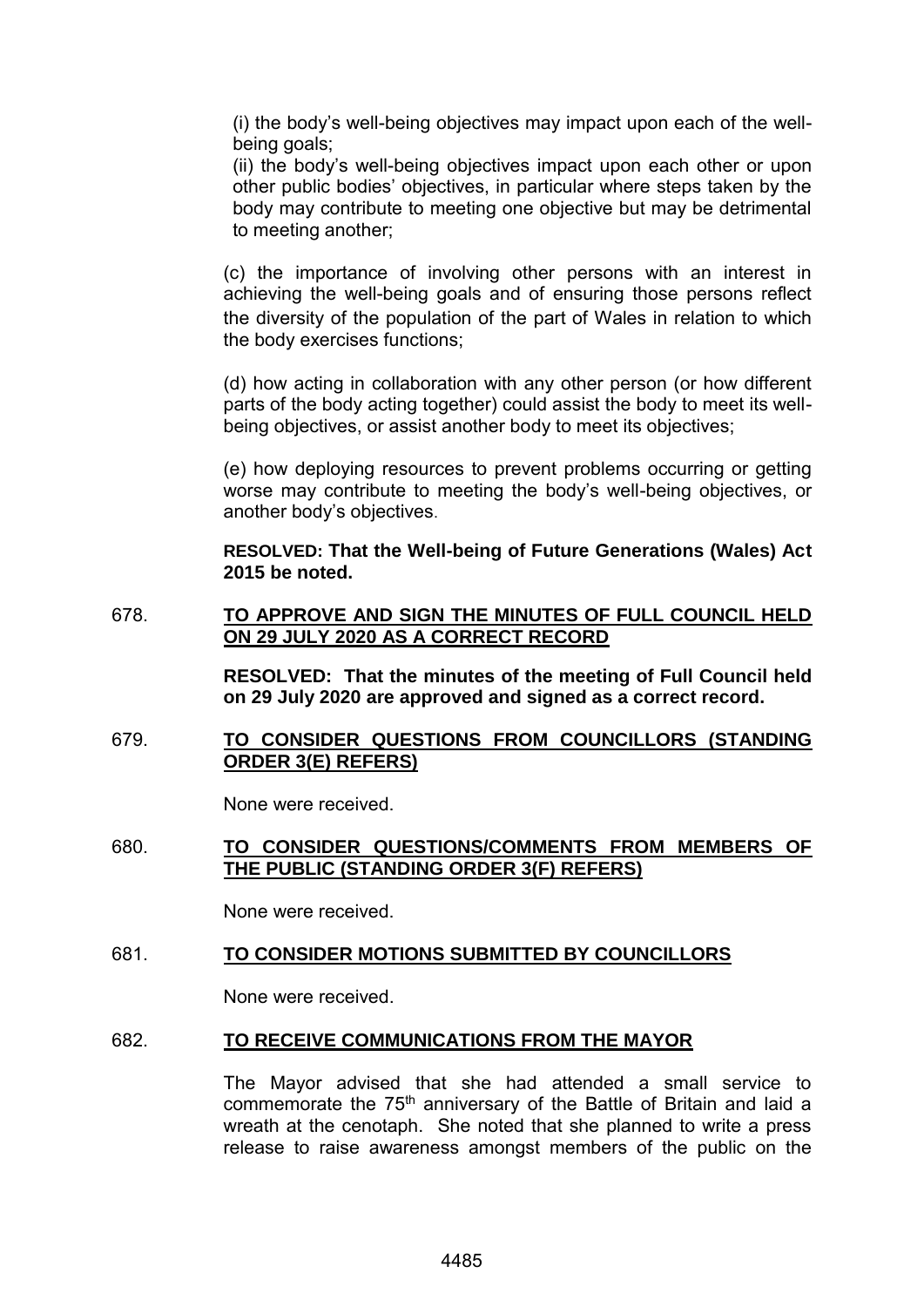(i) the body's well-being objectives may impact upon each of the well-being goals;

(ii) the body's well-being objectives impact upon each other or upon other public bodies' objectives, in particular where steps taken by the body may contribute to meeting one objective but may be detrimental to meeting another;

(c) the importance of involving other persons with an interest in achieving the well-being goals and of ensuring those persons reflect the diversity of the population of the part of Wales in relation to which the body exercises functions;

(d) how acting in collaboration with any other person (or how different parts of the body acting together) could assist the body to meet its well-being objectives, or assist another body to meet its objectives;

(e) how deploying resources to prevent problems occurring or getting worse may contribute to meeting the body's well-being objectives, or another body's objectives.

**RESOLVED: That the Well-being of Future Generations (Wales) Act 2015 be noted.**

678. **TO APPROVE AND SIGN THE MINUTES OF FULL COUNCIL HELD ON 29 JULY 2020 AS A CORRECT RECORD**

**RESOLVED: That the minutes of the meeting of Full Council held on 29 July 2020 are approved and signed as a correct record.**

679. **TO CONSIDER QUESTIONS FROM COUNCILLORS (STANDING ORDER 3(E) REFERS)**

None were received.

680. **TO CONSIDER QUESTIONS/COMMENTS FROM MEMBERS OF THE PUBLIC (STANDING ORDER 3(F) REFERS)**

None were received.

681. **TO CONSIDER MOTIONS SUBMITTED BY COUNCILLORS**

None were received.

682. **TO RECEIVE COMMUNICATIONS FROM THE MAYOR**

The Mayor advised that she had attended a small service to commemorate the 75th anniversary of the Battle of Britain and laid a wreath at the cenotaph. She noted that she planned to write a press release to raise awareness amongst members of the public on the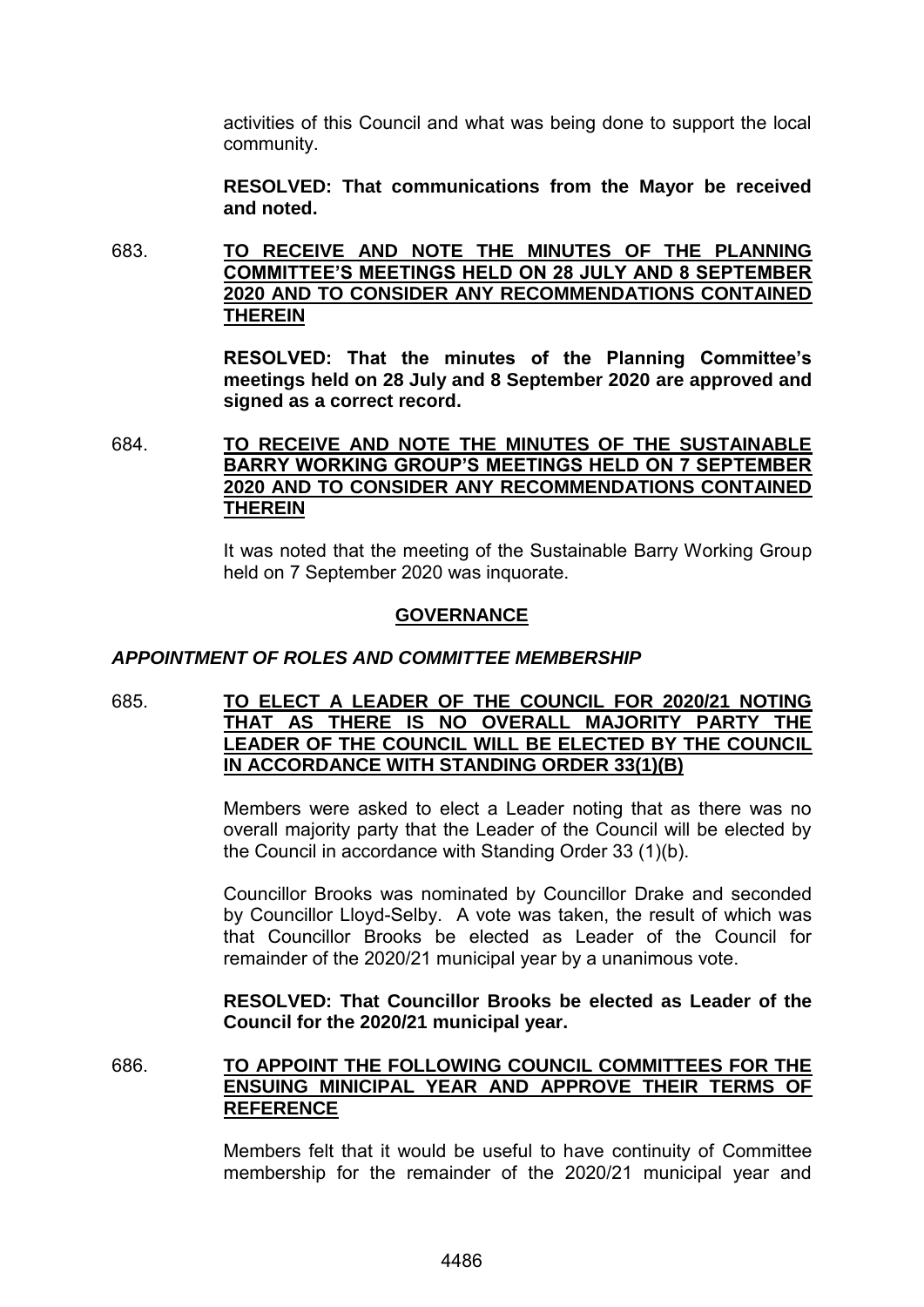activities of this Council and what was being done to support the local community.

**RESOLVED: That communications from the Mayor be received and noted.**

683. **TO RECEIVE AND NOTE THE MINUTES OF THE PLANNING COMMITTEE'S MEETINGS HELD ON 28 JULY AND 8 SEPTEMBER 2020 AND TO CONSIDER ANY RECOMMENDATIONS CONTAINED THEREIN**

**RESOLVED: That the minutes of the Planning Committee's meetings held on 28 July and 8 September 2020 are approved and signed as a correct record.**

684. **TO RECEIVE AND NOTE THE MINUTES OF THE SUSTAINABLE BARRY WORKING GROUP'S MEETINGS HELD ON 7 SEPTEMBER 2020 AND TO CONSIDER ANY RECOMMENDATIONS CONTAINED THEREIN**

It was noted that the meeting of the Sustainable Barry Working Group held on 7 September 2020 was inquorate.

## GOVERNANCE

### *APPOINTMENT OF ROLES AND COMMITTEE MEMBERSHIP*

685. **TO ELECT A LEADER OF THE COUNCIL FOR 2020/21 NOTING THAT AS THERE IS NO OVERALL MAJORITY PARTY THE LEADER OF THE COUNCIL WILL BE ELECTED BY THE COUNCIL IN ACCORDANCE WITH STANDING ORDER 33(1)(B)**

Members were asked to elect a Leader noting that as there was no overall majority party that the Leader of the Council will be elected by the Council in accordance with Standing Order 33 (1)(b).

Councillor Brooks was nominated by Councillor Drake and seconded by Councillor Lloyd-Selby. A vote was taken, the result of which was that Councillor Brooks be elected as Leader of the Council for remainder of the 2020/21 municipal year by a unanimous vote.

**RESOLVED: That Councillor Brooks be elected as Leader of the Council for the 2020/21 municipal year.**

686. **TO APPOINT THE FOLLOWING COUNCIL COMMITTEES FOR THE ENSUING MINICIPAL YEAR AND APPROVE THEIR TERMS OF REFERENCE**

Members felt that it would be useful to have continuity of Committee membership for the remainder of the 2020/21 municipal year and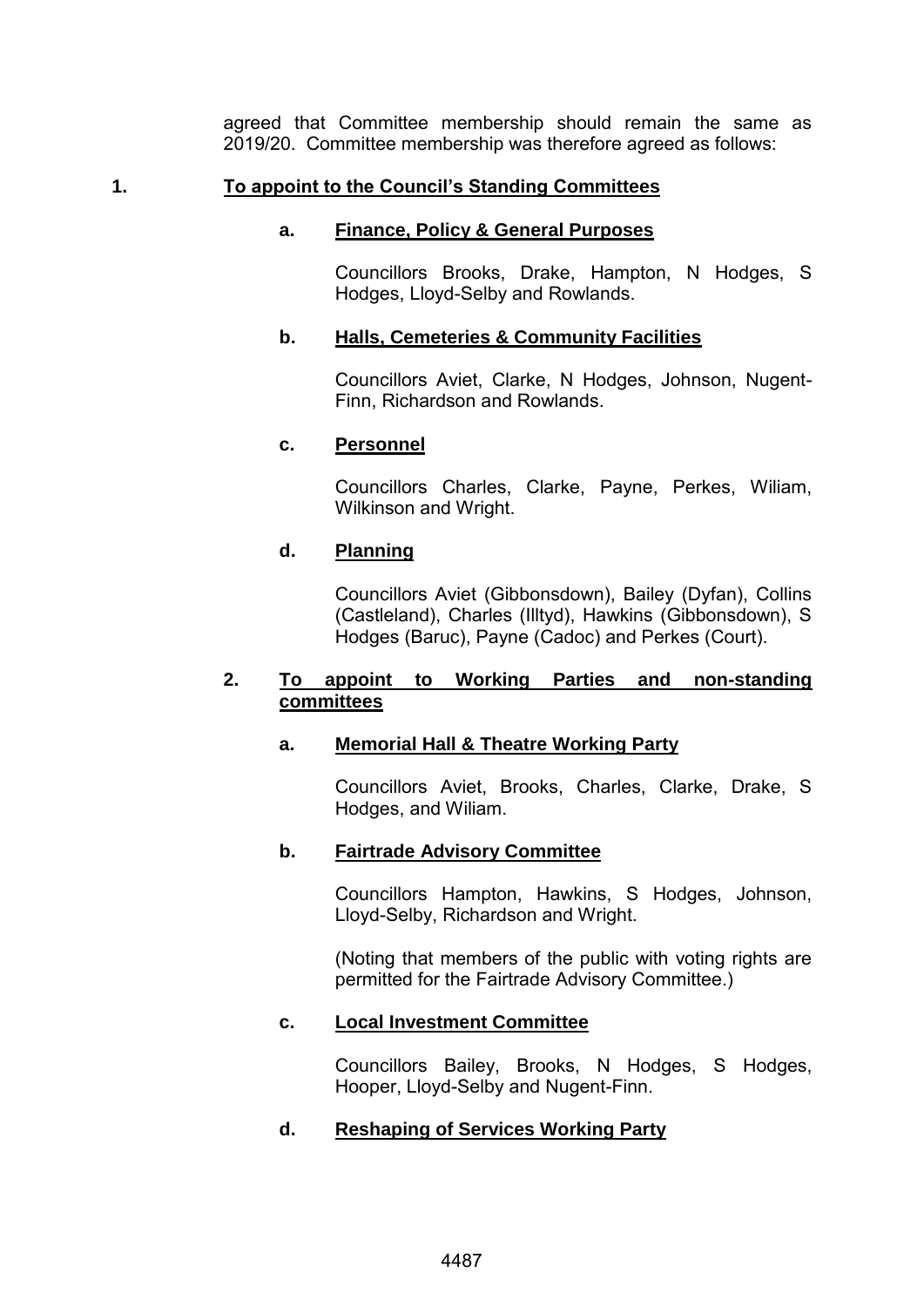agreed that Committee membership should remain the same as 2019/20. Committee membership was therefore agreed as follows:

**1. To appoint to the Council's Standing Committees**

**a. Finance, Policy & General Purposes**

Councillors Brooks, Drake, Hampton, N Hodges, S Hodges, Lloyd-Selby and Rowlands.

**b. Halls, Cemeteries & Community Facilities**

Councillors Aviet, Clarke, N Hodges, Johnson, Nugent-Finn, Richardson and Rowlands.

**c. Personnel**

Councillors Charles, Clarke, Payne, Perkes, Wiliam, Wilkinson and Wright.

**d. Planning**

Councillors Aviet (Gibbonsdown), Bailey (Dyfan), Collins (Castleland), Charles (Illtyd), Hawkins (Gibbonsdown), S Hodges (Baruc), Payne (Cadoc) and Perkes (Court).

**2. To appoint to Working Parties and non-standing committees**

**a. Memorial Hall & Theatre Working Party**

Councillors Aviet, Brooks, Charles, Clarke, Drake, S Hodges, and Wiliam.

**b. Fairtrade Advisory Committee**

Councillors Hampton, Hawkins, S Hodges, Johnson, Lloyd-Selby, Richardson and Wright.

(Noting that members of the public with voting rights are permitted for the Fairtrade Advisory Committee.)

**c. Local Investment Committee**

Councillors Bailey, Brooks, N Hodges, S Hodges, Hooper, Lloyd-Selby and Nugent-Finn.

**d. Reshaping of Services Working Party**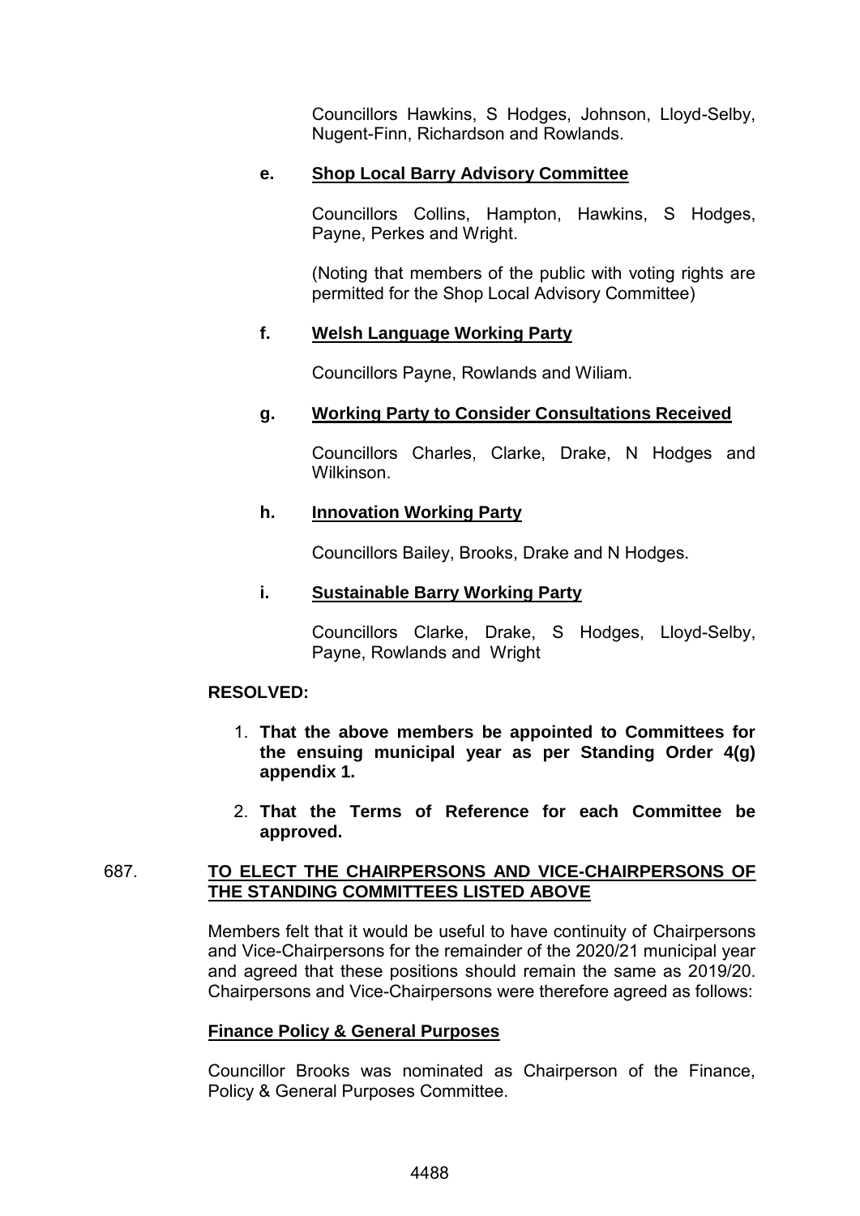Councillors Hawkins, S Hodges, Johnson, Lloyd-Selby, Nugent-Finn, Richardson and Rowlands.

**e. Shop Local Barry Advisory Committee**

Councillors Collins, Hampton, Hawkins, S Hodges, Payne, Perkes and Wright.

(Noting that members of the public with voting rights are permitted for the Shop Local Advisory Committee)

**f. Welsh Language Working Party**

Councillors Payne, Rowlands and Wiliam.

**g. Working Party to Consider Consultations Received**

Councillors Charles, Clarke, Drake, N Hodges and Wilkinson.

**h. Innovation Working Party**

Councillors Bailey, Brooks, Drake and N Hodges.

**i. Sustainable Barry Working Party**

Councillors Clarke, Drake, S Hodges, Lloyd-Selby, Payne, Rowlands and Wright

**RESOLVED:**

1. **That the above members be appointed to Committees for the ensuing municipal year as per Standing Order 4(g) appendix 1.**
2. **That the Terms of Reference for each Committee be approved.**

## 687. TO ELECT THE CHAIRPERSONS AND VICE-CHAIRPERSONS OF THE STANDING COMMITTEES LISTED ABOVE

Members felt that it would be useful to have continuity of Chairpersons and Vice-Chairpersons for the remainder of the 2020/21 municipal year and agreed that these positions should remain the same as 2019/20. Chairpersons and Vice-Chairpersons were therefore agreed as follows:

**Finance Policy & General Purposes**

Councillor Brooks was nominated as Chairperson of the Finance, Policy & General Purposes Committee.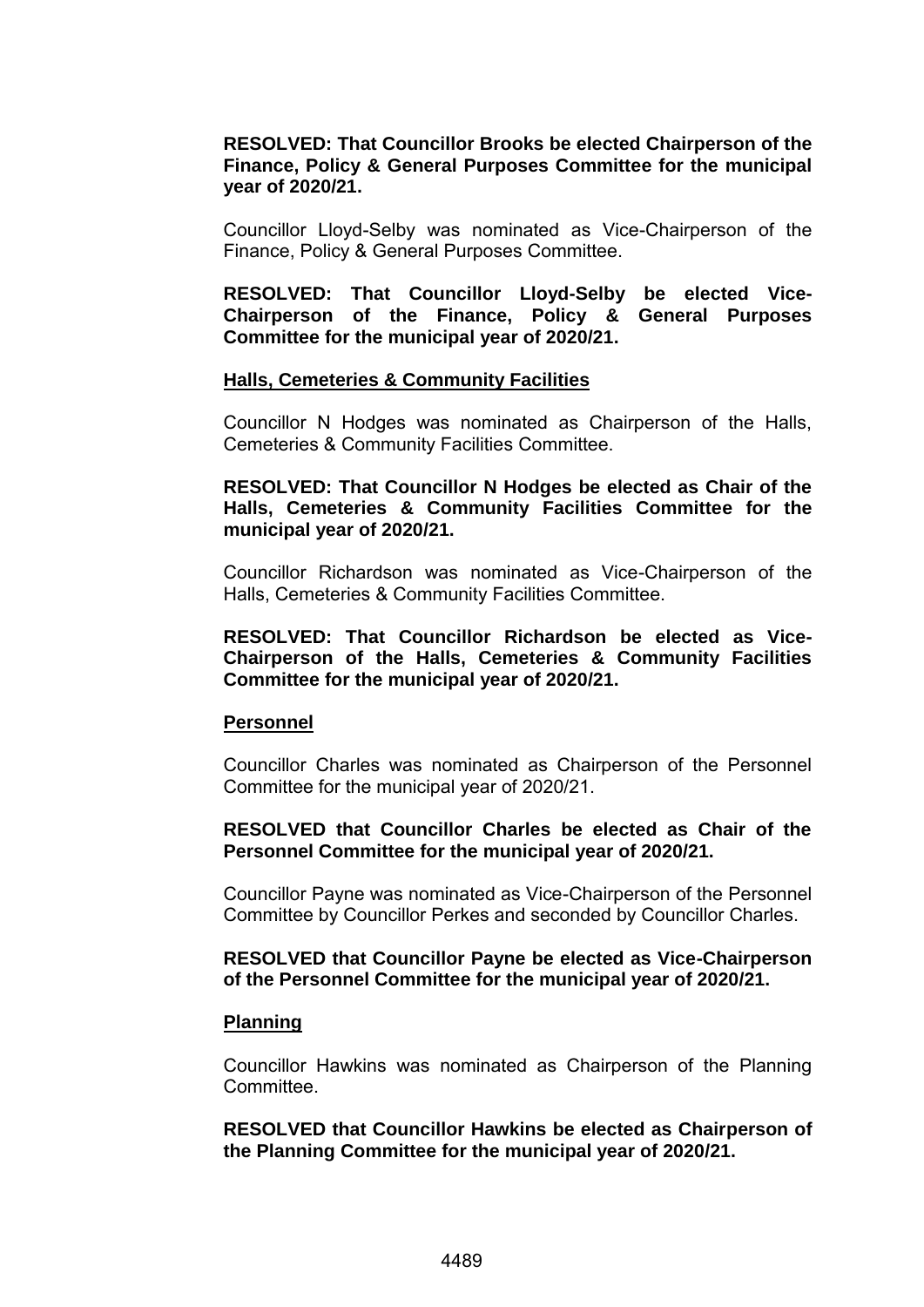**RESOLVED: That Councillor Brooks be elected Chairperson of the Finance, Policy & General Purposes Committee for the municipal year of 2020/21.**

Councillor Lloyd-Selby was nominated as Vice-Chairperson of the Finance, Policy & General Purposes Committee.

**RESOLVED: That Councillor Lloyd-Selby be elected Vice-Chairperson of the Finance, Policy & General Purposes Committee for the municipal year of 2020/21.**

**Halls, Cemeteries & Community Facilities**

Councillor N Hodges was nominated as Chairperson of the Halls, Cemeteries & Community Facilities Committee.

**RESOLVED: That Councillor N Hodges be elected as Chair of the Halls, Cemeteries & Community Facilities Committee for the municipal year of 2020/21.**

Councillor Richardson was nominated as Vice-Chairperson of the Halls, Cemeteries & Community Facilities Committee.

**RESOLVED: That Councillor Richardson be elected as Vice-Chairperson of the Halls, Cemeteries & Community Facilities Committee for the municipal year of 2020/21.**

**Personnel**

Councillor Charles was nominated as Chairperson of the Personnel Committee for the municipal year of 2020/21.

**RESOLVED that Councillor Charles be elected as Chair of the Personnel Committee for the municipal year of 2020/21.**

Councillor Payne was nominated as Vice-Chairperson of the Personnel Committee by Councillor Perkes and seconded by Councillor Charles.

**RESOLVED that Councillor Payne be elected as Vice-Chairperson of the Personnel Committee for the municipal year of 2020/21.**

**Planning**

Councillor Hawkins was nominated as Chairperson of the Planning Committee.

**RESOLVED that Councillor Hawkins be elected as Chairperson of the Planning Committee for the municipal year of 2020/21.**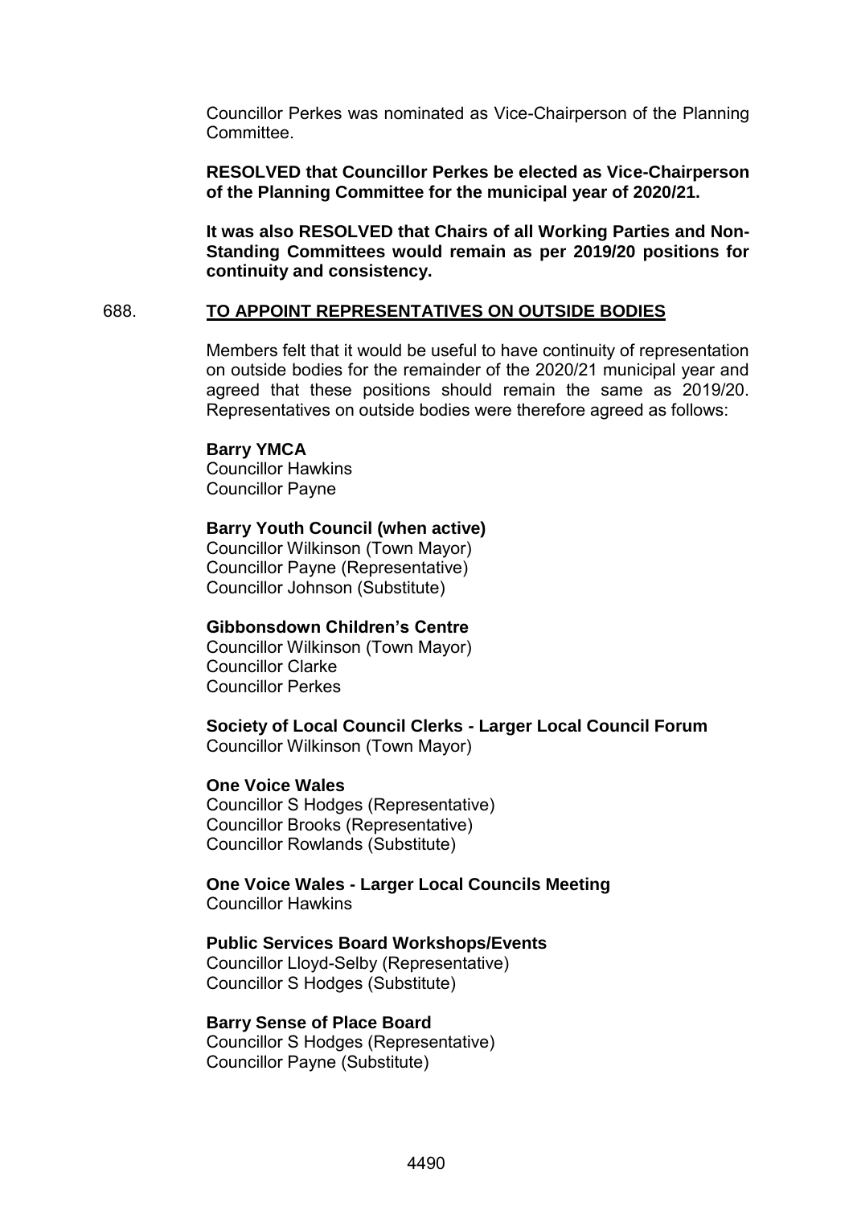Councillor Perkes was nominated as Vice-Chairperson of the Planning Committee.

**RESOLVED that Councillor Perkes be elected as Vice-Chairperson of the Planning Committee for the municipal year of 2020/21.**

**It was also RESOLVED that Chairs of all Working Parties and Non-Standing Committees would remain as per 2019/20 positions for continuity and consistency.**

## 688. TO APPOINT REPRESENTATIVES ON OUTSIDE BODIES

Members felt that it would be useful to have continuity of representation on outside bodies for the remainder of the 2020/21 municipal year and agreed that these positions should remain the same as 2019/20. Representatives on outside bodies were therefore agreed as follows:

**Barry YMCA**
Councillor Hawkins
Councillor Payne

**Barry Youth Council (when active)**
Councillor Wilkinson (Town Mayor)
Councillor Payne (Representative)
Councillor Johnson (Substitute)

**Gibbonsdown Children's Centre**
Councillor Wilkinson (Town Mayor)
Councillor Clarke
Councillor Perkes

**Society of Local Council Clerks - Larger Local Council Forum**
Councillor Wilkinson (Town Mayor)

**One Voice Wales**
Councillor S Hodges (Representative)
Councillor Brooks (Representative)
Councillor Rowlands (Substitute)

**One Voice Wales - Larger Local Councils Meeting**
Councillor Hawkins

**Public Services Board Workshops/Events**
Councillor Lloyd-Selby (Representative)
Councillor S Hodges (Substitute)

**Barry Sense of Place Board**
Councillor S Hodges (Representative)
Councillor Payne (Substitute)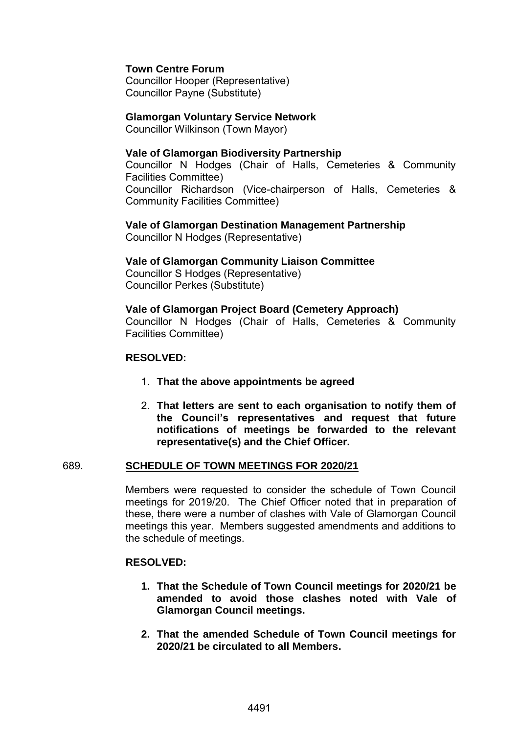**Town Centre Forum**
Councillor Hooper (Representative)
Councillor Payne (Substitute)

**Glamorgan Voluntary Service Network**
Councillor Wilkinson (Town Mayor)

**Vale of Glamorgan Biodiversity Partnership**
Councillor N Hodges (Chair of Halls, Cemeteries & Community Facilities Committee)
Councillor Richardson (Vice-chairperson of Halls, Cemeteries & Community Facilities Committee)

**Vale of Glamorgan Destination Management Partnership**
Councillor N Hodges (Representative)

**Vale of Glamorgan Community Liaison Committee**
Councillor S Hodges (Representative)
Councillor Perkes (Substitute)

**Vale of Glamorgan Project Board (Cemetery Approach)**
Councillor N Hodges (Chair of Halls, Cemeteries & Community Facilities Committee)

**RESOLVED:**

1. **That the above appointments be agreed**
2. **That letters are sent to each organisation to notify them of the Council's representatives and request that future notifications of meetings be forwarded to the relevant representative(s) and the Chief Officer.**

689. **SCHEDULE OF TOWN MEETINGS FOR 2020/21**

Members were requested to consider the schedule of Town Council meetings for 2019/20. The Chief Officer noted that in preparation of these, there were a number of clashes with Vale of Glamorgan Council meetings this year. Members suggested amendments and additions to the schedule of meetings.

**RESOLVED:**

1. **That the Schedule of Town Council meetings for 2020/21 be amended to avoid those clashes noted with Vale of Glamorgan Council meetings.**
2. **That the amended Schedule of Town Council meetings for 2020/21 be circulated to all Members.**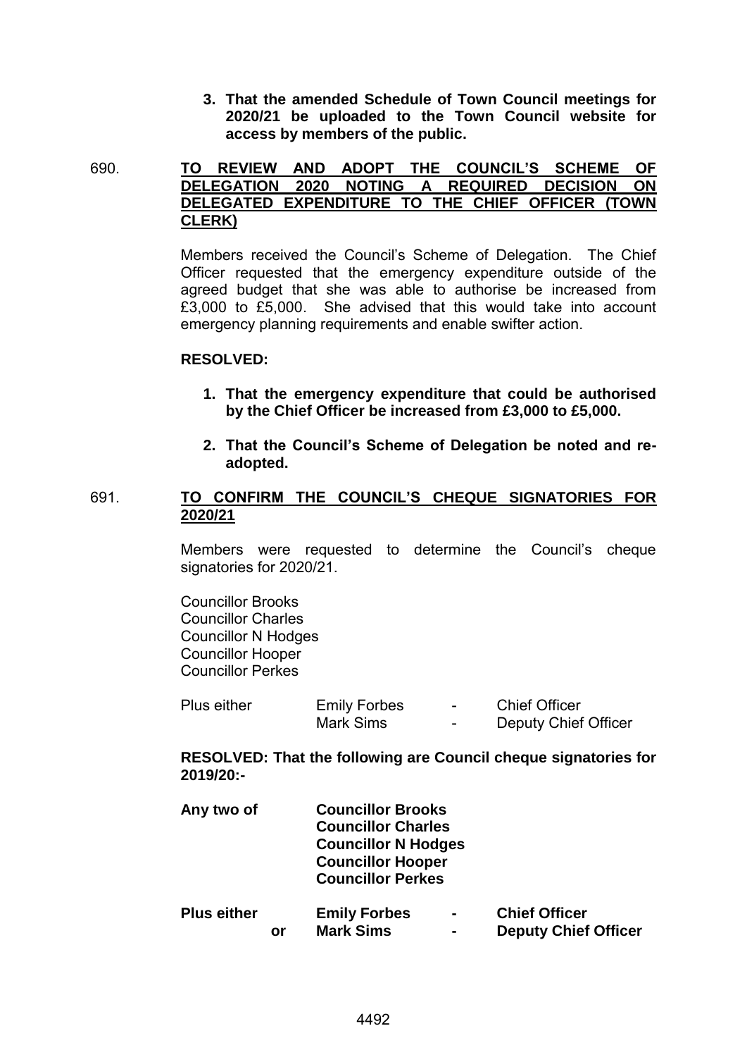**3. That the amended Schedule of Town Council meetings for 2020/21 be uploaded to the Town Council website for access by members of the public.**

690. **TO REVIEW AND ADOPT THE COUNCIL'S SCHEME OF DELEGATION 2020 NOTING A REQUIRED DECISION ON DELEGATED EXPENDITURE TO THE CHIEF OFFICER (TOWN CLERK)**

Members received the Council's Scheme of Delegation. The Chief Officer requested that the emergency expenditure outside of the agreed budget that she was able to authorise be increased from £3,000 to £5,000. She advised that this would take into account emergency planning requirements and enable swifter action.

**RESOLVED:**

**1. That the emergency expenditure that could be authorised by the Chief Officer be increased from £3,000 to £5,000.**

**2. That the Council's Scheme of Delegation be noted and re-adopted.**

691. **TO CONFIRM THE COUNCIL'S CHEQUE SIGNATORIES FOR 2020/21**

Members were requested to determine the Council's cheque signatories for 2020/21.

Councillor Brooks
Councillor Charles
Councillor N Hodges
Councillor Hooper
Councillor Perkes

| Plus either | Emily Forbes | - | Chief Officer |
|---|---|---|---|
| | Mark Sims | - | Deputy Chief Officer |

**RESOLVED: That the following are Council cheque signatories for 2019/20:-**

**Any two of** **Councillor Brooks**
**Councillor Charles**
**Councillor N Hodges**
**Councillor Hooper**
**Councillor Perkes**

| **Plus either** | **Emily Forbes** | **-** | **Chief Officer** |
|---|---|---|---|
| **or** | **Mark Sims** | **-** | **Deputy Chief Officer** |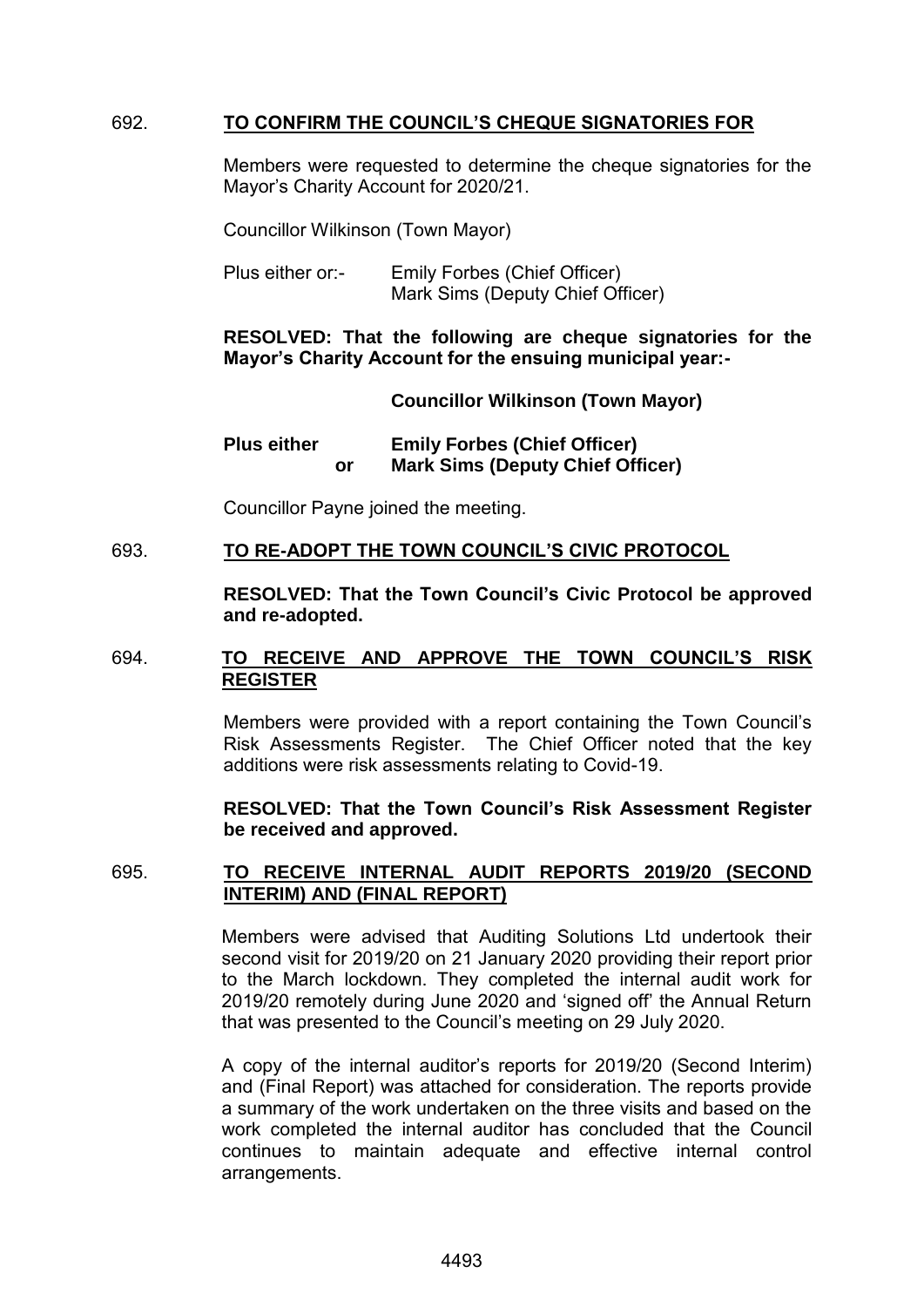692. **TO CONFIRM THE COUNCIL'S CHEQUE SIGNATORIES FOR**

Members were requested to determine the cheque signatories for the Mayor's Charity Account for 2020/21.

Councillor Wilkinson (Town Mayor)

Plus either or:- Emily Forbes (Chief Officer)
Mark Sims (Deputy Chief Officer)

**RESOLVED: That the following are cheque signatories for the Mayor's Charity Account for the ensuing municipal year:-**

**Councillor Wilkinson (Town Mayor)**

**Plus either Emily Forbes (Chief Officer)**
**or Mark Sims (Deputy Chief Officer)**

Councillor Payne joined the meeting.

693. **TO RE-ADOPT THE TOWN COUNCIL'S CIVIC PROTOCOL**

**RESOLVED: That the Town Council's Civic Protocol be approved and re-adopted.**

694. **TO RECEIVE AND APPROVE THE TOWN COUNCIL'S RISK REGISTER**

Members were provided with a report containing the Town Council's Risk Assessments Register. The Chief Officer noted that the key additions were risk assessments relating to Covid-19.

**RESOLVED: That the Town Council's Risk Assessment Register be received and approved.**

695. **TO RECEIVE INTERNAL AUDIT REPORTS 2019/20 (SECOND INTERIM) AND (FINAL REPORT)**

Members were advised that Auditing Solutions Ltd undertook their second visit for 2019/20 on 21 January 2020 providing their report prior to the March lockdown. They completed the internal audit work for 2019/20 remotely during June 2020 and 'signed off' the Annual Return that was presented to the Council's meeting on 29 July 2020.

A copy of the internal auditor's reports for 2019/20 (Second Interim) and (Final Report) was attached for consideration. The reports provide a summary of the work undertaken on the three visits and based on the work completed the internal auditor has concluded that the Council continues to maintain adequate and effective internal control arrangements.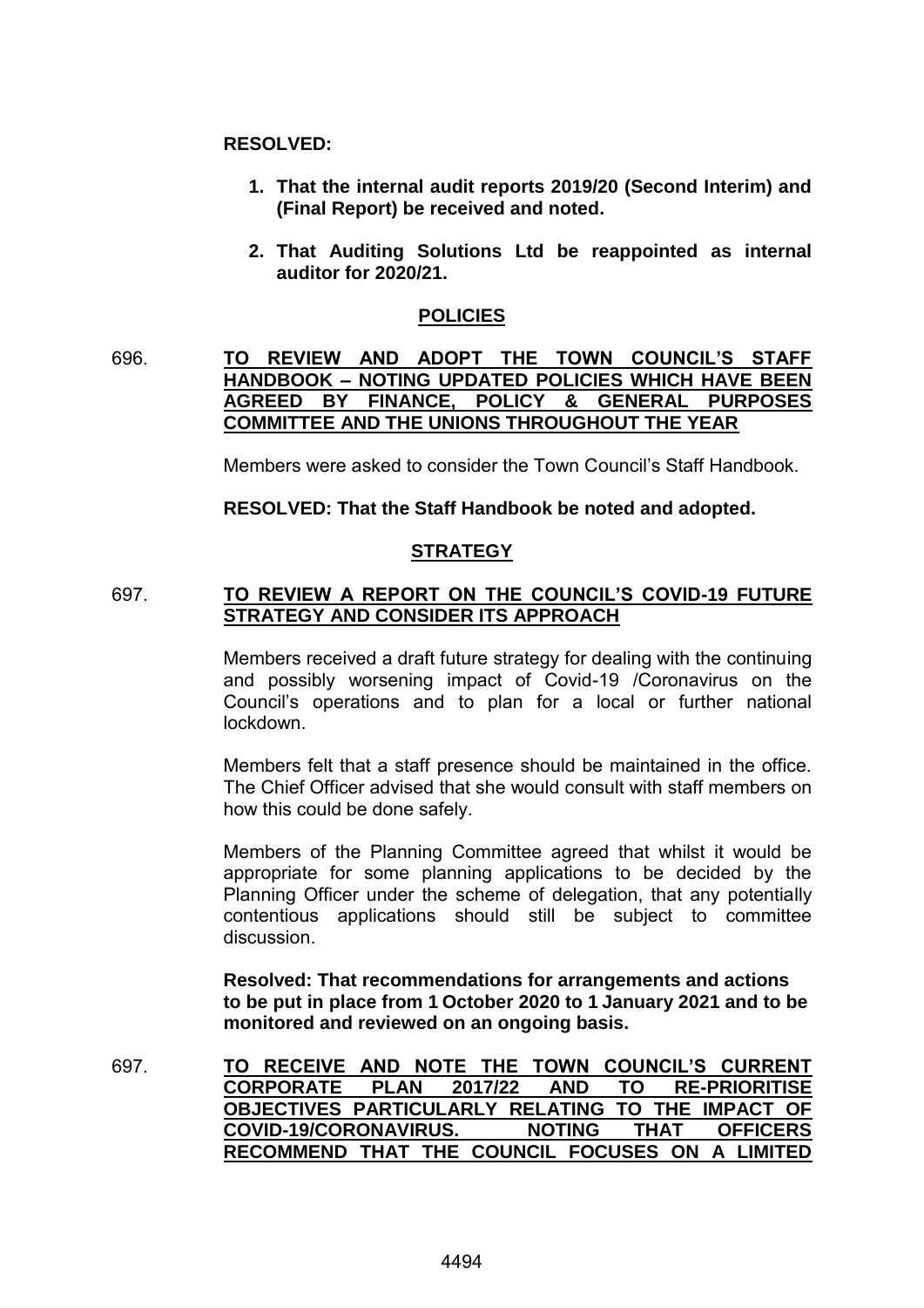**RESOLVED:**

1. **That the internal audit reports 2019/20 (Second Interim) and (Final Report) be received and noted.**

2. **That Auditing Solutions Ltd be reappointed as internal auditor for 2020/21.**

## POLICIES

696. **TO REVIEW AND ADOPT THE TOWN COUNCIL'S STAFF HANDBOOK – NOTING UPDATED POLICIES WHICH HAVE BEEN AGREED BY FINANCE, POLICY & GENERAL PURPOSES COMMITTEE AND THE UNIONS THROUGHOUT THE YEAR**

Members were asked to consider the Town Council's Staff Handbook.

**RESOLVED: That the Staff Handbook be noted and adopted.**

## STRATEGY

697. **TO REVIEW A REPORT ON THE COUNCIL'S COVID-19 FUTURE STRATEGY AND CONSIDER ITS APPROACH**

Members received a draft future strategy for dealing with the continuing and possibly worsening impact of Covid-19 /Coronavirus on the Council's operations and to plan for a local or further national lockdown.

Members felt that a staff presence should be maintained in the office. The Chief Officer advised that she would consult with staff members on how this could be done safely.

Members of the Planning Committee agreed that whilst it would be appropriate for some planning applications to be decided by the Planning Officer under the scheme of delegation, that any potentially contentious applications should still be subject to committee discussion.

**Resolved: That recommendations for arrangements and actions to be put in place from 1 October 2020 to 1 January 2021 and to be monitored and reviewed on an ongoing basis.**

697. **TO RECEIVE AND NOTE THE TOWN COUNCIL'S CURRENT CORPORATE PLAN 2017/22 AND TO RE-PRIORITISE OBJECTIVES PARTICULARLY RELATING TO THE IMPACT OF COVID-19/CORONAVIRUS. NOTING THAT OFFICERS RECOMMEND THAT THE COUNCIL FOCUSES ON A LIMITED**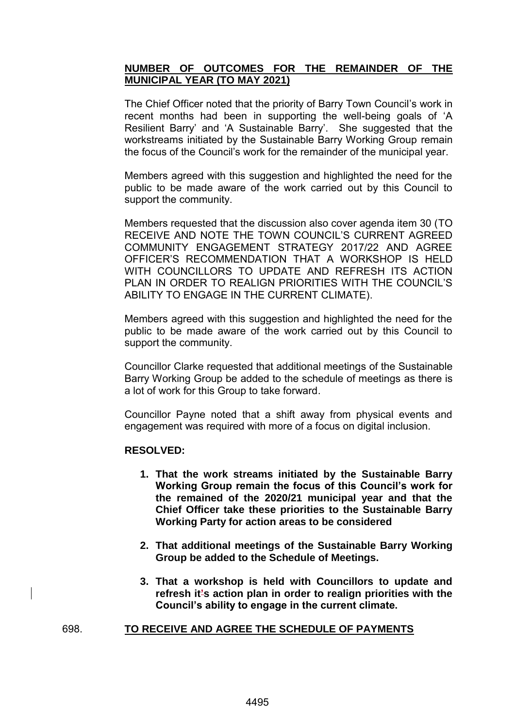**NUMBER OF OUTCOMES FOR THE REMAINDER OF THE MUNICIPAL YEAR (TO MAY 2021)**

The Chief Officer noted that the priority of Barry Town Council's work in recent months had been in supporting the well-being goals of 'A Resilient Barry' and 'A Sustainable Barry'. She suggested that the workstreams initiated by the Sustainable Barry Working Group remain the focus of the Council's work for the remainder of the municipal year.

Members agreed with this suggestion and highlighted the need for the public to be made aware of the work carried out by this Council to support the community.

Members requested that the discussion also cover agenda item 30 (TO RECEIVE AND NOTE THE TOWN COUNCIL'S CURRENT AGREED COMMUNITY ENGAGEMENT STRATEGY 2017/22 AND AGREE OFFICER'S RECOMMENDATION THAT A WORKSHOP IS HELD WITH COUNCILLORS TO UPDATE AND REFRESH ITS ACTION PLAN IN ORDER TO REALIGN PRIORITIES WITH THE COUNCIL'S ABILITY TO ENGAGE IN THE CURRENT CLIMATE).

Members agreed with this suggestion and highlighted the need for the public to be made aware of the work carried out by this Council to support the community.

Councillor Clarke requested that additional meetings of the Sustainable Barry Working Group be added to the schedule of meetings as there is a lot of work for this Group to take forward.

Councillor Payne noted that a shift away from physical events and engagement was required with more of a focus on digital inclusion.

**RESOLVED:**

1. **That the work streams initiated by the Sustainable Barry Working Group remain the focus of this Council's work for the remained of the 2020/21 municipal year and that the Chief Officer take these priorities to the Sustainable Barry Working Party for action areas to be considered**

2. **That additional meetings of the Sustainable Barry Working Group be added to the Schedule of Meetings.**

3. **That a workshop is held with Councillors to update and refresh it's action plan in order to realign priorities with the Council's ability to engage in the current climate.**

698. **TO RECEIVE AND AGREE THE SCHEDULE OF PAYMENTS**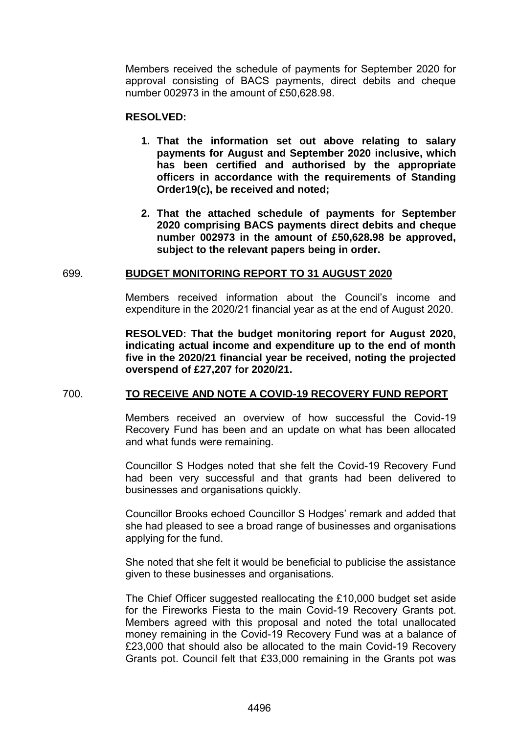Members received the schedule of payments for September 2020 for approval consisting of BACS payments, direct debits and cheque number 002973 in the amount of £50,628.98.

**RESOLVED:**

1. **That the information set out above relating to salary payments for August and September 2020 inclusive, which has been certified and authorised by the appropriate officers in accordance with the requirements of Standing Order19(c), be received and noted;**

2. **That the attached schedule of payments for September 2020 comprising BACS payments direct debits and cheque number 002973 in the amount of £50,628.98 be approved, subject to the relevant papers being in order.**

## 699. BUDGET MONITORING REPORT TO 31 AUGUST 2020

Members received information about the Council's income and expenditure in the 2020/21 financial year as at the end of August 2020.

**RESOLVED: That the budget monitoring report for August 2020, indicating actual income and expenditure up to the end of month five in the 2020/21 financial year be received, noting the projected overspend of £27,207 for 2020/21.**

## 700. TO RECEIVE AND NOTE A COVID-19 RECOVERY FUND REPORT

Members received an overview of how successful the Covid-19 Recovery Fund has been and an update on what has been allocated and what funds were remaining.

Councillor S Hodges noted that she felt the Covid-19 Recovery Fund had been very successful and that grants had been delivered to businesses and organisations quickly.

Councillor Brooks echoed Councillor S Hodges' remark and added that she had pleased to see a broad range of businesses and organisations applying for the fund.

She noted that she felt it would be beneficial to publicise the assistance given to these businesses and organisations.

The Chief Officer suggested reallocating the £10,000 budget set aside for the Fireworks Fiesta to the main Covid-19 Recovery Grants pot. Members agreed with this proposal and noted the total unallocated money remaining in the Covid-19 Recovery Fund was at a balance of £23,000 that should also be allocated to the main Covid-19 Recovery Grants pot. Council felt that £33,000 remaining in the Grants pot was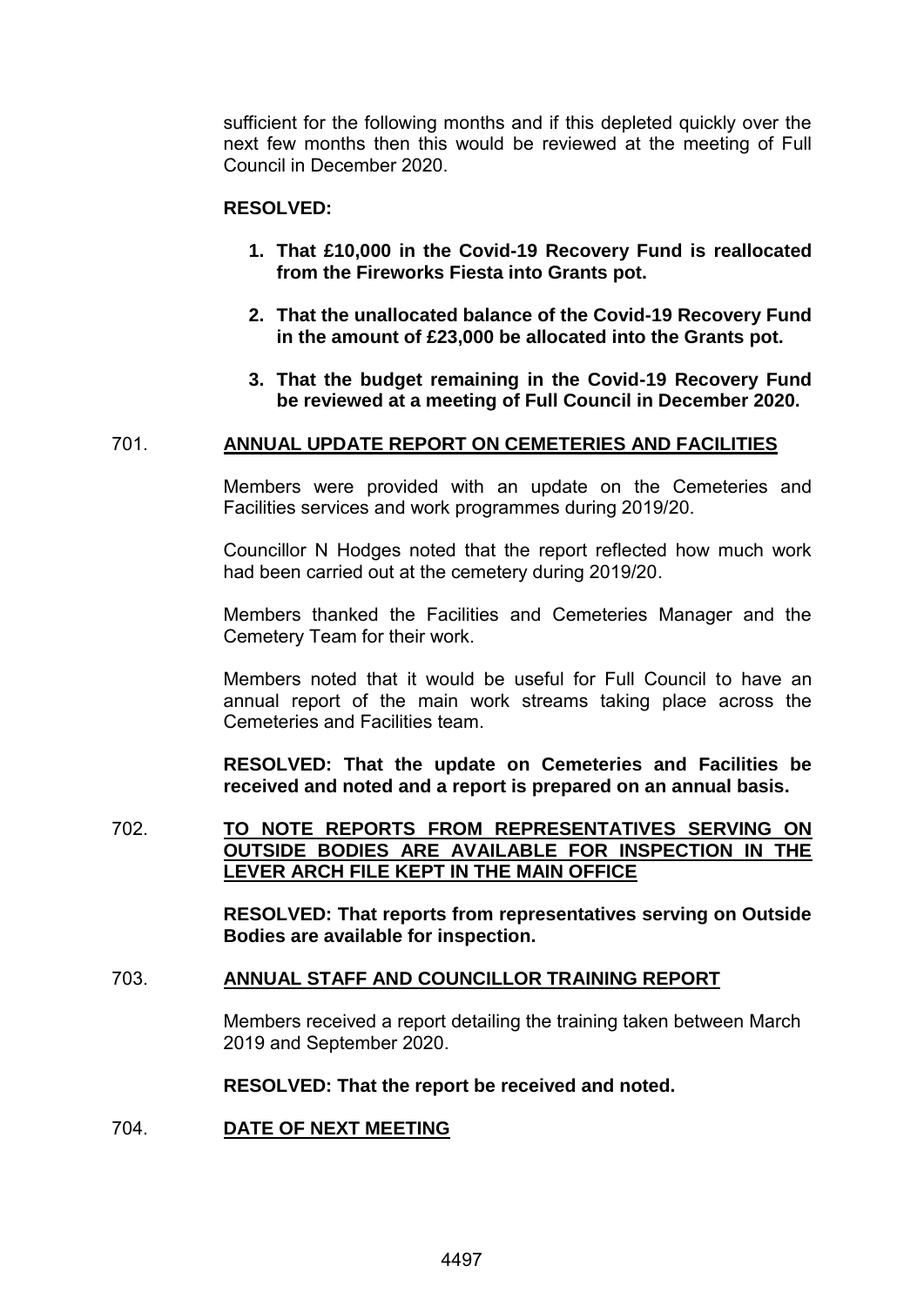sufficient for the following months and if this depleted quickly over the next few months then this would be reviewed at the meeting of Full Council in December 2020.

**RESOLVED:**

1. **That £10,000 in the Covid-19 Recovery Fund is reallocated from the Fireworks Fiesta into Grants pot.**
2. **That the unallocated balance of the Covid-19 Recovery Fund in the amount of £23,000 be allocated into the Grants pot.**
3. **That the budget remaining in the Covid-19 Recovery Fund be reviewed at a meeting of Full Council in December 2020.**

701. **ANNUAL UPDATE REPORT ON CEMETERIES AND FACILITIES**

Members were provided with an update on the Cemeteries and Facilities services and work programmes during 2019/20.

Councillor N Hodges noted that the report reflected how much work had been carried out at the cemetery during 2019/20.

Members thanked the Facilities and Cemeteries Manager and the Cemetery Team for their work.

Members noted that it would be useful for Full Council to have an annual report of the main work streams taking place across the Cemeteries and Facilities team.

**RESOLVED: That the update on Cemeteries and Facilities be received and noted and a report is prepared on an annual basis.**

702. **TO NOTE REPORTS FROM REPRESENTATIVES SERVING ON OUTSIDE BODIES ARE AVAILABLE FOR INSPECTION IN THE LEVER ARCH FILE KEPT IN THE MAIN OFFICE**

**RESOLVED: That reports from representatives serving on Outside Bodies are available for inspection.**

703. **ANNUAL STAFF AND COUNCILLOR TRAINING REPORT**

Members received a report detailing the training taken between March 2019 and September 2020.

**RESOLVED: That the report be received and noted.**

704. **DATE OF NEXT MEETING**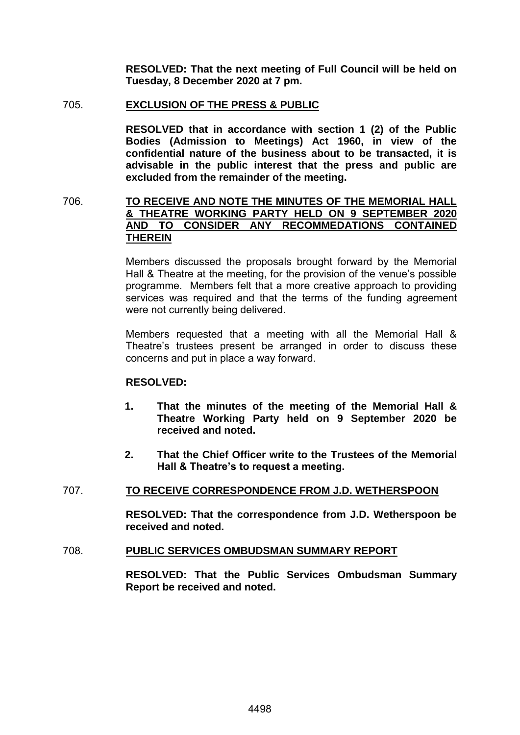**RESOLVED: That the next meeting of Full Council will be held on Tuesday, 8 December 2020 at 7 pm.**

705. **EXCLUSION OF THE PRESS & PUBLIC**

**RESOLVED that in accordance with section 1 (2) of the Public Bodies (Admission to Meetings) Act 1960, in view of the confidential nature of the business about to be transacted, it is advisable in the public interest that the press and public are excluded from the remainder of the meeting.**

706. **TO RECEIVE AND NOTE THE MINUTES OF THE MEMORIAL HALL & THEATRE WORKING PARTY HELD ON 9 SEPTEMBER 2020 AND TO CONSIDER ANY RECOMMEDATIONS CONTAINED THEREIN**

Members discussed the proposals brought forward by the Memorial Hall & Theatre at the meeting, for the provision of the venue's possible programme. Members felt that a more creative approach to providing services was required and that the terms of the funding agreement were not currently being delivered.

Members requested that a meeting with all the Memorial Hall & Theatre's trustees present be arranged in order to discuss these concerns and put in place a way forward.

**RESOLVED:**

1. **That the minutes of the meeting of the Memorial Hall & Theatre Working Party held on 9 September 2020 be received and noted.**

2. **That the Chief Officer write to the Trustees of the Memorial Hall & Theatre's to request a meeting.**

707. **TO RECEIVE CORRESPONDENCE FROM J.D. WETHERSPOON**

**RESOLVED: That the correspondence from J.D. Wetherspoon be received and noted.**

708. **PUBLIC SERVICES OMBUDSMAN SUMMARY REPORT**

**RESOLVED: That the Public Services Ombudsman Summary Report be received and noted.**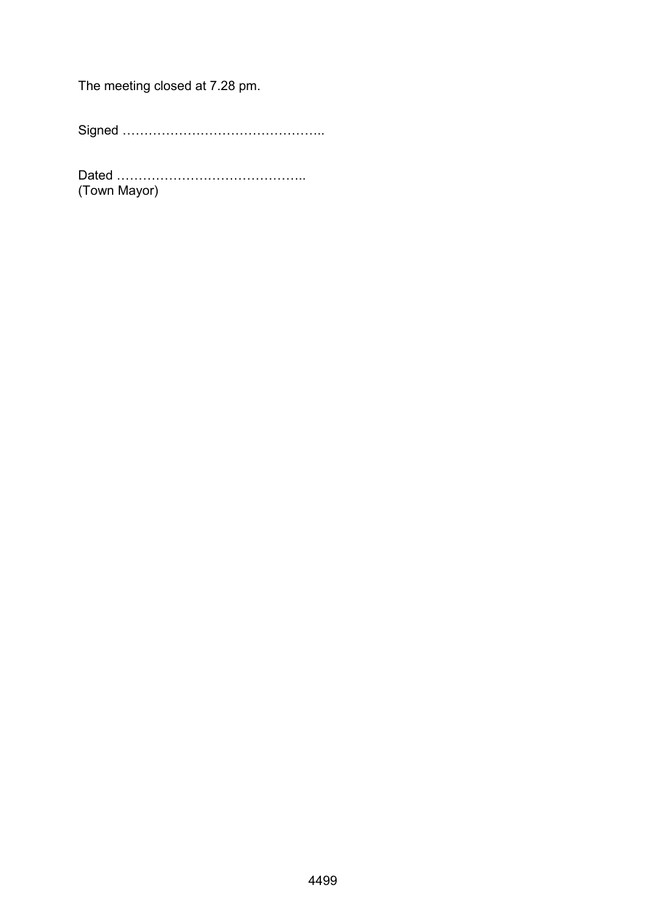The meeting closed at 7.28 pm.

Signed ………………………………………..

Dated ……………………………………..
(Town Mayor)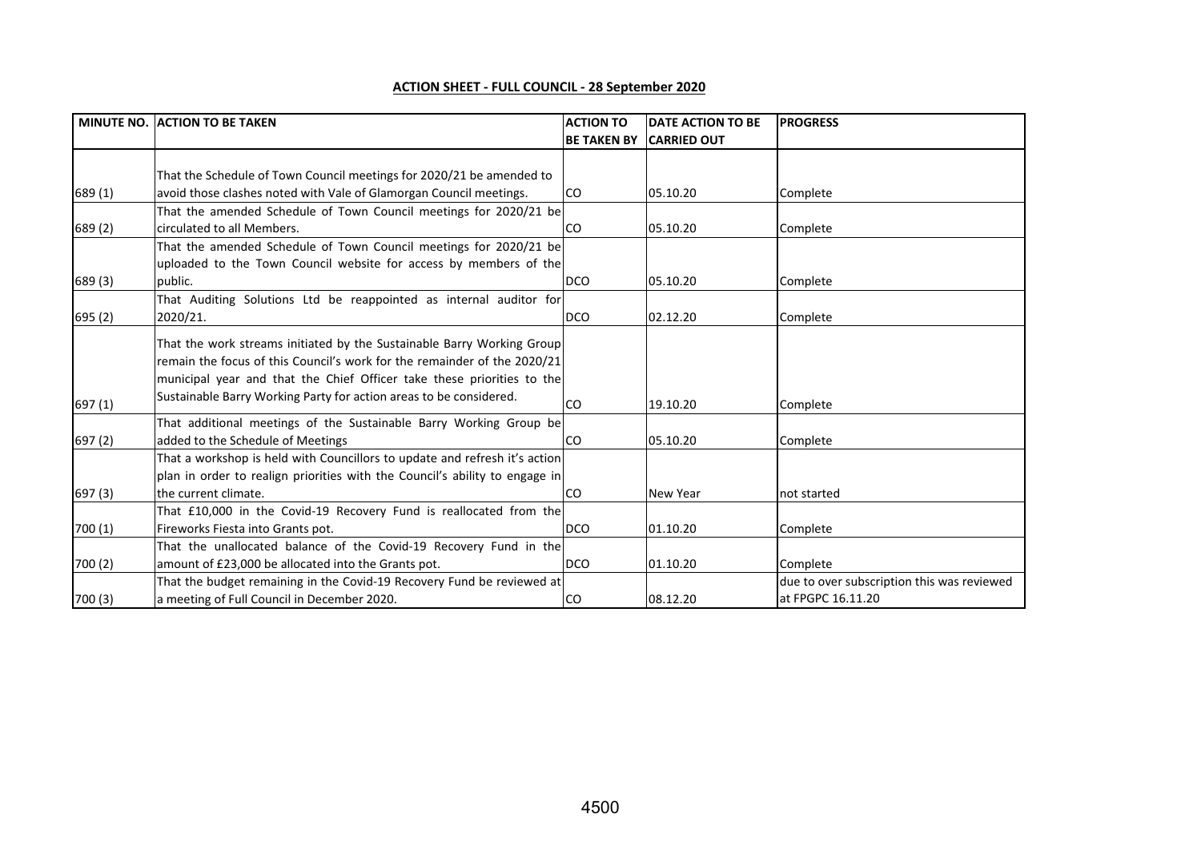**ACTION SHEET - FULL COUNCIL - 28 September 2020**

| MINUTE NO. | ACTION TO BE TAKEN | ACTION TO BE TAKEN BY | DATE ACTION TO BE CARRIED OUT | PROGRESS |
|---|---|---|---|---|
| 689 (1) | That the Schedule of Town Council meetings for 2020/21 be amended to avoid those clashes noted with Vale of Glamorgan Council meetings. | CO | 05.10.20 | Complete |
| 689 (2) | That the amended Schedule of Town Council meetings for 2020/21 be circulated to all Members. | CO | 05.10.20 | Complete |
| 689 (3) | That the amended Schedule of Town Council meetings for 2020/21 be uploaded to the Town Council website for access by members of the public. | DCO | 05.10.20 | Complete |
| 695 (2) | That Auditing Solutions Ltd be reappointed as internal auditor for 2020/21. | DCO | 02.12.20 | Complete |
| 697 (1) | That the work streams initiated by the Sustainable Barry Working Group remain the focus of this Council's work for the remainder of the 2020/21 municipal year and that the Chief Officer take these priorities to the Sustainable Barry Working Party for action areas to be considered. | CO | 19.10.20 | Complete |
| 697 (2) | That additional meetings of the Sustainable Barry Working Group be added to the Schedule of Meetings | CO | 05.10.20 | Complete |
| 697 (3) | That a workshop is held with Councillors to update and refresh it's action plan in order to realign priorities with the Council's ability to engage in the current climate. | CO | New Year | not started |
| 700 (1) | That £10,000 in the Covid-19 Recovery Fund is reallocated from the Fireworks Fiesta into Grants pot. | DCO | 01.10.20 | Complete |
| 700 (2) | That the unallocated balance of the Covid-19 Recovery Fund in the amount of £23,000 be allocated into the Grants pot. | DCO | 01.10.20 | Complete |
| 700 (3) | That the budget remaining in the Covid-19 Recovery Fund be reviewed at a meeting of Full Council in December 2020. | CO | 08.12.20 | due to over subscription this was reviewed at FPGPC 16.11.20 |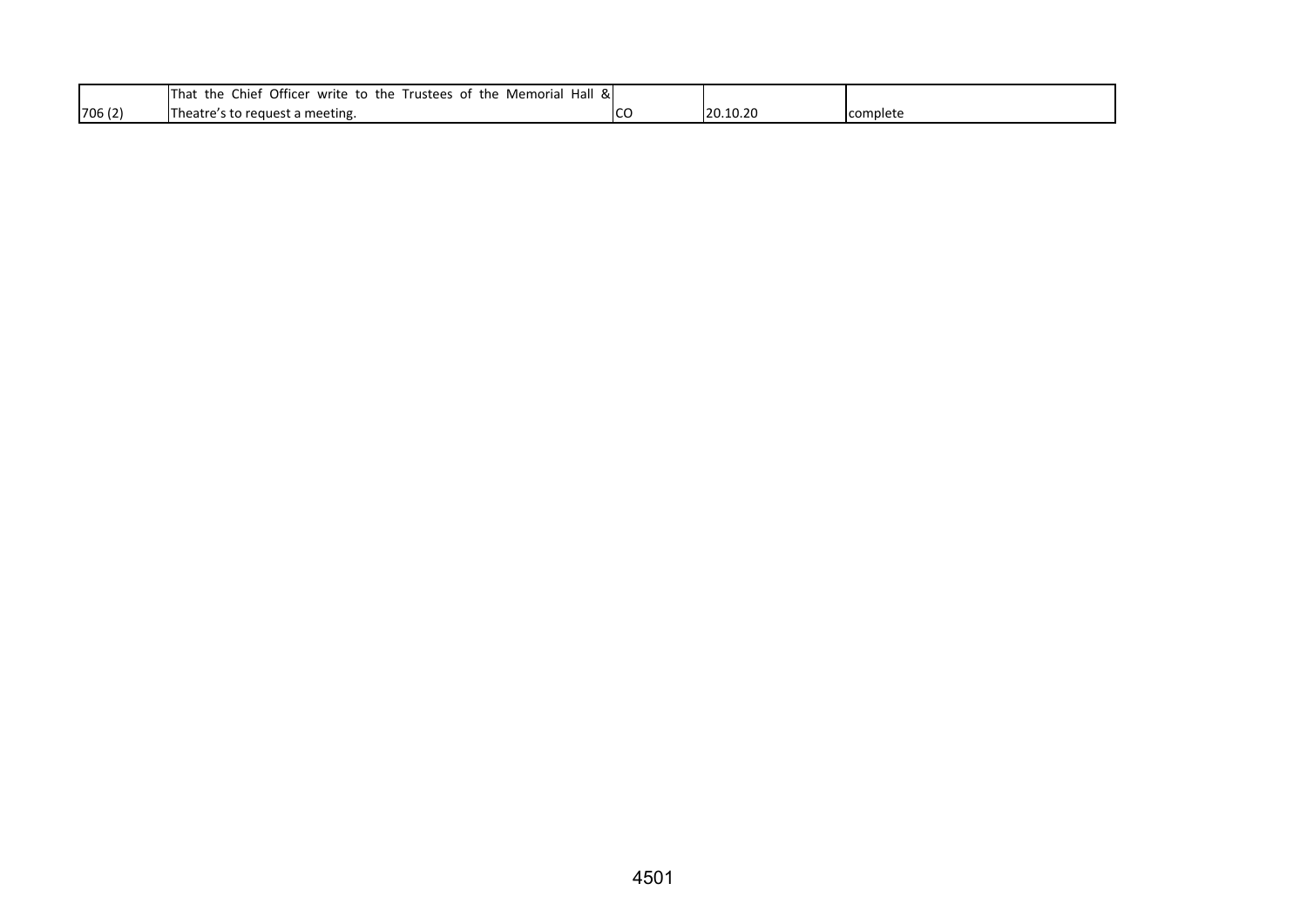| | | | | |
|---|---|---|---|---|
| 706 (2) | That the Chief Officer write to the Trustees of the Memorial Hall & Theatre's to request a meeting. | CO | 20.10.20 | complete |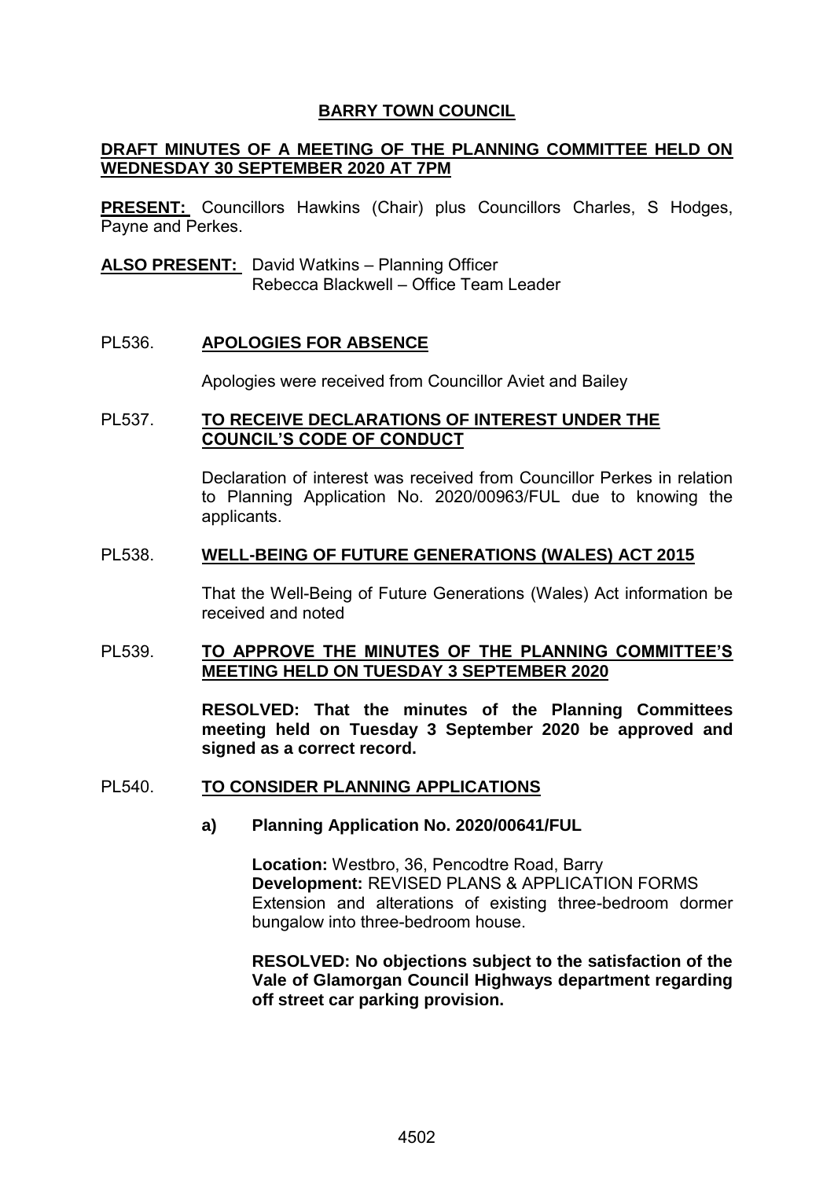# BARRY TOWN COUNCIL

## DRAFT MINUTES OF A MEETING OF THE PLANNING COMMITTEE HELD ON WEDNESDAY 30 SEPTEMBER 2020 AT 7PM

**PRESENT:** Councillors Hawkins (Chair) plus Councillors Charles, S Hodges, Payne and Perkes.

**ALSO PRESENT:** David Watkins – Planning Officer
Rebecca Blackwell – Office Team Leader

### PL536. APOLOGIES FOR ABSENCE

Apologies were received from Councillor Aviet and Bailey

### PL537. TO RECEIVE DECLARATIONS OF INTEREST UNDER THE COUNCIL'S CODE OF CONDUCT

Declaration of interest was received from Councillor Perkes in relation to Planning Application No. 2020/00963/FUL due to knowing the applicants.

### PL538. WELL-BEING OF FUTURE GENERATIONS (WALES) ACT 2015

That the Well-Being of Future Generations (Wales) Act information be received and noted

### PL539. TO APPROVE THE MINUTES OF THE PLANNING COMMITTEE'S MEETING HELD ON TUESDAY 3 SEPTEMBER 2020

**RESOLVED: That the minutes of the Planning Committees meeting held on Tuesday 3 September 2020 be approved and signed as a correct record.**

### PL540. TO CONSIDER PLANNING APPLICATIONS

**a) Planning Application No. 2020/00641/FUL**

**Location:** Westbro, 36, Pencodtre Road, Barry
**Development:** REVISED PLANS & APPLICATION FORMS Extension and alterations of existing three-bedroom dormer bungalow into three-bedroom house.

**RESOLVED: No objections subject to the satisfaction of the Vale of Glamorgan Council Highways department regarding off street car parking provision.**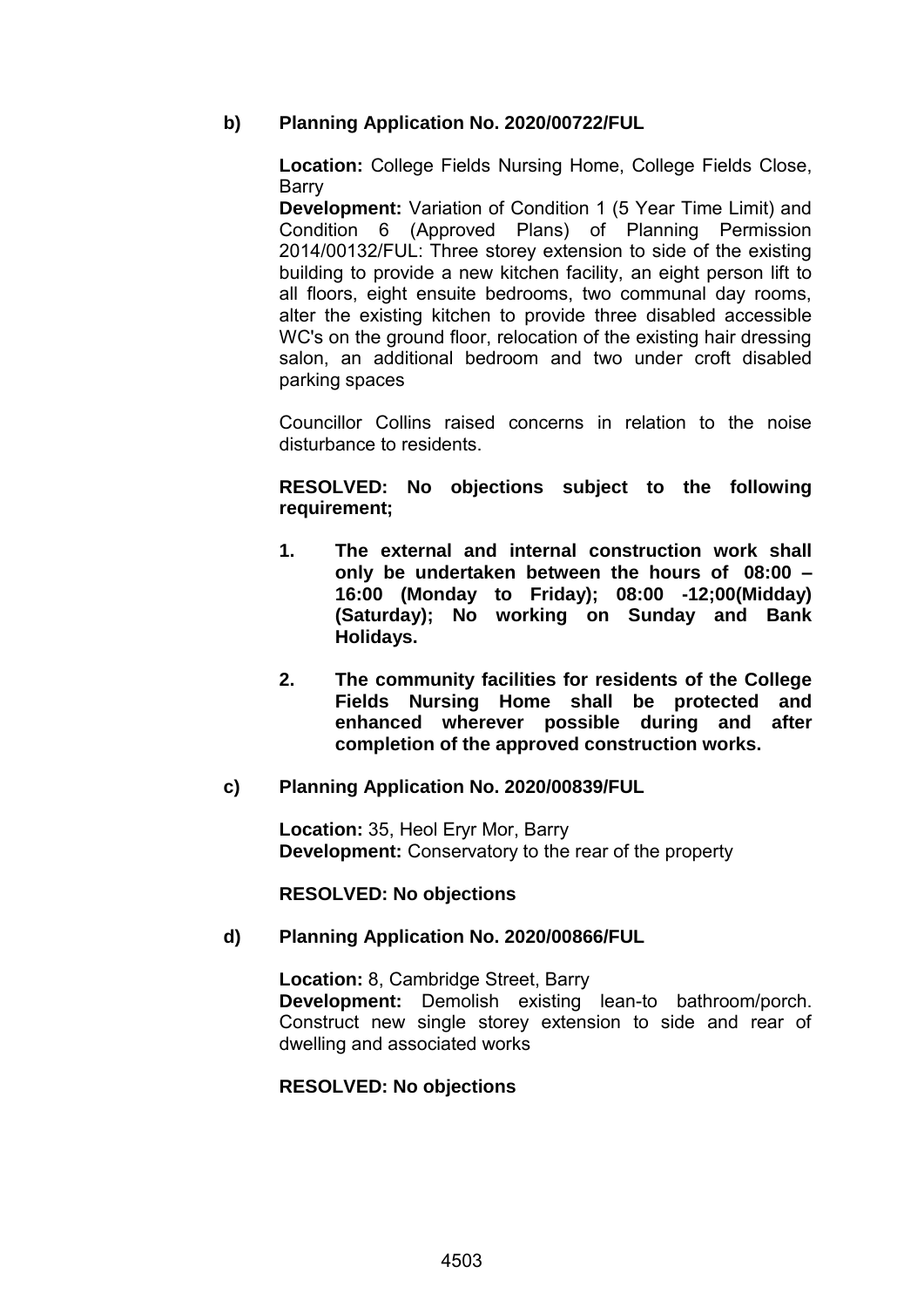**b) Planning Application No. 2020/00722/FUL**

**Location:** College Fields Nursing Home, College Fields Close, Barry

**Development:** Variation of Condition 1 (5 Year Time Limit) and Condition 6 (Approved Plans) of Planning Permission 2014/00132/FUL: Three storey extension to side of the existing building to provide a new kitchen facility, an eight person lift to all floors, eight ensuite bedrooms, two communal day rooms, alter the existing kitchen to provide three disabled accessible WC's on the ground floor, relocation of the existing hair dressing salon, an additional bedroom and two under croft disabled parking spaces

Councillor Collins raised concerns in relation to the noise disturbance to residents.

**RESOLVED: No objections subject to the following requirement;**

1. **The external and internal construction work shall only be undertaken between the hours of 08:00 – 16:00 (Monday to Friday); 08:00 -12;00(Midday) (Saturday); No working on Sunday and Bank Holidays.**

2. **The community facilities for residents of the College Fields Nursing Home shall be protected and enhanced wherever possible during and after completion of the approved construction works.**

**c) Planning Application No. 2020/00839/FUL**

**Location:** 35, Heol Eryr Mor, Barry

**Development:** Conservatory to the rear of the property

**RESOLVED: No objections**

**d) Planning Application No. 2020/00866/FUL**

**Location:** 8, Cambridge Street, Barry

**Development:** Demolish existing lean-to bathroom/porch. Construct new single storey extension to side and rear of dwelling and associated works

**RESOLVED: No objections**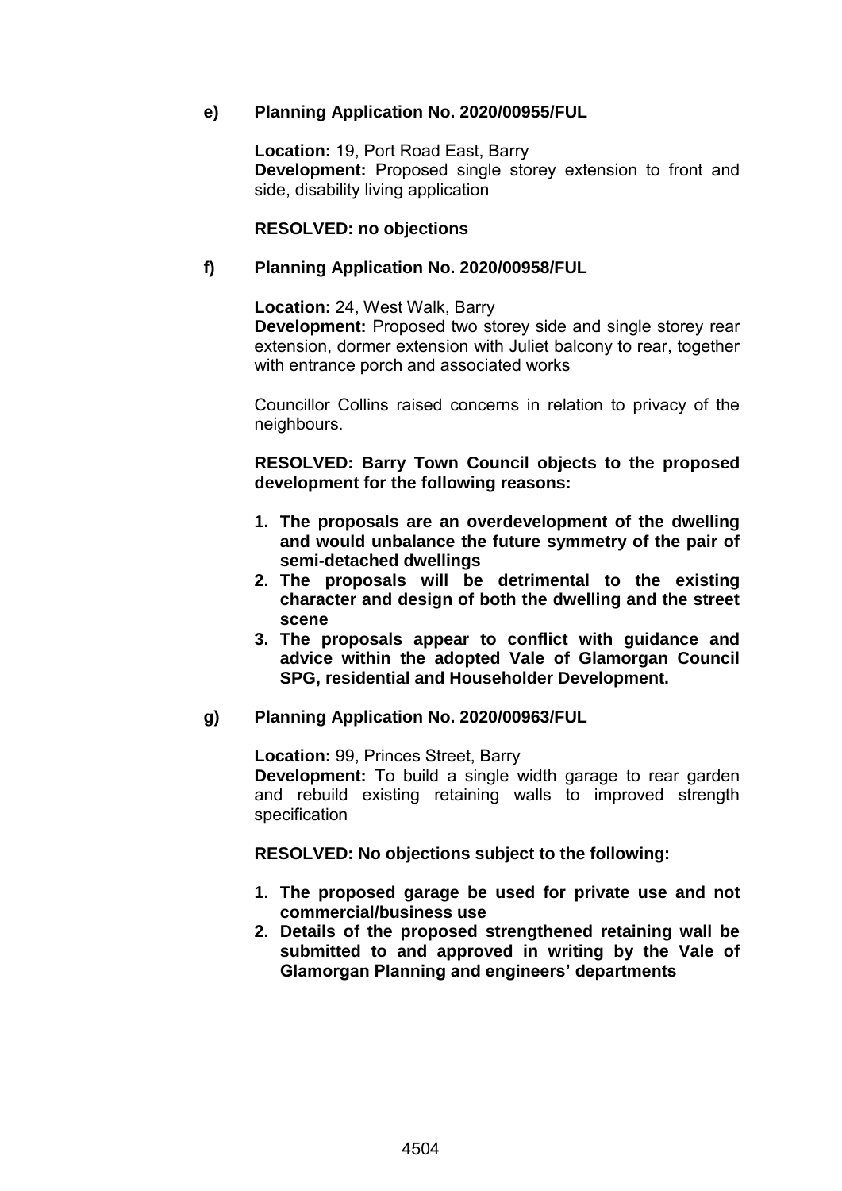**e) Planning Application No. 2020/00955/FUL**

**Location:** 19, Port Road East, Barry
**Development:** Proposed single storey extension to front and side, disability living application

**RESOLVED: no objections**

**f) Planning Application No. 2020/00958/FUL**

**Location:** 24, West Walk, Barry
**Development:** Proposed two storey side and single storey rear extension, dormer extension with Juliet balcony to rear, together with entrance porch and associated works

Councillor Collins raised concerns in relation to privacy of the neighbours.

**RESOLVED: Barry Town Council objects to the proposed development for the following reasons:**

1. **The proposals are an overdevelopment of the dwelling and would unbalance the future symmetry of the pair of semi-detached dwellings**
2. **The proposals will be detrimental to the existing character and design of both the dwelling and the street scene**
3. **The proposals appear to conflict with guidance and advice within the adopted Vale of Glamorgan Council SPG, residential and Householder Development.**

**g) Planning Application No. 2020/00963/FUL**

**Location:** 99, Princes Street, Barry
**Development:** To build a single width garage to rear garden and rebuild existing retaining walls to improved strength specification

**RESOLVED: No objections subject to the following:**

1. **The proposed garage be used for private use and not commercial/business use**
2. **Details of the proposed strengthened retaining wall be submitted to and approved in writing by the Vale of Glamorgan Planning and engineers' departments**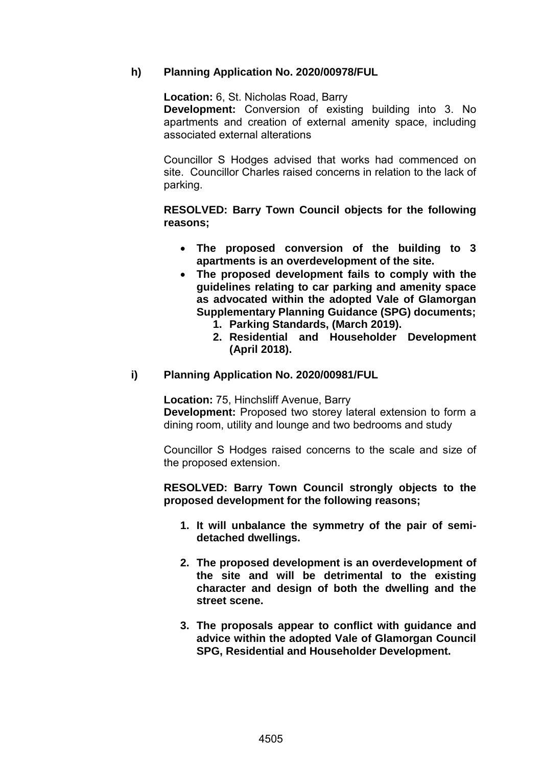**h) Planning Application No. 2020/00978/FUL**

**Location:** 6, St. Nicholas Road, Barry
**Development:** Conversion of existing building into 3. No apartments and creation of external amenity space, including associated external alterations

Councillor S Hodges advised that works had commenced on site. Councillor Charles raised concerns in relation to the lack of parking.

**RESOLVED: Barry Town Council objects for the following reasons;**

- **The proposed conversion of the building to 3 apartments is an overdevelopment of the site.**
- **The proposed development fails to comply with the guidelines relating to car parking and amenity space as advocated within the adopted Vale of Glamorgan Supplementary Planning Guidance (SPG) documents;**
    1. **Parking Standards, (March 2019).**
    2. **Residential and Householder Development (April 2018).**

**i) Planning Application No. 2020/00981/FUL**

**Location:** 75, Hinchsliff Avenue, Barry
**Development:** Proposed two storey lateral extension to form a dining room, utility and lounge and two bedrooms and study

Councillor S Hodges raised concerns to the scale and size of the proposed extension.

**RESOLVED: Barry Town Council strongly objects to the proposed development for the following reasons;**

1. **It will unbalance the symmetry of the pair of semi-detached dwellings.**
2. **The proposed development is an overdevelopment of the site and will be detrimental to the existing character and design of both the dwelling and the street scene.**
3. **The proposals appear to conflict with guidance and advice within the adopted Vale of Glamorgan Council SPG, Residential and Householder Development.**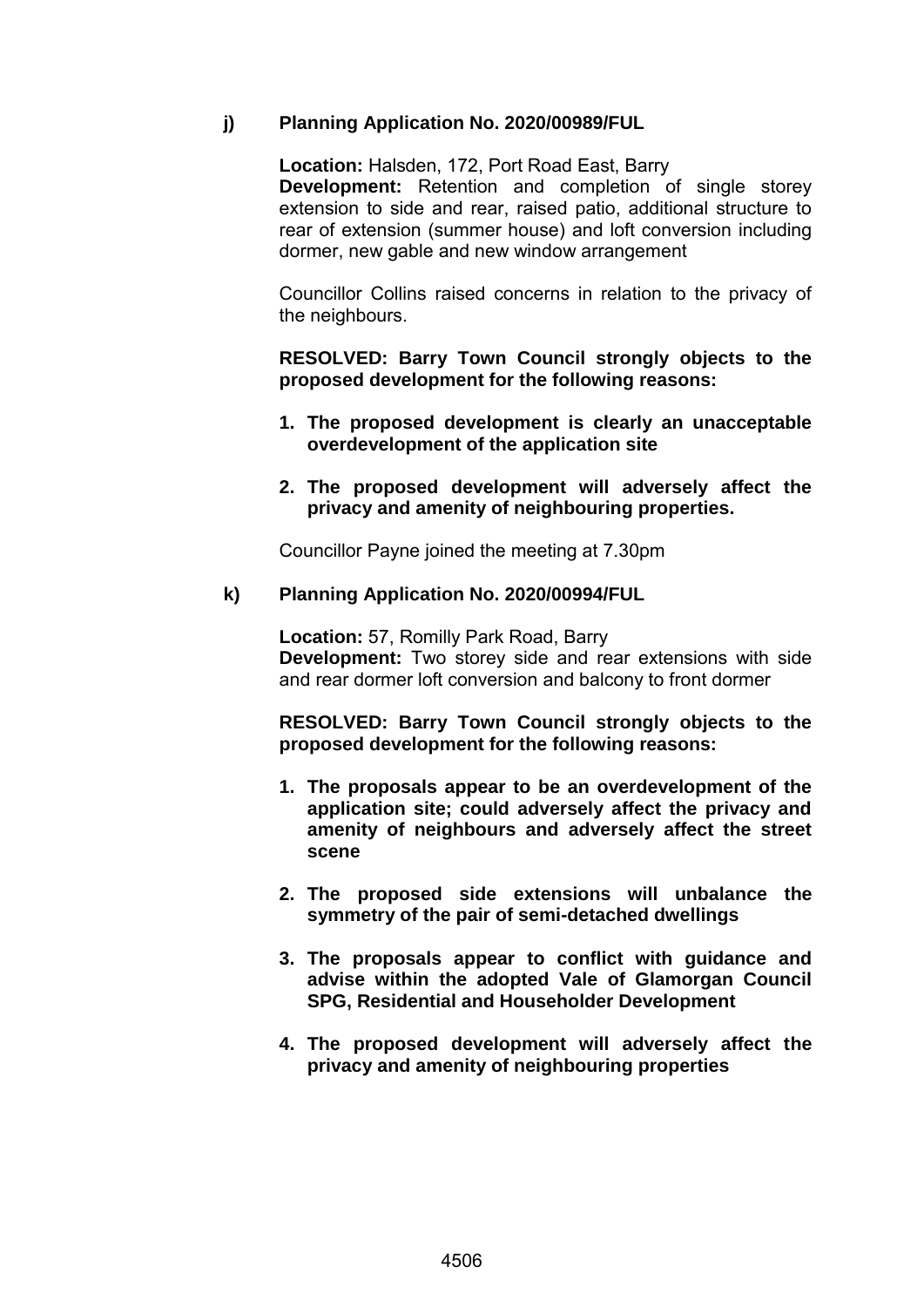**j) Planning Application No. 2020/00989/FUL**

**Location:** Halsden, 172, Port Road East, Barry
**Development:** Retention and completion of single storey extension to side and rear, raised patio, additional structure to rear of extension (summer house) and loft conversion including dormer, new gable and new window arrangement

Councillor Collins raised concerns in relation to the privacy of the neighbours.

**RESOLVED: Barry Town Council strongly objects to the proposed development for the following reasons:**

1. **The proposed development is clearly an unacceptable overdevelopment of the application site**
2. **The proposed development will adversely affect the privacy and amenity of neighbouring properties.**

Councillor Payne joined the meeting at 7.30pm

**k) Planning Application No. 2020/00994/FUL**

**Location:** 57, Romilly Park Road, Barry
**Development:** Two storey side and rear extensions with side and rear dormer loft conversion and balcony to front dormer

**RESOLVED: Barry Town Council strongly objects to the proposed development for the following reasons:**

1. **The proposals appear to be an overdevelopment of the application site; could adversely affect the privacy and amenity of neighbours and adversely affect the street scene**
2. **The proposed side extensions will unbalance the symmetry of the pair of semi-detached dwellings**
3. **The proposals appear to conflict with guidance and advise within the adopted Vale of Glamorgan Council SPG, Residential and Householder Development**
4. **The proposed development will adversely affect the privacy and amenity of neighbouring properties**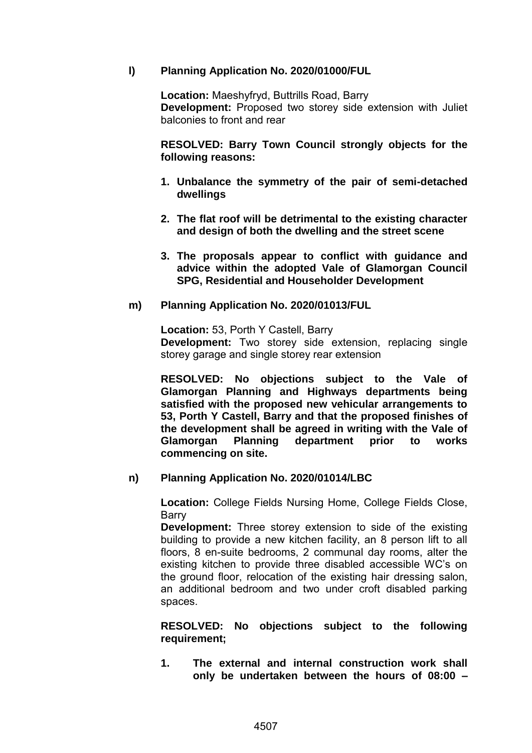**l) Planning Application No. 2020/01000/FUL**

**Location:** Maeshyfryd, Buttrills Road, Barry
**Development:** Proposed two storey side extension with Juliet balconies to front and rear

**RESOLVED: Barry Town Council strongly objects for the following reasons:**

1. **Unbalance the symmetry of the pair of semi-detached dwellings**
2. **The flat roof will be detrimental to the existing character and design of both the dwelling and the street scene**
3. **The proposals appear to conflict with guidance and advice within the adopted Vale of Glamorgan Council SPG, Residential and Householder Development**

**m) Planning Application No. 2020/01013/FUL**

**Location:** 53, Porth Y Castell, Barry
**Development:** Two storey side extension, replacing single storey garage and single storey rear extension

**RESOLVED: No objections subject to the Vale of Glamorgan Planning and Highways departments being satisfied with the proposed new vehicular arrangements to 53, Porth Y Castell, Barry and that the proposed finishes of the development shall be agreed in writing with the Vale of Glamorgan Planning department prior to works commencing on site.**

**n) Planning Application No. 2020/01014/LBC**

**Location:** College Fields Nursing Home, College Fields Close, Barry
**Development:** Three storey extension to side of the existing building to provide a new kitchen facility, an 8 person lift to all floors, 8 en-suite bedrooms, 2 communal day rooms, alter the existing kitchen to provide three disabled accessible WC's on the ground floor, relocation of the existing hair dressing salon, an additional bedroom and two under croft disabled parking spaces.

**RESOLVED: No objections subject to the following requirement;**

1. **The external and internal construction work shall only be undertaken between the hours of 08:00 –**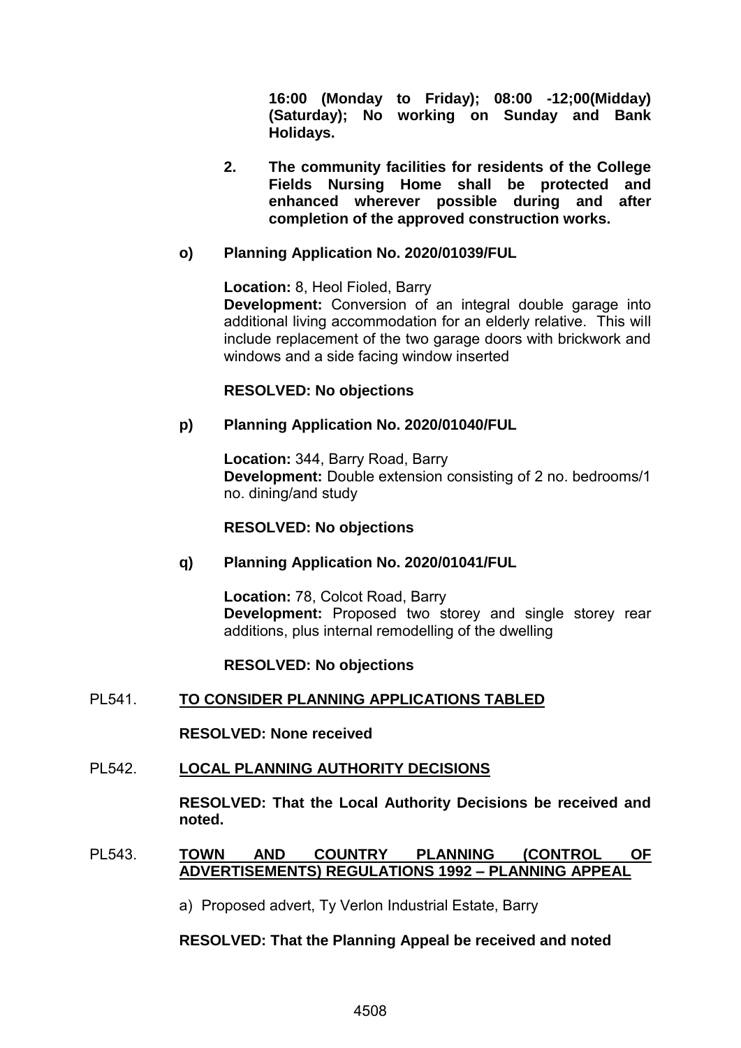**16:00 (Monday to Friday); 08:00 -12;00(Midday) (Saturday); No working on Sunday and Bank Holidays.**

2. **The community facilities for residents of the College Fields Nursing Home shall be protected and enhanced wherever possible during and after completion of the approved construction works.**

**o) Planning Application No. 2020/01039/FUL**

**Location:** 8, Heol Fioled, Barry
**Development:** Conversion of an integral double garage into additional living accommodation for an elderly relative. This will include replacement of the two garage doors with brickwork and windows and a side facing window inserted

**RESOLVED: No objections**

**p) Planning Application No. 2020/01040/FUL**

**Location:** 344, Barry Road, Barry
**Development:** Double extension consisting of 2 no. bedrooms/1 no. dining/and study

**RESOLVED: No objections**

**q) Planning Application No. 2020/01041/FUL**

**Location:** 78, Colcot Road, Barry
**Development:** Proposed two storey and single storey rear additions, plus internal remodelling of the dwelling

**RESOLVED: No objections**

PL541. **TO CONSIDER PLANNING APPLICATIONS TABLED**

**RESOLVED: None received**

PL542. **LOCAL PLANNING AUTHORITY DECISIONS**

**RESOLVED: That the Local Authority Decisions be received and noted.**

PL543. **TOWN AND COUNTRY PLANNING (CONTROL OF ADVERTISEMENTS) REGULATIONS 1992 – PLANNING APPEAL**

a) Proposed advert, Ty Verlon Industrial Estate, Barry

**RESOLVED: That the Planning Appeal be received and noted**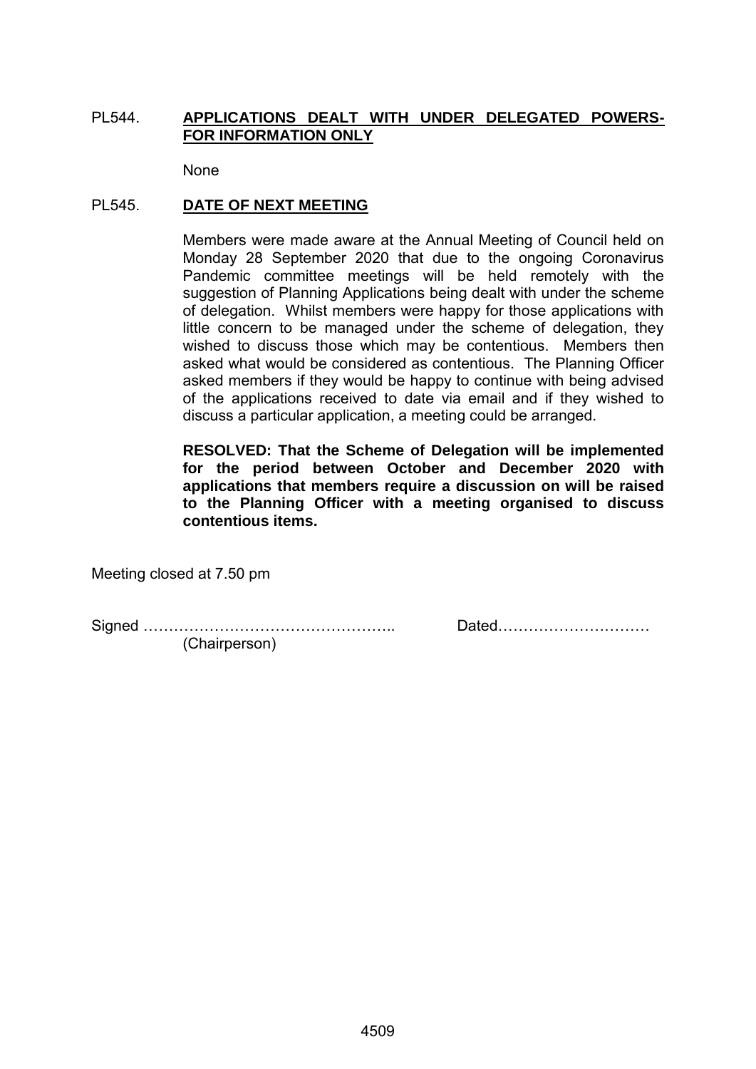PL544. **APPLICATIONS DEALT WITH UNDER DELEGATED POWERS- FOR INFORMATION ONLY**

None

PL545. **DATE OF NEXT MEETING**

Members were made aware at the Annual Meeting of Council held on Monday 28 September 2020 that due to the ongoing Coronavirus Pandemic committee meetings will be held remotely with the suggestion of Planning Applications being dealt with under the scheme of delegation. Whilst members were happy for those applications with little concern to be managed under the scheme of delegation, they wished to discuss those which may be contentious. Members then asked what would be considered as contentious. The Planning Officer asked members if they would be happy to continue with being advised of the applications received to date via email and if they wished to discuss a particular application, a meeting could be arranged.

**RESOLVED: That the Scheme of Delegation will be implemented for the period between October and December 2020 with applications that members require a discussion on will be raised to the Planning Officer with a meeting organised to discuss contentious items.**

Meeting closed at 7.50 pm

Signed ………………………………………….. Dated…………………………
(Chairperson)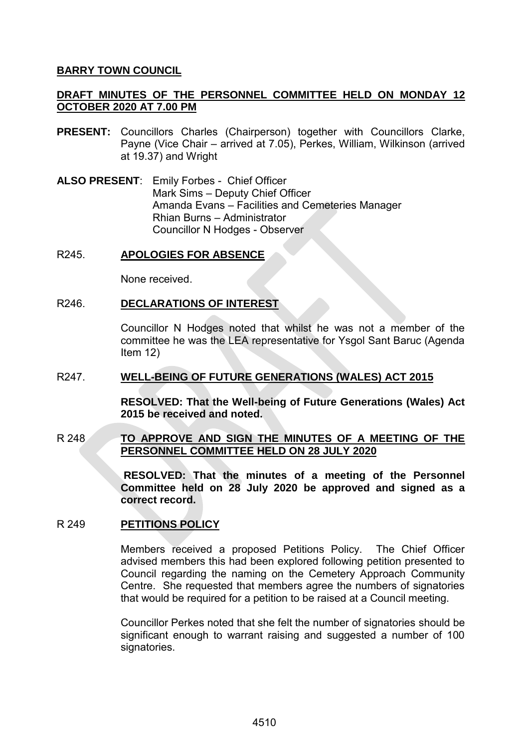**BARRY TOWN COUNCIL**

**DRAFT MINUTES OF THE PERSONNEL COMMITTEE HELD ON MONDAY 12 OCTOBER 2020 AT 7.00 PM**

**PRESENT:** Councillors Charles (Chairperson) together with Councillors Clarke, Payne (Vice Chair – arrived at 7.05), Perkes, William, Wilkinson (arrived at 19.37) and Wright

**ALSO PRESENT**: Emily Forbes - Chief Officer
Mark Sims – Deputy Chief Officer
Amanda Evans – Facilities and Cemeteries Manager
Rhian Burns – Administrator
Councillor N Hodges - Observer

R245. **APOLOGIES FOR ABSENCE**

None received.

R246. **DECLARATIONS OF INTEREST**

Councillor N Hodges noted that whilst he was not a member of the committee he was the LEA representative for Ysgol Sant Baruc (Agenda Item 12)

R247. **WELL-BEING OF FUTURE GENERATIONS (WALES) ACT 2015**

**RESOLVED: That the Well-being of Future Generations (Wales) Act 2015 be received and noted.**

R 248 **TO APPROVE AND SIGN THE MINUTES OF A MEETING OF THE PERSONNEL COMMITTEE HELD ON 28 JULY 2020**

**RESOLVED: That the minutes of a meeting of the Personnel Committee held on 28 July 2020 be approved and signed as a correct record.**

R 249 **PETITIONS POLICY**

Members received a proposed Petitions Policy. The Chief Officer advised members this had been explored following petition presented to Council regarding the naming on the Cemetery Approach Community Centre. She requested that members agree the numbers of signatories that would be required for a petition to be raised at a Council meeting.

Councillor Perkes noted that she felt the number of signatories should be significant enough to warrant raising and suggested a number of 100 signatories.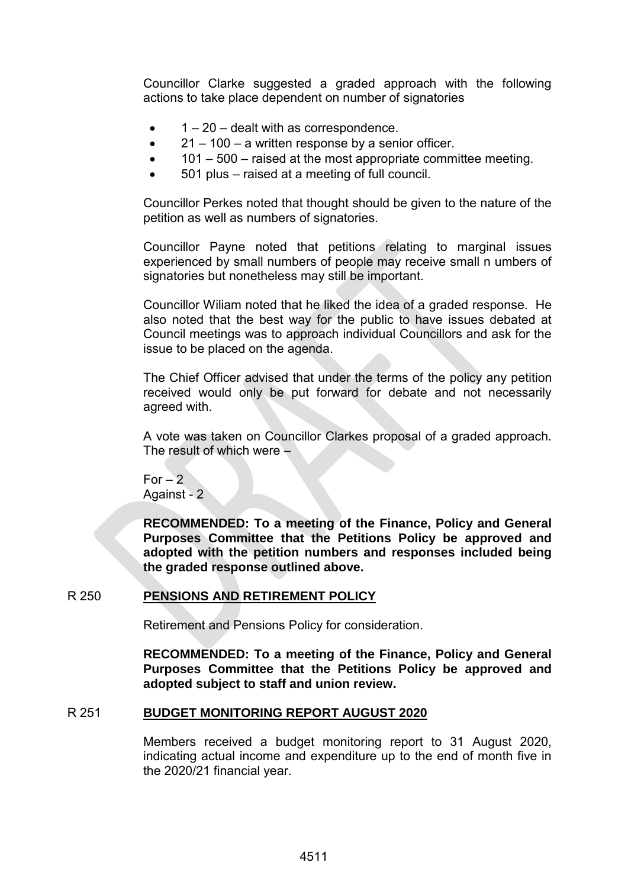Councillor Clarke suggested a graded approach with the following actions to take place dependent on number of signatories

- 1 – 20 – dealt with as correspondence.
- 21 – 100 – a written response by a senior officer.
- 101 – 500 – raised at the most appropriate committee meeting.
- 501 plus – raised at a meeting of full council.

Councillor Perkes noted that thought should be given to the nature of the petition as well as numbers of signatories.

Councillor Payne noted that petitions relating to marginal issues experienced by small numbers of people may receive small n umbers of signatories but nonetheless may still be important.

Councillor Wiliam noted that he liked the idea of a graded response. He also noted that the best way for the public to have issues debated at Council meetings was to approach individual Councillors and ask for the issue to be placed on the agenda.

The Chief Officer advised that under the terms of the policy any petition received would only be put forward for debate and not necessarily agreed with.

A vote was taken on Councillor Clarkes proposal of a graded approach. The result of which were –

For – 2
Against - 2

**RECOMMENDED: To a meeting of the Finance, Policy and General Purposes Committee that the Petitions Policy be approved and adopted with the petition numbers and responses included being the graded response outlined above.**

## R 250 PENSIONS AND RETIREMENT POLICY

Retirement and Pensions Policy for consideration.

**RECOMMENDED: To a meeting of the Finance, Policy and General Purposes Committee that the Petitions Policy be approved and adopted subject to staff and union review.**

## R 251 BUDGET MONITORING REPORT AUGUST 2020

Members received a budget monitoring report to 31 August 2020, indicating actual income and expenditure up to the end of month five in the 2020/21 financial year.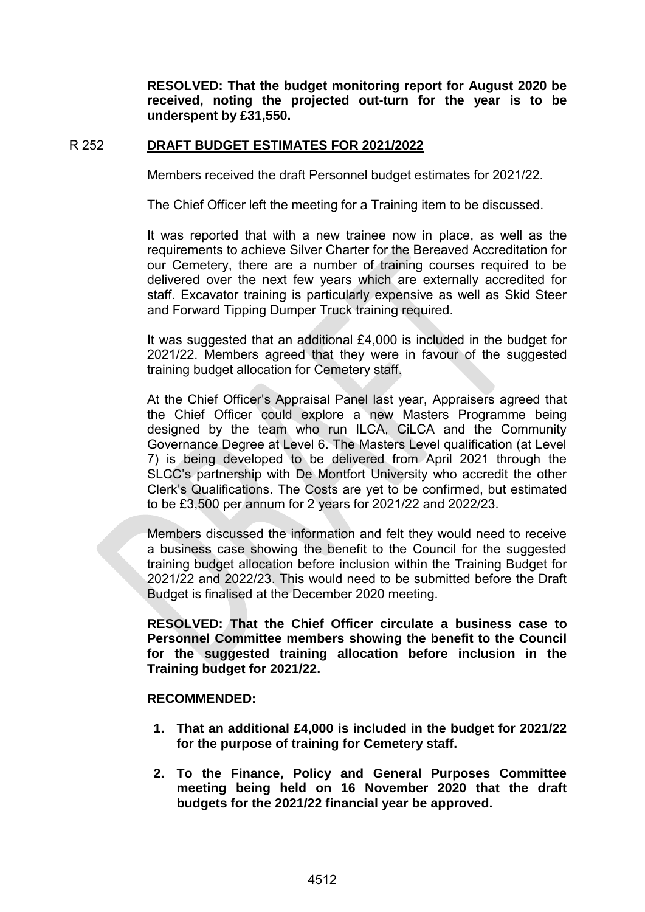**RESOLVED: That the budget monitoring report for August 2020 be received, noting the projected out-turn for the year is to be underspent by £31,550.**

R 252 **DRAFT BUDGET ESTIMATES FOR 2021/2022**

Members received the draft Personnel budget estimates for 2021/22.

The Chief Officer left the meeting for a Training item to be discussed.

It was reported that with a new trainee now in place, as well as the requirements to achieve Silver Charter for the Bereaved Accreditation for our Cemetery, there are a number of training courses required to be delivered over the next few years which are externally accredited for staff. Excavator training is particularly expensive as well as Skid Steer and Forward Tipping Dumper Truck training required.

It was suggested that an additional £4,000 is included in the budget for 2021/22. Members agreed that they were in favour of the suggested training budget allocation for Cemetery staff.

At the Chief Officer's Appraisal Panel last year, Appraisers agreed that the Chief Officer could explore a new Masters Programme being designed by the team who run ILCA, CiLCA and the Community Governance Degree at Level 6. The Masters Level qualification (at Level 7) is being developed to be delivered from April 2021 through the SLCC's partnership with De Montfort University who accredit the other Clerk's Qualifications. The Costs are yet to be confirmed, but estimated to be £3,500 per annum for 2 years for 2021/22 and 2022/23.

Members discussed the information and felt they would need to receive a business case showing the benefit to the Council for the suggested training budget allocation before inclusion within the Training Budget for 2021/22 and 2022/23. This would need to be submitted before the Draft Budget is finalised at the December 2020 meeting.

**RESOLVED: That the Chief Officer circulate a business case to Personnel Committee members showing the benefit to the Council for the suggested training allocation before inclusion in the Training budget for 2021/22.**

**RECOMMENDED:**

1. **That an additional £4,000 is included in the budget for 2021/22 for the purpose of training for Cemetery staff.**
2. **To the Finance, Policy and General Purposes Committee meeting being held on 16 November 2020 that the draft budgets for the 2021/22 financial year be approved.**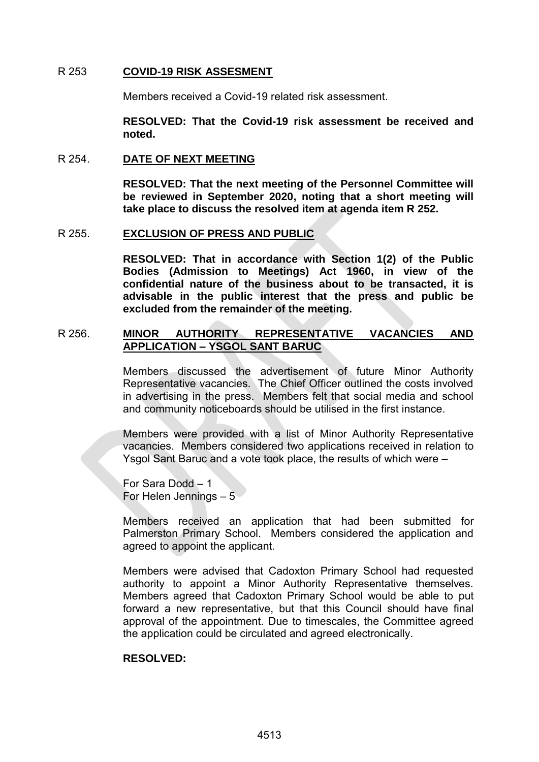R 253 **COVID-19 RISK ASSESMENT**

Members received a Covid-19 related risk assessment.

**RESOLVED: That the Covid-19 risk assessment be received and noted.**

R 254. **DATE OF NEXT MEETING**

**RESOLVED: That the next meeting of the Personnel Committee will be reviewed in September 2020, noting that a short meeting will take place to discuss the resolved item at agenda item R 252.**

R 255. **EXCLUSION OF PRESS AND PUBLIC**

**RESOLVED: That in accordance with Section 1(2) of the Public Bodies (Admission to Meetings) Act 1960, in view of the confidential nature of the business about to be transacted, it is advisable in the public interest that the press and public be excluded from the remainder of the meeting.**

R 256. **MINOR AUTHORITY REPRESENTATIVE VACANCIES AND APPLICATION – YSGOL SANT BARUC**

Members discussed the advertisement of future Minor Authority Representative vacancies. The Chief Officer outlined the costs involved in advertising in the press. Members felt that social media and school and community noticeboards should be utilised in the first instance.

Members were provided with a list of Minor Authority Representative vacancies. Members considered two applications received in relation to Ysgol Sant Baruc and a vote took place, the results of which were –

For Sara Dodd – 1
For Helen Jennings – 5

Members received an application that had been submitted for Palmerston Primary School. Members considered the application and agreed to appoint the applicant.

Members were advised that Cadoxton Primary School had requested authority to appoint a Minor Authority Representative themselves. Members agreed that Cadoxton Primary School would be able to put forward a new representative, but that this Council should have final approval of the appointment. Due to timescales, the Committee agreed the application could be circulated and agreed electronically.

**RESOLVED:**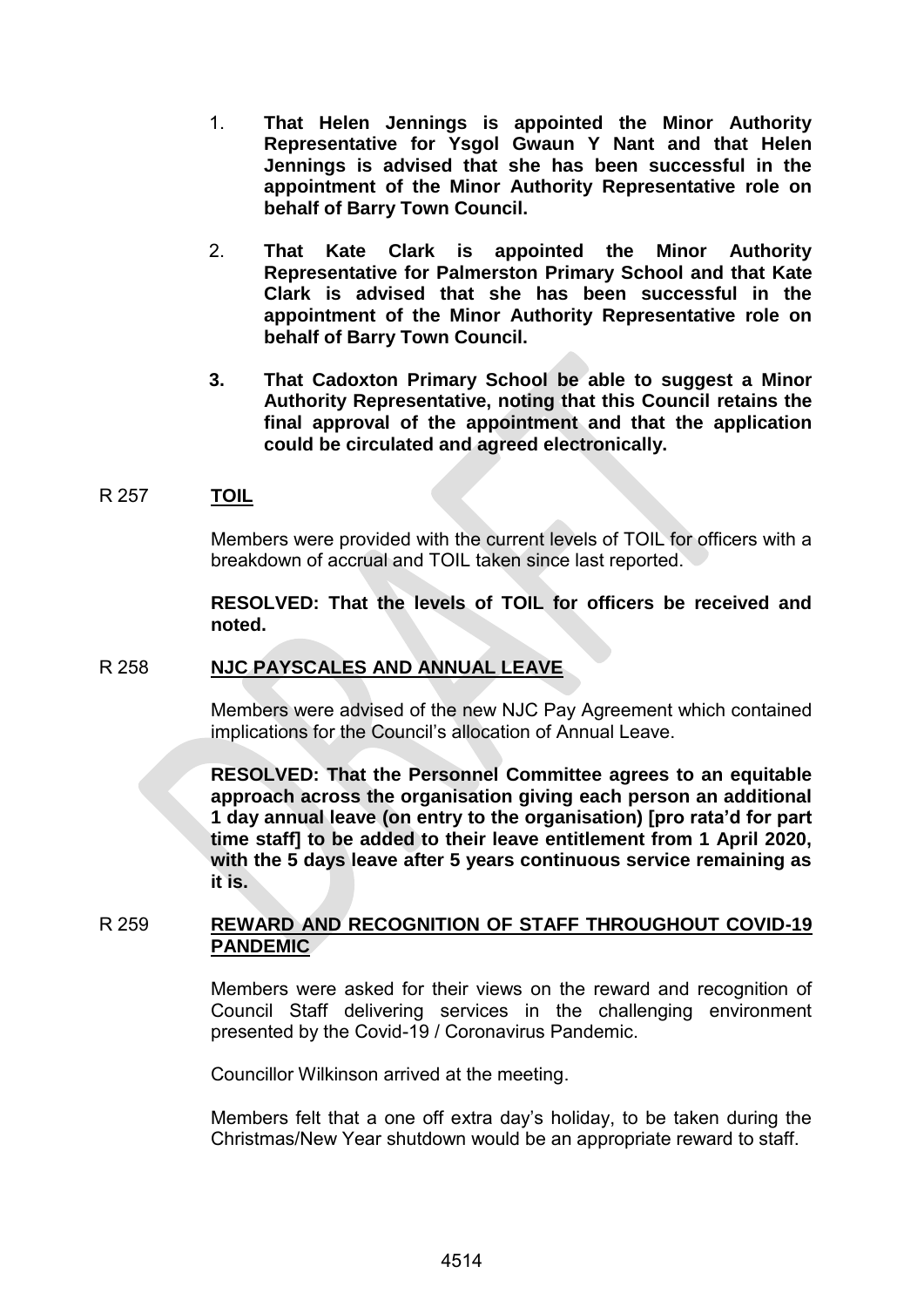1. **That Helen Jennings is appointed the Minor Authority Representative for Ysgol Gwaun Y Nant and that Helen Jennings is advised that she has been successful in the appointment of the Minor Authority Representative role on behalf of Barry Town Council.**

2. **That Kate Clark is appointed the Minor Authority Representative for Palmerston Primary School and that Kate Clark is advised that she has been successful in the appointment of the Minor Authority Representative role on behalf of Barry Town Council.**

3. **That Cadoxton Primary School be able to suggest a Minor Authority Representative, noting that this Council retains the final approval of the appointment and that the application could be circulated and agreed electronically.**

R 257 **<u>TOIL</u>**

Members were provided with the current levels of TOIL for officers with a breakdown of accrual and TOIL taken since last reported.

**RESOLVED: That the levels of TOIL for officers be received and noted.**

R 258 **<u>NJC PAYSCALES AND ANNUAL LEAVE</u>**

Members were advised of the new NJC Pay Agreement which contained implications for the Council's allocation of Annual Leave.

**RESOLVED: That the Personnel Committee agrees to an equitable approach across the organisation giving each person an additional 1 day annual leave (on entry to the organisation) [pro rata'd for part time staff] to be added to their leave entitlement from 1 April 2020, with the 5 days leave after 5 years continuous service remaining as it is.**

R 259 **<u>REWARD AND RECOGNITION OF STAFF THROUGHOUT COVID-19 PANDEMIC</u>**

Members were asked for their views on the reward and recognition of Council Staff delivering services in the challenging environment presented by the Covid-19 / Coronavirus Pandemic.

Councillor Wilkinson arrived at the meeting.

Members felt that a one off extra day's holiday, to be taken during the Christmas/New Year shutdown would be an appropriate reward to staff.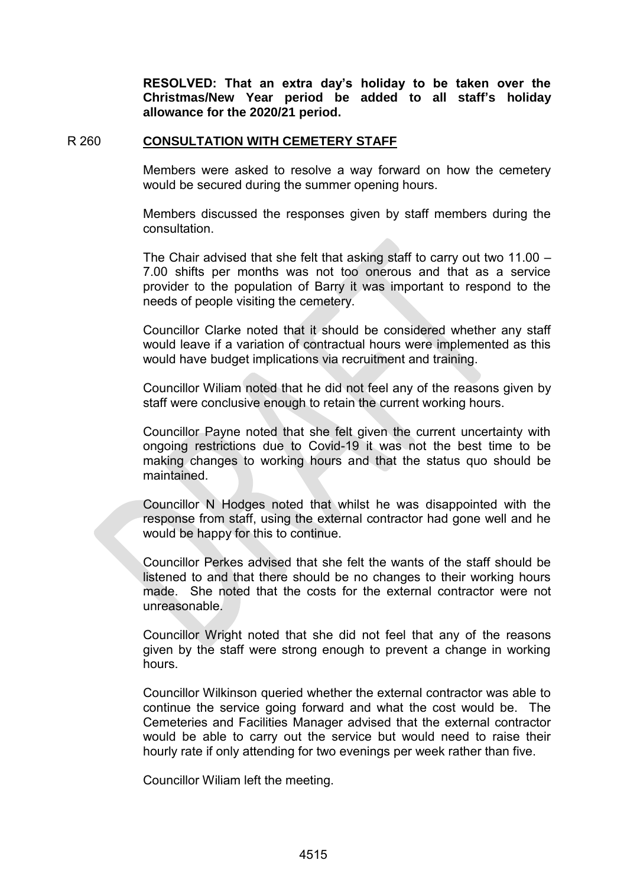**RESOLVED: That an extra day's holiday to be taken over the Christmas/New Year period be added to all staff's holiday allowance for the 2020/21 period.**

## R 260 CONSULTATION WITH CEMETERY STAFF

Members were asked to resolve a way forward on how the cemetery would be secured during the summer opening hours.

Members discussed the responses given by staff members during the consultation.

The Chair advised that she felt that asking staff to carry out two 11.00 – 7.00 shifts per months was not too onerous and that as a service provider to the population of Barry it was important to respond to the needs of people visiting the cemetery.

Councillor Clarke noted that it should be considered whether any staff would leave if a variation of contractual hours were implemented as this would have budget implications via recruitment and training.

Councillor Wiliam noted that he did not feel any of the reasons given by staff were conclusive enough to retain the current working hours.

Councillor Payne noted that she felt given the current uncertainty with ongoing restrictions due to Covid-19 it was not the best time to be making changes to working hours and that the status quo should be maintained.

Councillor N Hodges noted that whilst he was disappointed with the response from staff, using the external contractor had gone well and he would be happy for this to continue.

Councillor Perkes advised that she felt the wants of the staff should be listened to and that there should be no changes to their working hours made. She noted that the costs for the external contractor were not unreasonable.

Councillor Wright noted that she did not feel that any of the reasons given by the staff were strong enough to prevent a change in working hours.

Councillor Wilkinson queried whether the external contractor was able to continue the service going forward and what the cost would be. The Cemeteries and Facilities Manager advised that the external contractor would be able to carry out the service but would need to raise their hourly rate if only attending for two evenings per week rather than five.

Councillor Wiliam left the meeting.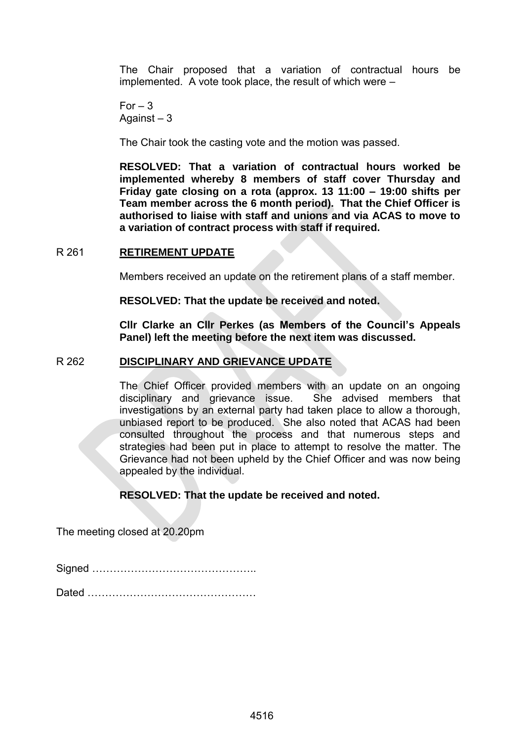The Chair proposed that a variation of contractual hours be implemented. A vote took place, the result of which were –

For – 3
Against – 3

The Chair took the casting vote and the motion was passed.

**RESOLVED: That a variation of contractual hours worked be implemented whereby 8 members of staff cover Thursday and Friday gate closing on a rota (approx. 13 11:00 – 19:00 shifts per Team member across the 6 month period). That the Chief Officer is authorised to liaise with staff and unions and via ACAS to move to a variation of contract process with staff if required.**

R 261 **RETIREMENT UPDATE**

Members received an update on the retirement plans of a staff member.

**RESOLVED: That the update be received and noted.**

**Cllr Clarke an Cllr Perkes (as Members of the Council's Appeals Panel) left the meeting before the next item was discussed.**

R 262 **DISCIPLINARY AND GRIEVANCE UPDATE**

The Chief Officer provided members with an update on an ongoing disciplinary and grievance issue. She advised members that investigations by an external party had taken place to allow a thorough, unbiased report to be produced. She also noted that ACAS had been consulted throughout the process and that numerous steps and strategies had been put in place to attempt to resolve the matter. The Grievance had not been upheld by the Chief Officer and was now being appealed by the individual.

**RESOLVED: That the update be received and noted.**

The meeting closed at 20.20pm

Signed ………………………………………..

Dated …………………………………………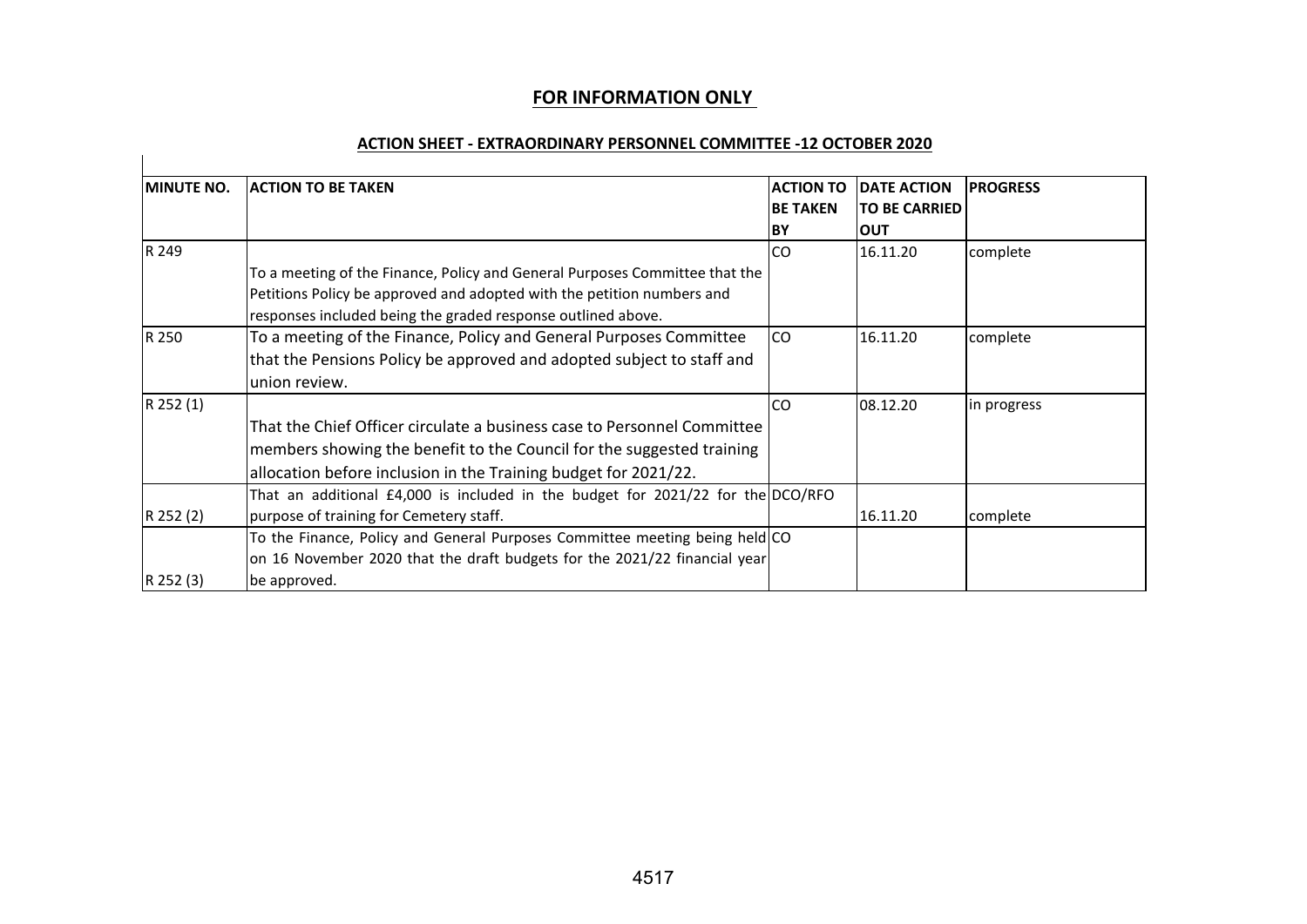**FOR INFORMATION ONLY**

**ACTION SHEET - EXTRAORDINARY PERSONNEL COMMITTEE -12 OCTOBER 2020**

| MINUTE NO. | ACTION TO BE TAKEN | ACTION TO BE TAKEN BY | DATE ACTION TO BE CARRIED OUT | PROGRESS |
|---|---|---|---|---|
| R 249 | To a meeting of the Finance, Policy and General Purposes Committee that the Petitions Policy be approved and adopted with the petition numbers and responses included being the graded response outlined above. | CO | 16.11.20 | complete |
| R 250 | To a meeting of the Finance, Policy and General Purposes Committee that the Pensions Policy be approved and adopted subject to staff and union review. | CO | 16.11.20 | complete |
| R 252 (1) | That the Chief Officer circulate a business case to Personnel Committee members showing the benefit to the Council for the suggested training allocation before inclusion in the Training budget for 2021/22. | CO | 08.12.20 | in progress |
| R 252 (2) | That an additional £4,000 is included in the budget for 2021/22 for the purpose of training for Cemetery staff. | DCO/RFO | 16.11.20 | complete |
| R 252 (3) | To the Finance, Policy and General Purposes Committee meeting being held on 16 November 2020 that the draft budgets for the 2021/22 financial year be approved. | CO | | |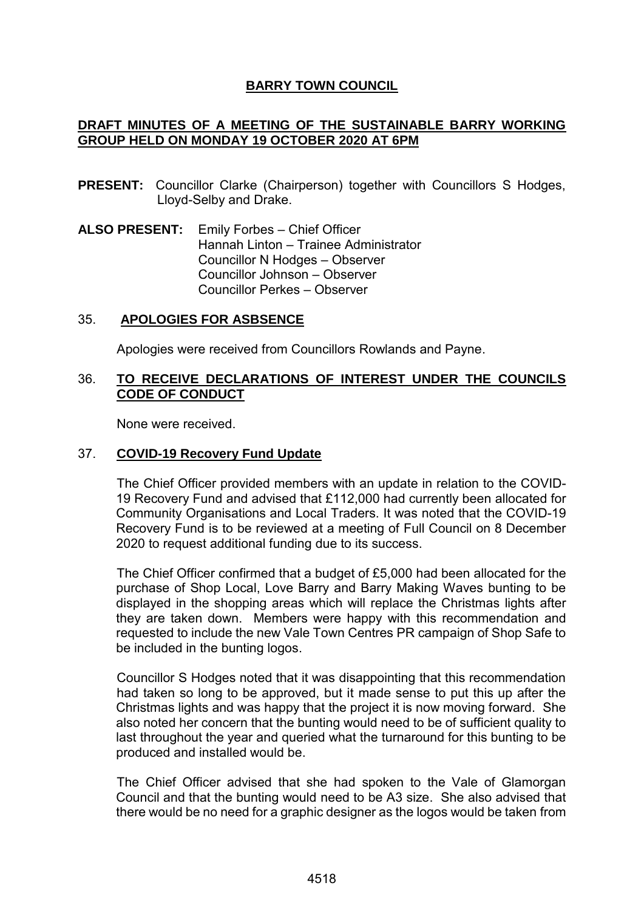# BARRY TOWN COUNCIL

## DRAFT MINUTES OF A MEETING OF THE SUSTAINABLE BARRY WORKING GROUP HELD ON MONDAY 19 OCTOBER 2020 AT 6PM

**PRESENT:** Councillor Clarke (Chairperson) together with Councillors S Hodges, Lloyd-Selby and Drake.

**ALSO PRESENT:** Emily Forbes – Chief Officer
Hannah Linton – Trainee Administrator
Councillor N Hodges – Observer
Councillor Johnson – Observer
Councillor Perkes – Observer

### 35. APOLOGIES FOR ASBSENCE

Apologies were received from Councillors Rowlands and Payne.

### 36. TO RECEIVE DECLARATIONS OF INTEREST UNDER THE COUNCILS CODE OF CONDUCT

None were received.

### 37. COVID-19 Recovery Fund Update

The Chief Officer provided members with an update in relation to the COVID-19 Recovery Fund and advised that £112,000 had currently been allocated for Community Organisations and Local Traders. It was noted that the COVID-19 Recovery Fund is to be reviewed at a meeting of Full Council on 8 December 2020 to request additional funding due to its success.

The Chief Officer confirmed that a budget of £5,000 had been allocated for the purchase of Shop Local, Love Barry and Barry Making Waves bunting to be displayed in the shopping areas which will replace the Christmas lights after they are taken down. Members were happy with this recommendation and requested to include the new Vale Town Centres PR campaign of Shop Safe to be included in the bunting logos.

Councillor S Hodges noted that it was disappointing that this recommendation had taken so long to be approved, but it made sense to put this up after the Christmas lights and was happy that the project it is now moving forward. She also noted her concern that the bunting would need to be of sufficient quality to last throughout the year and queried what the turnaround for this bunting to be produced and installed would be.

The Chief Officer advised that she had spoken to the Vale of Glamorgan Council and that the bunting would need to be A3 size. She also advised that there would be no need for a graphic designer as the logos would be taken from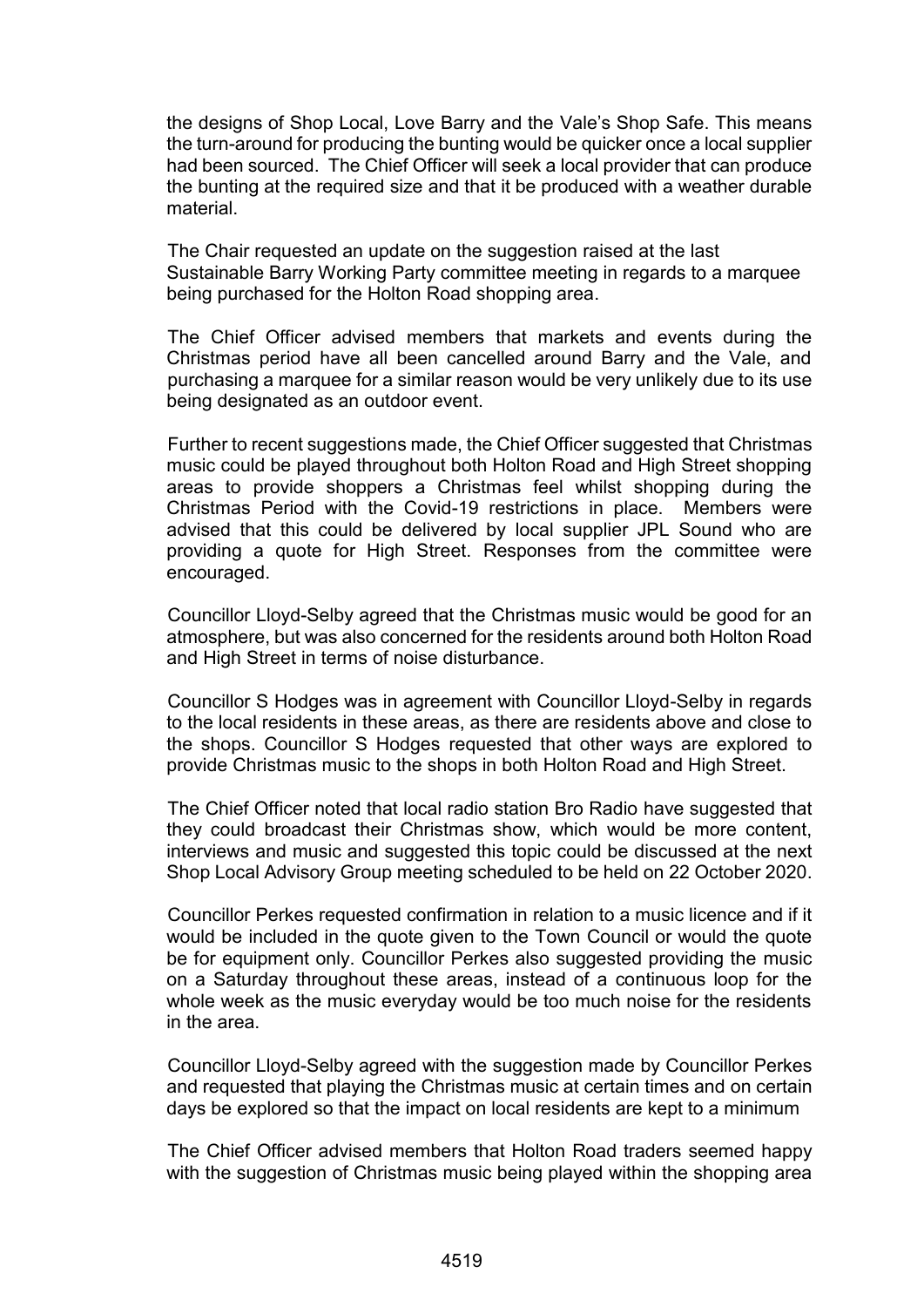the designs of Shop Local, Love Barry and the Vale's Shop Safe. This means the turn-around for producing the bunting would be quicker once a local supplier had been sourced. The Chief Officer will seek a local provider that can produce the bunting at the required size and that it be produced with a weather durable material.

The Chair requested an update on the suggestion raised at the last Sustainable Barry Working Party committee meeting in regards to a marquee being purchased for the Holton Road shopping area.

The Chief Officer advised members that markets and events during the Christmas period have all been cancelled around Barry and the Vale, and purchasing a marquee for a similar reason would be very unlikely due to its use being designated as an outdoor event.

Further to recent suggestions made, the Chief Officer suggested that Christmas music could be played throughout both Holton Road and High Street shopping areas to provide shoppers a Christmas feel whilst shopping during the Christmas Period with the Covid-19 restrictions in place. Members were advised that this could be delivered by local supplier JPL Sound who are providing a quote for High Street. Responses from the committee were encouraged.

Councillor Lloyd-Selby agreed that the Christmas music would be good for an atmosphere, but was also concerned for the residents around both Holton Road and High Street in terms of noise disturbance.

Councillor S Hodges was in agreement with Councillor Lloyd-Selby in regards to the local residents in these areas, as there are residents above and close to the shops. Councillor S Hodges requested that other ways are explored to provide Christmas music to the shops in both Holton Road and High Street.

The Chief Officer noted that local radio station Bro Radio have suggested that they could broadcast their Christmas show, which would be more content, interviews and music and suggested this topic could be discussed at the next Shop Local Advisory Group meeting scheduled to be held on 22 October 2020.

Councillor Perkes requested confirmation in relation to a music licence and if it would be included in the quote given to the Town Council or would the quote be for equipment only. Councillor Perkes also suggested providing the music on a Saturday throughout these areas, instead of a continuous loop for the whole week as the music everyday would be too much noise for the residents in the area.

Councillor Lloyd-Selby agreed with the suggestion made by Councillor Perkes and requested that playing the Christmas music at certain times and on certain days be explored so that the impact on local residents are kept to a minimum

The Chief Officer advised members that Holton Road traders seemed happy with the suggestion of Christmas music being played within the shopping area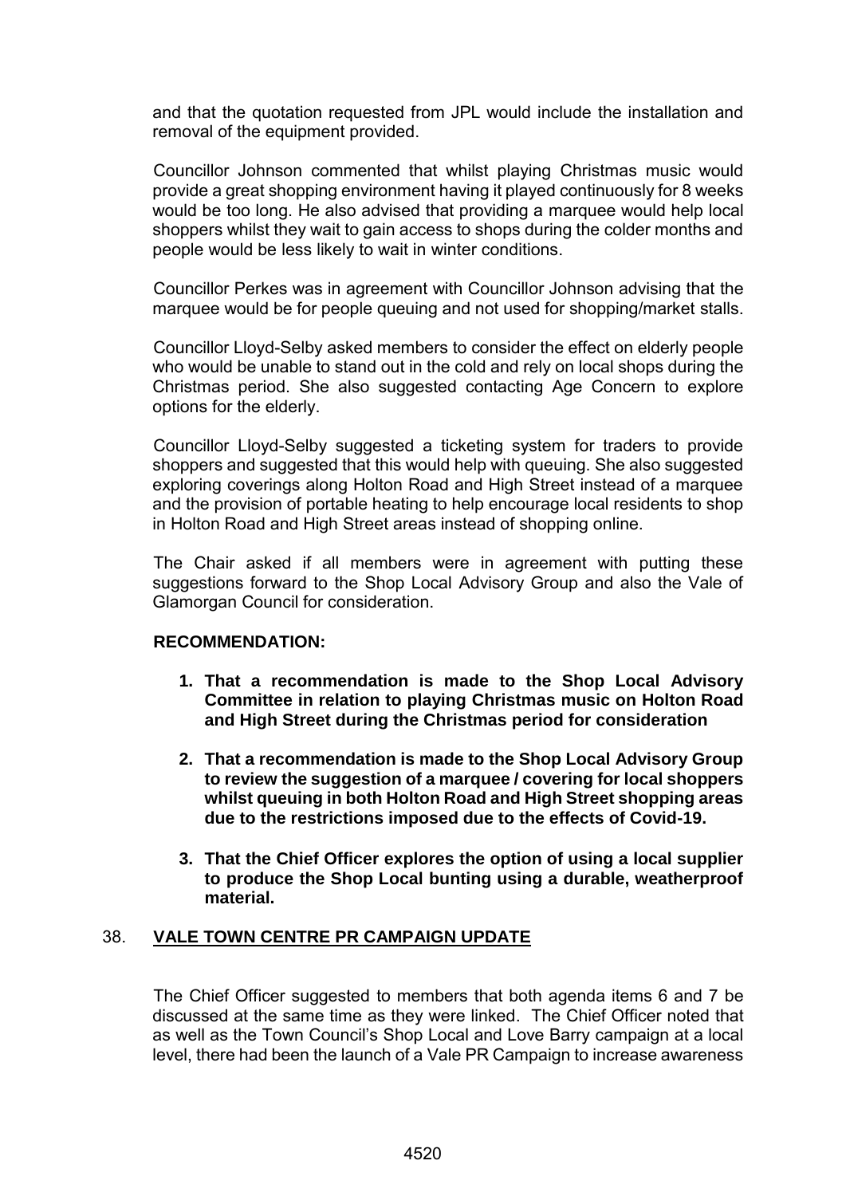and that the quotation requested from JPL would include the installation and removal of the equipment provided.

Councillor Johnson commented that whilst playing Christmas music would provide a great shopping environment having it played continuously for 8 weeks would be too long. He also advised that providing a marquee would help local shoppers whilst they wait to gain access to shops during the colder months and people would be less likely to wait in winter conditions.

Councillor Perkes was in agreement with Councillor Johnson advising that the marquee would be for people queuing and not used for shopping/market stalls.

Councillor Lloyd-Selby asked members to consider the effect on elderly people who would be unable to stand out in the cold and rely on local shops during the Christmas period. She also suggested contacting Age Concern to explore options for the elderly.

Councillor Lloyd-Selby suggested a ticketing system for traders to provide shoppers and suggested that this would help with queuing. She also suggested exploring coverings along Holton Road and High Street instead of a marquee and the provision of portable heating to help encourage local residents to shop in Holton Road and High Street areas instead of shopping online.

The Chair asked if all members were in agreement with putting these suggestions forward to the Shop Local Advisory Group and also the Vale of Glamorgan Council for consideration.

**RECOMMENDATION:**

1. **That a recommendation is made to the Shop Local Advisory Committee in relation to playing Christmas music on Holton Road and High Street during the Christmas period for consideration**

2. **That a recommendation is made to the Shop Local Advisory Group to review the suggestion of a marquee / covering for local shoppers whilst queuing in both Holton Road and High Street shopping areas due to the restrictions imposed due to the effects of Covid-19.**

3. **That the Chief Officer explores the option of using a local supplier to produce the Shop Local bunting using a durable, weatherproof material.**

38. **VALE TOWN CENTRE PR CAMPAIGN UPDATE**

The Chief Officer suggested to members that both agenda items 6 and 7 be discussed at the same time as they were linked. The Chief Officer noted that as well as the Town Council's Shop Local and Love Barry campaign at a local level, there had been the launch of a Vale PR Campaign to increase awareness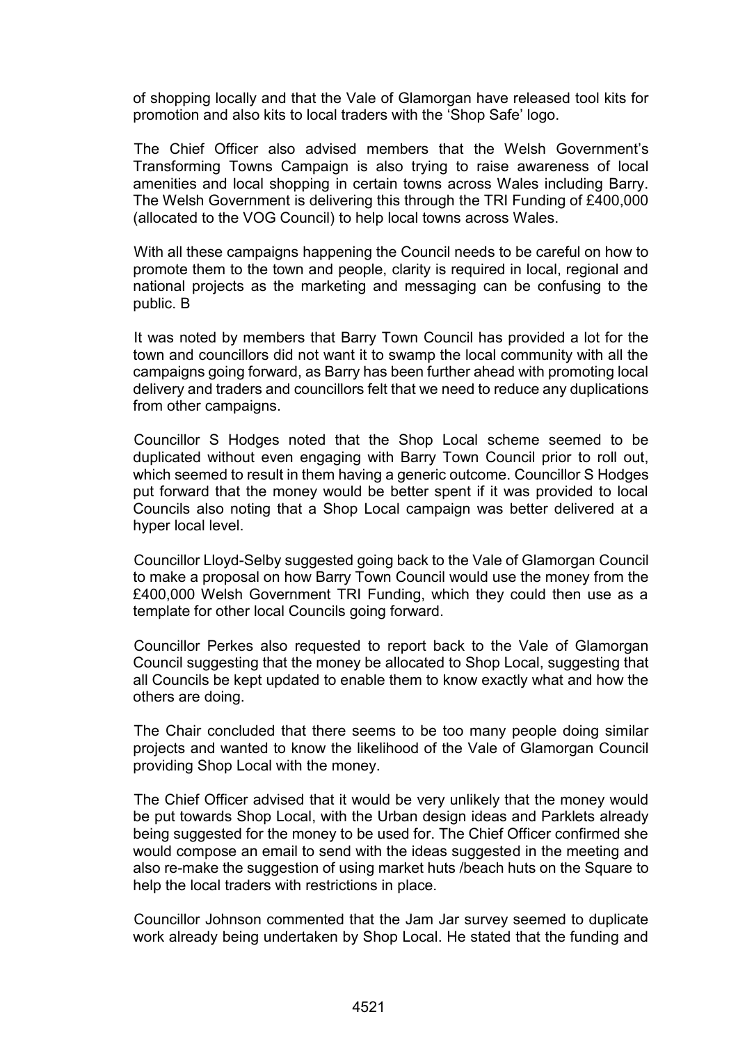of shopping locally and that the Vale of Glamorgan have released tool kits for promotion and also kits to local traders with the 'Shop Safe' logo.

The Chief Officer also advised members that the Welsh Government's Transforming Towns Campaign is also trying to raise awareness of local amenities and local shopping in certain towns across Wales including Barry. The Welsh Government is delivering this through the TRI Funding of £400,000 (allocated to the VOG Council) to help local towns across Wales.

With all these campaigns happening the Council needs to be careful on how to promote them to the town and people, clarity is required in local, regional and national projects as the marketing and messaging can be confusing to the public. B

It was noted by members that Barry Town Council has provided a lot for the town and councillors did not want it to swamp the local community with all the campaigns going forward, as Barry has been further ahead with promoting local delivery and traders and councillors felt that we need to reduce any duplications from other campaigns.

Councillor S Hodges noted that the Shop Local scheme seemed to be duplicated without even engaging with Barry Town Council prior to roll out, which seemed to result in them having a generic outcome. Councillor S Hodges put forward that the money would be better spent if it was provided to local Councils also noting that a Shop Local campaign was better delivered at a hyper local level.

Councillor Lloyd-Selby suggested going back to the Vale of Glamorgan Council to make a proposal on how Barry Town Council would use the money from the £400,000 Welsh Government TRI Funding, which they could then use as a template for other local Councils going forward.

Councillor Perkes also requested to report back to the Vale of Glamorgan Council suggesting that the money be allocated to Shop Local, suggesting that all Councils be kept updated to enable them to know exactly what and how the others are doing.

The Chair concluded that there seems to be too many people doing similar projects and wanted to know the likelihood of the Vale of Glamorgan Council providing Shop Local with the money.

The Chief Officer advised that it would be very unlikely that the money would be put towards Shop Local, with the Urban design ideas and Parklets already being suggested for the money to be used for. The Chief Officer confirmed she would compose an email to send with the ideas suggested in the meeting and also re-make the suggestion of using market huts /beach huts on the Square to help the local traders with restrictions in place.

Councillor Johnson commented that the Jam Jar survey seemed to duplicate work already being undertaken by Shop Local. He stated that the funding and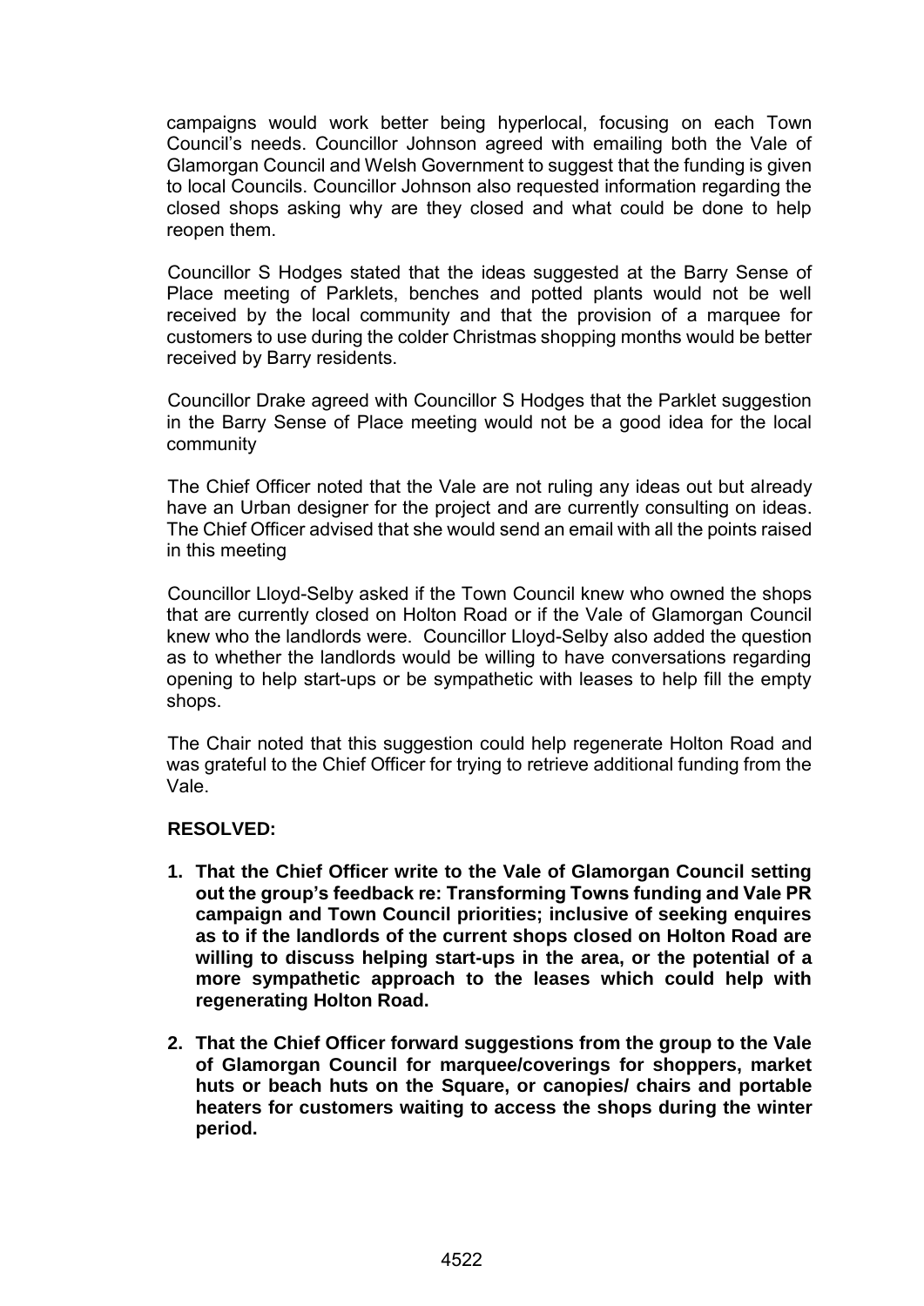campaigns would work better being hyperlocal, focusing on each Town Council's needs. Councillor Johnson agreed with emailing both the Vale of Glamorgan Council and Welsh Government to suggest that the funding is given to local Councils. Councillor Johnson also requested information regarding the closed shops asking why are they closed and what could be done to help reopen them.

Councillor S Hodges stated that the ideas suggested at the Barry Sense of Place meeting of Parklets, benches and potted plants would not be well received by the local community and that the provision of a marquee for customers to use during the colder Christmas shopping months would be better received by Barry residents.

Councillor Drake agreed with Councillor S Hodges that the Parklet suggestion in the Barry Sense of Place meeting would not be a good idea for the local community

The Chief Officer noted that the Vale are not ruling any ideas out but already have an Urban designer for the project and are currently consulting on ideas. The Chief Officer advised that she would send an email with all the points raised in this meeting

Councillor Lloyd-Selby asked if the Town Council knew who owned the shops that are currently closed on Holton Road or if the Vale of Glamorgan Council knew who the landlords were. Councillor Lloyd-Selby also added the question as to whether the landlords would be willing to have conversations regarding opening to help start-ups or be sympathetic with leases to help fill the empty shops.

The Chair noted that this suggestion could help regenerate Holton Road and was grateful to the Chief Officer for trying to retrieve additional funding from the Vale.

**RESOLVED:**

1. **That the Chief Officer write to the Vale of Glamorgan Council setting out the group's feedback re: Transforming Towns funding and Vale PR campaign and Town Council priorities; inclusive of seeking enquires as to if the landlords of the current shops closed on Holton Road are willing to discuss helping start-ups in the area, or the potential of a more sympathetic approach to the leases which could help with regenerating Holton Road.**

2. **That the Chief Officer forward suggestions from the group to the Vale of Glamorgan Council for marquee/coverings for shoppers, market huts or beach huts on the Square, or canopies/ chairs and portable heaters for customers waiting to access the shops during the winter period.**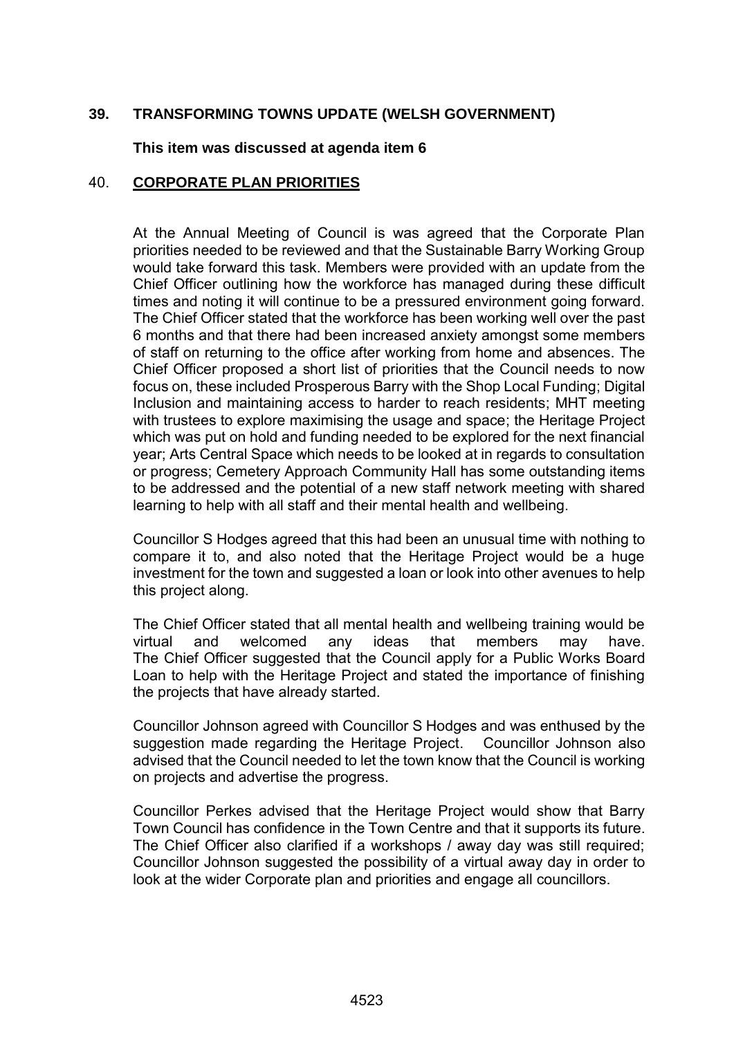## 39. TRANSFORMING TOWNS UPDATE (WELSH GOVERNMENT)

**This item was discussed at agenda item 6**

## 40. CORPORATE PLAN PRIORITIES

At the Annual Meeting of Council is was agreed that the Corporate Plan priorities needed to be reviewed and that the Sustainable Barry Working Group would take forward this task. Members were provided with an update from the Chief Officer outlining how the workforce has managed during these difficult times and noting it will continue to be a pressured environment going forward. The Chief Officer stated that the workforce has been working well over the past 6 months and that there had been increased anxiety amongst some members of staff on returning to the office after working from home and absences. The Chief Officer proposed a short list of priorities that the Council needs to now focus on, these included Prosperous Barry with the Shop Local Funding; Digital Inclusion and maintaining access to harder to reach residents; MHT meeting with trustees to explore maximising the usage and space; the Heritage Project which was put on hold and funding needed to be explored for the next financial year; Arts Central Space which needs to be looked at in regards to consultation or progress; Cemetery Approach Community Hall has some outstanding items to be addressed and the potential of a new staff network meeting with shared learning to help with all staff and their mental health and wellbeing.

Councillor S Hodges agreed that this had been an unusual time with nothing to compare it to, and also noted that the Heritage Project would be a huge investment for the town and suggested a loan or look into other avenues to help this project along.

The Chief Officer stated that all mental health and wellbeing training would be virtual and welcomed any ideas that members may have. The Chief Officer suggested that the Council apply for a Public Works Board Loan to help with the Heritage Project and stated the importance of finishing the projects that have already started.

Councillor Johnson agreed with Councillor S Hodges and was enthused by the suggestion made regarding the Heritage Project. Councillor Johnson also advised that the Council needed to let the town know that the Council is working on projects and advertise the progress.

Councillor Perkes advised that the Heritage Project would show that Barry Town Council has confidence in the Town Centre and that it supports its future. The Chief Officer also clarified if a workshops / away day was still required; Councillor Johnson suggested the possibility of a virtual away day in order to look at the wider Corporate plan and priorities and engage all councillors.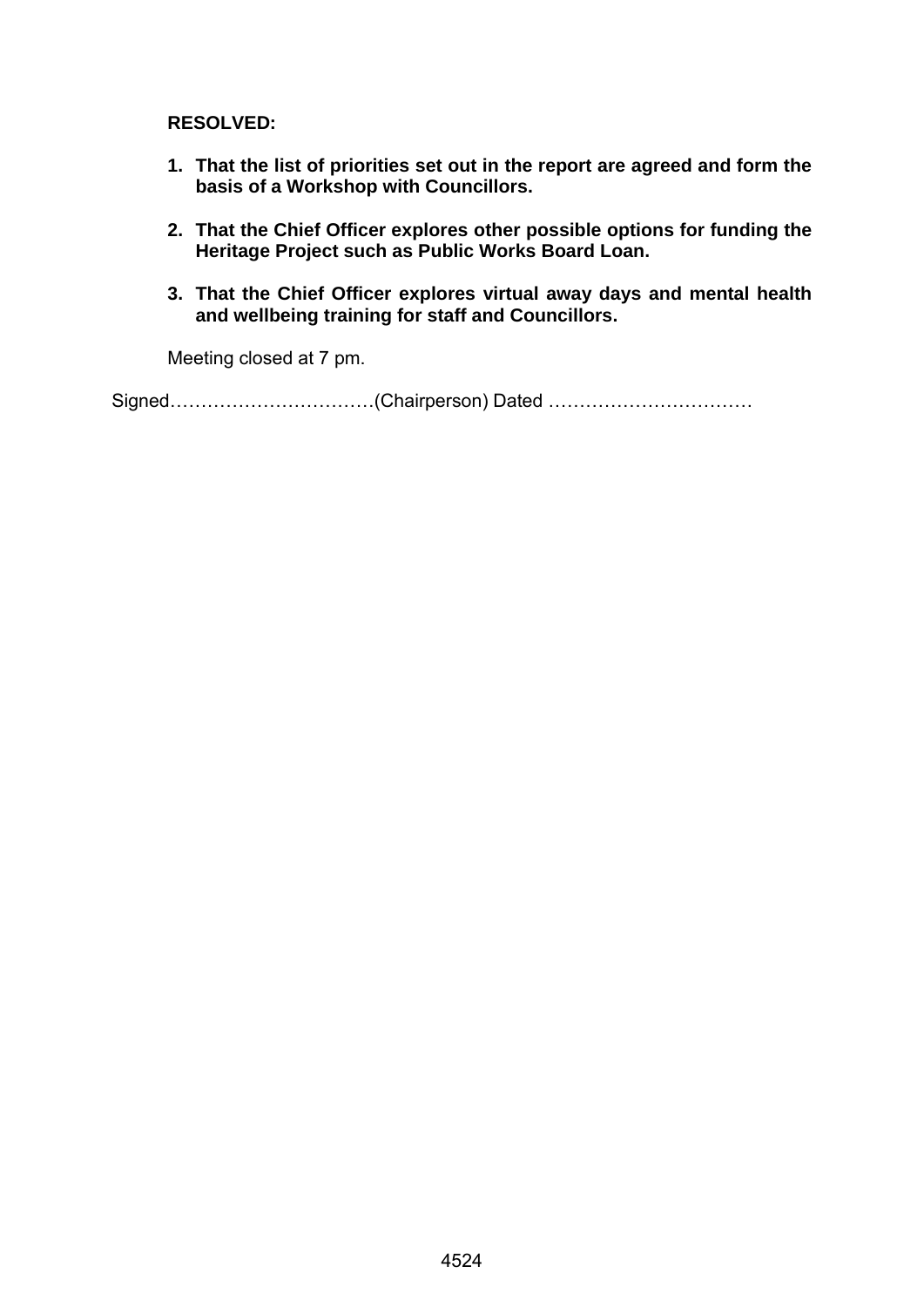**RESOLVED:**

1. **That the list of priorities set out in the report are agreed and form the basis of a Workshop with Councillors.**

2. **That the Chief Officer explores other possible options for funding the Heritage Project such as Public Works Board Loan.**

3. **That the Chief Officer explores virtual away days and mental health and wellbeing training for staff and Councillors.**

Meeting closed at 7 pm.

Signed……………………………(Chairperson) Dated ……………………………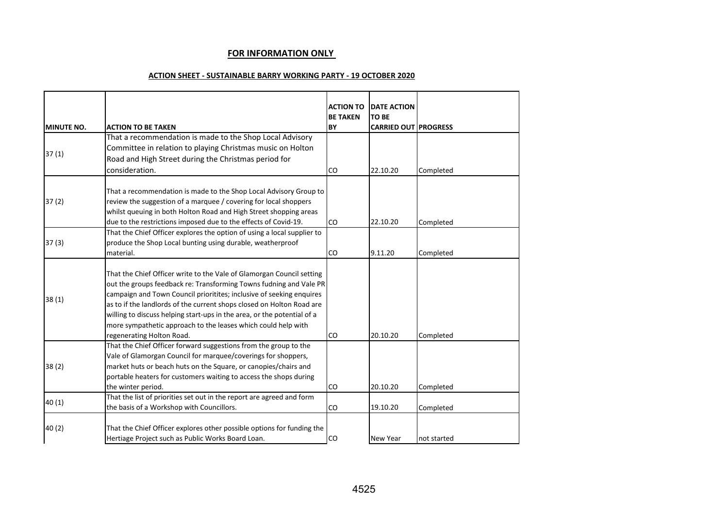**FOR INFORMATION ONLY**

**ACTION SHEET - SUSTAINABLE BARRY WORKING PARTY - 19 OCTOBER 2020**

| MINUTE NO. | ACTION TO BE TAKEN | ACTION TO BE TAKEN BY | DATE ACTION TO BE CARRIED OUT | PROGRESS |
|---|---|---|---|---|
| 37 (1) | That a recommendation is made to the Shop Local Advisory Committee in relation to playing Christmas music on Holton Road and High Street during the Christmas period for consideration. | CO | 22.10.20 | Completed |
| 37 (2) | That a recommendation is made to the Shop Local Advisory Group to review the suggestion of a marquee / covering for local shoppers whilst queuing in both Holton Road and High Street shopping areas due to the restrictions imposed due to the effects of Covid-19. | CO | 22.10.20 | Completed |
| 37 (3) | That the Chief Officer explores the option of using a local supplier to produce the Shop Local bunting using durable, weatherproof material. | CO | 9.11.20 | Completed |
| 38 (1) | That the Chief Officer write to the Vale of Glamorgan Council setting out the groups feedback re: Transforming Towns fudning and Vale PR campaign and Town Council prioritites; inclusive of seeking enquires as to if the landlords of the current shops closed on Holton Road are willing to discuss helping start-ups in the area, or the potential of a more sympathetic approach to the leases which could help with regenerating Holton Road. | CO | 20.10.20 | Completed |
| 38 (2) | That the Chief Officer forward suggestions from the group to the Vale of Glamorgan Council for marquee/coverings for shoppers, market huts or beach huts on the Square, or canopies/chairs and portable heaters for customers waiting to access the shops during the winter period. | CO | 20.10.20 | Completed |
| 40 (1) | That the list of priorities set out in the report are agreed and form the basis of a Workshop with Councillors. | CO | 19.10.20 | Completed |
| 40 (2) | That the Chief Officer explores other possible options for funding the Hertiage Project such as Public Works Board Loan. | CO | New Year | not started |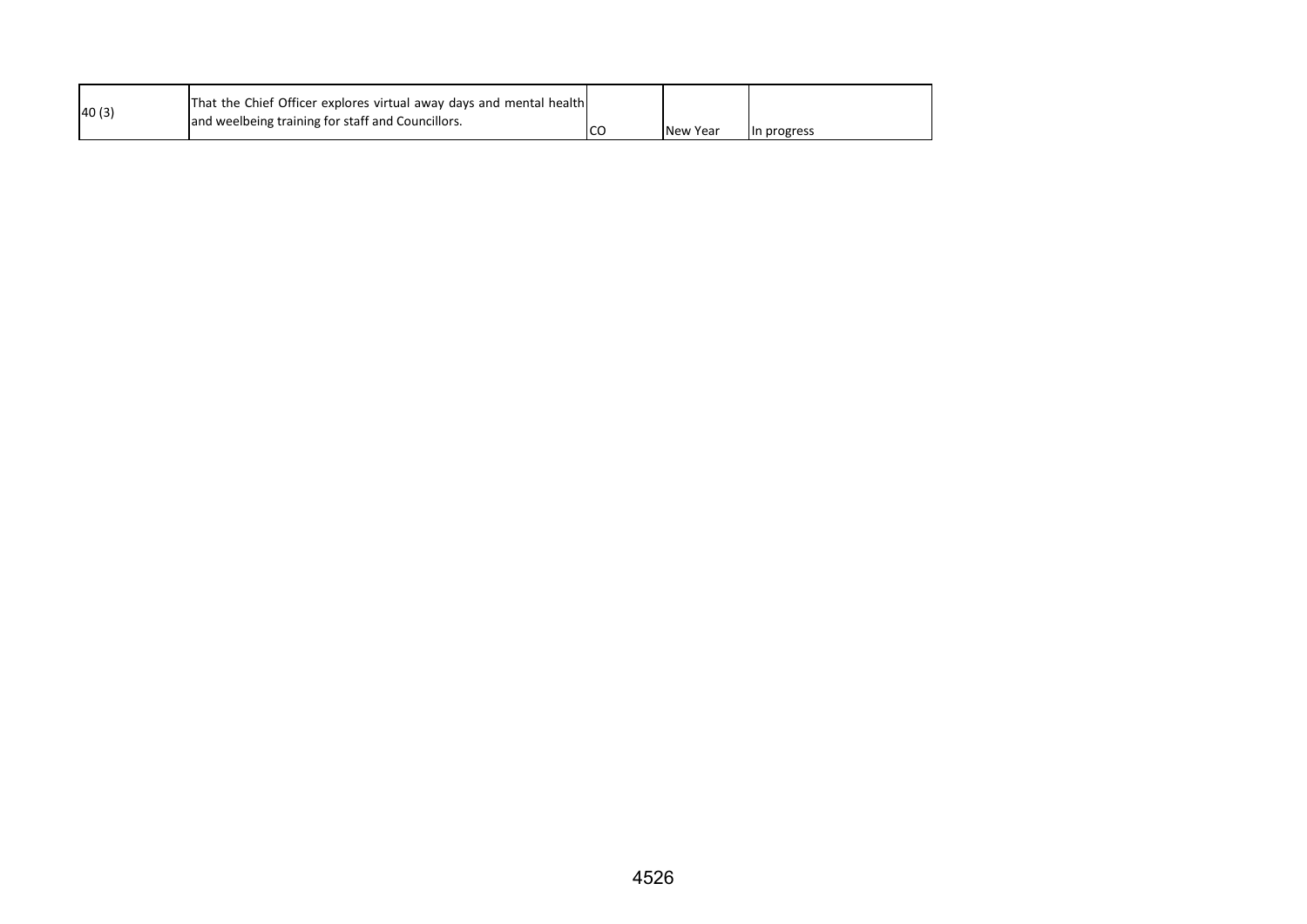| | | | | |
|---|---|---|---|---|
| 40 (3) | That the Chief Officer explores virtual away days and mental health and weelbeing training for staff and Councillors. | CO | New Year | In progress |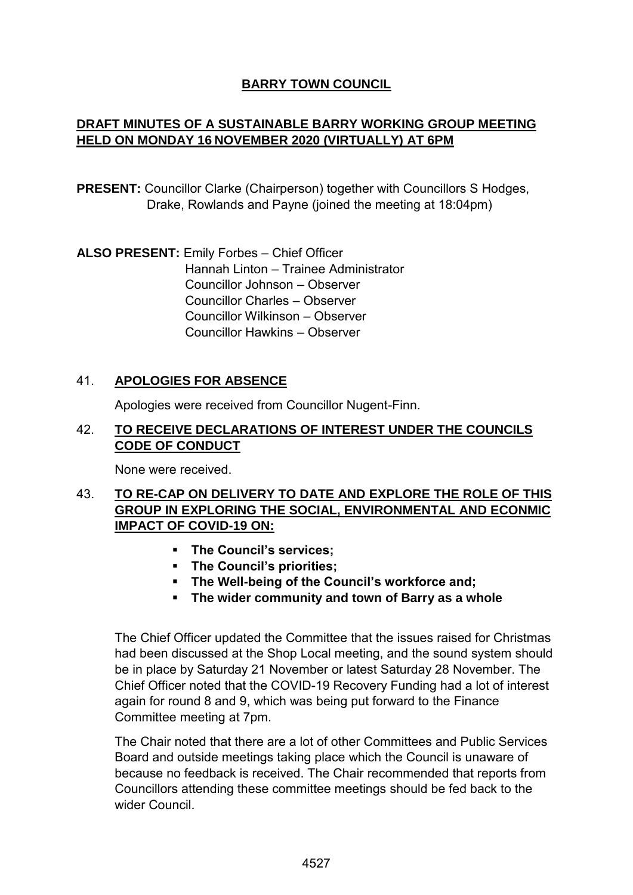# BARRY TOWN COUNCIL

## DRAFT MINUTES OF A SUSTAINABLE BARRY WORKING GROUP MEETING HELD ON MONDAY 16 NOVEMBER 2020 (VIRTUALLY) AT 6PM

**PRESENT:** Councillor Clarke (Chairperson) together with Councillors S Hodges, Drake, Rowlands and Payne (joined the meeting at 18:04pm)

**ALSO PRESENT:** Emily Forbes – Chief Officer
Hannah Linton – Trainee Administrator
Councillor Johnson – Observer
Councillor Charles – Observer
Councillor Wilkinson – Observer
Councillor Hawkins – Observer

41. **APOLOGIES FOR ABSENCE**

Apologies were received from Councillor Nugent-Finn.

42. **TO RECEIVE DECLARATIONS OF INTEREST UNDER THE COUNCILS CODE OF CONDUCT**

None were received.

43. **TO RE-CAP ON DELIVERY TO DATE AND EXPLORE THE ROLE OF THIS GROUP IN EXPLORING THE SOCIAL, ENVIRONMENTAL AND ECONMIC IMPACT OF COVID-19 ON:**

- **The Council's services;**
- **The Council's priorities;**
- **The Well-being of the Council's workforce and;**
- **The wider community and town of Barry as a whole**

The Chief Officer updated the Committee that the issues raised for Christmas had been discussed at the Shop Local meeting, and the sound system should be in place by Saturday 21 November or latest Saturday 28 November. The Chief Officer noted that the COVID-19 Recovery Funding had a lot of interest again for round 8 and 9, which was being put forward to the Finance Committee meeting at 7pm.

The Chair noted that there are a lot of other Committees and Public Services Board and outside meetings taking place which the Council is unaware of because no feedback is received. The Chair recommended that reports from Councillors attending these committee meetings should be fed back to the wider Council.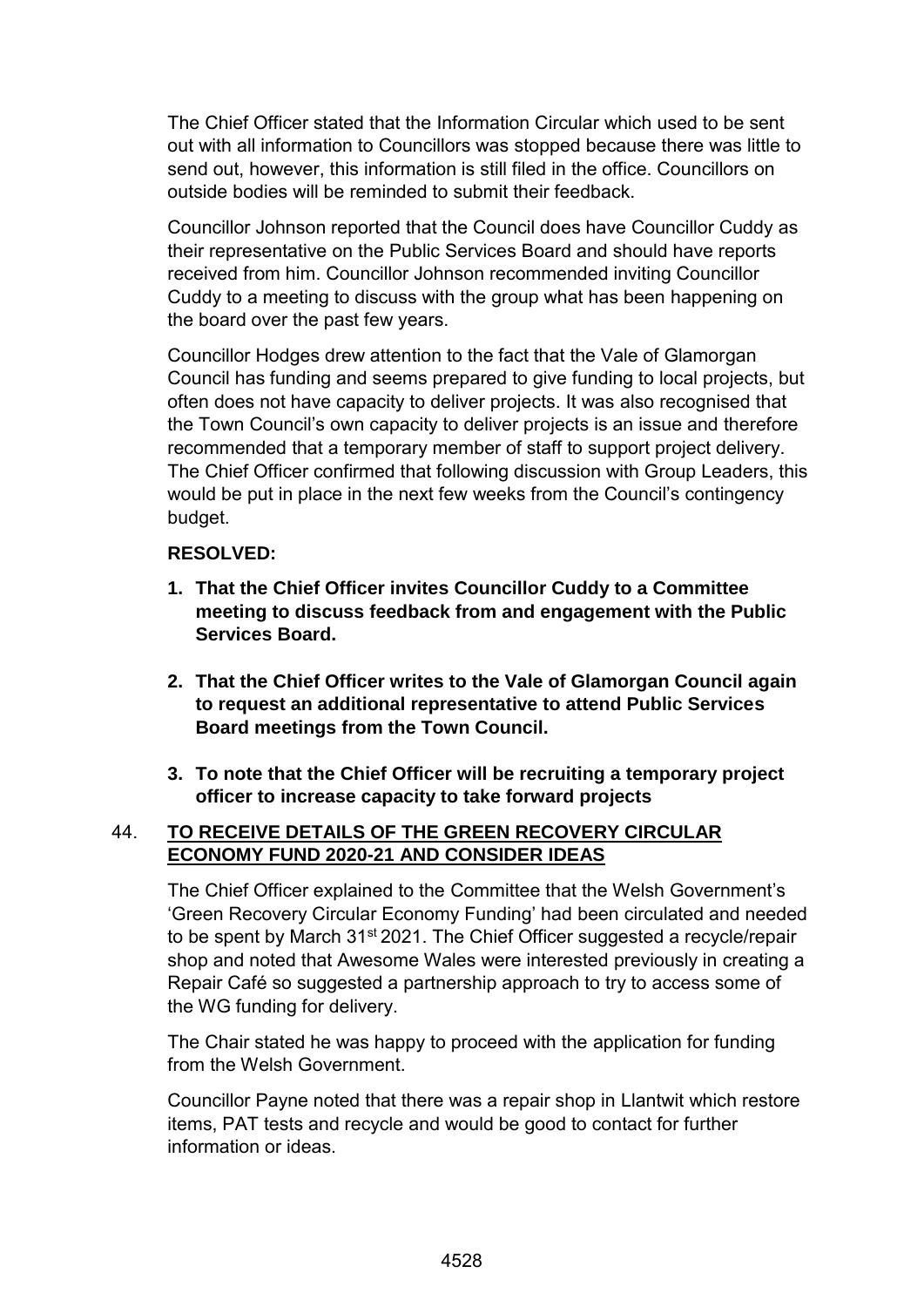The Chief Officer stated that the Information Circular which used to be sent out with all information to Councillors was stopped because there was little to send out, however, this information is still filed in the office. Councillors on outside bodies will be reminded to submit their feedback.

Councillor Johnson reported that the Council does have Councillor Cuddy as their representative on the Public Services Board and should have reports received from him. Councillor Johnson recommended inviting Councillor Cuddy to a meeting to discuss with the group what has been happening on the board over the past few years.

Councillor Hodges drew attention to the fact that the Vale of Glamorgan Council has funding and seems prepared to give funding to local projects, but often does not have capacity to deliver projects. It was also recognised that the Town Council's own capacity to deliver projects is an issue and therefore recommended that a temporary member of staff to support project delivery. The Chief Officer confirmed that following discussion with Group Leaders, this would be put in place in the next few weeks from the Council's contingency budget.

**RESOLVED:**

1. **That the Chief Officer invites Councillor Cuddy to a Committee meeting to discuss feedback from and engagement with the Public Services Board.**
2. **That the Chief Officer writes to the Vale of Glamorgan Council again to request an additional representative to attend Public Services Board meetings from the Town Council.**
3. **To note that the Chief Officer will be recruiting a temporary project officer to increase capacity to take forward projects**

44. **TO RECEIVE DETAILS OF THE GREEN RECOVERY CIRCULAR ECONOMY FUND 2020-21 AND CONSIDER IDEAS**

The Chief Officer explained to the Committee that the Welsh Government's 'Green Recovery Circular Economy Funding' had been circulated and needed to be spent by March 31st 2021. The Chief Officer suggested a recycle/repair shop and noted that Awesome Wales were interested previously in creating a Repair Café so suggested a partnership approach to try to access some of the WG funding for delivery.

The Chair stated he was happy to proceed with the application for funding from the Welsh Government.

Councillor Payne noted that there was a repair shop in Llantwit which restore items, PAT tests and recycle and would be good to contact for further information or ideas.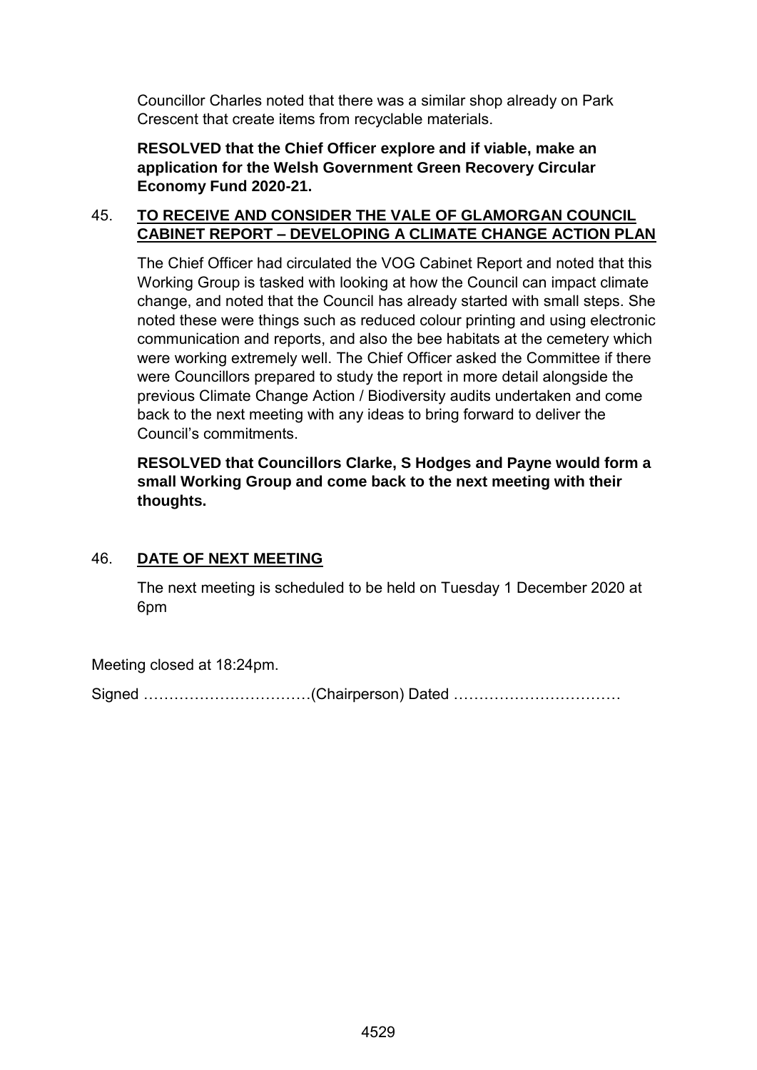Councillor Charles noted that there was a similar shop already on Park Crescent that create items from recyclable materials.

**RESOLVED that the Chief Officer explore and if viable, make an application for the Welsh Government Green Recovery Circular Economy Fund 2020-21.**

## 45. TO RECEIVE AND CONSIDER THE VALE OF GLAMORGAN COUNCIL CABINET REPORT – DEVELOPING A CLIMATE CHANGE ACTION PLAN

The Chief Officer had circulated the VOG Cabinet Report and noted that this Working Group is tasked with looking at how the Council can impact climate change, and noted that the Council has already started with small steps. She noted these were things such as reduced colour printing and using electronic communication and reports, and also the bee habitats at the cemetery which were working extremely well. The Chief Officer asked the Committee if there were Councillors prepared to study the report in more detail alongside the previous Climate Change Action / Biodiversity audits undertaken and come back to the next meeting with any ideas to bring forward to deliver the Council's commitments.

**RESOLVED that Councillors Clarke, S Hodges and Payne would form a small Working Group and come back to the next meeting with their thoughts.**

## 46. DATE OF NEXT MEETING

The next meeting is scheduled to be held on Tuesday 1 December 2020 at 6pm

Meeting closed at 18:24pm.

Signed ……………………………(Chairperson) Dated ……………………………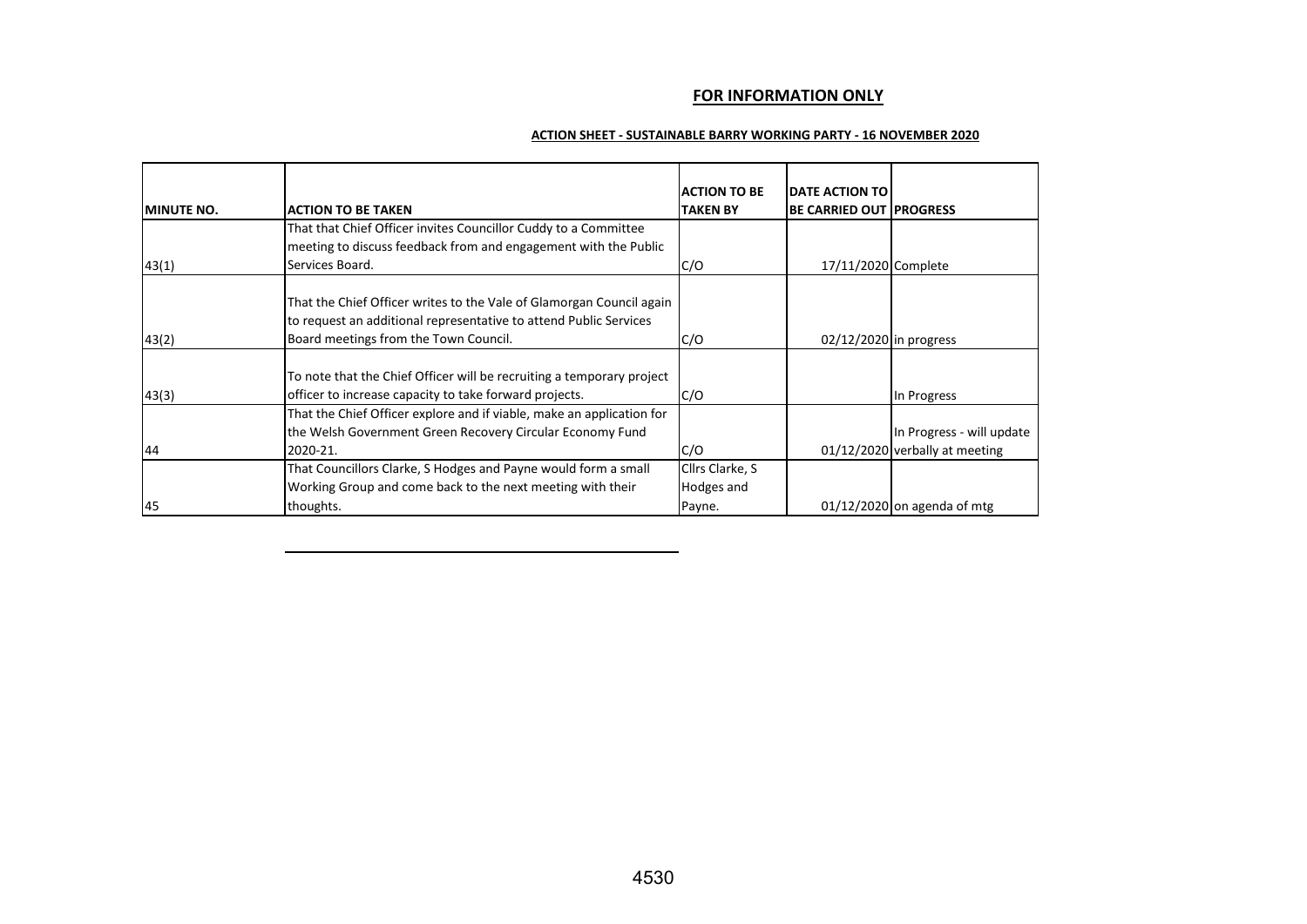**FOR INFORMATION ONLY**

**ACTION SHEET - SUSTAINABLE BARRY WORKING PARTY - 16 NOVEMBER 2020**

| MINUTE NO. | ACTION TO BE TAKEN | ACTION TO BE TAKEN BY | DATE ACTION TO BE CARRIED OUT | PROGRESS |
|---|---|---|---|---|
| 43(1) | That that Chief Officer invites Councillor Cuddy to a Committee meeting to discuss feedback from and engagement with the Public Services Board. | C/O | 17/11/2020 | Complete |
| 43(2) | That the Chief Officer writes to the Vale of Glamorgan Council again to request an additional representative to attend Public Services Board meetings from the Town Council. | C/O | 02/12/2020 | in progress |
| 43(3) | To note that the Chief Officer will be recruiting a temporary project officer to increase capacity to take forward projects. | C/O | | In Progress |
| 44 | That the Chief Officer explore and if viable, make an application for the Welsh Government Green Recovery Circular Economy Fund 2020-21. | C/O | 01/12/2020 | In Progress - will update verbally at meeting |
| 45 | That Councillors Clarke, S Hodges and Payne would form a small Working Group and come back to the next meeting with their thoughts. | Cllrs Clarke, S Hodges and Payne. | 01/12/2020 | on agenda of mtg |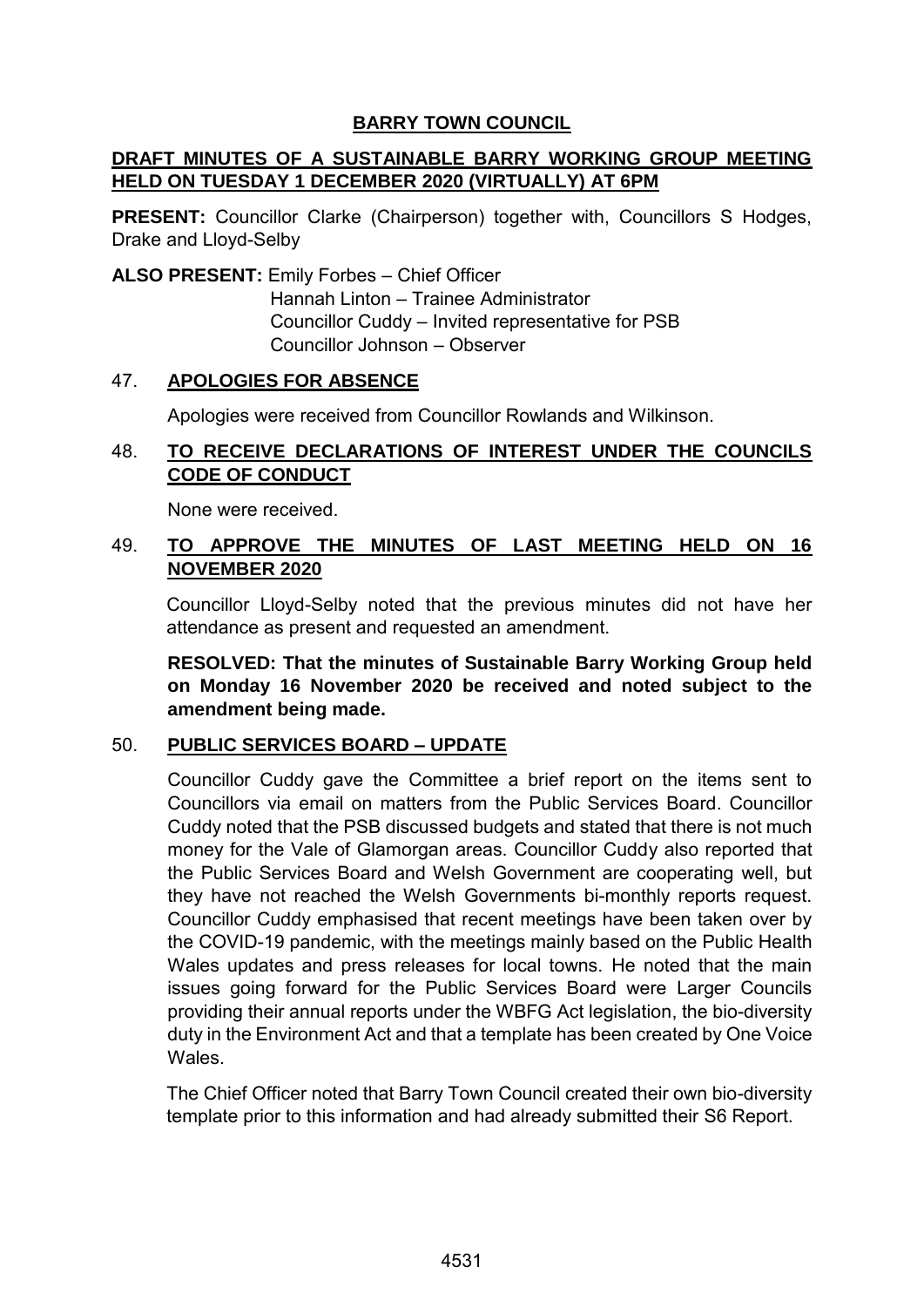# BARRY TOWN COUNCIL

## DRAFT MINUTES OF A SUSTAINABLE BARRY WORKING GROUP MEETING HELD ON TUESDAY 1 DECEMBER 2020 (VIRTUALLY) AT 6PM

**PRESENT:** Councillor Clarke (Chairperson) together with, Councillors S Hodges, Drake and Lloyd-Selby

**ALSO PRESENT:** Emily Forbes – Chief Officer
Hannah Linton – Trainee Administrator
Councillor Cuddy – Invited representative for PSB
Councillor Johnson – Observer

### 47. APOLOGIES FOR ABSENCE

Apologies were received from Councillor Rowlands and Wilkinson.

### 48. TO RECEIVE DECLARATIONS OF INTEREST UNDER THE COUNCILS CODE OF CONDUCT

None were received.

### 49. TO APPROVE THE MINUTES OF LAST MEETING HELD ON 16 NOVEMBER 2020

Councillor Lloyd-Selby noted that the previous minutes did not have her attendance as present and requested an amendment.

**RESOLVED: That the minutes of Sustainable Barry Working Group held on Monday 16 November 2020 be received and noted subject to the amendment being made.**

### 50. PUBLIC SERVICES BOARD – UPDATE

Councillor Cuddy gave the Committee a brief report on the items sent to Councillors via email on matters from the Public Services Board. Councillor Cuddy noted that the PSB discussed budgets and stated that there is not much money for the Vale of Glamorgan areas. Councillor Cuddy also reported that the Public Services Board and Welsh Government are cooperating well, but they have not reached the Welsh Governments bi-monthly reports request. Councillor Cuddy emphasised that recent meetings have been taken over by the COVID-19 pandemic, with the meetings mainly based on the Public Health Wales updates and press releases for local towns. He noted that the main issues going forward for the Public Services Board were Larger Councils providing their annual reports under the WBFG Act legislation, the bio-diversity duty in the Environment Act and that a template has been created by One Voice Wales.

The Chief Officer noted that Barry Town Council created their own bio-diversity template prior to this information and had already submitted their S6 Report.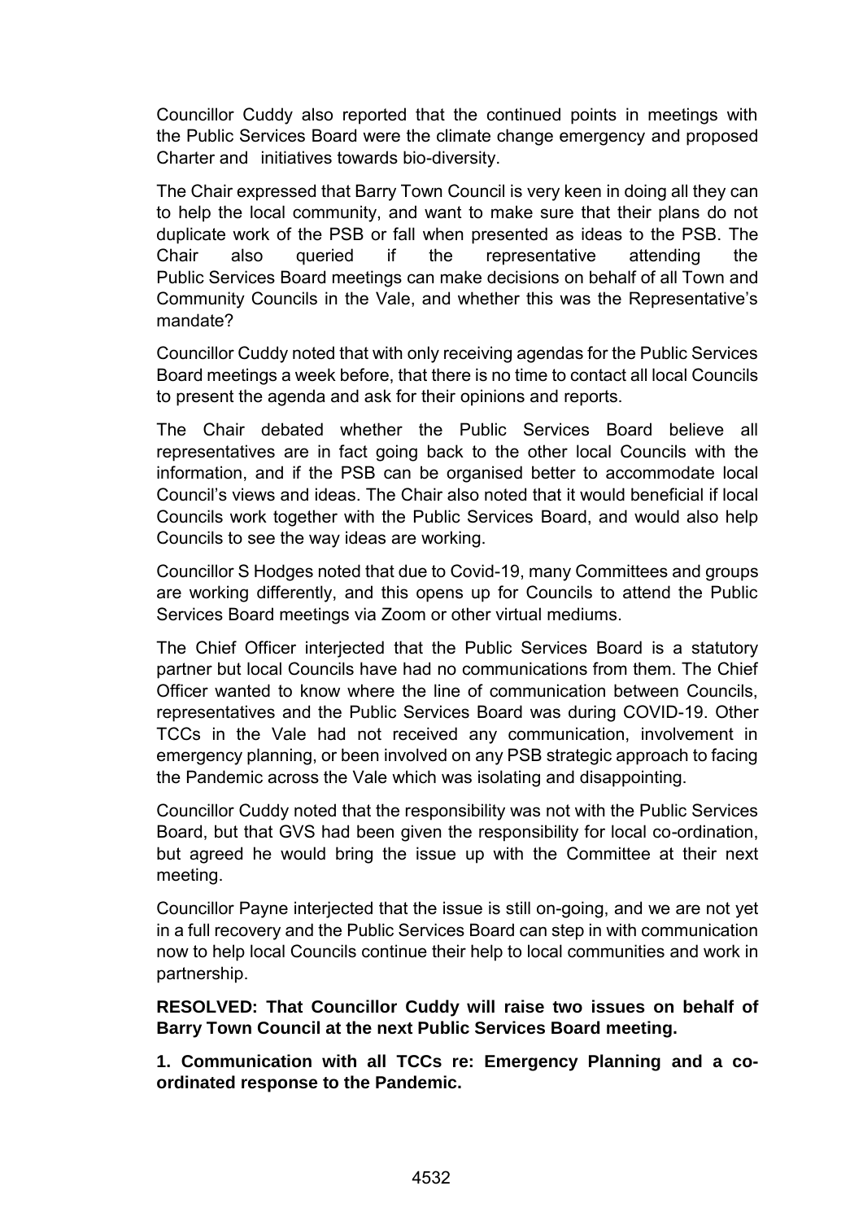Councillor Cuddy also reported that the continued points in meetings with the Public Services Board were the climate change emergency and proposed Charter and initiatives towards bio-diversity.

The Chair expressed that Barry Town Council is very keen in doing all they can to help the local community, and want to make sure that their plans do not duplicate work of the PSB or fall when presented as ideas to the PSB. The Chair also queried if the representative attending the Public Services Board meetings can make decisions on behalf of all Town and Community Councils in the Vale, and whether this was the Representative's mandate?

Councillor Cuddy noted that with only receiving agendas for the Public Services Board meetings a week before, that there is no time to contact all local Councils to present the agenda and ask for their opinions and reports.

The Chair debated whether the Public Services Board believe all representatives are in fact going back to the other local Councils with the information, and if the PSB can be organised better to accommodate local Council's views and ideas. The Chair also noted that it would beneficial if local Councils work together with the Public Services Board, and would also help Councils to see the way ideas are working.

Councillor S Hodges noted that due to Covid-19, many Committees and groups are working differently, and this opens up for Councils to attend the Public Services Board meetings via Zoom or other virtual mediums.

The Chief Officer interjected that the Public Services Board is a statutory partner but local Councils have had no communications from them. The Chief Officer wanted to know where the line of communication between Councils, representatives and the Public Services Board was during COVID-19. Other TCCs in the Vale had not received any communication, involvement in emergency planning, or been involved on any PSB strategic approach to facing the Pandemic across the Vale which was isolating and disappointing.

Councillor Cuddy noted that the responsibility was not with the Public Services Board, but that GVS had been given the responsibility for local co-ordination, but agreed he would bring the issue up with the Committee at their next meeting.

Councillor Payne interjected that the issue is still on-going, and we are not yet in a full recovery and the Public Services Board can step in with communication now to help local Councils continue their help to local communities and work in partnership.

**RESOLVED: That Councillor Cuddy will raise two issues on behalf of Barry Town Council at the next Public Services Board meeting.**

**1. Communication with all TCCs re: Emergency Planning and a co-ordinated response to the Pandemic.**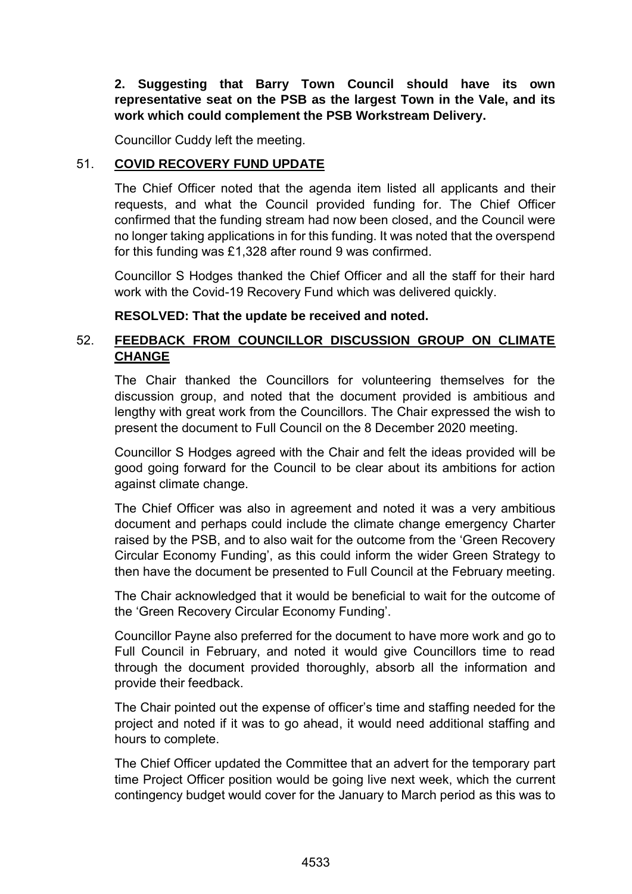**2. Suggesting that Barry Town Council should have its own representative seat on the PSB as the largest Town in the Vale, and its work which could complement the PSB Workstream Delivery.**

Councillor Cuddy left the meeting.

51. **COVID RECOVERY FUND UPDATE**

The Chief Officer noted that the agenda item listed all applicants and their requests, and what the Council provided funding for. The Chief Officer confirmed that the funding stream had now been closed, and the Council were no longer taking applications in for this funding. It was noted that the overspend for this funding was £1,328 after round 9 was confirmed.

Councillor S Hodges thanked the Chief Officer and all the staff for their hard work with the Covid-19 Recovery Fund which was delivered quickly.

**RESOLVED: That the update be received and noted.**

52. **FEEDBACK FROM COUNCILLOR DISCUSSION GROUP ON CLIMATE CHANGE**

The Chair thanked the Councillors for volunteering themselves for the discussion group, and noted that the document provided is ambitious and lengthy with great work from the Councillors. The Chair expressed the wish to present the document to Full Council on the 8 December 2020 meeting.

Councillor S Hodges agreed with the Chair and felt the ideas provided will be good going forward for the Council to be clear about its ambitions for action against climate change.

The Chief Officer was also in agreement and noted it was a very ambitious document and perhaps could include the climate change emergency Charter raised by the PSB, and to also wait for the outcome from the 'Green Recovery Circular Economy Funding', as this could inform the wider Green Strategy to then have the document be presented to Full Council at the February meeting.

The Chair acknowledged that it would be beneficial to wait for the outcome of the 'Green Recovery Circular Economy Funding'.

Councillor Payne also preferred for the document to have more work and go to Full Council in February, and noted it would give Councillors time to read through the document provided thoroughly, absorb all the information and provide their feedback.

The Chair pointed out the expense of officer's time and staffing needed for the project and noted if it was to go ahead, it would need additional staffing and hours to complete.

The Chief Officer updated the Committee that an advert for the temporary part time Project Officer position would be going live next week, which the current contingency budget would cover for the January to March period as this was to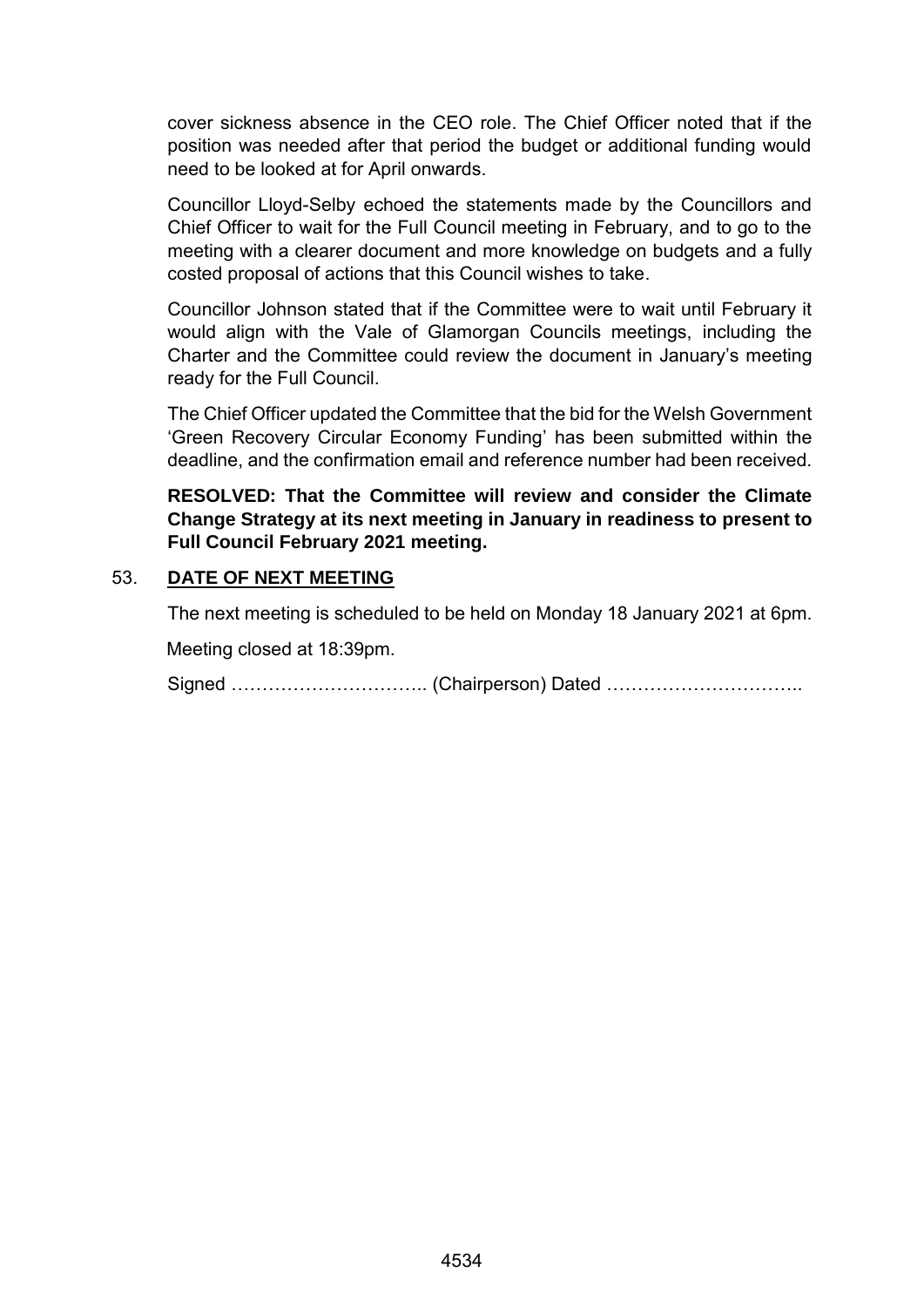cover sickness absence in the CEO role. The Chief Officer noted that if the position was needed after that period the budget or additional funding would need to be looked at for April onwards.

Councillor Lloyd-Selby echoed the statements made by the Councillors and Chief Officer to wait for the Full Council meeting in February, and to go to the meeting with a clearer document and more knowledge on budgets and a fully costed proposal of actions that this Council wishes to take.

Councillor Johnson stated that if the Committee were to wait until February it would align with the Vale of Glamorgan Councils meetings, including the Charter and the Committee could review the document in January's meeting ready for the Full Council.

The Chief Officer updated the Committee that the bid for the Welsh Government 'Green Recovery Circular Economy Funding' has been submitted within the deadline, and the confirmation email and reference number had been received.

**RESOLVED: That the Committee will review and consider the Climate Change Strategy at its next meeting in January in readiness to present to Full Council February 2021 meeting.**

53. **DATE OF NEXT MEETING**

The next meeting is scheduled to be held on Monday 18 January 2021 at 6pm.

Meeting closed at 18:39pm.

Signed ………………………….. (Chairperson) Dated …………………………..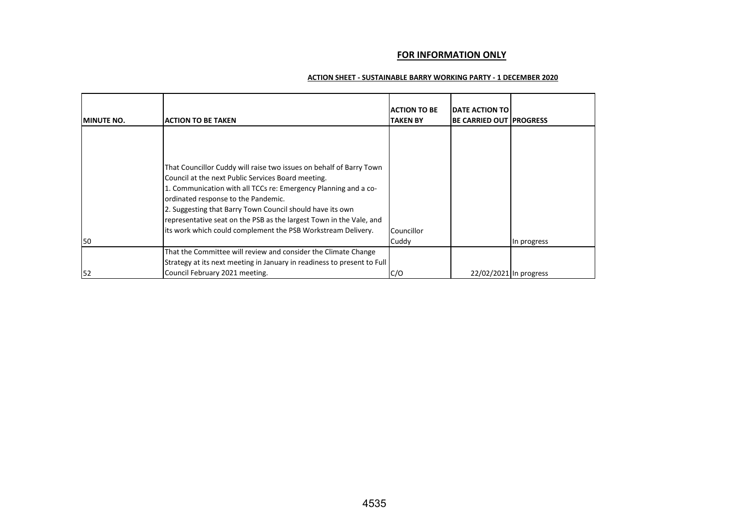**FOR INFORMATION ONLY**

**ACTION SHEET - SUSTAINABLE BARRY WORKING PARTY - 1 DECEMBER 2020**

| MINUTE NO. | ACTION TO BE TAKEN | ACTION TO BE TAKEN BY | DATE ACTION TO BE CARRIED OUT | PROGRESS |
|---|---|---|---|---|
| 50 | That Councillor Cuddy will raise two issues on behalf of Barry Town Council at the next Public Services Board meeting.<br>1. Communication with all TCCs re: Emergency Planning and a co-ordinated response to the Pandemic.<br>2. Suggesting that Barry Town Council should have its own representative seat on the PSB as the largest Town in the Vale, and its work which could complement the PSB Workstream Delivery. | Councillor Cuddy | | In progress |
| 52 | That the Committee will review and consider the Climate Change Strategy at its next meeting in January in readiness to present to Full Council February 2021 meeting. | C/O | 22/02/2021 | In progress |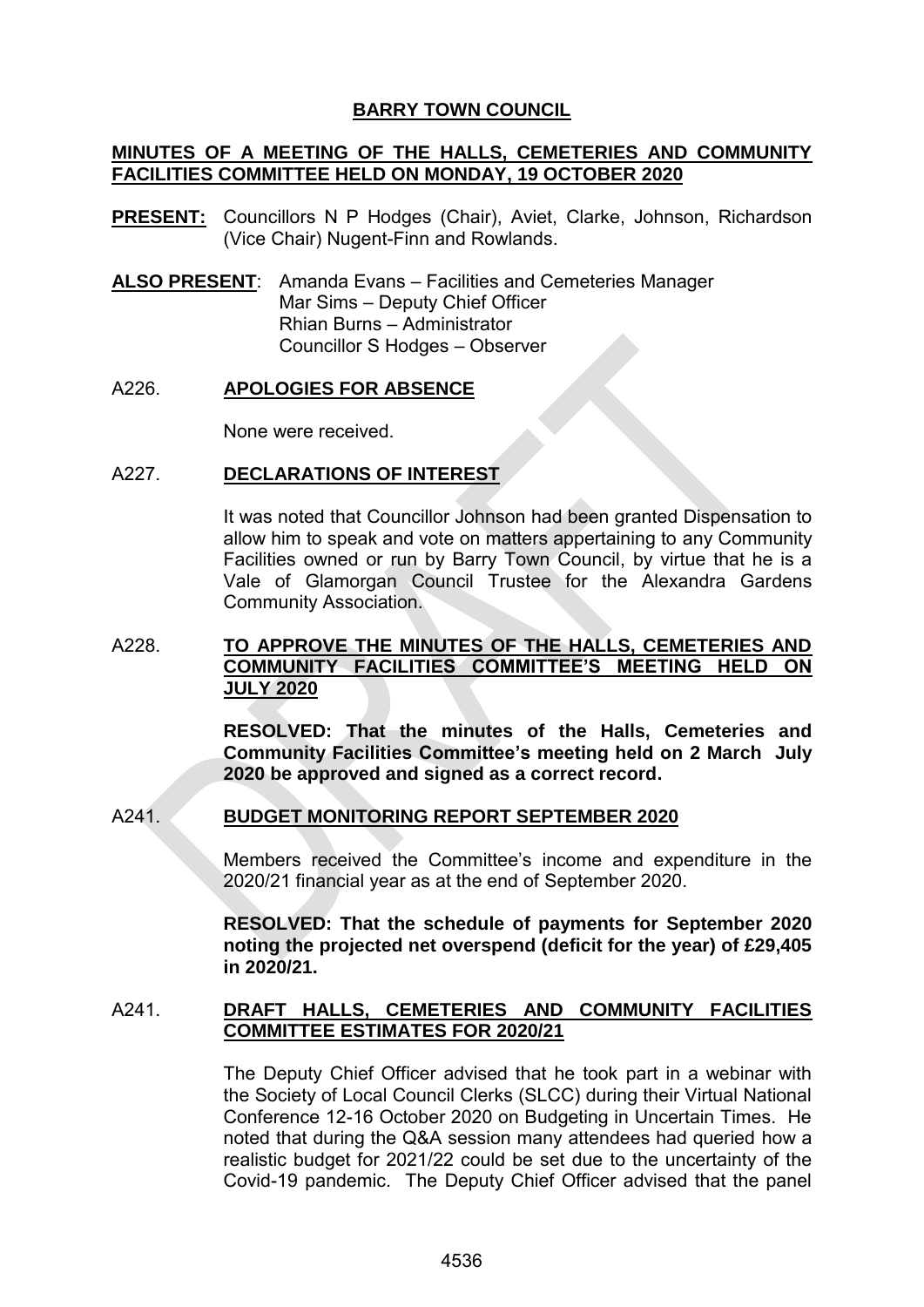# BARRY TOWN COUNCIL

## MINUTES OF A MEETING OF THE HALLS, CEMETERIES AND COMMUNITY FACILITIES COMMITTEE HELD ON MONDAY, 19 OCTOBER 2020

**PRESENT:** Councillors N P Hodges (Chair), Aviet, Clarke, Johnson, Richardson (Vice Chair) Nugent-Finn and Rowlands.

**ALSO PRESENT**: Amanda Evans – Facilities and Cemeteries Manager
Mar Sims – Deputy Chief Officer
Rhian Burns – Administrator
Councillor S Hodges – Observer

A226. **APOLOGIES FOR ABSENCE**

None were received.

A227. **DECLARATIONS OF INTEREST**

It was noted that Councillor Johnson had been granted Dispensation to allow him to speak and vote on matters appertaining to any Community Facilities owned or run by Barry Town Council, by virtue that he is a Vale of Glamorgan Council Trustee for the Alexandra Gardens Community Association.

A228. **TO APPROVE THE MINUTES OF THE HALLS, CEMETERIES AND COMMUNITY FACILITIES COMMITTEE'S MEETING HELD ON JULY 2020**

**RESOLVED: That the minutes of the Halls, Cemeteries and Community Facilities Committee's meeting held on 2 March July 2020 be approved and signed as a correct record.**

A241. **BUDGET MONITORING REPORT SEPTEMBER 2020**

Members received the Committee's income and expenditure in the 2020/21 financial year as at the end of September 2020.

**RESOLVED: That the schedule of payments for September 2020 noting the projected net overspend (deficit for the year) of £29,405 in 2020/21.**

A241. **DRAFT HALLS, CEMETERIES AND COMMUNITY FACILITIES COMMITTEE ESTIMATES FOR 2020/21**

The Deputy Chief Officer advised that he took part in a webinar with the Society of Local Council Clerks (SLCC) during their Virtual National Conference 12-16 October 2020 on Budgeting in Uncertain Times. He noted that during the Q&A session many attendees had queried how a realistic budget for 2021/22 could be set due to the uncertainty of the Covid-19 pandemic. The Deputy Chief Officer advised that the panel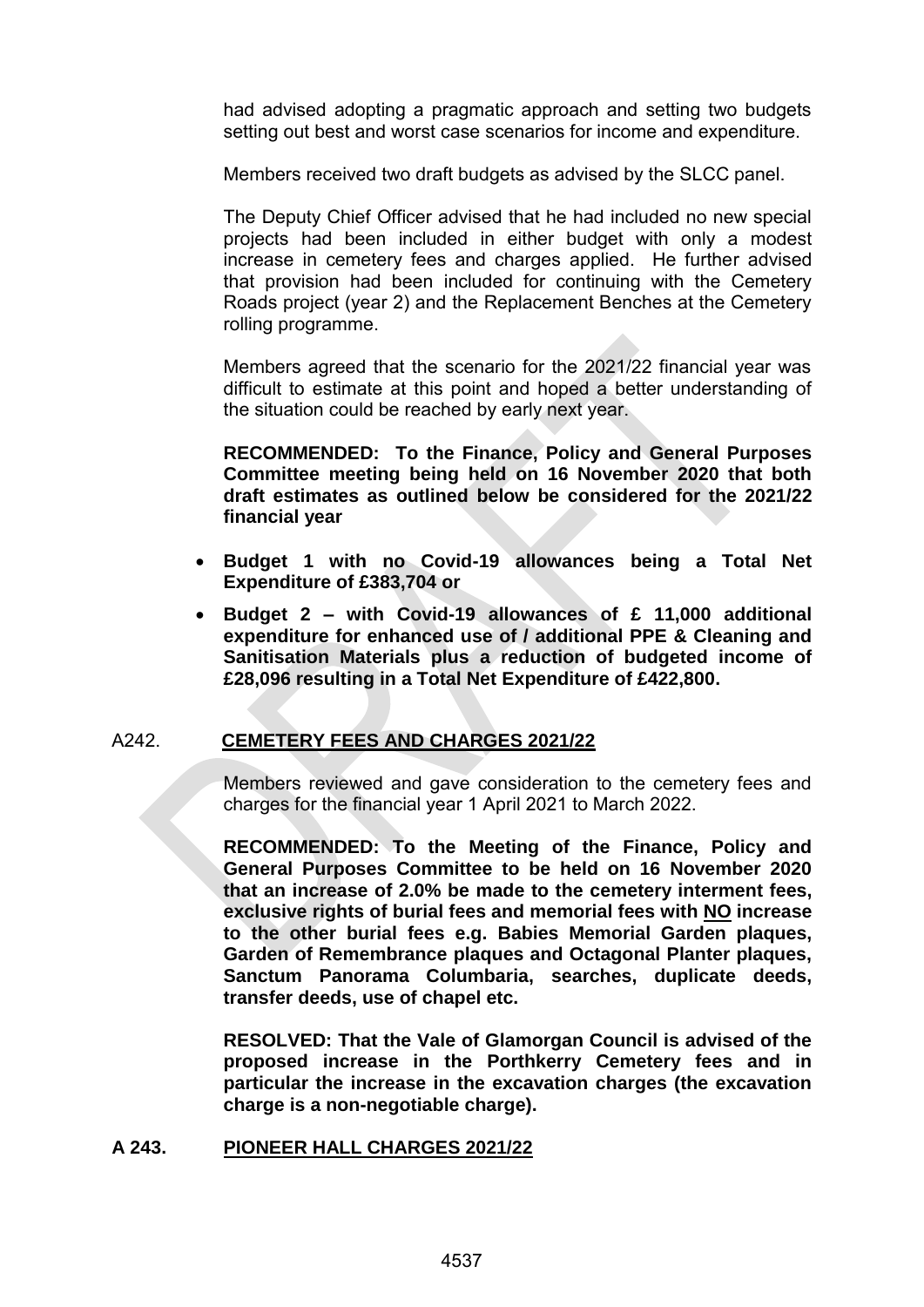had advised adopting a pragmatic approach and setting two budgets setting out best and worst case scenarios for income and expenditure.

Members received two draft budgets as advised by the SLCC panel.

The Deputy Chief Officer advised that he had included no new special projects had been included in either budget with only a modest increase in cemetery fees and charges applied. He further advised that provision had been included for continuing with the Cemetery Roads project (year 2) and the Replacement Benches at the Cemetery rolling programme.

Members agreed that the scenario for the 2021/22 financial year was difficult to estimate at this point and hoped a better understanding of the situation could be reached by early next year.

**RECOMMENDED: To the Finance, Policy and General Purposes Committee meeting being held on 16 November 2020 that both draft estimates as outlined below be considered for the 2021/22 financial year**

- **Budget 1 with no Covid-19 allowances being a Total Net Expenditure of £383,704 or**
- **Budget 2 – with Covid-19 allowances of £ 11,000 additional expenditure for enhanced use of / additional PPE & Cleaning and Sanitisation Materials plus a reduction of budgeted income of £28,096 resulting in a Total Net Expenditure of £422,800.**

## A242. CEMETERY FEES AND CHARGES 2021/22

Members reviewed and gave consideration to the cemetery fees and charges for the financial year 1 April 2021 to March 2022.

**RECOMMENDED: To the Meeting of the Finance, Policy and General Purposes Committee to be held on 16 November 2020 that an increase of 2.0% be made to the cemetery interment fees, exclusive rights of burial fees and memorial fees with <u>NO</u> increase to the other burial fees e.g. Babies Memorial Garden plaques, Garden of Remembrance plaques and Octagonal Planter plaques, Sanctum Panorama Columbaria, searches, duplicate deeds, transfer deeds, use of chapel etc.**

**RESOLVED: That the Vale of Glamorgan Council is advised of the proposed increase in the Porthkerry Cemetery fees and in particular the increase in the excavation charges (the excavation charge is a non-negotiable charge).**

## A 243. PIONEER HALL CHARGES 2021/22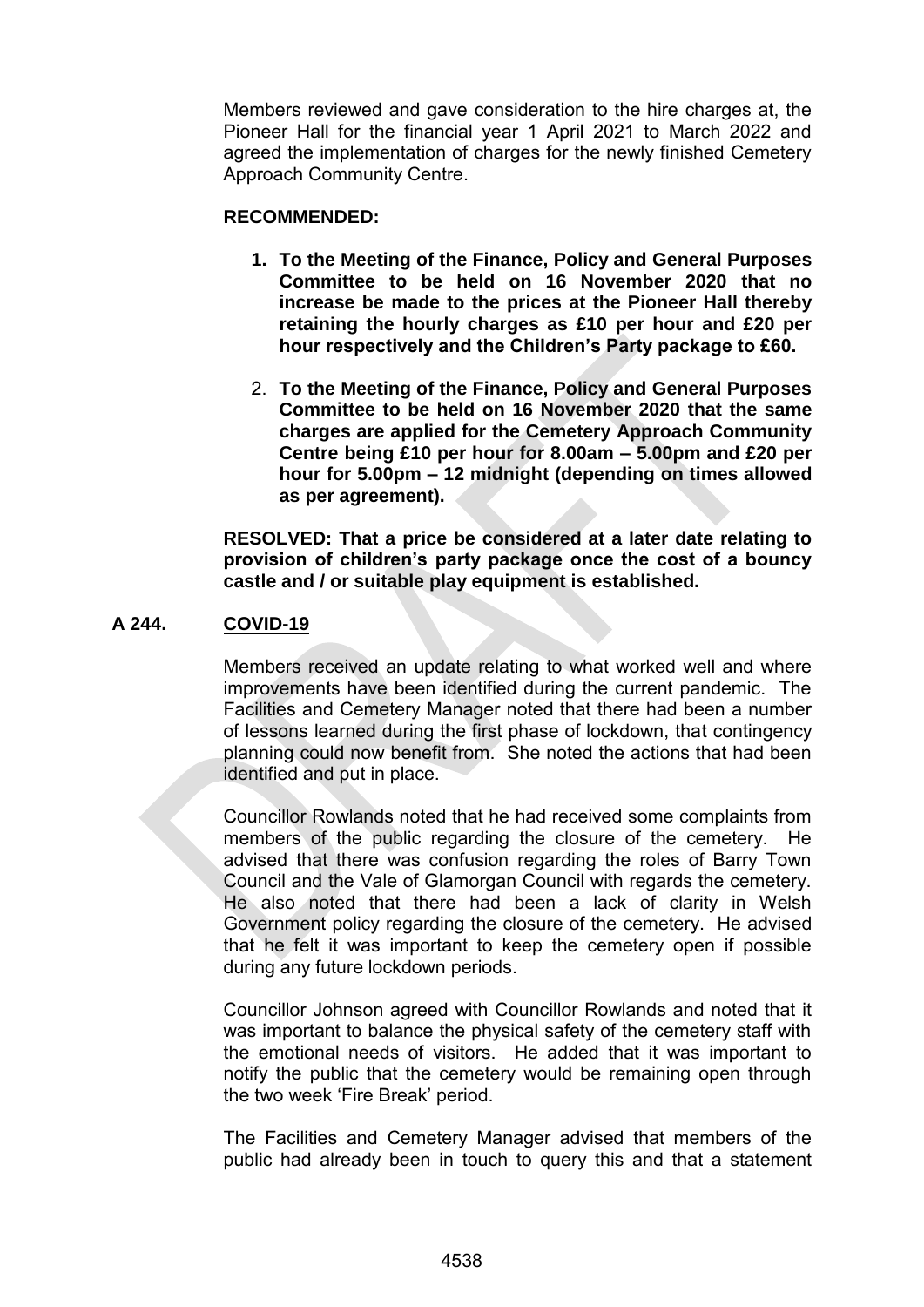Members reviewed and gave consideration to the hire charges at, the Pioneer Hall for the financial year 1 April 2021 to March 2022 and agreed the implementation of charges for the newly finished Cemetery Approach Community Centre.

**RECOMMENDED:**

1. **To the Meeting of the Finance, Policy and General Purposes Committee to be held on 16 November 2020 that no increase be made to the prices at the Pioneer Hall thereby retaining the hourly charges as £10 per hour and £20 per hour respectively and the Children's Party package to £60.**

2. **To the Meeting of the Finance, Policy and General Purposes Committee to be held on 16 November 2020 that the same charges are applied for the Cemetery Approach Community Centre being £10 per hour for 8.00am – 5.00pm and £20 per hour for 5.00pm – 12 midnight (depending on times allowed as per agreement).**

**RESOLVED: That a price be considered at a later date relating to provision of children's party package once the cost of a bouncy castle and / or suitable play equipment is established.**

## A 244. COVID-19

Members received an update relating to what worked well and where improvements have been identified during the current pandemic. The Facilities and Cemetery Manager noted that there had been a number of lessons learned during the first phase of lockdown, that contingency planning could now benefit from. She noted the actions that had been identified and put in place.

Councillor Rowlands noted that he had received some complaints from members of the public regarding the closure of the cemetery. He advised that there was confusion regarding the roles of Barry Town Council and the Vale of Glamorgan Council with regards the cemetery. He also noted that there had been a lack of clarity in Welsh Government policy regarding the closure of the cemetery. He advised that he felt it was important to keep the cemetery open if possible during any future lockdown periods.

Councillor Johnson agreed with Councillor Rowlands and noted that it was important to balance the physical safety of the cemetery staff with the emotional needs of visitors. He added that it was important to notify the public that the cemetery would be remaining open through the two week 'Fire Break' period.

The Facilities and Cemetery Manager advised that members of the public had already been in touch to query this and that a statement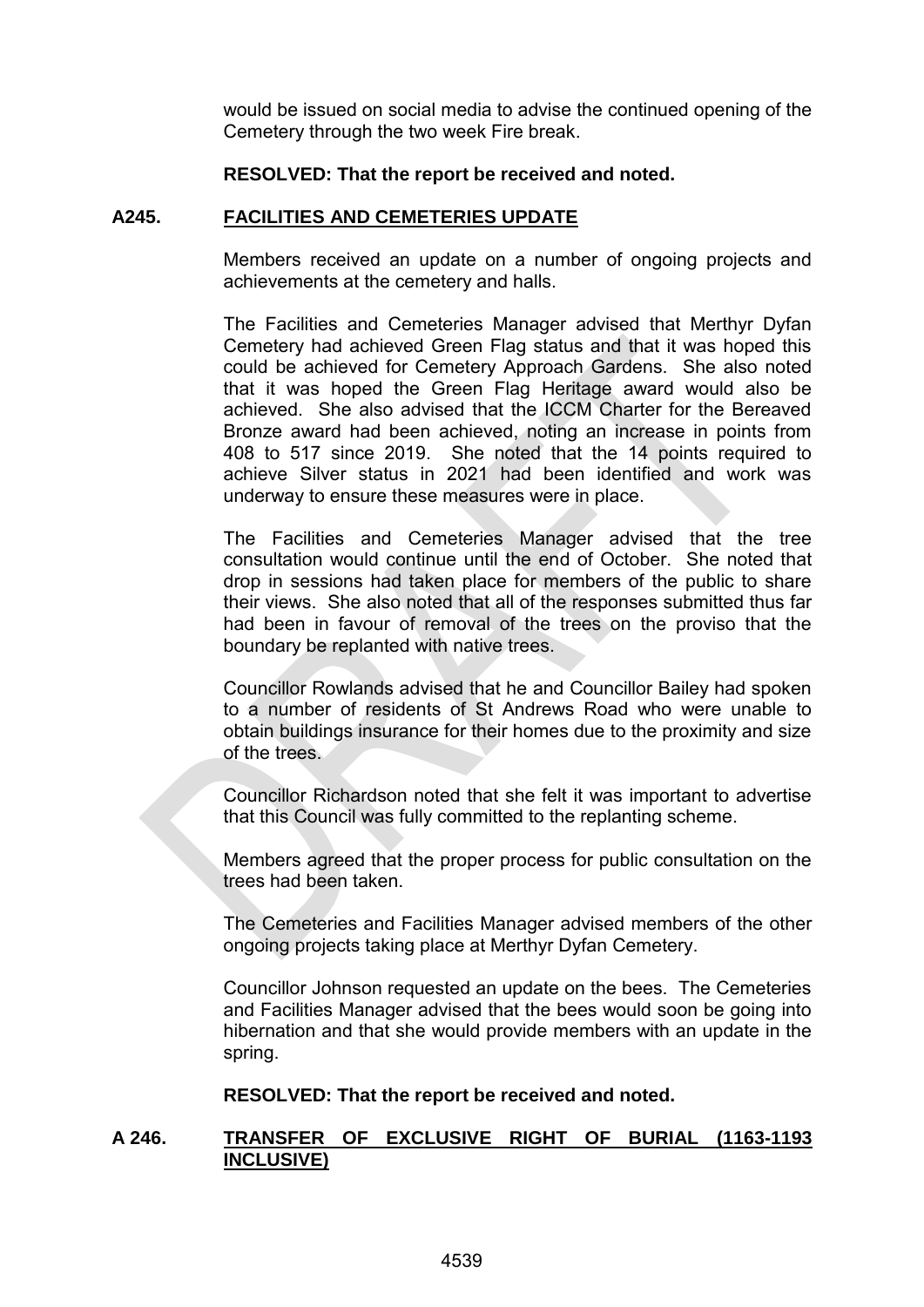would be issued on social media to advise the continued opening of the Cemetery through the two week Fire break.

**RESOLVED: That the report be received and noted.**

## A245. FACILITIES AND CEMETERIES UPDATE

Members received an update on a number of ongoing projects and achievements at the cemetery and halls.

The Facilities and Cemeteries Manager advised that Merthyr Dyfan Cemetery had achieved Green Flag status and that it was hoped this could be achieved for Cemetery Approach Gardens. She also noted that it was hoped the Green Flag Heritage award would also be achieved. She also advised that the ICCM Charter for the Bereaved Bronze award had been achieved, noting an increase in points from 408 to 517 since 2019. She noted that the 14 points required to achieve Silver status in 2021 had been identified and work was underway to ensure these measures were in place.

The Facilities and Cemeteries Manager advised that the tree consultation would continue until the end of October. She noted that drop in sessions had taken place for members of the public to share their views. She also noted that all of the responses submitted thus far had been in favour of removal of the trees on the proviso that the boundary be replanted with native trees.

Councillor Rowlands advised that he and Councillor Bailey had spoken to a number of residents of St Andrews Road who were unable to obtain buildings insurance for their homes due to the proximity and size of the trees.

Councillor Richardson noted that she felt it was important to advertise that this Council was fully committed to the replanting scheme.

Members agreed that the proper process for public consultation on the trees had been taken.

The Cemeteries and Facilities Manager advised members of the other ongoing projects taking place at Merthyr Dyfan Cemetery.

Councillor Johnson requested an update on the bees. The Cemeteries and Facilities Manager advised that the bees would soon be going into hibernation and that she would provide members with an update in the spring.

**RESOLVED: That the report be received and noted.**

## A 246. TRANSFER OF EXCLUSIVE RIGHT OF BURIAL (1163-1193 INCLUSIVE)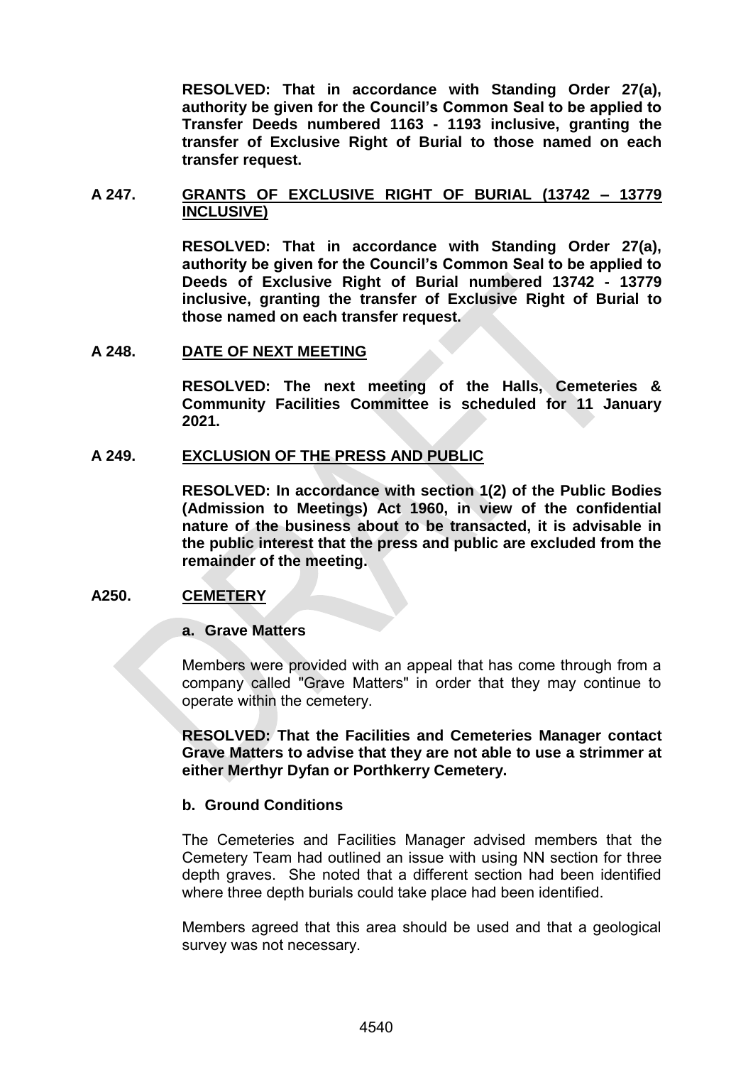**RESOLVED: That in accordance with Standing Order 27(a), authority be given for the Council's Common Seal to be applied to Transfer Deeds numbered 1163 - 1193 inclusive, granting the transfer of Exclusive Right of Burial to those named on each transfer request.**

## A 247. GRANTS OF EXCLUSIVE RIGHT OF BURIAL (13742 – 13779 INCLUSIVE)

**RESOLVED: That in accordance with Standing Order 27(a), authority be given for the Council's Common Seal to be applied to Deeds of Exclusive Right of Burial numbered 13742 - 13779 inclusive, granting the transfer of Exclusive Right of Burial to those named on each transfer request.**

## A 248. DATE OF NEXT MEETING

**RESOLVED: The next meeting of the Halls, Cemeteries & Community Facilities Committee is scheduled for 11 January 2021.**

## A 249. EXCLUSION OF THE PRESS AND PUBLIC

**RESOLVED: In accordance with section 1(2) of the Public Bodies (Admission to Meetings) Act 1960, in view of the confidential nature of the business about to be transacted, it is advisable in the public interest that the press and public are excluded from the remainder of the meeting.**

## A250. CEMETERY

**a. Grave Matters**

Members were provided with an appeal that has come through from a company called "Grave Matters" in order that they may continue to operate within the cemetery.

**RESOLVED: That the Facilities and Cemeteries Manager contact Grave Matters to advise that they are not able to use a strimmer at either Merthyr Dyfan or Porthkerry Cemetery.**

**b. Ground Conditions**

The Cemeteries and Facilities Manager advised members that the Cemetery Team had outlined an issue with using NN section for three depth graves. She noted that a different section had been identified where three depth burials could take place had been identified.

Members agreed that this area should be used and that a geological survey was not necessary.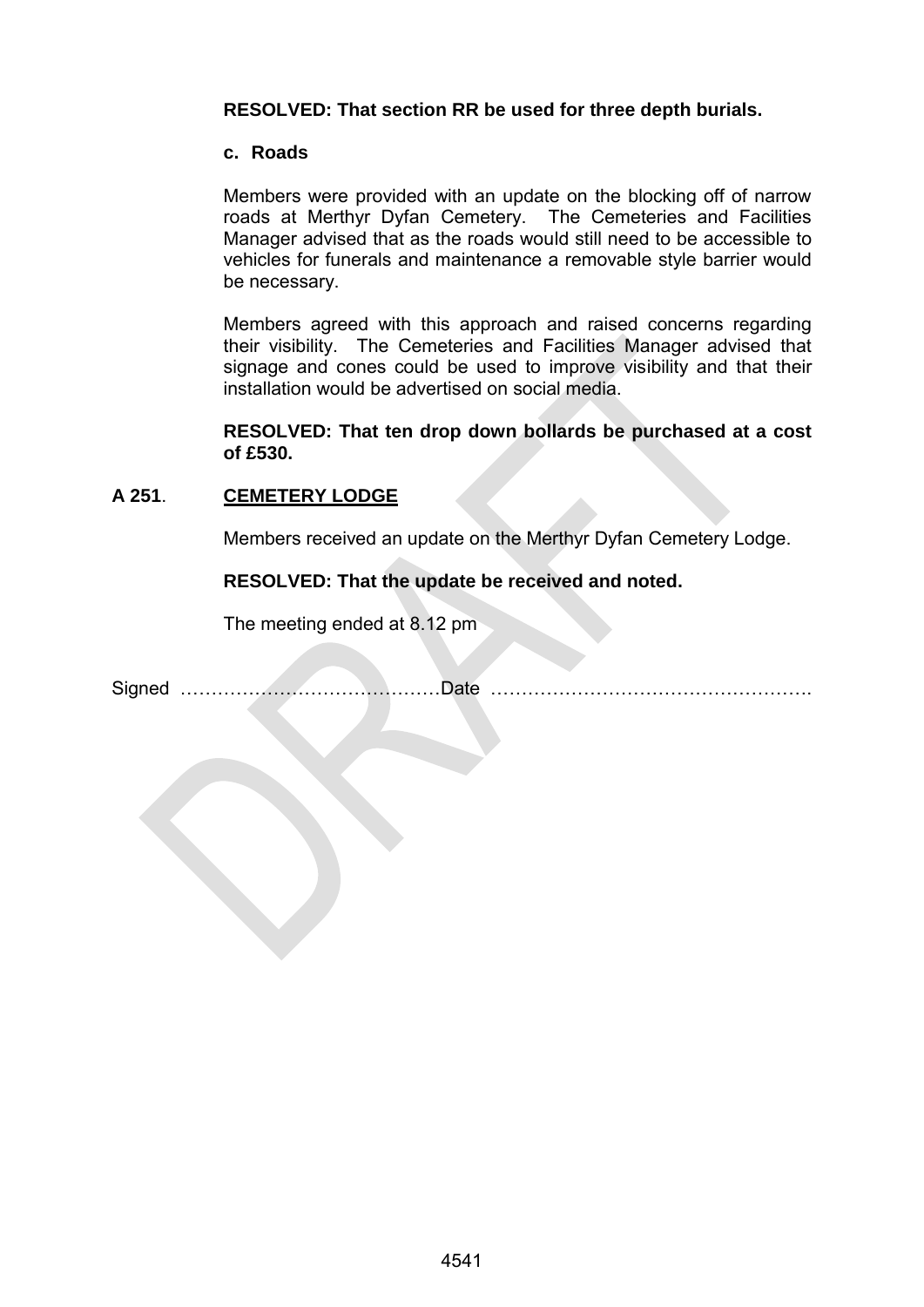**RESOLVED: That section RR be used for three depth burials.**

**c. Roads**

Members were provided with an update on the blocking off of narrow roads at Merthyr Dyfan Cemetery. The Cemeteries and Facilities Manager advised that as the roads would still need to be accessible to vehicles for funerals and maintenance a removable style barrier would be necessary.

Members agreed with this approach and raised concerns regarding their visibility. The Cemeteries and Facilities Manager advised that signage and cones could be used to improve visibility and that their installation would be advertised on social media.

**RESOLVED: That ten drop down bollards be purchased at a cost of £530.**

**A 251**. **CEMETERY LODGE**

Members received an update on the Merthyr Dyfan Cemetery Lodge.

**RESOLVED: That the update be received and noted.**

The meeting ended at 8.12 pm

Signed ……………………………………Date …………………………………………….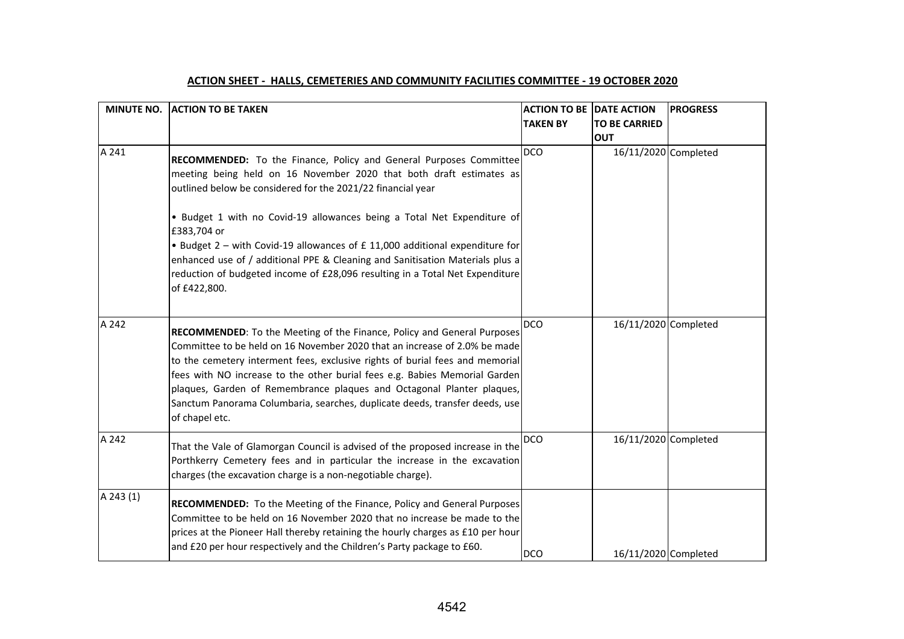## ACTION SHEET - HALLS, CEMETERIES AND COMMUNITY FACILITIES COMMITTEE - 19 OCTOBER 2020

| MINUTE NO. | ACTION TO BE TAKEN | ACTION TO BE TAKEN BY | DATE ACTION TO BE CARRIED OUT | PROGRESS |
|---|---|---|---|---|
| A 241 | **RECOMMENDED:** To the Finance, Policy and General Purposes Committee meeting being held on 16 November 2020 that both draft estimates as outlined below be considered for the 2021/22 financial year<br><br>• Budget 1 with no Covid-19 allowances being a Total Net Expenditure of £383,704 or<br>• Budget 2 – with Covid-19 allowances of £ 11,000 additional expenditure for enhanced use of / additional PPE & Cleaning and Sanitisation Materials plus a reduction of budgeted income of £28,096 resulting in a Total Net Expenditure of £422,800. | DCO | 16/11/2020 | Completed |
| A 242 | **RECOMMENDED**: To the Meeting of the Finance, Policy and General Purposes Committee to be held on 16 November 2020 that an increase of 2.0% be made to the cemetery interment fees, exclusive rights of burial fees and memorial fees with NO increase to the other burial fees e.g. Babies Memorial Garden plaques, Garden of Remembrance plaques and Octagonal Planter plaques, Sanctum Panorama Columbaria, searches, duplicate deeds, transfer deeds, use of chapel etc. | DCO | 16/11/2020 | Completed |
| A 242 | That the Vale of Glamorgan Council is advised of the proposed increase in the Porthkerry Cemetery fees and in particular the increase in the excavation charges (the excavation charge is a non-negotiable charge). | DCO | 16/11/2020 | Completed |
| A 243 (1) | **RECOMMENDED:** To the Meeting of the Finance, Policy and General Purposes Committee to be held on 16 November 2020 that no increase be made to the prices at the Pioneer Hall thereby retaining the hourly charges as £10 per hour and £20 per hour respectively and the Children's Party package to £60. | DCO | 16/11/2020 | Completed |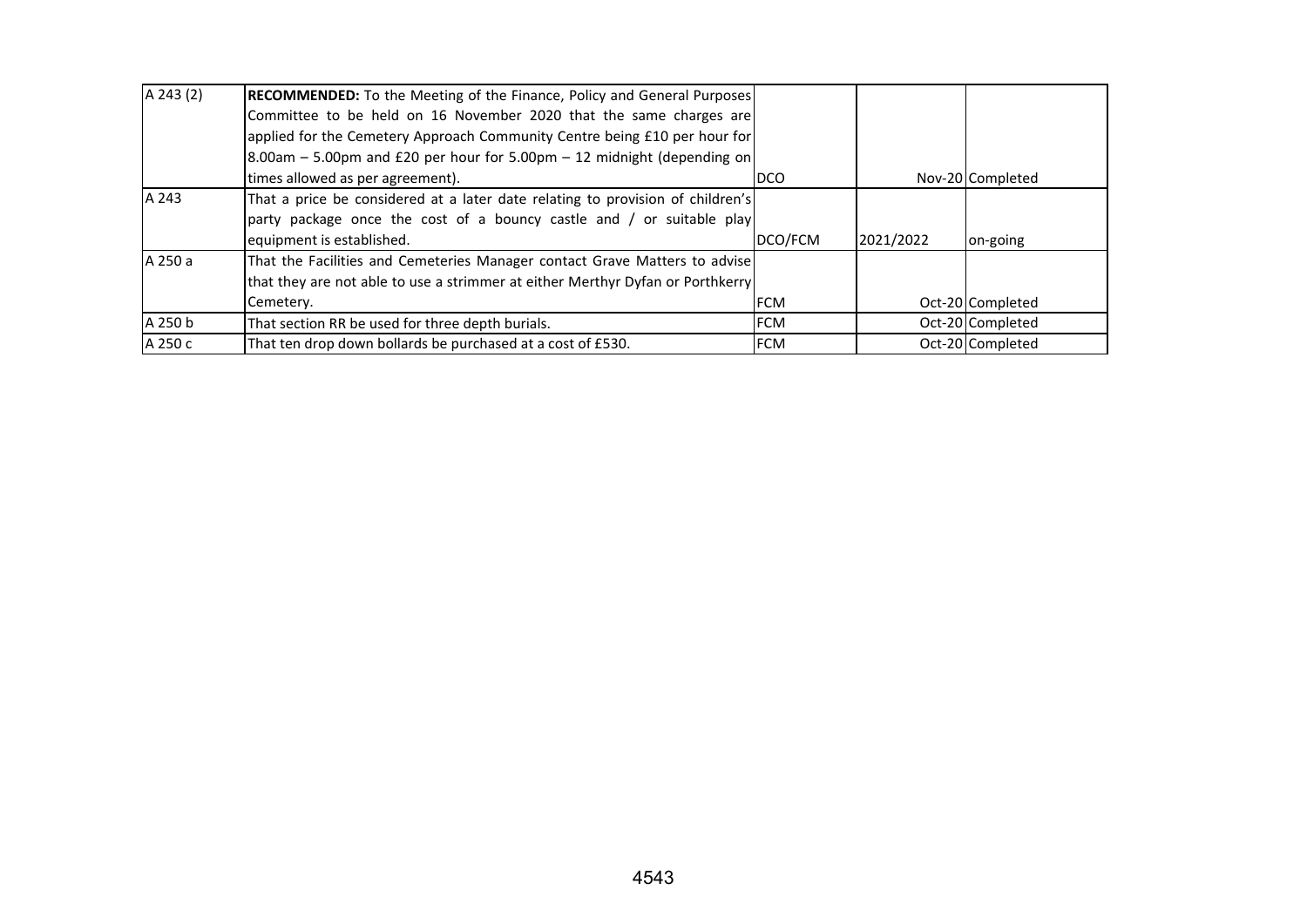| | | | | |
|---|---|---|---|---|
| A 243 (2) | **RECOMMENDED:** To the Meeting of the Finance, Policy and General Purposes Committee to be held on 16 November 2020 that the same charges are applied for the Cemetery Approach Community Centre being £10 per hour for 8.00am – 5.00pm and £20 per hour for 5.00pm – 12 midnight (depending on times allowed as per agreement). | DCO | Nov-20 | Completed |
| A 243 | That a price be considered at a later date relating to provision of children's party package once the cost of a bouncy castle and / or suitable play equipment is established. | DCO/FCM | 2021/2022 | on-going |
| A 250 a | That the Facilities and Cemeteries Manager contact Grave Matters to advise that they are not able to use a strimmer at either Merthyr Dyfan or Porthkerry Cemetery. | FCM | Oct-20 | Completed |
| A 250 b | That section RR be used for three depth burials. | FCM | Oct-20 | Completed |
| A 250 c | That ten drop down bollards be purchased at a cost of £530. | FCM | Oct-20 | Completed |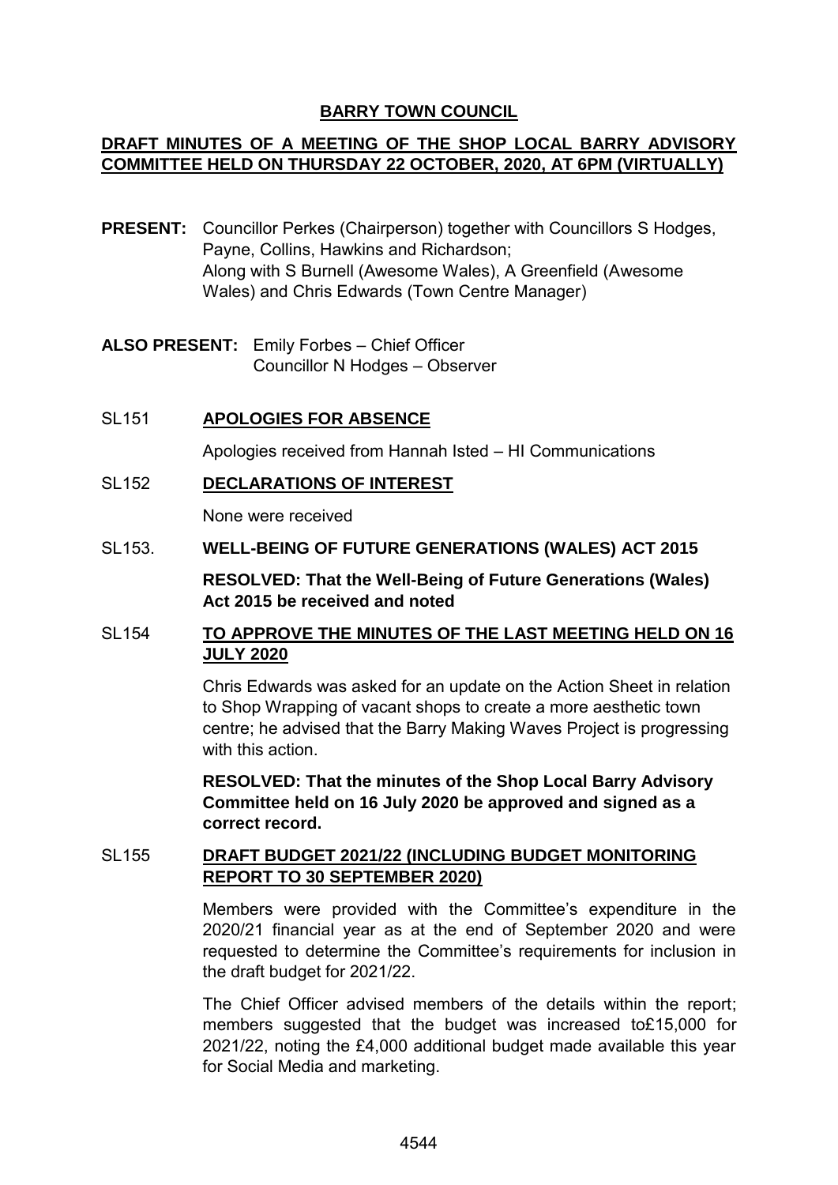**BARRY TOWN COUNCIL**

**DRAFT MINUTES OF A MEETING OF THE SHOP LOCAL BARRY ADVISORY COMMITTEE HELD ON THURSDAY 22 OCTOBER, 2020, AT 6PM (VIRTUALLY)**

**PRESENT:** Councillor Perkes (Chairperson) together with Councillors S Hodges, Payne, Collins, Hawkins and Richardson;
Along with S Burnell (Awesome Wales), A Greenfield (Awesome Wales) and Chris Edwards (Town Centre Manager)

**ALSO PRESENT:** Emily Forbes – Chief Officer
Councillor N Hodges – Observer

SL151 **APOLOGIES FOR ABSENCE**

Apologies received from Hannah Isted – HI Communications

SL152 **DECLARATIONS OF INTEREST**

None were received

SL153. **WELL-BEING OF FUTURE GENERATIONS (WALES) ACT 2015**

**RESOLVED: That the Well-Being of Future Generations (Wales) Act 2015 be received and noted**

SL154 **TO APPROVE THE MINUTES OF THE LAST MEETING HELD ON 16 JULY 2020**

Chris Edwards was asked for an update on the Action Sheet in relation to Shop Wrapping of vacant shops to create a more aesthetic town centre; he advised that the Barry Making Waves Project is progressing with this action.

**RESOLVED: That the minutes of the Shop Local Barry Advisory Committee held on 16 July 2020 be approved and signed as a correct record.**

SL155 **DRAFT BUDGET 2021/22 (INCLUDING BUDGET MONITORING REPORT TO 30 SEPTEMBER 2020)**

Members were provided with the Committee's expenditure in the 2020/21 financial year as at the end of September 2020 and were requested to determine the Committee's requirements for inclusion in the draft budget for 2021/22.

The Chief Officer advised members of the details within the report; members suggested that the budget was increased to£15,000 for 2021/22, noting the £4,000 additional budget made available this year for Social Media and marketing.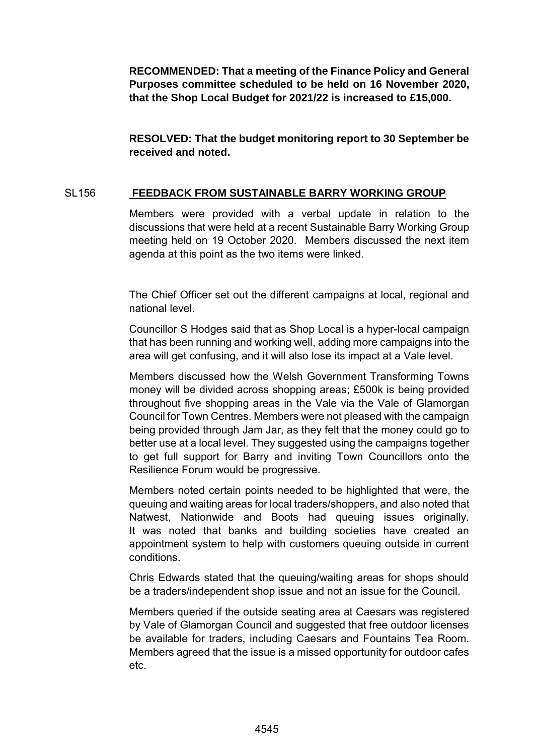**RECOMMENDED: That a meeting of the Finance Policy and General Purposes committee scheduled to be held on 16 November 2020, that the Shop Local Budget for 2021/22 is increased to £15,000.**

**RESOLVED: That the budget monitoring report to 30 September be received and noted.**

## SL156 FEEDBACK FROM SUSTAINABLE BARRY WORKING GROUP

Members were provided with a verbal update in relation to the discussions that were held at a recent Sustainable Barry Working Group meeting held on 19 October 2020. Members discussed the next item agenda at this point as the two items were linked.

The Chief Officer set out the different campaigns at local, regional and national level.

Councillor S Hodges said that as Shop Local is a hyper-local campaign that has been running and working well, adding more campaigns into the area will get confusing, and it will also lose its impact at a Vale level.

Members discussed how the Welsh Government Transforming Towns money will be divided across shopping areas; £500k is being provided throughout five shopping areas in the Vale via the Vale of Glamorgan Council for Town Centres. Members were not pleased with the campaign being provided through Jam Jar, as they felt that the money could go to better use at a local level. They suggested using the campaigns together to get full support for Barry and inviting Town Councillors onto the Resilience Forum would be progressive.

Members noted certain points needed to be highlighted that were, the queuing and waiting areas for local traders/shoppers, and also noted that Natwest, Nationwide and Boots had queuing issues originally. It was noted that banks and building societies have created an appointment system to help with customers queuing outside in current conditions.

Chris Edwards stated that the queuing/waiting areas for shops should be a traders/independent shop issue and not an issue for the Council.

Members queried if the outside seating area at Caesars was registered by Vale of Glamorgan Council and suggested that free outdoor licenses be available for traders, including Caesars and Fountains Tea Room. Members agreed that the issue is a missed opportunity for outdoor cafes etc.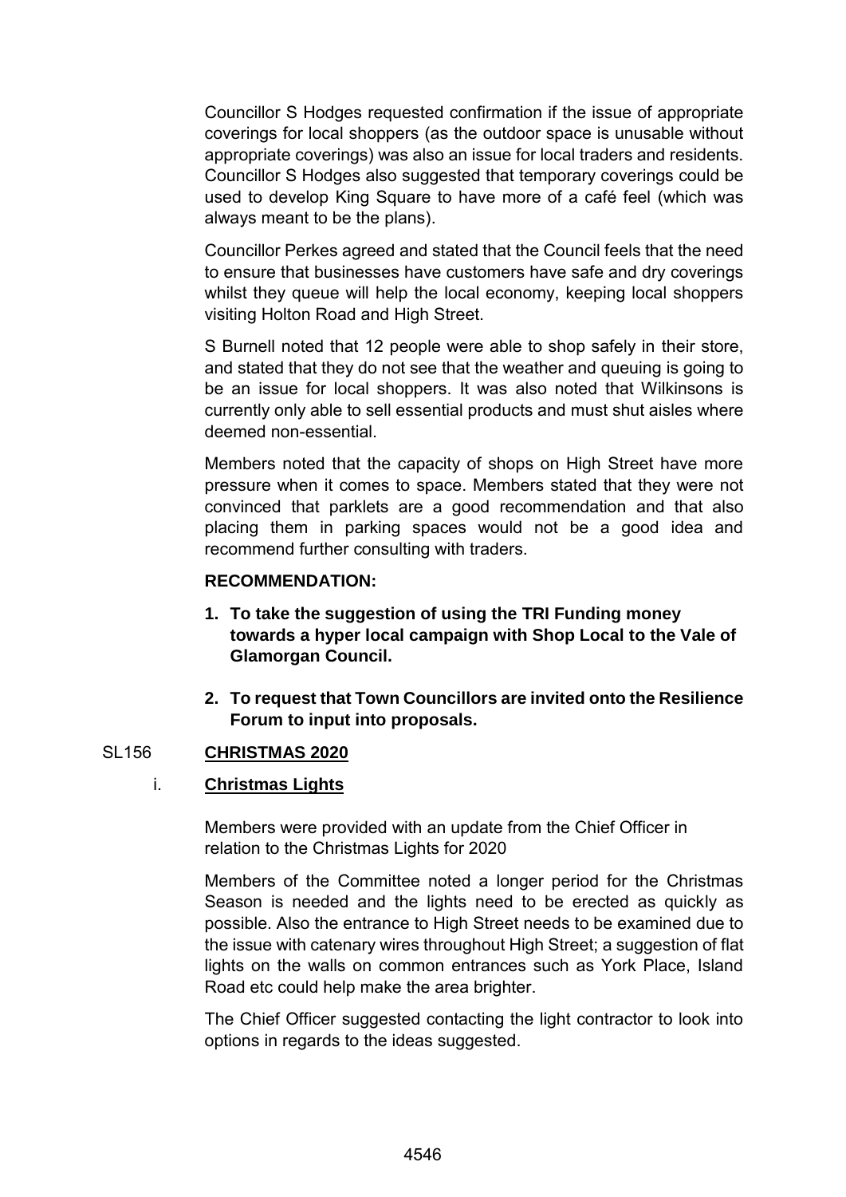Councillor S Hodges requested confirmation if the issue of appropriate coverings for local shoppers (as the outdoor space is unusable without appropriate coverings) was also an issue for local traders and residents. Councillor S Hodges also suggested that temporary coverings could be used to develop King Square to have more of a café feel (which was always meant to be the plans).

Councillor Perkes agreed and stated that the Council feels that the need to ensure that businesses have customers have safe and dry coverings whilst they queue will help the local economy, keeping local shoppers visiting Holton Road and High Street.

S Burnell noted that 12 people were able to shop safely in their store, and stated that they do not see that the weather and queuing is going to be an issue for local shoppers. It was also noted that Wilkinsons is currently only able to sell essential products and must shut aisles where deemed non-essential.

Members noted that the capacity of shops on High Street have more pressure when it comes to space. Members stated that they were not convinced that parklets are a good recommendation and that also placing them in parking spaces would not be a good idea and recommend further consulting with traders.

**RECOMMENDATION:**

1. **To take the suggestion of using the TRI Funding money towards a hyper local campaign with Shop Local to the Vale of Glamorgan Council.**

2. **To request that Town Councillors are invited onto the Resilience Forum to input into proposals.**

## SL156 CHRISTMAS 2020

### i. Christmas Lights

Members were provided with an update from the Chief Officer in relation to the Christmas Lights for 2020

Members of the Committee noted a longer period for the Christmas Season is needed and the lights need to be erected as quickly as possible. Also the entrance to High Street needs to be examined due to the issue with catenary wires throughout High Street; a suggestion of flat lights on the walls on common entrances such as York Place, Island Road etc could help make the area brighter.

The Chief Officer suggested contacting the light contractor to look into options in regards to the ideas suggested.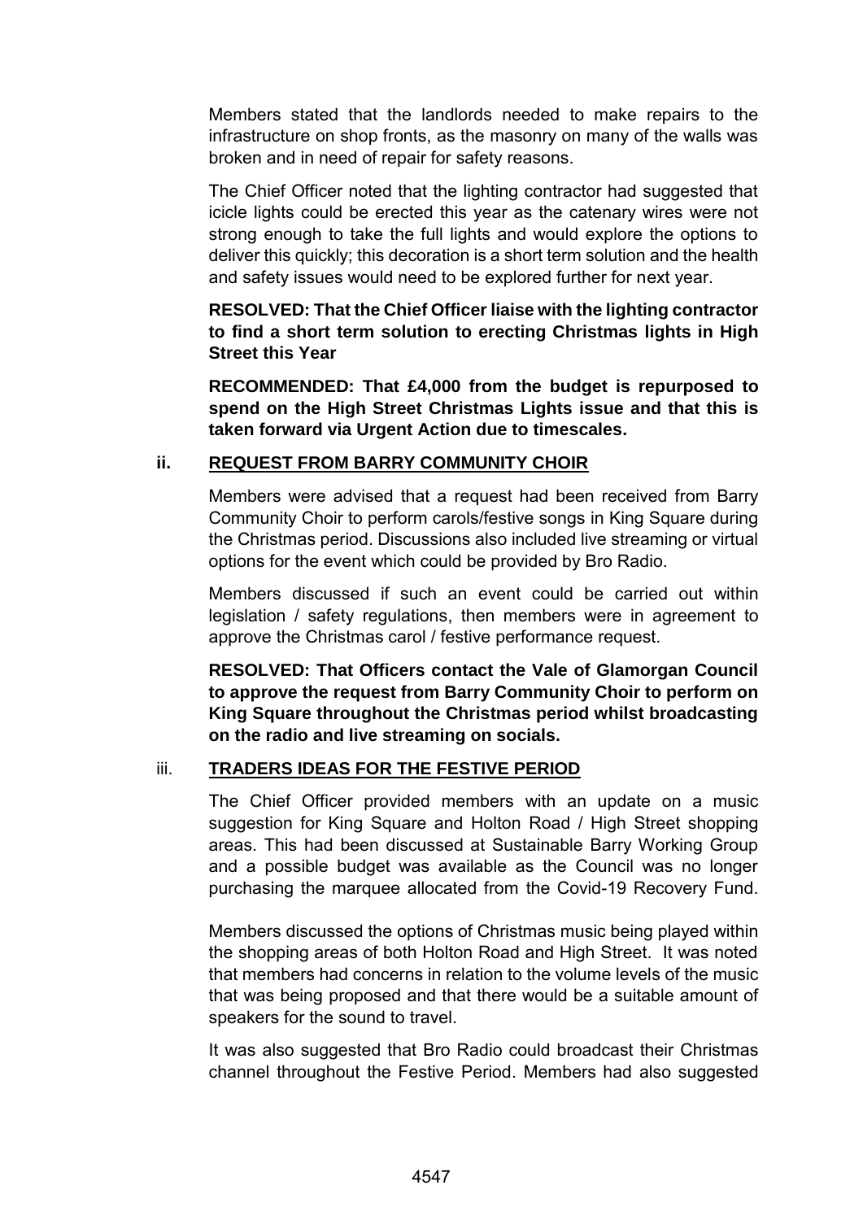Members stated that the landlords needed to make repairs to the infrastructure on shop fronts, as the masonry on many of the walls was broken and in need of repair for safety reasons.

The Chief Officer noted that the lighting contractor had suggested that icicle lights could be erected this year as the catenary wires were not strong enough to take the full lights and would explore the options to deliver this quickly; this decoration is a short term solution and the health and safety issues would need to be explored further for next year.

**RESOLVED: That the Chief Officer liaise with the lighting contractor to find a short term solution to erecting Christmas lights in High Street this Year**

**RECOMMENDED: That £4,000 from the budget is repurposed to spend on the High Street Christmas Lights issue and that this is taken forward via Urgent Action due to timescales.**

**ii. REQUEST FROM BARRY COMMUNITY CHOIR**

Members were advised that a request had been received from Barry Community Choir to perform carols/festive songs in King Square during the Christmas period. Discussions also included live streaming or virtual options for the event which could be provided by Bro Radio.

Members discussed if such an event could be carried out within legislation / safety regulations, then members were in agreement to approve the Christmas carol / festive performance request.

**RESOLVED: That Officers contact the Vale of Glamorgan Council to approve the request from Barry Community Choir to perform on King Square throughout the Christmas period whilst broadcasting on the radio and live streaming on socials.**

iii. **TRADERS IDEAS FOR THE FESTIVE PERIOD**

The Chief Officer provided members with an update on a music suggestion for King Square and Holton Road / High Street shopping areas. This had been discussed at Sustainable Barry Working Group and a possible budget was available as the Council was no longer purchasing the marquee allocated from the Covid-19 Recovery Fund.

Members discussed the options of Christmas music being played within the shopping areas of both Holton Road and High Street. It was noted that members had concerns in relation to the volume levels of the music that was being proposed and that there would be a suitable amount of speakers for the sound to travel.

It was also suggested that Bro Radio could broadcast their Christmas channel throughout the Festive Period. Members had also suggested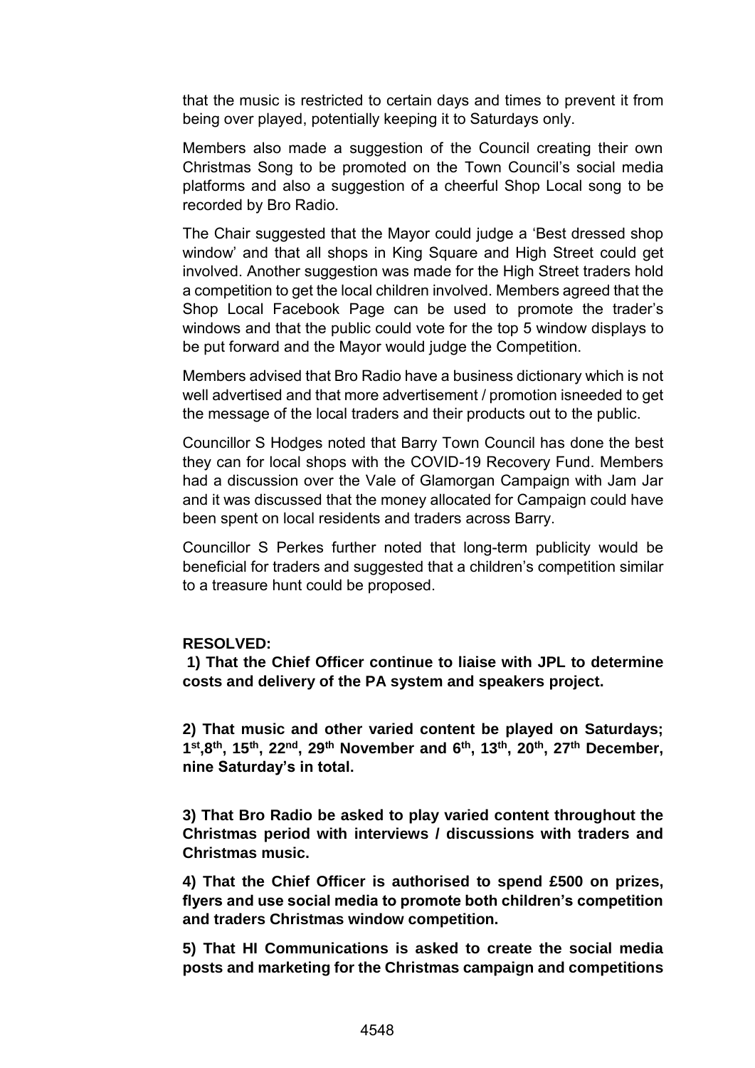that the music is restricted to certain days and times to prevent it from being over played, potentially keeping it to Saturdays only.

Members also made a suggestion of the Council creating their own Christmas Song to be promoted on the Town Council's social media platforms and also a suggestion of a cheerful Shop Local song to be recorded by Bro Radio.

The Chair suggested that the Mayor could judge a 'Best dressed shop window' and that all shops in King Square and High Street could get involved. Another suggestion was made for the High Street traders hold a competition to get the local children involved. Members agreed that the Shop Local Facebook Page can be used to promote the trader's windows and that the public could vote for the top 5 window displays to be put forward and the Mayor would judge the Competition.

Members advised that Bro Radio have a business dictionary which is not well advertised and that more advertisement / promotion isneeded to get the message of the local traders and their products out to the public.

Councillor S Hodges noted that Barry Town Council has done the best they can for local shops with the COVID-19 Recovery Fund. Members had a discussion over the Vale of Glamorgan Campaign with Jam Jar and it was discussed that the money allocated for Campaign could have been spent on local residents and traders across Barry.

Councillor S Perkes further noted that long-term publicity would be beneficial for traders and suggested that a children's competition similar to a treasure hunt could be proposed.

**RESOLVED:**

**1) That the Chief Officer continue to liaise with JPL to determine costs and delivery of the PA system and speakers project.**

**2) That music and other varied content be played on Saturdays; 1st,8th, 15th, 22nd, 29th November and 6th, 13th, 20th, 27th December, nine Saturday's in total.**

**3) That Bro Radio be asked to play varied content throughout the Christmas period with interviews / discussions with traders and Christmas music.**

**4) That the Chief Officer is authorised to spend £500 on prizes, flyers and use social media to promote both children's competition and traders Christmas window competition.**

**5) That HI Communications is asked to create the social media posts and marketing for the Christmas campaign and competitions**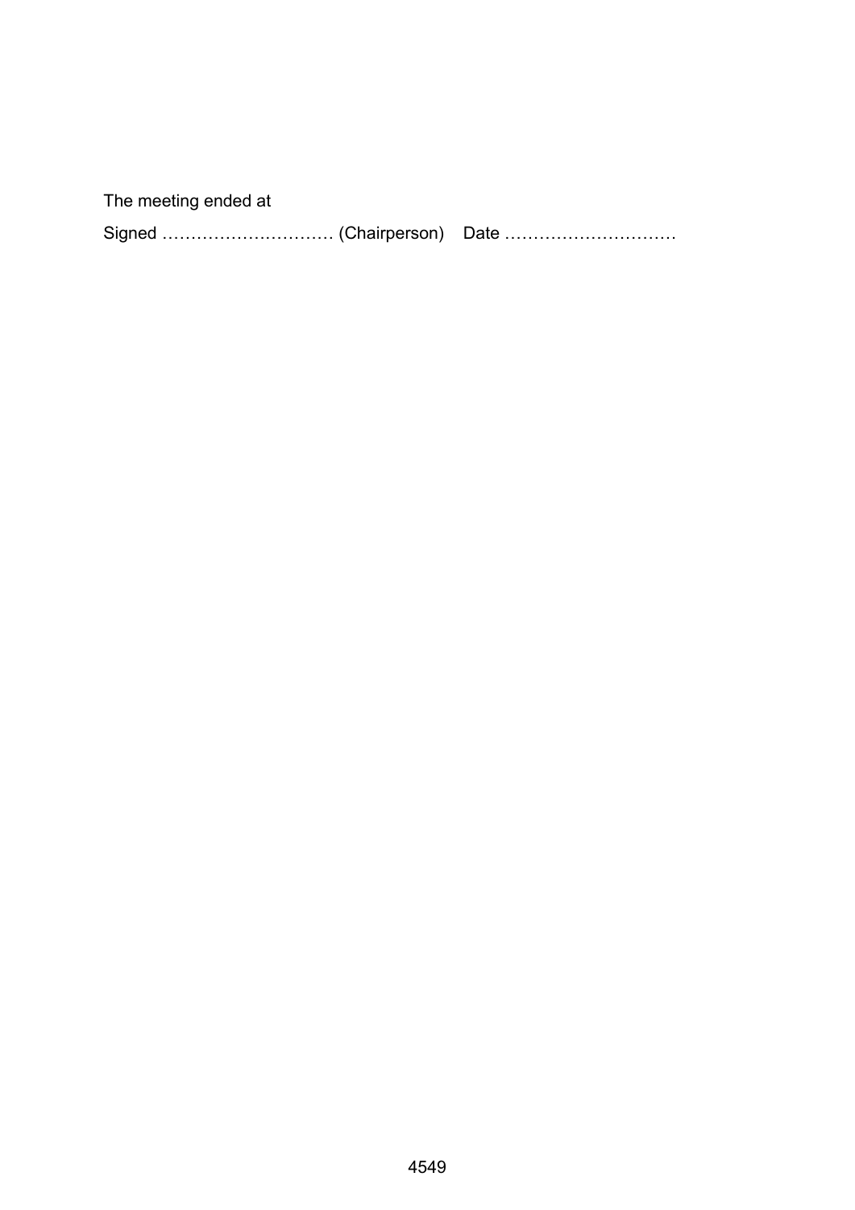The meeting ended at

Signed ………………………… (Chairperson) Date …………………………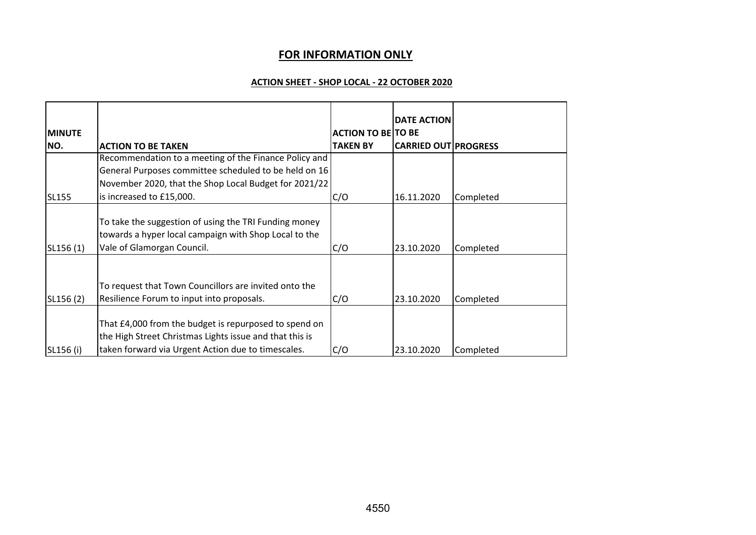## FOR INFORMATION ONLY

### ACTION SHEET - SHOP LOCAL - 22 OCTOBER 2020

| MINUTE NO. | ACTION TO BE TAKEN | ACTION TO BE TAKEN BY | DATE ACTION TO BE CARRIED OUT | PROGRESS |
|---|---|---|---|---|
| SL155 | Recommendation to a meeting of the Finance Policy and General Purposes committee scheduled to be held on 16 November 2020, that the Shop Local Budget for 2021/22 is increased to £15,000. | C/O | 16.11.2020 | Completed |
| SL156 (1) | To take the suggestion of using the TRI Funding money towards a hyper local campaign with Shop Local to the Vale of Glamorgan Council. | C/O | 23.10.2020 | Completed |
| SL156 (2) | To request that Town Councillors are invited onto the Resilience Forum to input into proposals. | C/O | 23.10.2020 | Completed |
| SL156 (i) | That £4,000 from the budget is repurposed to spend on the High Street Christmas Lights issue and that this is taken forward via Urgent Action due to timescales. | C/O | 23.10.2020 | Completed |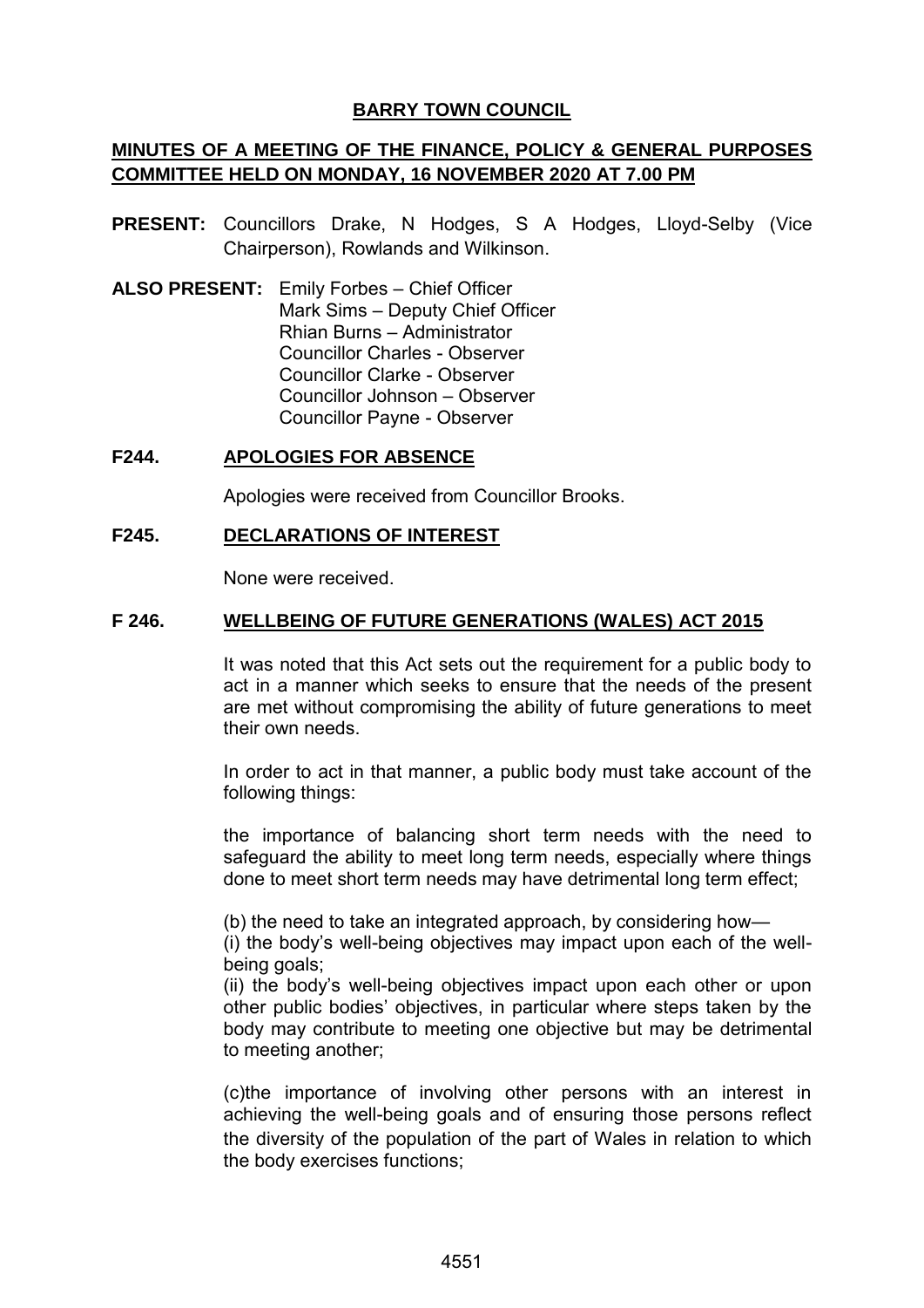**BARRY TOWN COUNCIL**

**MINUTES OF A MEETING OF THE FINANCE, POLICY & GENERAL PURPOSES COMMITTEE HELD ON MONDAY, 16 NOVEMBER 2020 AT 7.00 PM**

**PRESENT:** Councillors Drake, N Hodges, S A Hodges, Lloyd-Selby (Vice Chairperson), Rowlands and Wilkinson.

**ALSO PRESENT:** Emily Forbes – Chief Officer
Mark Sims – Deputy Chief Officer
Rhian Burns – Administrator
Councillor Charles - Observer
Councillor Clarke - Observer
Councillor Johnson – Observer
Councillor Payne - Observer

**F244. APOLOGIES FOR ABSENCE**

Apologies were received from Councillor Brooks.

**F245. DECLARATIONS OF INTEREST**

None were received.

**F 246. WELLBEING OF FUTURE GENERATIONS (WALES) ACT 2015**

It was noted that this Act sets out the requirement for a public body to act in a manner which seeks to ensure that the needs of the present are met without compromising the ability of future generations to meet their own needs.

In order to act in that manner, a public body must take account of the following things:

the importance of balancing short term needs with the need to safeguard the ability to meet long term needs, especially where things done to meet short term needs may have detrimental long term effect;

(b) the need to take an integrated approach, by considering how—
(i) the body's well-being objectives may impact upon each of the well-being goals;
(ii) the body's well-being objectives impact upon each other or upon other public bodies' objectives, in particular where steps taken by the body may contribute to meeting one objective but may be detrimental to meeting another;

(c)the importance of involving other persons with an interest in achieving the well-being goals and of ensuring those persons reflect the diversity of the population of the part of Wales in relation to which the body exercises functions;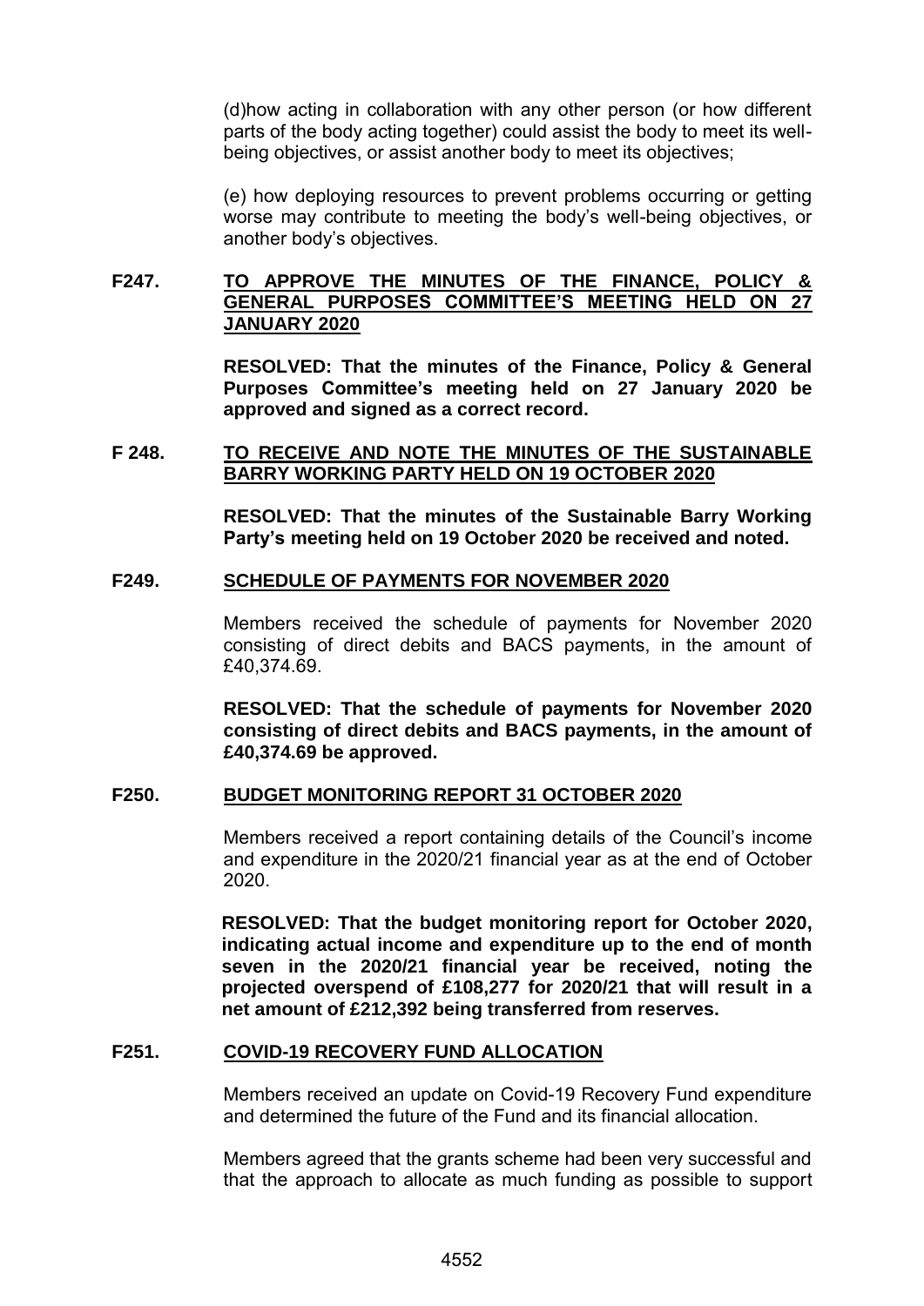(d)how acting in collaboration with any other person (or how different parts of the body acting together) could assist the body to meet its well-being objectives, or assist another body to meet its objectives;

(e) how deploying resources to prevent problems occurring or getting worse may contribute to meeting the body's well-being objectives, or another body's objectives.

**F247. TO APPROVE THE MINUTES OF THE FINANCE, POLICY & GENERAL PURPOSES COMMITTEE'S MEETING HELD ON 27 JANUARY 2020**

**RESOLVED: That the minutes of the Finance, Policy & General Purposes Committee's meeting held on 27 January 2020 be approved and signed as a correct record.**

**F 248. TO RECEIVE AND NOTE THE MINUTES OF THE SUSTAINABLE BARRY WORKING PARTY HELD ON 19 OCTOBER 2020**

**RESOLVED: That the minutes of the Sustainable Barry Working Party's meeting held on 19 October 2020 be received and noted.**

**F249. SCHEDULE OF PAYMENTS FOR NOVEMBER 2020**

Members received the schedule of payments for November 2020 consisting of direct debits and BACS payments, in the amount of £40,374.69.

**RESOLVED: That the schedule of payments for November 2020 consisting of direct debits and BACS payments, in the amount of £40,374.69 be approved.**

**F250. BUDGET MONITORING REPORT 31 OCTOBER 2020**

Members received a report containing details of the Council's income and expenditure in the 2020/21 financial year as at the end of October 2020.

**RESOLVED: That the budget monitoring report for October 2020, indicating actual income and expenditure up to the end of month seven in the 2020/21 financial year be received, noting the projected overspend of £108,277 for 2020/21 that will result in a net amount of £212,392 being transferred from reserves.**

**F251. COVID-19 RECOVERY FUND ALLOCATION**

Members received an update on Covid-19 Recovery Fund expenditure and determined the future of the Fund and its financial allocation.

Members agreed that the grants scheme had been very successful and that the approach to allocate as much funding as possible to support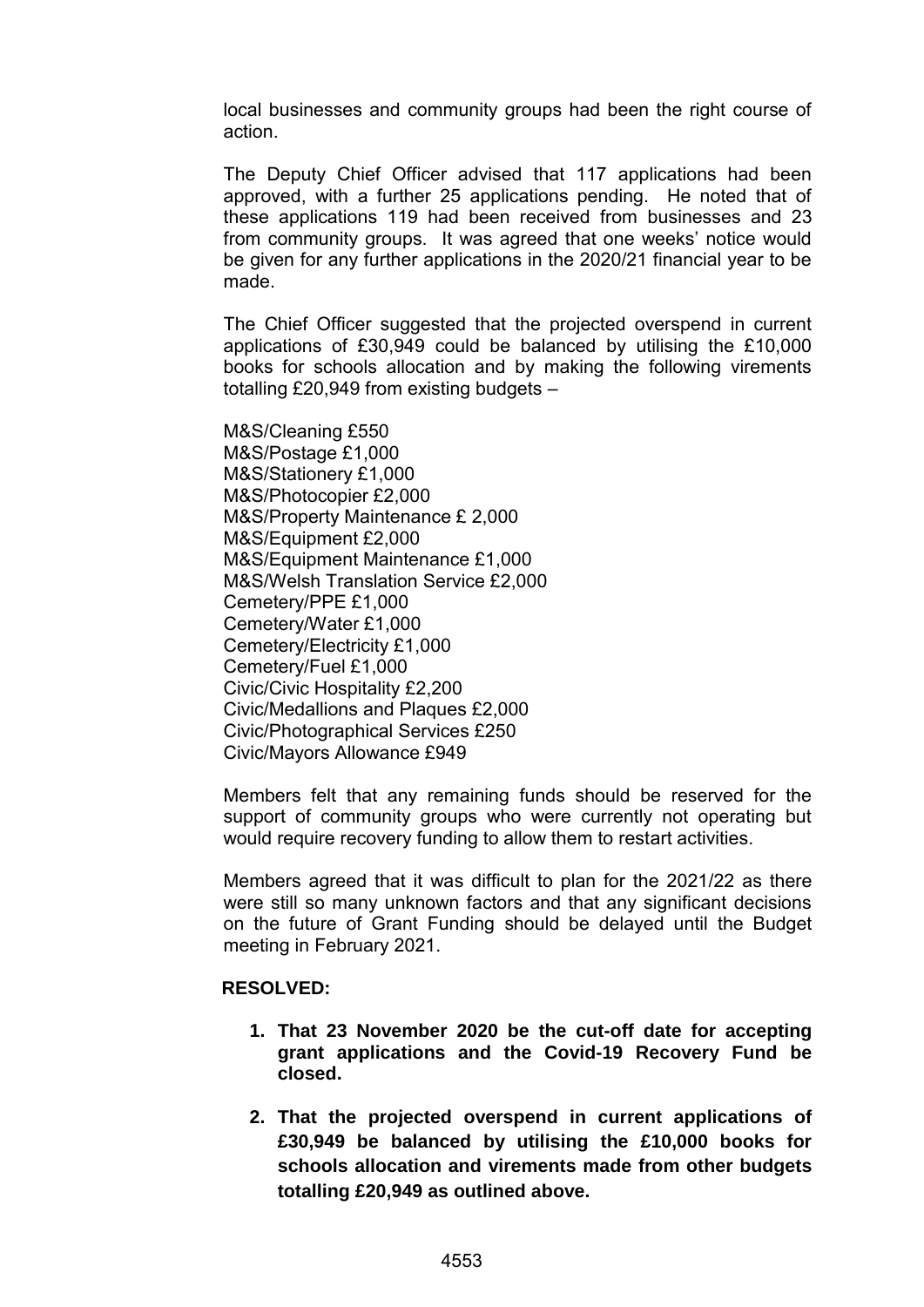local businesses and community groups had been the right course of action.

The Deputy Chief Officer advised that 117 applications had been approved, with a further 25 applications pending. He noted that of these applications 119 had been received from businesses and 23 from community groups. It was agreed that one weeks' notice would be given for any further applications in the 2020/21 financial year to be made.

The Chief Officer suggested that the projected overspend in current applications of £30,949 could be balanced by utilising the £10,000 books for schools allocation and by making the following virements totalling £20,949 from existing budgets –

M&S/Cleaning £550
M&S/Postage £1,000
M&S/Stationery £1,000
M&S/Photocopier £2,000
M&S/Property Maintenance £ 2,000
M&S/Equipment £2,000
M&S/Equipment Maintenance £1,000
M&S/Welsh Translation Service £2,000
Cemetery/PPE £1,000
Cemetery/Water £1,000
Cemetery/Electricity £1,000
Cemetery/Fuel £1,000
Civic/Civic Hospitality £2,200
Civic/Medallions and Plaques £2,000
Civic/Photographical Services £250
Civic/Mayors Allowance £949

Members felt that any remaining funds should be reserved for the support of community groups who were currently not operating but would require recovery funding to allow them to restart activities.

Members agreed that it was difficult to plan for the 2021/22 as there were still so many unknown factors and that any significant decisions on the future of Grant Funding should be delayed until the Budget meeting in February 2021.

**RESOLVED:**

1. **That 23 November 2020 be the cut-off date for accepting grant applications and the Covid-19 Recovery Fund be closed.**
2. **That the projected overspend in current applications of £30,949 be balanced by utilising the £10,000 books for schools allocation and virements made from other budgets totalling £20,949 as outlined above.**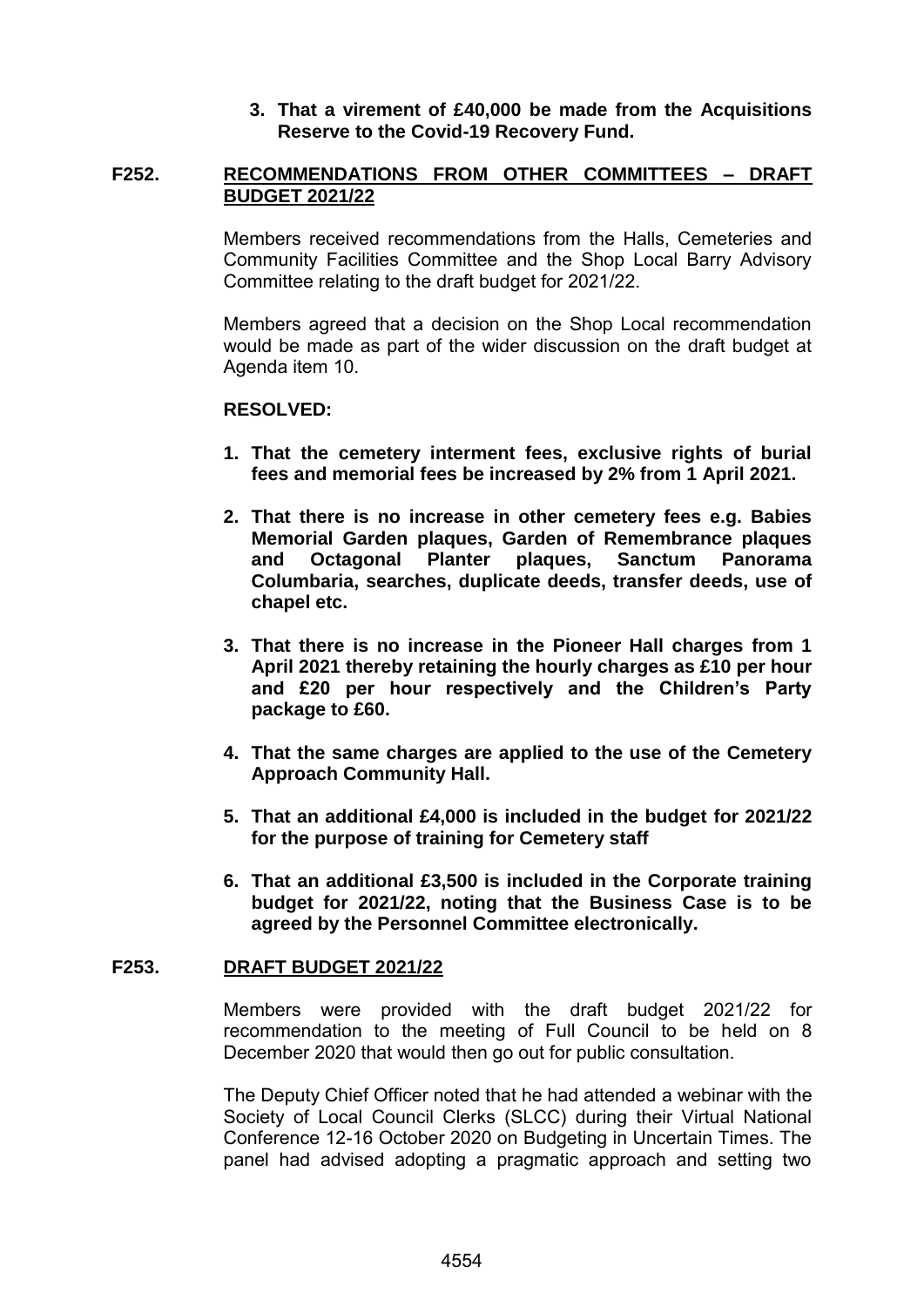**3. That a virement of £40,000 be made from the Acquisitions Reserve to the Covid-19 Recovery Fund.**

## F252. RECOMMENDATIONS FROM OTHER COMMITTEES – DRAFT BUDGET 2021/22

Members received recommendations from the Halls, Cemeteries and Community Facilities Committee and the Shop Local Barry Advisory Committee relating to the draft budget for 2021/22.

Members agreed that a decision on the Shop Local recommendation would be made as part of the wider discussion on the draft budget at Agenda item 10.

**RESOLVED:**

1. **That the cemetery interment fees, exclusive rights of burial fees and memorial fees be increased by 2% from 1 April 2021.**
2. **That there is no increase in other cemetery fees e.g. Babies Memorial Garden plaques, Garden of Remembrance plaques and Octagonal Planter plaques, Sanctum Panorama Columbaria, searches, duplicate deeds, transfer deeds, use of chapel etc.**
3. **That there is no increase in the Pioneer Hall charges from 1 April 2021 thereby retaining the hourly charges as £10 per hour and £20 per hour respectively and the Children's Party package to £60.**
4. **That the same charges are applied to the use of the Cemetery Approach Community Hall.**
5. **That an additional £4,000 is included in the budget for 2021/22 for the purpose of training for Cemetery staff**
6. **That an additional £3,500 is included in the Corporate training budget for 2021/22, noting that the Business Case is to be agreed by the Personnel Committee electronically.**

## F253. DRAFT BUDGET 2021/22

Members were provided with the draft budget 2021/22 for recommendation to the meeting of Full Council to be held on 8 December 2020 that would then go out for public consultation.

The Deputy Chief Officer noted that he had attended a webinar with the Society of Local Council Clerks (SLCC) during their Virtual National Conference 12-16 October 2020 on Budgeting in Uncertain Times. The panel had advised adopting a pragmatic approach and setting two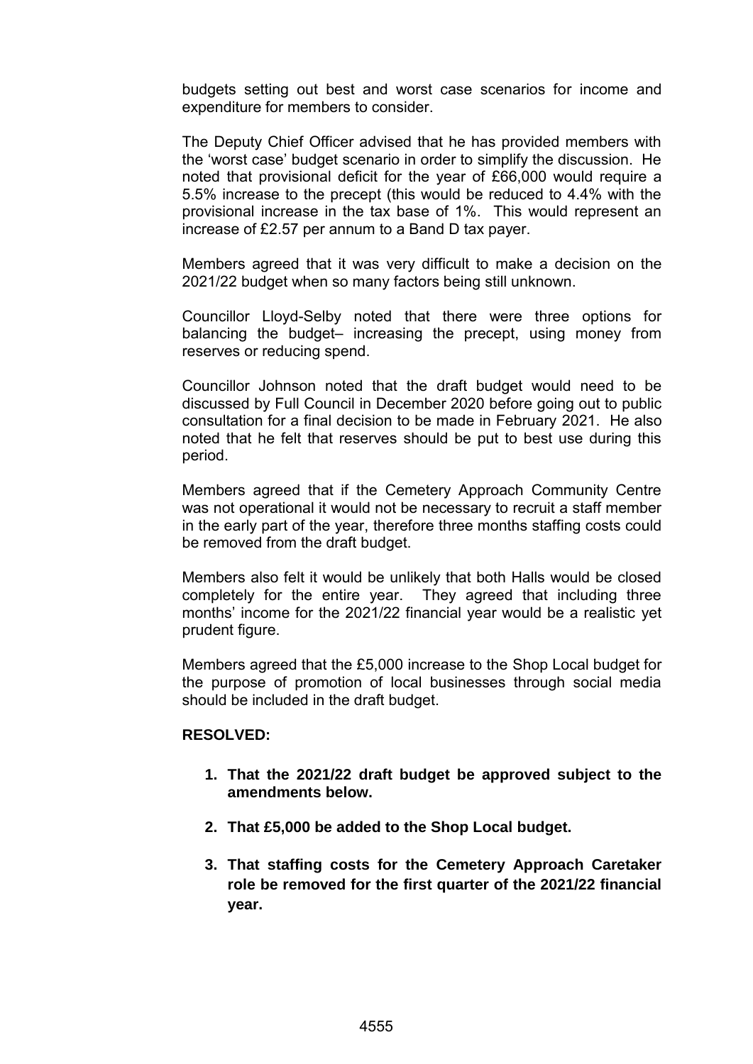budgets setting out best and worst case scenarios for income and expenditure for members to consider.

The Deputy Chief Officer advised that he has provided members with the 'worst case' budget scenario in order to simplify the discussion. He noted that provisional deficit for the year of £66,000 would require a 5.5% increase to the precept (this would be reduced to 4.4% with the provisional increase in the tax base of 1%. This would represent an increase of £2.57 per annum to a Band D tax payer.

Members agreed that it was very difficult to make a decision on the 2021/22 budget when so many factors being still unknown.

Councillor Lloyd-Selby noted that there were three options for balancing the budget– increasing the precept, using money from reserves or reducing spend.

Councillor Johnson noted that the draft budget would need to be discussed by Full Council in December 2020 before going out to public consultation for a final decision to be made in February 2021. He also noted that he felt that reserves should be put to best use during this period.

Members agreed that if the Cemetery Approach Community Centre was not operational it would not be necessary to recruit a staff member in the early part of the year, therefore three months staffing costs could be removed from the draft budget.

Members also felt it would be unlikely that both Halls would be closed completely for the entire year. They agreed that including three months' income for the 2021/22 financial year would be a realistic yet prudent figure.

Members agreed that the £5,000 increase to the Shop Local budget for the purpose of promotion of local businesses through social media should be included in the draft budget.

**RESOLVED:**

1. **That the 2021/22 draft budget be approved subject to the amendments below.**
2. **That £5,000 be added to the Shop Local budget.**
3. **That staffing costs for the Cemetery Approach Caretaker role be removed for the first quarter of the 2021/22 financial year.**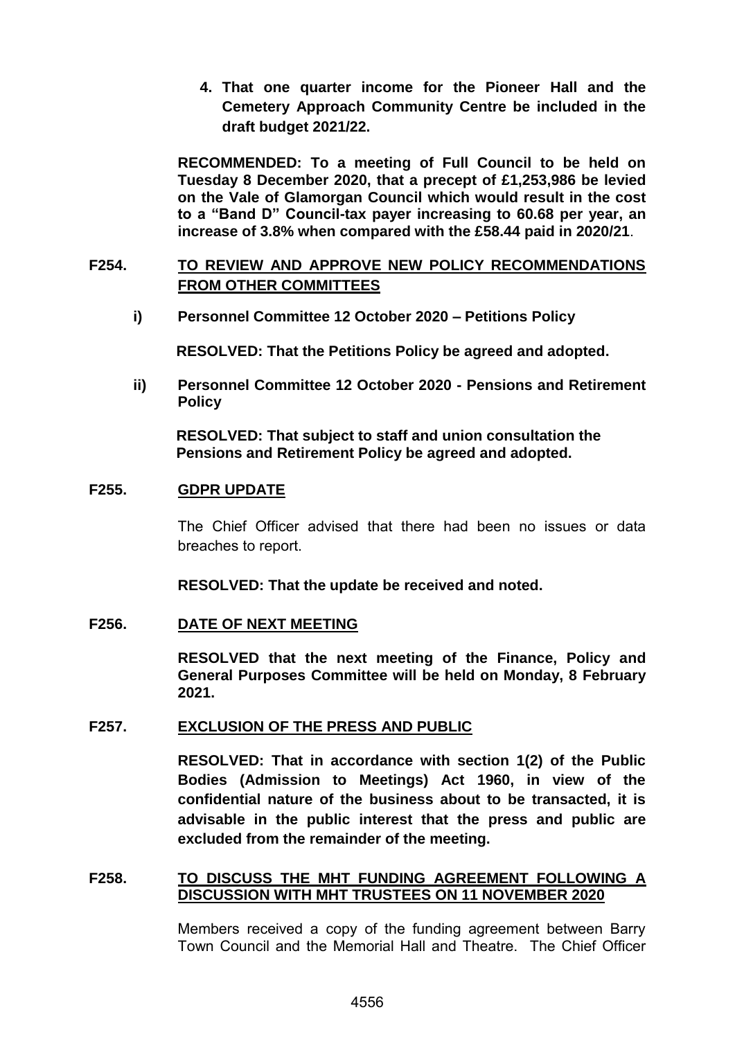4. **That one quarter income for the Pioneer Hall and the Cemetery Approach Community Centre be included in the draft budget 2021/22.**

**RECOMMENDED: To a meeting of Full Council to be held on Tuesday 8 December 2020, that a precept of £1,253,986 be levied on the Vale of Glamorgan Council which would result in the cost to a "Band D" Council-tax payer increasing to 60.68 per year, an increase of 3.8% when compared with the £58.44 paid in 2020/21**.

**F254. <u>TO REVIEW AND APPROVE NEW POLICY RECOMMENDATIONS FROM OTHER COMMITTEES</u>**

**i) Personnel Committee 12 October 2020 – Petitions Policy**

**RESOLVED: That the Petitions Policy be agreed and adopted.**

**ii) Personnel Committee 12 October 2020 - Pensions and Retirement Policy**

**RESOLVED: That subject to staff and union consultation the Pensions and Retirement Policy be agreed and adopted.**

**F255. <u>GDPR UPDATE</u>**

The Chief Officer advised that there had been no issues or data breaches to report.

**RESOLVED: That the update be received and noted.**

**F256. <u>DATE OF NEXT MEETING</u>**

**RESOLVED that the next meeting of the Finance, Policy and General Purposes Committee will be held on Monday, 8 February 2021.**

**F257. <u>EXCLUSION OF THE PRESS AND PUBLIC</u>**

**RESOLVED: That in accordance with section 1(2) of the Public Bodies (Admission to Meetings) Act 1960, in view of the confidential nature of the business about to be transacted, it is advisable in the public interest that the press and public are excluded from the remainder of the meeting.**

**F258. <u>TO DISCUSS THE MHT FUNDING AGREEMENT FOLLOWING A DISCUSSION WITH MHT TRUSTEES ON 11 NOVEMBER 2020</u>**

Members received a copy of the funding agreement between Barry Town Council and the Memorial Hall and Theatre. The Chief Officer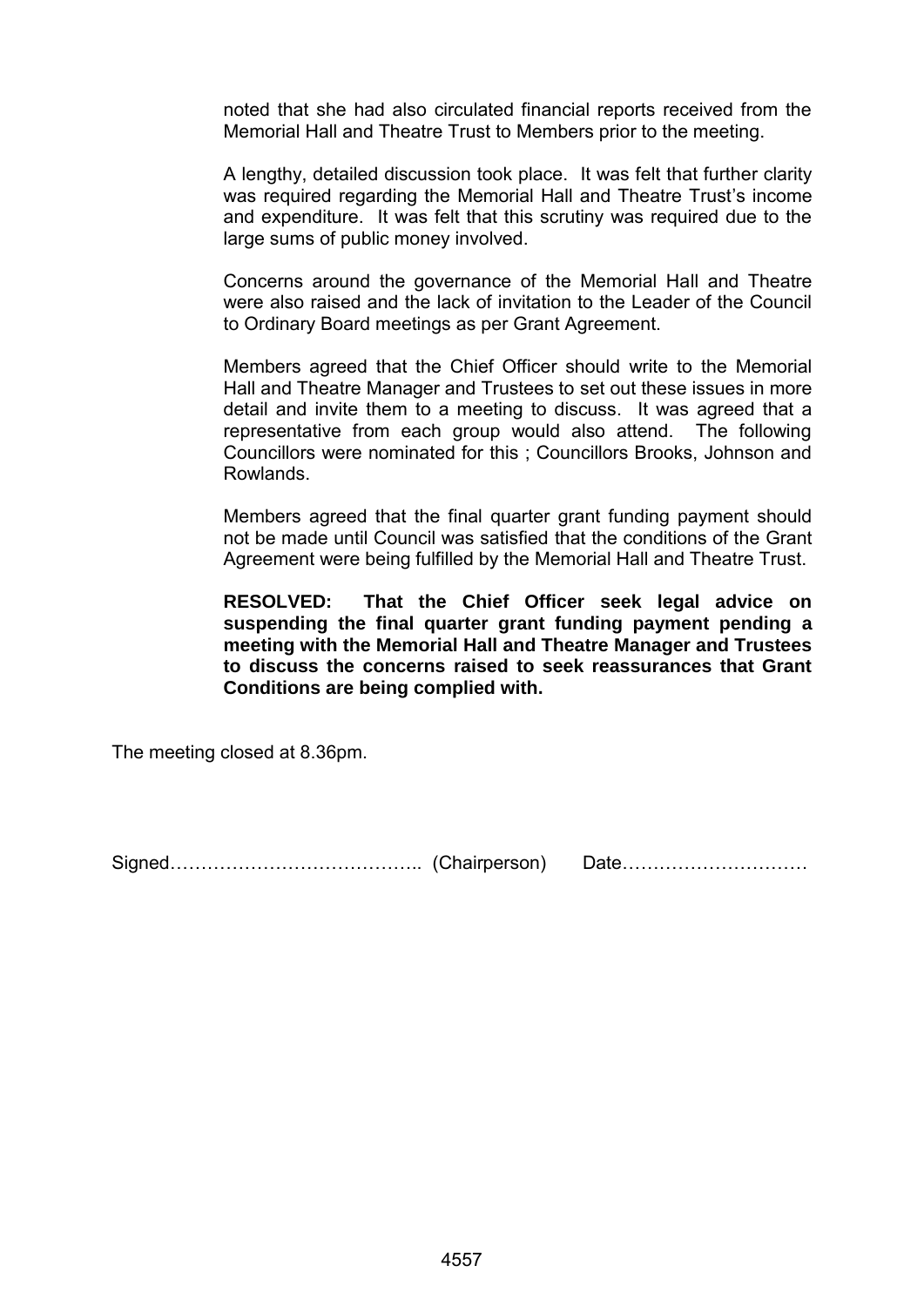noted that she had also circulated financial reports received from the Memorial Hall and Theatre Trust to Members prior to the meeting.

A lengthy, detailed discussion took place. It was felt that further clarity was required regarding the Memorial Hall and Theatre Trust's income and expenditure. It was felt that this scrutiny was required due to the large sums of public money involved.

Concerns around the governance of the Memorial Hall and Theatre were also raised and the lack of invitation to the Leader of the Council to Ordinary Board meetings as per Grant Agreement.

Members agreed that the Chief Officer should write to the Memorial Hall and Theatre Manager and Trustees to set out these issues in more detail and invite them to a meeting to discuss. It was agreed that a representative from each group would also attend. The following Councillors were nominated for this ; Councillors Brooks, Johnson and Rowlands.

Members agreed that the final quarter grant funding payment should not be made until Council was satisfied that the conditions of the Grant Agreement were being fulfilled by the Memorial Hall and Theatre Trust.

**RESOLVED: That the Chief Officer seek legal advice on suspending the final quarter grant funding payment pending a meeting with the Memorial Hall and Theatre Manager and Trustees to discuss the concerns raised to seek reassurances that Grant Conditions are being complied with.**

The meeting closed at 8.36pm.

Signed………………………………….. (Chairperson) Date…………………………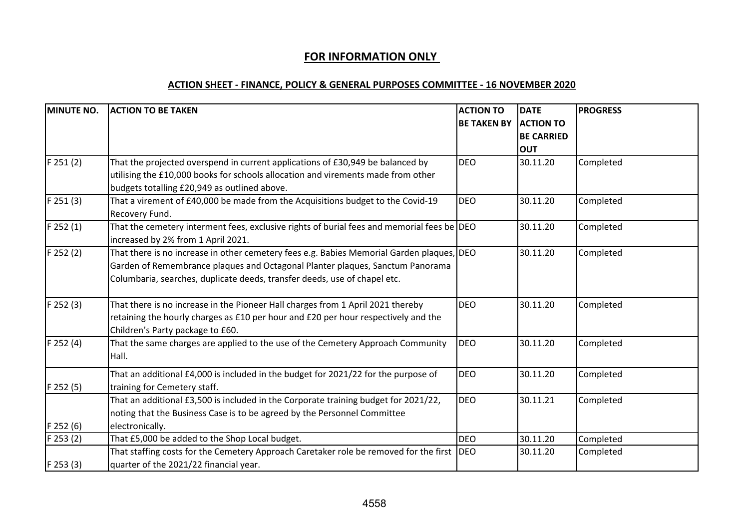**FOR INFORMATION ONLY**

**ACTION SHEET - FINANCE, POLICY & GENERAL PURPOSES COMMITTEE - 16 NOVEMBER 2020**

| MINUTE NO. | ACTION TO BE TAKEN | ACTION TO BE TAKEN BY | DATE ACTION TO BE CARRIED OUT | PROGRESS |
|---|---|---|---|---|
| F 251 (2) | That the projected overspend in current applications of £30,949 be balanced by utilising the £10,000 books for schools allocation and virements made from other budgets totalling £20,949 as outlined above. | DEO | 30.11.20 | Completed |
| F 251 (3) | That a virement of £40,000 be made from the Acquisitions budget to the Covid-19 Recovery Fund. | DEO | 30.11.20 | Completed |
| F 252 (1) | That the cemetery interment fees, exclusive rights of burial fees and memorial fees be increased by 2% from 1 April 2021. | DEO | 30.11.20 | Completed |
| F 252 (2) | That there is no increase in other cemetery fees e.g. Babies Memorial Garden plaques, Garden of Remembrance plaques and Octagonal Planter plaques, Sanctum Panorama Columbaria, searches, duplicate deeds, transfer deeds, use of chapel etc. | DEO | 30.11.20 | Completed |
| F 252 (3) | That there is no increase in the Pioneer Hall charges from 1 April 2021 thereby retaining the hourly charges as £10 per hour and £20 per hour respectively and the Children's Party package to £60. | DEO | 30.11.20 | Completed |
| F 252 (4) | That the same charges are applied to the use of the Cemetery Approach Community Hall. | DEO | 30.11.20 | Completed |
| F 252 (5) | That an additional £4,000 is included in the budget for 2021/22 for the purpose of training for Cemetery staff. | DEO | 30.11.20 | Completed |
| F 252 (6) | That an additional £3,500 is included in the Corporate training budget for 2021/22, noting that the Business Case is to be agreed by the Personnel Committee electronically. | DEO | 30.11.21 | Completed |
| F 253 (2) | That £5,000 be added to the Shop Local budget. | DEO | 30.11.20 | Completed |
| F 253 (3) | That staffing costs for the Cemetery Approach Caretaker role be removed for the first quarter of the 2021/22 financial year. | DEO | 30.11.20 | Completed |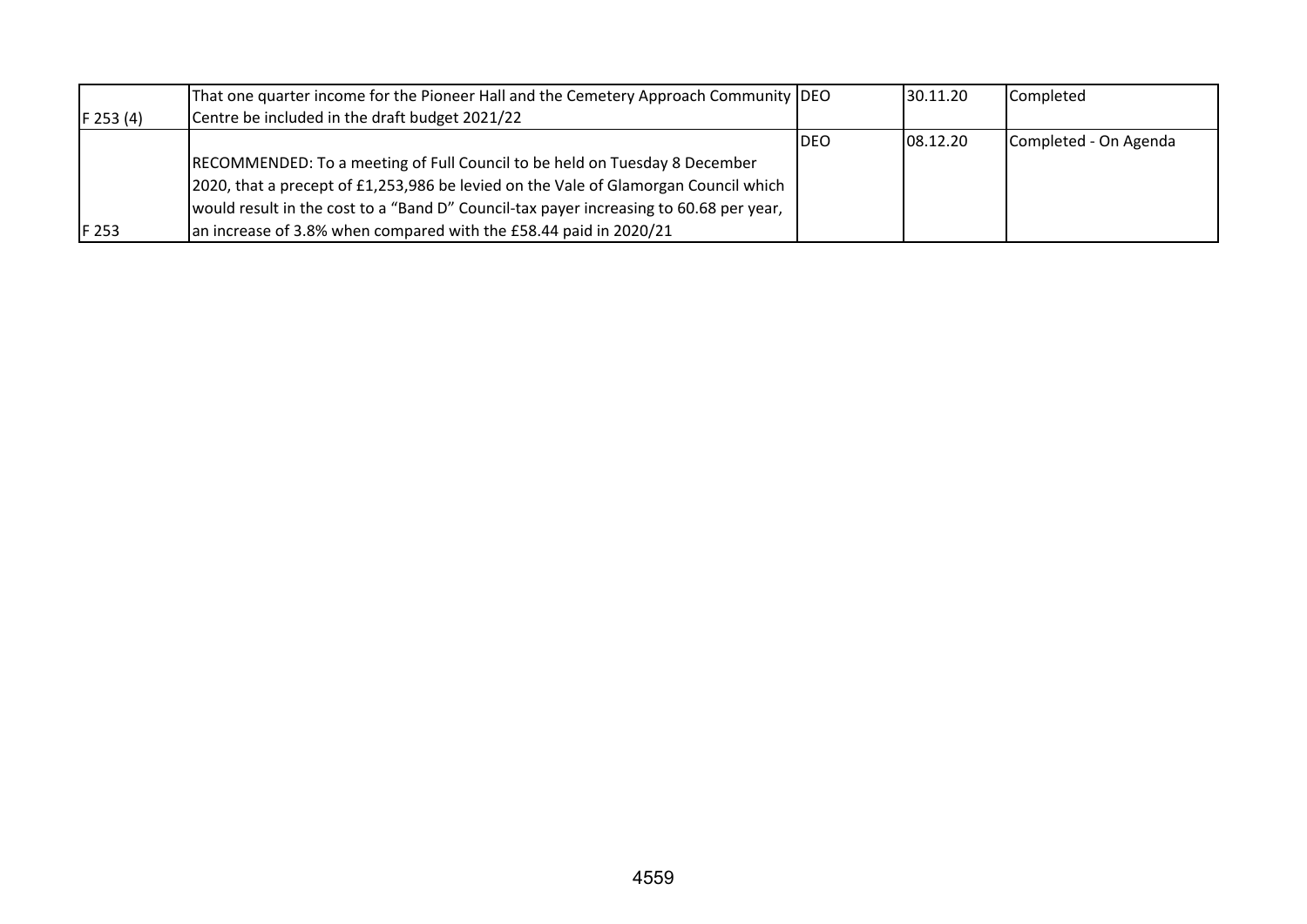| | | | | |
|---|---|---|---|---|
| F 253 (4) | That one quarter income for the Pioneer Hall and the Cemetery Approach Community Centre be included in the draft budget 2021/22 | DEO | 30.11.20 | Completed |
| F 253 | RECOMMENDED: To a meeting of Full Council to be held on Tuesday 8 December 2020, that a precept of £1,253,986 be levied on the Vale of Glamorgan Council which would result in the cost to a "Band D" Council-tax payer increasing to 60.68 per year, an increase of 3.8% when compared with the £58.44 paid in 2020/21 | DEO | 08.12.20 | Completed - On Agenda |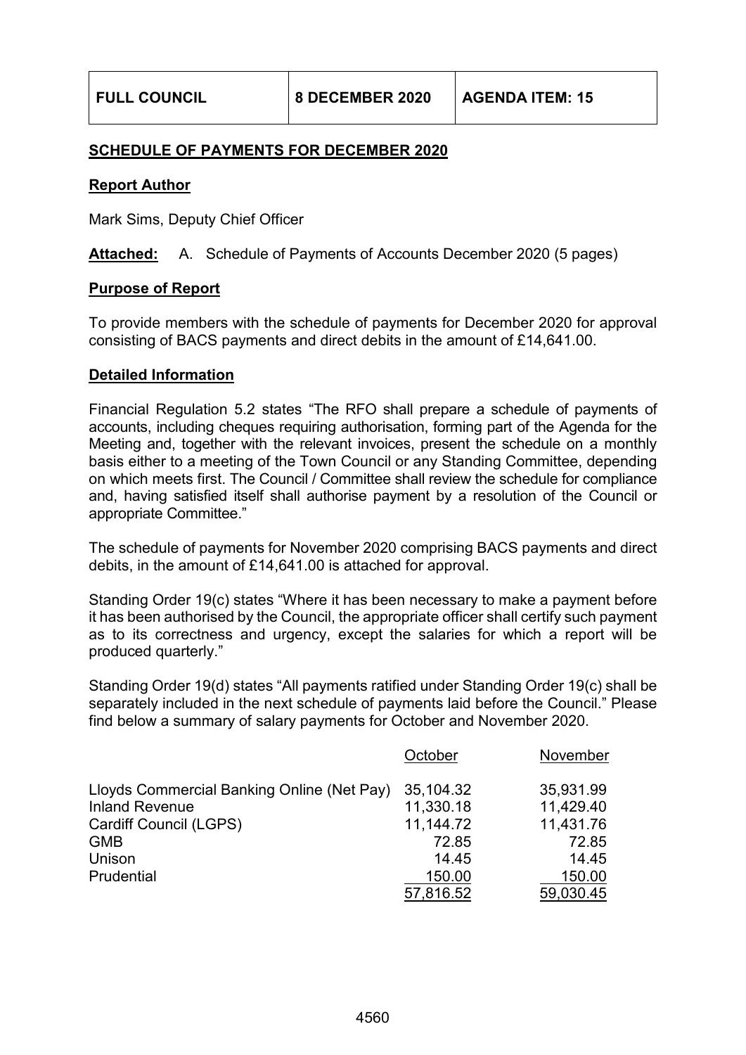| FULL COUNCIL | 8 DECEMBER 2020 | AGENDA ITEM: 15 |
| --- | --- | --- |

## SCHEDULE OF PAYMENTS FOR DECEMBER 2020

### Report Author

Mark Sims, Deputy Chief Officer

**Attached:** A. Schedule of Payments of Accounts December 2020 (5 pages)

### Purpose of Report

To provide members with the schedule of payments for December 2020 for approval consisting of BACS payments and direct debits in the amount of £14,641.00.

### Detailed Information

Financial Regulation 5.2 states "The RFO shall prepare a schedule of payments of accounts, including cheques requiring authorisation, forming part of the Agenda for the Meeting and, together with the relevant invoices, present the schedule on a monthly basis either to a meeting of the Town Council or any Standing Committee, depending on which meets first. The Council / Committee shall review the schedule for compliance and, having satisfied itself shall authorise payment by a resolution of the Council or appropriate Committee."

The schedule of payments for November 2020 comprising BACS payments and direct debits, in the amount of £14,641.00 is attached for approval.

Standing Order 19(c) states "Where it has been necessary to make a payment before it has been authorised by the Council, the appropriate officer shall certify such payment as to its correctness and urgency, except the salaries for which a report will be produced quarterly."

Standing Order 19(d) states "All payments ratified under Standing Order 19(c) shall be separately included in the next schedule of payments laid before the Council." Please find below a summary of salary payments for October and November 2020.

| | October | November |
| --- | --- | --- |
| Lloyds Commercial Banking Online (Net Pay) | 35,104.32 | 35,931.99 |
| Inland Revenue | 11,330.18 | 11,429.40 |
| Cardiff Council (LGPS) | 11,144.72 | 11,431.76 |
| GMB | 72.85 | 72.85 |
| Unison | 14.45 | 14.45 |
| Prudential | 150.00 | 150.00 |
| | 57,816.52 | 59,030.45 |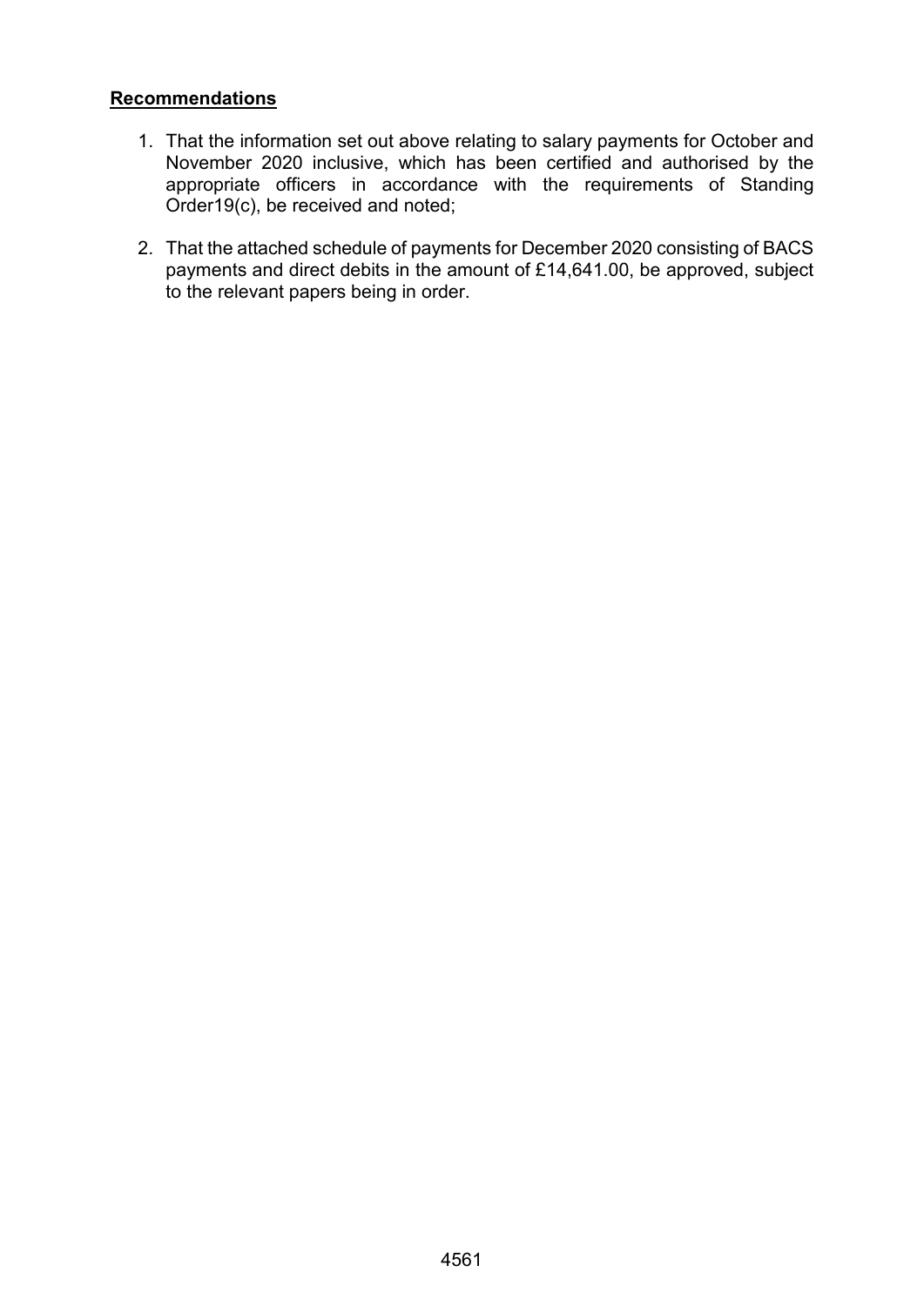**Recommendations**

1. That the information set out above relating to salary payments for October and November 2020 inclusive, which has been certified and authorised by the appropriate officers in accordance with the requirements of Standing Order19(c), be received and noted;

2. That the attached schedule of payments for December 2020 consisting of BACS payments and direct debits in the amount of £14,641.00, be approved, subject to the relevant papers being in order.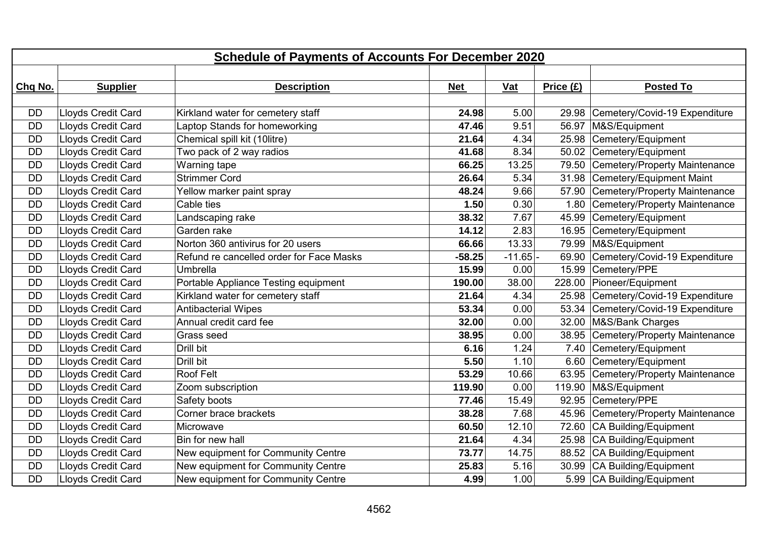# Schedule of Payments of Accounts For December 2020

| Chq No. | Supplier | Description | Net | Vat | Price (£) | Posted To |
|---|---|---|---|---|---|---|
| DD | Lloyds Credit Card | Kirkland water for cemetery staff | **24.98** | 5.00 | 29.98 | Cemetery/Covid-19 Expenditure |
| DD | Lloyds Credit Card | Laptop Stands for homeworking | **47.46** | 9.51 | 56.97 | M&S/Equipment |
| DD | Lloyds Credit Card | Chemical spill kit (10litre) | **21.64** | 4.34 | 25.98 | Cemetery/Equipment |
| DD | Lloyds Credit Card | Two pack of 2 way radios | **41.68** | 8.34 | 50.02 | Cemetery/Equipment |
| DD | Lloyds Credit Card | Warning tape | **66.25** | 13.25 | 79.50 | Cemetery/Property Maintenance |
| DD | Lloyds Credit Card | Strimmer Cord | **26.64** | 5.34 | 31.98 | Cemetery/Equipment Maint |
| DD | Lloyds Credit Card | Yellow marker paint spray | **48.24** | 9.66 | 57.90 | Cemetery/Property Maintenance |
| DD | Lloyds Credit Card | Cable ties | **1.50** | 0.30 | 1.80 | Cemetery/Property Maintenance |
| DD | Lloyds Credit Card | Landscaping rake | **38.32** | 7.67 | 45.99 | Cemetery/Equipment |
| DD | Lloyds Credit Card | Garden rake | **14.12** | 2.83 | 16.95 | Cemetery/Equipment |
| DD | Lloyds Credit Card | Norton 360 antivirus for 20 users | **66.66** | 13.33 | 79.99 | M&S/Equipment |
| DD | Lloyds Credit Card | Refund re cancelled order for Face Masks | **-58.25** | -11.65 | -69.90 | Cemetery/Covid-19 Expenditure |
| DD | Lloyds Credit Card | Umbrella | **15.99** | 0.00 | 15.99 | Cemetery/PPE |
| DD | Lloyds Credit Card | Portable Appliance Testing equipment | **190.00** | 38.00 | 228.00 | Pioneer/Equipment |
| DD | Lloyds Credit Card | Kirkland water for cemetery staff | **21.64** | 4.34 | 25.98 | Cemetery/Covid-19 Expenditure |
| DD | Lloyds Credit Card | Antibacterial Wipes | **53.34** | 0.00 | 53.34 | Cemetery/Covid-19 Expenditure |
| DD | Lloyds Credit Card | Annual credit card fee | **32.00** | 0.00 | 32.00 | M&S/Bank Charges |
| DD | Lloyds Credit Card | Grass seed | **38.95** | 0.00 | 38.95 | Cemetery/Property Maintenance |
| DD | Lloyds Credit Card | Drill bit | **6.16** | 1.24 | 7.40 | Cemetery/Equipment |
| DD | Lloyds Credit Card | Drill bit | **5.50** | 1.10 | 6.60 | Cemetery/Equipment |
| DD | Lloyds Credit Card | Roof Felt | **53.29** | 10.66 | 63.95 | Cemetery/Property Maintenance |
| DD | Lloyds Credit Card | Zoom subscription | **119.90** | 0.00 | 119.90 | M&S/Equipment |
| DD | Lloyds Credit Card | Safety boots | **77.46** | 15.49 | 92.95 | Cemetery/PPE |
| DD | Lloyds Credit Card | Corner brace brackets | **38.28** | 7.68 | 45.96 | Cemetery/Property Maintenance |
| DD | Lloyds Credit Card | Microwave | **60.50** | 12.10 | 72.60 | CA Building/Equipment |
| DD | Lloyds Credit Card | Bin for new hall | **21.64** | 4.34 | 25.98 | CA Building/Equipment |
| DD | Lloyds Credit Card | New equipment for Community Centre | **73.77** | 14.75 | 88.52 | CA Building/Equipment |
| DD | Lloyds Credit Card | New equipment for Community Centre | **25.83** | 5.16 | 30.99 | CA Building/Equipment |
| DD | Lloyds Credit Card | New equipment for Community Centre | **4.99** | 1.00 | 5.99 | CA Building/Equipment |

4562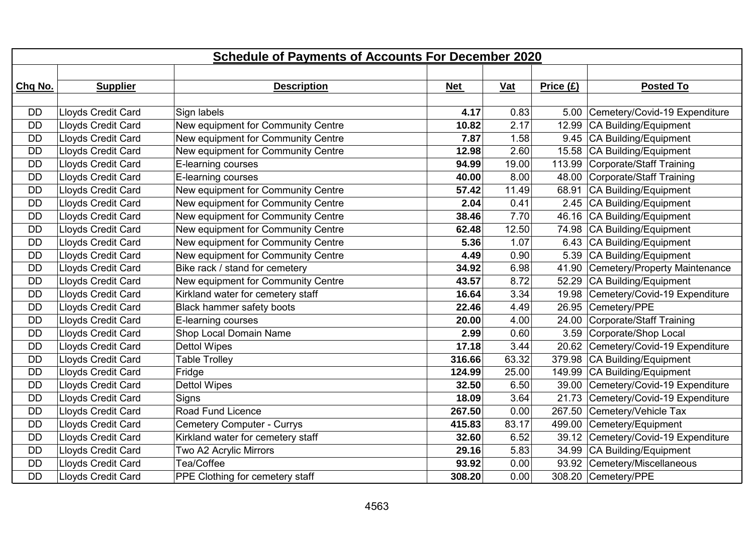## Schedule of Payments of Accounts For December 2020

| Chq No. | Supplier | Description | Net | Vat | Price (£) | Posted To |
|---|---|---|---|---|---|---|
| DD | Lloyds Credit Card | Sign labels | **4.17** | 0.83 | 5.00 | Cemetery/Covid-19 Expenditure |
| DD | Lloyds Credit Card | New equipment for Community Centre | **10.82** | 2.17 | 12.99 | CA Building/Equipment |
| DD | Lloyds Credit Card | New equipment for Community Centre | **7.87** | 1.58 | 9.45 | CA Building/Equipment |
| DD | Lloyds Credit Card | New equipment for Community Centre | **12.98** | 2.60 | 15.58 | CA Building/Equipment |
| DD | Lloyds Credit Card | E-learning courses | **94.99** | 19.00 | 113.99 | Corporate/Staff Training |
| DD | Lloyds Credit Card | E-learning courses | **40.00** | 8.00 | 48.00 | Corporate/Staff Training |
| DD | Lloyds Credit Card | New equipment for Community Centre | **57.42** | 11.49 | 68.91 | CA Building/Equipment |
| DD | Lloyds Credit Card | New equipment for Community Centre | **2.04** | 0.41 | 2.45 | CA Building/Equipment |
| DD | Lloyds Credit Card | New equipment for Community Centre | **38.46** | 7.70 | 46.16 | CA Building/Equipment |
| DD | Lloyds Credit Card | New equipment for Community Centre | **62.48** | 12.50 | 74.98 | CA Building/Equipment |
| DD | Lloyds Credit Card | New equipment for Community Centre | **5.36** | 1.07 | 6.43 | CA Building/Equipment |
| DD | Lloyds Credit Card | New equipment for Community Centre | **4.49** | 0.90 | 5.39 | CA Building/Equipment |
| DD | Lloyds Credit Card | Bike rack / stand for cemetery | **34.92** | 6.98 | 41.90 | Cemetery/Property Maintenance |
| DD | Lloyds Credit Card | New equipment for Community Centre | **43.57** | 8.72 | 52.29 | CA Building/Equipment |
| DD | Lloyds Credit Card | Kirkland water for cemetery staff | **16.64** | 3.34 | 19.98 | Cemetery/Covid-19 Expenditure |
| DD | Lloyds Credit Card | Black hammer safety boots | **22.46** | 4.49 | 26.95 | Cemetery/PPE |
| DD | Lloyds Credit Card | E-learning courses | **20.00** | 4.00 | 24.00 | Corporate/Staff Training |
| DD | Lloyds Credit Card | Shop Local Domain Name | **2.99** | 0.60 | 3.59 | Corporate/Shop Local |
| DD | Lloyds Credit Card | Dettol Wipes | **17.18** | 3.44 | 20.62 | Cemetery/Covid-19 Expenditure |
| DD | Lloyds Credit Card | Table Trolley | **316.66** | 63.32 | 379.98 | CA Building/Equipment |
| DD | Lloyds Credit Card | Fridge | **124.99** | 25.00 | 149.99 | CA Building/Equipment |
| DD | Lloyds Credit Card | Dettol Wipes | **32.50** | 6.50 | 39.00 | Cemetery/Covid-19 Expenditure |
| DD | Lloyds Credit Card | Signs | **18.09** | 3.64 | 21.73 | Cemetery/Covid-19 Expenditure |
| DD | Lloyds Credit Card | Road Fund Licence | **267.50** | 0.00 | 267.50 | Cemetery/Vehicle Tax |
| DD | Lloyds Credit Card | Cemetery Computer - Currys | **415.83** | 83.17 | 499.00 | Cemetery/Equipment |
| DD | Lloyds Credit Card | Kirkland water for cemetery staff | **32.60** | 6.52 | 39.12 | Cemetery/Covid-19 Expenditure |
| DD | Lloyds Credit Card | Two A2 Acrylic Mirrors | **29.16** | 5.83 | 34.99 | CA Building/Equipment |
| DD | Lloyds Credit Card | Tea/Coffee | **93.92** | 0.00 | 93.92 | Cemetery/Miscellaneous |
| DD | Lloyds Credit Card | PPE Clothing for cemetery staff | **308.20** | 0.00 | 308.20 | Cemetery/PPE |

4563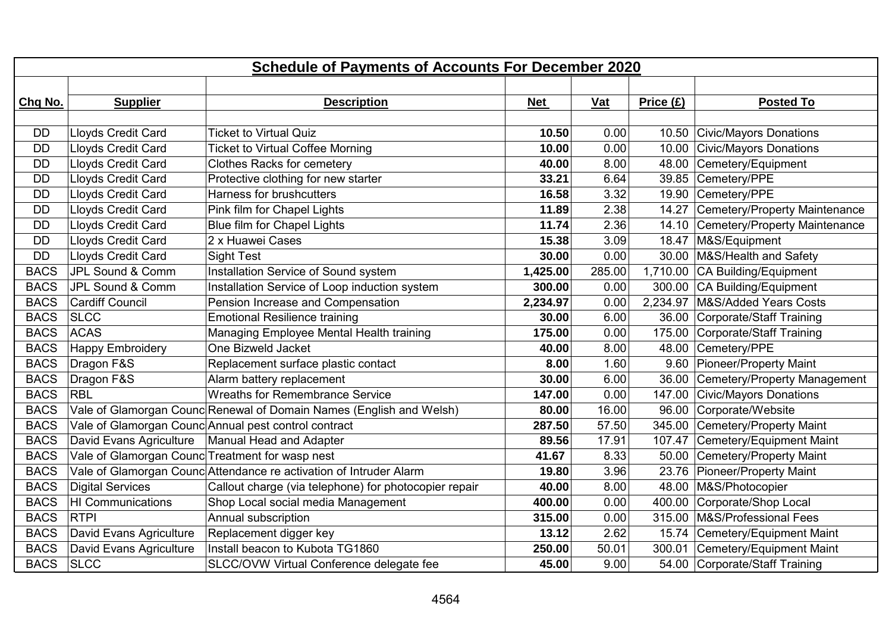## Schedule of Payments of Accounts For December 2020

| Chq No. | Supplier | Description | Net | Vat | Price (£) | Posted To |
|---|---|---|---|---|---|---|
| DD | Lloyds Credit Card | Ticket to Virtual Quiz | **10.50** | 0.00 | 10.50 | Civic/Mayors Donations |
| DD | Lloyds Credit Card | Ticket to Virtual Coffee Morning | **10.00** | 0.00 | 10.00 | Civic/Mayors Donations |
| DD | Lloyds Credit Card | Clothes Racks for cemetery | **40.00** | 8.00 | 48.00 | Cemetery/Equipment |
| DD | Lloyds Credit Card | Protective clothing for new starter | **33.21** | 6.64 | 39.85 | Cemetery/PPE |
| DD | Lloyds Credit Card | Harness for brushcutters | **16.58** | 3.32 | 19.90 | Cemetery/PPE |
| DD | Lloyds Credit Card | Pink film for Chapel Lights | **11.89** | 2.38 | 14.27 | Cemetery/Property Maintenance |
| DD | Lloyds Credit Card | Blue film for Chapel Lights | **11.74** | 2.36 | 14.10 | Cemetery/Property Maintenance |
| DD | Lloyds Credit Card | 2 x Huawei Cases | **15.38** | 3.09 | 18.47 | M&S/Equipment |
| DD | Lloyds Credit Card | Sight Test | **30.00** | 0.00 | 30.00 | M&S/Health and Safety |
| BACS | JPL Sound & Comm | Installation Service of Sound system | **1,425.00** | 285.00 | 1,710.00 | CA Building/Equipment |
| BACS | JPL Sound & Comm | Installation Service of Loop induction system | **300.00** | 0.00 | 300.00 | CA Building/Equipment |
| BACS | Cardiff Council | Pension Increase and Compensation | **2,234.97** | 0.00 | 2,234.97 | M&S/Added Years Costs |
| BACS | SLCC | Emotional Resilience training | **30.00** | 6.00 | 36.00 | Corporate/Staff Training |
| BACS | ACAS | Managing Employee Mental Health training | **175.00** | 0.00 | 175.00 | Corporate/Staff Training |
| BACS | Happy Embroidery | One Bizweld Jacket | **40.00** | 8.00 | 48.00 | Cemetery/PPE |
| BACS | Dragon F&S | Replacement surface plastic contact | **8.00** | 1.60 | 9.60 | Pioneer/Property Maint |
| BACS | Dragon F&S | Alarm battery replacement | **30.00** | 6.00 | 36.00 | Cemetery/Property Management |
| BACS | RBL | Wreaths for Remembrance Service | **147.00** | 0.00 | 147.00 | Civic/Mayors Donations |
| BACS | Vale of Glamorgan Counc | Renewal of Domain Names (English and Welsh) | **80.00** | 16.00 | 96.00 | Corporate/Website |
| BACS | Vale of Glamorgan Counc | Annual pest control contract | **287.50** | 57.50 | 345.00 | Cemetery/Property Maint |
| BACS | David Evans Agriculture | Manual Head and Adapter | **89.56** | 17.91 | 107.47 | Cemetery/Equipment Maint |
| BACS | Vale of Glamorgan Counc | Treatment for wasp nest | **41.67** | 8.33 | 50.00 | Cemetery/Property Maint |
| BACS | Vale of Glamorgan Counc | Attendance re activation of Intruder Alarm | **19.80** | 3.96 | 23.76 | Pioneer/Property Maint |
| BACS | Digital Services | Callout charge (via telephone) for photocopier repair | **40.00** | 8.00 | 48.00 | M&S/Photocopier |
| BACS | HI Communications | Shop Local social media Management | **400.00** | 0.00 | 400.00 | Corporate/Shop Local |
| BACS | RTPI | Annual subscription | **315.00** | 0.00 | 315.00 | M&S/Professional Fees |
| BACS | David Evans Agriculture | Replacement digger key | **13.12** | 2.62 | 15.74 | Cemetery/Equipment Maint |
| BACS | David Evans Agriculture | Install beacon to Kubota TG1860 | **250.00** | 50.01 | 300.01 | Cemetery/Equipment Maint |
| BACS | SLCC | SLCC/OVW Virtual Conference delegate fee | **45.00** | 9.00 | 54.00 | Corporate/Staff Training |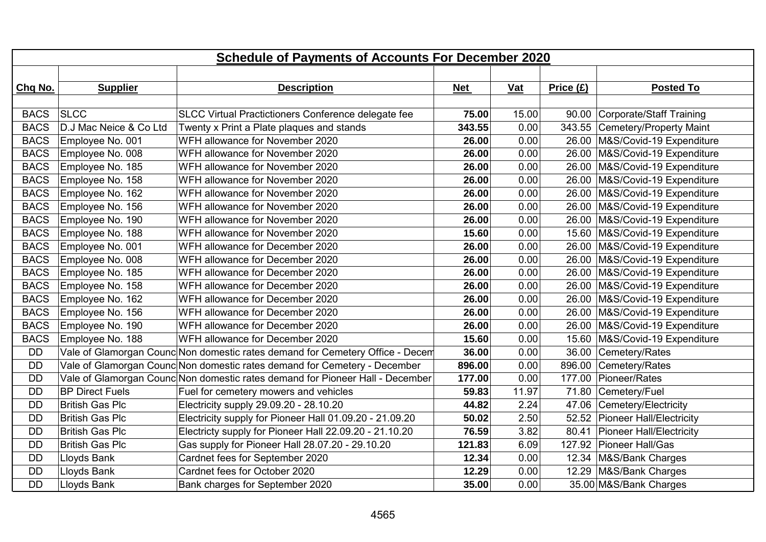## Schedule of Payments of Accounts For December 2020

| Chq No. | Supplier | Description | Net | Vat | Price (£) | Posted To |
|---|---|---|---|---|---|---|
| BACS | SLCC | SLCC Virtual Practictioners Conference delegate fee | **75.00** | 15.00 | 90.00 | Corporate/Staff Training |
| BACS | D.J Mac Neice & Co Ltd | Twenty x Print a Plate plaques and stands | **343.55** | 0.00 | 343.55 | Cemetery/Property Maint |
| BACS | Employee No. 001 | WFH allowance for November 2020 | **26.00** | 0.00 | 26.00 | M&S/Covid-19 Expenditure |
| BACS | Employee No. 008 | WFH allowance for November 2020 | **26.00** | 0.00 | 26.00 | M&S/Covid-19 Expenditure |
| BACS | Employee No. 185 | WFH allowance for November 2020 | **26.00** | 0.00 | 26.00 | M&S/Covid-19 Expenditure |
| BACS | Employee No. 158 | WFH allowance for November 2020 | **26.00** | 0.00 | 26.00 | M&S/Covid-19 Expenditure |
| BACS | Employee No. 162 | WFH allowance for November 2020 | **26.00** | 0.00 | 26.00 | M&S/Covid-19 Expenditure |
| BACS | Employee No. 156 | WFH allowance for November 2020 | **26.00** | 0.00 | 26.00 | M&S/Covid-19 Expenditure |
| BACS | Employee No. 190 | WFH allowance for November 2020 | **26.00** | 0.00 | 26.00 | M&S/Covid-19 Expenditure |
| BACS | Employee No. 188 | WFH allowance for November 2020 | **15.60** | 0.00 | 15.60 | M&S/Covid-19 Expenditure |
| BACS | Employee No. 001 | WFH allowance for December 2020 | **26.00** | 0.00 | 26.00 | M&S/Covid-19 Expenditure |
| BACS | Employee No. 008 | WFH allowance for December 2020 | **26.00** | 0.00 | 26.00 | M&S/Covid-19 Expenditure |
| BACS | Employee No. 185 | WFH allowance for December 2020 | **26.00** | 0.00 | 26.00 | M&S/Covid-19 Expenditure |
| BACS | Employee No. 158 | WFH allowance for December 2020 | **26.00** | 0.00 | 26.00 | M&S/Covid-19 Expenditure |
| BACS | Employee No. 162 | WFH allowance for December 2020 | **26.00** | 0.00 | 26.00 | M&S/Covid-19 Expenditure |
| BACS | Employee No. 156 | WFH allowance for December 2020 | **26.00** | 0.00 | 26.00 | M&S/Covid-19 Expenditure |
| BACS | Employee No. 190 | WFH allowance for December 2020 | **26.00** | 0.00 | 26.00 | M&S/Covid-19 Expenditure |
| BACS | Employee No. 188 | WFH allowance for December 2020 | **15.60** | 0.00 | 15.60 | M&S/Covid-19 Expenditure |
| DD | Vale of Glamorgan Counc | Non domestic rates demand for Cemetery Office - Decem | **36.00** | 0.00 | 36.00 | Cemetery/Rates |
| DD | Vale of Glamorgan Counc | Non domestic rates demand for Cemetery - December | **896.00** | 0.00 | 896.00 | Cemetery/Rates |
| DD | Vale of Glamorgan Counc | Non domestic rates demand for Pioneer Hall - December | **177.00** | 0.00 | 177.00 | Pioneer/Rates |
| DD | BP Direct Fuels | Fuel for cemetery mowers and vehicles | **59.83** | 11.97 | 71.80 | Cemetery/Fuel |
| DD | British Gas Plc | Electricity supply 29.09.20 - 28.10.20 | **44.82** | 2.24 | 47.06 | Cemetery/Electricity |
| DD | British Gas Plc | Electricity supply for Pioneer Hall 01.09.20 - 21.09.20 | **50.02** | 2.50 | 52.52 | Pioneer Hall/Electricity |
| DD | British Gas Plc | Electricty supply for Pioneer Hall 22.09.20 - 21.10.20 | **76.59** | 3.82 | 80.41 | Pioneer Hall/Electricity |
| DD | British Gas Plc | Gas supply for Pioneer Hall 28.07.20 - 29.10.20 | **121.83** | 6.09 | 127.92 | Pioneer Hall/Gas |
| DD | Lloyds Bank | Cardnet fees for September 2020 | **12.34** | 0.00 | 12.34 | M&S/Bank Charges |
| DD | Lloyds Bank | Cardnet fees for October 2020 | **12.29** | 0.00 | 12.29 | M&S/Bank Charges |
| DD | Lloyds Bank | Bank charges for September 2020 | **35.00** | 0.00 | 35.00 | M&S/Bank Charges |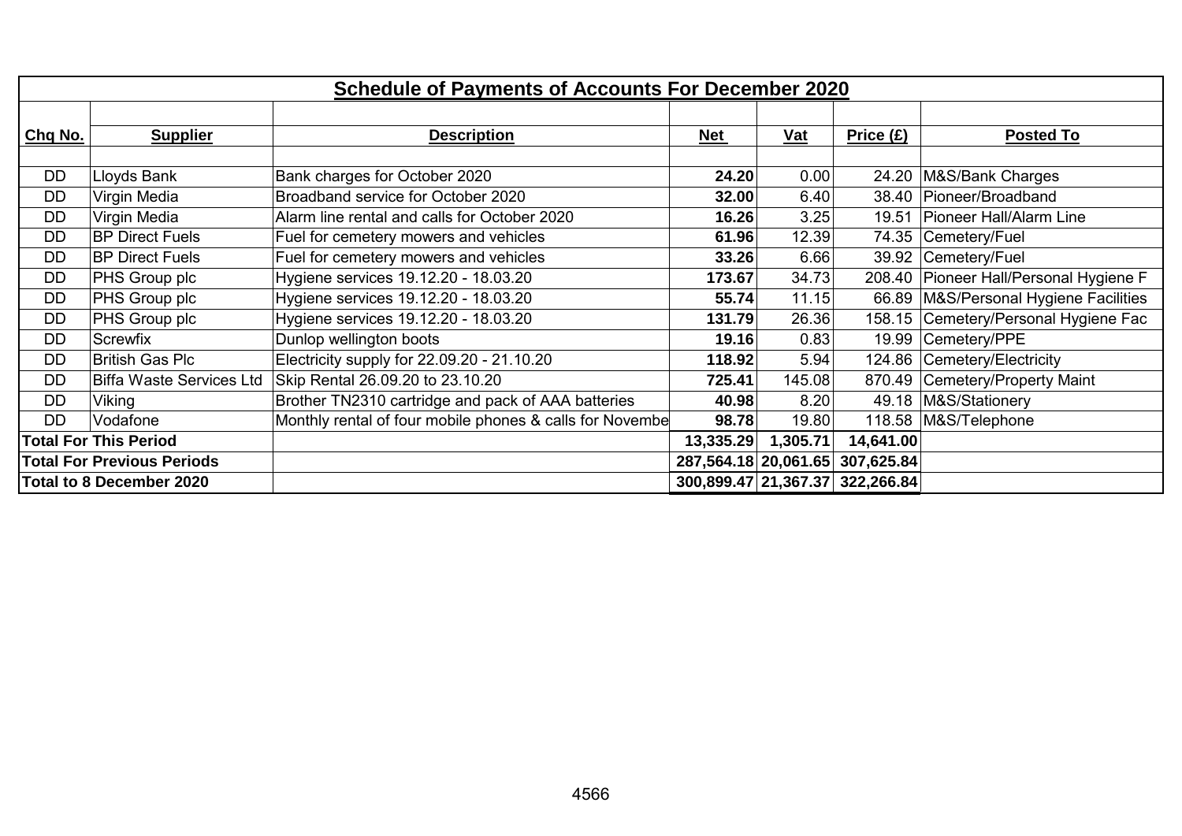## Schedule of Payments of Accounts For December 2020

| Chq No. | Supplier | Description | Net | Vat | Price (£) | Posted To |
|---|---|---|---|---|---|---|
| DD | Lloyds Bank | Bank charges for October 2020 | **24.20** | 0.00 | 24.20 | M&S/Bank Charges |
| DD | Virgin Media | Broadband service for October 2020 | **32.00** | 6.40 | 38.40 | Pioneer/Broadband |
| DD | Virgin Media | Alarm line rental and calls for October 2020 | **16.26** | 3.25 | 19.51 | Pioneer Hall/Alarm Line |
| DD | BP Direct Fuels | Fuel for cemetery mowers and vehicles | **61.96** | 12.39 | 74.35 | Cemetery/Fuel |
| DD | BP Direct Fuels | Fuel for cemetery mowers and vehicles | **33.26** | 6.66 | 39.92 | Cemetery/Fuel |
| DD | PHS Group plc | Hygiene services 19.12.20 - 18.03.20 | **173.67** | 34.73 | 208.40 | Pioneer Hall/Personal Hygiene F |
| DD | PHS Group plc | Hygiene services 19.12.20 - 18.03.20 | **55.74** | 11.15 | 66.89 | M&S/Personal Hygiene Facilities |
| DD | PHS Group plc | Hygiene services 19.12.20 - 18.03.20 | **131.79** | 26.36 | 158.15 | Cemetery/Personal Hygiene Fac |
| DD | Screwfix | Dunlop wellington boots | **19.16** | 0.83 | 19.99 | Cemetery/PPE |
| DD | British Gas Plc | Electricity supply for 22.09.20 - 21.10.20 | **118.92** | 5.94 | 124.86 | Cemetery/Electricity |
| DD | Biffa Waste Services Ltd | Skip Rental 26.09.20 to 23.10.20 | **725.41** | 145.08 | 870.49 | Cemetery/Property Maint |
| DD | Viking | Brother TN2310 cartridge and pack of AAA batteries | **40.98** | 8.20 | 49.18 | M&S/Stationery |
| DD | Vodafone | Monthly rental of four mobile phones & calls for Novembe | **98.78** | 19.80 | 118.58 | M&S/Telephone |
| **Total For This Period** | | | **13,335.29** | **1,305.71** | **14,641.00** | |
| **Total For Previous Periods** | | | **287,564.18** | **20,061.65** | **307,625.84** | |
| **Total to 8 December 2020** | | | **300,899.47** | **21,367.37** | **322,266.84** | |

4566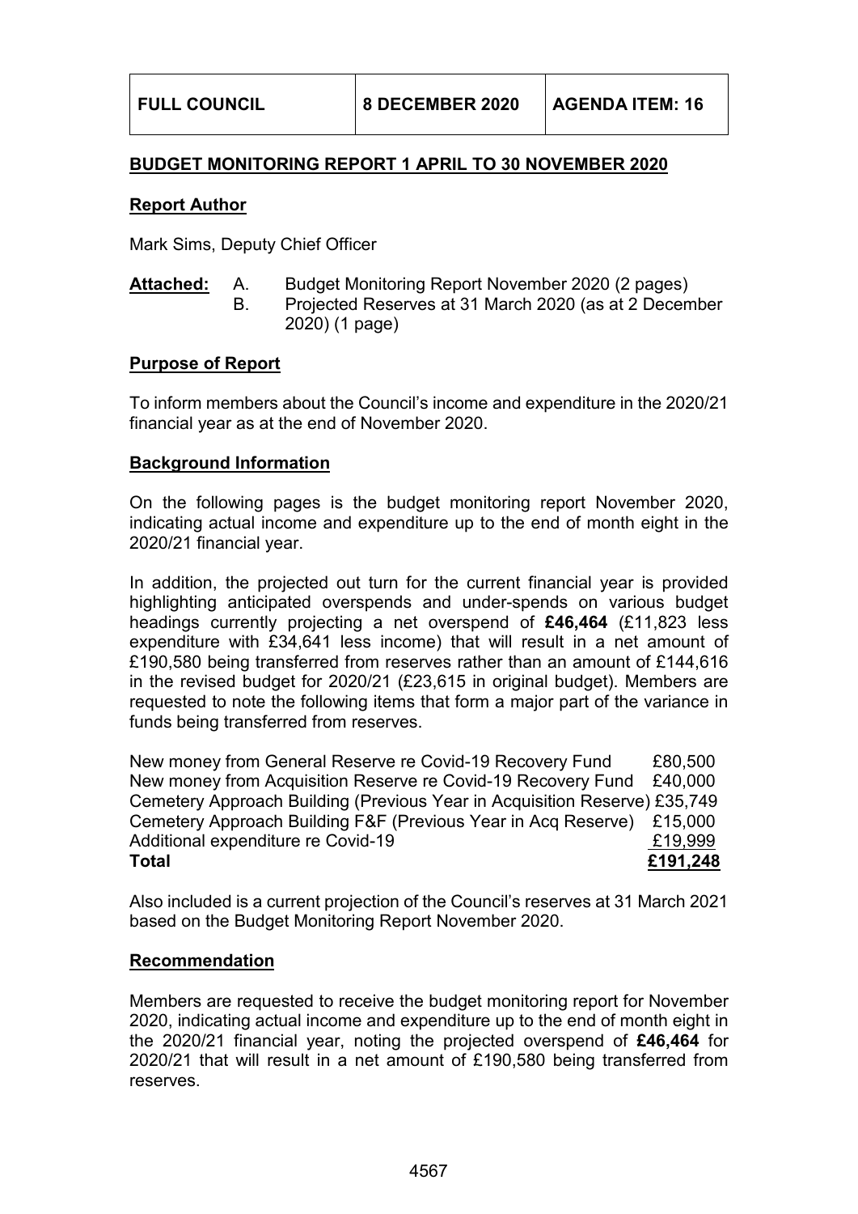| FULL COUNCIL | 8 DECEMBER 2020 | AGENDA ITEM: 16 |
|---|---|---|

## BUDGET MONITORING REPORT 1 APRIL TO 30 NOVEMBER 2020

### Report Author

Mark Sims, Deputy Chief Officer

**Attached:** A. Budget Monitoring Report November 2020 (2 pages)
B. Projected Reserves at 31 March 2020 (as at 2 December 2020) (1 page)

### Purpose of Report

To inform members about the Council's income and expenditure in the 2020/21 financial year as at the end of November 2020.

### Background Information

On the following pages is the budget monitoring report November 2020, indicating actual income and expenditure up to the end of month eight in the 2020/21 financial year.

In addition, the projected out turn for the current financial year is provided highlighting anticipated overspends and under-spends on various budget headings currently projecting a net overspend of **£46,464** (£11,823 less expenditure with £34,641 less income) that will result in a net amount of £190,580 being transferred from reserves rather than an amount of £144,616 in the revised budget for 2020/21 (£23,615 in original budget). Members are requested to note the following items that form a major part of the variance in funds being transferred from reserves.

| | |
|---|---|
| New money from General Reserve re Covid-19 Recovery Fund | £80,500 |
| New money from Acquisition Reserve re Covid-19 Recovery Fund | £40,000 |
| Cemetery Approach Building (Previous Year in Acquisition Reserve) | £35,749 |
| Cemetery Approach Building F&F (Previous Year in Acq Reserve) | £15,000 |
| Additional expenditure re Covid-19 | £19,999 |
| **Total** | **£191,248** |

Also included is a current projection of the Council's reserves at 31 March 2021 based on the Budget Monitoring Report November 2020.

### Recommendation

Members are requested to receive the budget monitoring report for November 2020, indicating actual income and expenditure up to the end of month eight in the 2020/21 financial year, noting the projected overspend of **£46,464** for 2020/21 that will result in a net amount of £190,580 being transferred from reserves.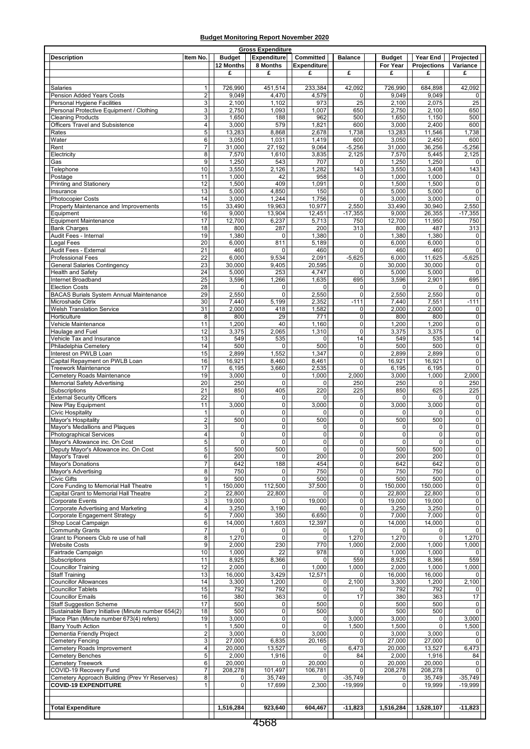**Budget Monitoring Report November 2020**

| Gross Expenditure | | | | | | | | |
|---|---|---|---|---|---|---|---|---|
| Description | Item No. | Budget 12 Months £ | Expenditure 8 Months £ | Committed Expenditure £ | Balance £ | Budget For Year £ | Year End Projections £ | Projected Variance £ |
| Salaries | 1 | 726,990 | 451,514 | 233,384 | 42,092 | 726,990 | 684,898 | 42,092 |
| Pension Added Years Costs | 2 | 9,049 | 4,470 | 4,579 | 0 | 9,049 | 9,049 | 0 |
| Personal Hygiene Facilities | 3 | 2,100 | 1,102 | 973 | 25 | 2,100 | 2,075 | 25 |
| Personal Protective Equipment / Clothing | 3 | 2,750 | 1,093 | 1,007 | 650 | 2,750 | 2,100 | 650 |
| Cleaning Products | 3 | 1,650 | 188 | 962 | 500 | 1,650 | 1,150 | 500 |
| Officers Travel and Subsistence | 4 | 3,000 | 579 | 1,821 | 600 | 3,000 | 2,400 | 600 |
| Rates | 5 | 13,283 | 8,868 | 2,678 | 1,738 | 13,283 | 11,546 | 1,738 |
| Water | 6 | 3,050 | 1,031 | 1,419 | 600 | 3,050 | 2,450 | 600 |
| Rent | 7 | 31,000 | 27,192 | 9,064 | -5,256 | 31,000 | 36,256 | -5,256 |
| Electricity | 8 | 7,570 | 1,610 | 3,835 | 2,125 | 7,570 | 5,445 | 2,125 |
| Gas | 9 | 1,250 | 543 | 707 | 0 | 1,250 | 1,250 | 0 |
| Telephone | 10 | 3,550 | 2,126 | 1,282 | 143 | 3,550 | 3,408 | 143 |
| Postage | 11 | 1,000 | 42 | 958 | 0 | 1,000 | 1,000 | 0 |
| Printing and Stationery | 12 | 1,500 | 409 | 1,091 | 0 | 1,500 | 1,500 | 0 |
| Insurance | 13 | 5,000 | 4,850 | 150 | 0 | 5,000 | 5,000 | 0 |
| Photocopier Costs | 14 | 3,000 | 1,244 | 1,756 | 0 | 3,000 | 3,000 | 0 |
| Property Maintenance and Improvements | 15 | 33,490 | 19,963 | 10,977 | 2,550 | 33,490 | 30,940 | 2,550 |
| Equipment | 16 | 9,000 | 13,904 | 12,451 | -17,355 | 9,000 | 26,355 | -17,355 |
| Equipment Maintenance | 17 | 12,700 | 6,237 | 5,713 | 750 | 12,700 | 11,950 | 750 |
| Bank Charges | 18 | 800 | 287 | 200 | 313 | 800 | 487 | 313 |
| Audit Fees - Internal | 19 | 1,380 | 0 | 1,380 | 0 | 1,380 | 1,380 | 0 |
| Legal Fees | 20 | 6,000 | 811 | 5,189 | 0 | 6,000 | 6,000 | 0 |
| Audit Fees - External | 21 | 460 | 0 | 460 | 0 | 460 | 460 | 0 |
| Professional Fees | 22 | 6,000 | 9,534 | 2,091 | -5,625 | 6,000 | 11,625 | -5,625 |
| General Salaries Contingency | 23 | 30,000 | 9,405 | 20,595 | 0 | 30,000 | 30,000 | 0 |
| Health and Safety | 24 | 5,000 | 253 | 4,747 | 0 | 5,000 | 5,000 | 0 |
| Internet Broadband | 25 | 3,596 | 1,266 | 1,635 | 695 | 3,596 | 2,901 | 695 |
| Election Costs | 28 | 0 | 0 | 0 | 0 | 0 | 0 | 0 |
| BACAS Burials System Annual Maintenance | 29 | 2,550 | 0 | 2,550 | 0 | 2,550 | 2,550 | 0 |
| Microshade Citrix | 30 | 7,440 | 5,199 | 2,352 | -111 | 7,440 | 7,551 | -111 |
| Welsh Translation Service | 31 | 2,000 | 418 | 1,582 | 0 | 2,000 | 2,000 | 0 |
| Horticulture | 8 | 800 | 29 | 771 | 0 | 800 | 800 | 0 |
| Vehicle Maintenance | 11 | 1,200 | 40 | 1,160 | 0 | 1,200 | 1,200 | 0 |
| Haulage and Fuel | 12 | 3,375 | 2,065 | 1,310 | 0 | 3,375 | 3,375 | 0 |
| Vehicle Tax and Insurance | 13 | 549 | 535 | 0 | 14 | 549 | 535 | 14 |
| Philadelphia Cemetery | 14 | 500 | 0 | 500 | 0 | 500 | 500 | 0 |
| Interest on PWLB Loan | 15 | 2,899 | 1,552 | 1,347 | 0 | 2,899 | 2,899 | 0 |
| Capital Repayment on PWLB Loan | 16 | 16,921 | 8,460 | 8,461 | 0 | 16,921 | 16,921 | 0 |
| Treework Maintenance | 17 | 6,195 | 3,660 | 2,535 | 0 | 6,195 | 6,195 | 0 |
| Cemetery Roads Maintenance | 19 | 3,000 | 0 | 1,000 | 2,000 | 3,000 | 1,000 | 2,000 |
| Memorial Safety Advertising | 20 | 250 | 0 | 0 | 250 | 250 | 0 | 250 |
| Subscriptions | 21 | 850 | 405 | 220 | 225 | 850 | 625 | 225 |
| External Security Officers | 22 | 0 | 0 | 0 | 0 | 0 | 0 | 0 |
| New Play Equipment | 11 | 3,000 | 0 | 3,000 | 0 | 3,000 | 3,000 | 0 |
| Civic Hospitality | 1 | 0 | 0 | 0 | 0 | 0 | 0 | 0 |
| Mayor's Hospitality | 2 | 500 | 0 | 500 | 0 | 500 | 500 | 0 |
| Mayor's Medallions and Plaques | 3 | 0 | 0 | 0 | 0 | 0 | 0 | 0 |
| Photographical Services | 4 | 0 | 0 | 0 | 0 | 0 | 0 | 0 |
| Mayor's Allowance inc. On Cost | 5 | 0 | 0 | 0 | 0 | 0 | 0 | 0 |
| Deputy Mayor's Allowance inc. On Cost | 5 | 500 | 500 | 0 | 0 | 500 | 500 | 0 |
| Mayor's Travel | 6 | 200 | 0 | 200 | 0 | 200 | 200 | 0 |
| Mayor's Donations | 7 | 642 | 188 | 454 | 0 | 642 | 642 | 0 |
| Mayor's Advertising | 8 | 750 | 0 | 750 | 0 | 750 | 750 | 0 |
| Civic Gifts | 9 | 500 | 0 | 500 | 0 | 500 | 500 | 0 |
| Core Funding to Memorial Hall Theatre | 1 | 150,000 | 112,500 | 37,500 | 0 | 150,000 | 150,000 | 0 |
| Capital Grant to Memorial Hall Theatre | 2 | 22,800 | 22,800 | 0 | 0 | 22,800 | 22,800 | 0 |
| Corporate Events | 3 | 19,000 | 0 | 19,000 | 0 | 19,000 | 19,000 | 0 |
| Corporate Advertising and Marketing | 4 | 3,250 | 3,190 | 60 | 0 | 3,250 | 3,250 | 0 |
| Corporate Engagement Strategy | 5 | 7,000 | 350 | 6,650 | 0 | 7,000 | 7,000 | 0 |
| Shop Local Campaign | 6 | 14,000 | 1,603 | 12,397 | 0 | 14,000 | 14,000 | 0 |
| Community Grants | 7 | 0 | 0 | 0 | 0 | 0 | 0 | 0 |
| Grant to Pioneers Club re use of hall | 8 | 1,270 | 0 | 0 | 1,270 | 1,270 | 0 | 1,270 |
| Website Costs | 9 | 2,000 | 230 | 770 | 1,000 | 2,000 | 1,000 | 1,000 |
| Fairtrade Campaign | 10 | 1,000 | 22 | 978 | 0 | 1,000 | 1,000 | 0 |
| Subscriptions | 11 | 8,925 | 8,366 | 0 | 559 | 8,925 | 8,366 | 559 |
| Councillor Training | 12 | 2,000 | 0 | 1,000 | 1,000 | 2,000 | 1,000 | 1,000 |
| Staff Training | 13 | 16,000 | 3,429 | 12,571 | 0 | 16,000 | 16,000 | 0 |
| Councillor Allowances | 14 | 3,300 | 1,200 | 0 | 2,100 | 3,300 | 1,200 | 2,100 |
| Councillor Tablets | 15 | 792 | 792 | 0 | 0 | 792 | 792 | 0 |
| Councillor Emails | 16 | 380 | 363 | 0 | 17 | 380 | 363 | 17 |
| Staff Suggestion Scheme | 17 | 500 | 0 | 500 | 0 | 500 | 500 | 0 |
| Sustainable Barry Initiative (Minute number 654(2) | 18 | 500 | 0 | 500 | 0 | 500 | 500 | 0 |
| Place Plan (Minute number 673(4) refers) | 19 | 3,000 | 0 | 0 | 3,000 | 3,000 | 0 | 3,000 |
| Barry Youth Action | 1 | 1,500 | 0 | 0 | 1,500 | 1,500 | 0 | 1,500 |
| Dementia Friendly Project | 2 | 3,000 | 0 | 3,000 | 0 | 3,000 | 3,000 | 0 |
| Cemetery Fencing | 3 | 27,000 | 6,835 | 20,165 | 0 | 27,000 | 27,000 | 0 |
| Cemetery Roads Improvement | 4 | 20,000 | 13,527 | 0 | 6,473 | 20,000 | 13,527 | 6,473 |
| Cemetery Benches | 5 | 2,000 | 1,916 | 0 | 84 | 2,000 | 1,916 | 84 |
| Cemetery Treework | 6 | 20,000 | 0 | 20,000 | 0 | 20,000 | 20,000 | 0 |
| COVID-19 Recovery Fund | 7 | 208,278 | 101,497 | 106,781 | 0 | 208,278 | 208,278 | 0 |
| Cemetery Approach Building (Prev Yr Reserves) | 8 | 0 | 35,749 | 0 | -35,749 | 0 | 35,749 | -35,749 |
| **COVID-19 EXPENDITURE** | 1 | 0 | 17,699 | 2,300 | -19,999 | 0 | 19,999 | -19,999 |
| **Total Expenditure** | | **1,516,284** | **923,640** | **604,467** | **-11,823** | **1,516,284** | **1,528,107** | **-11,823** |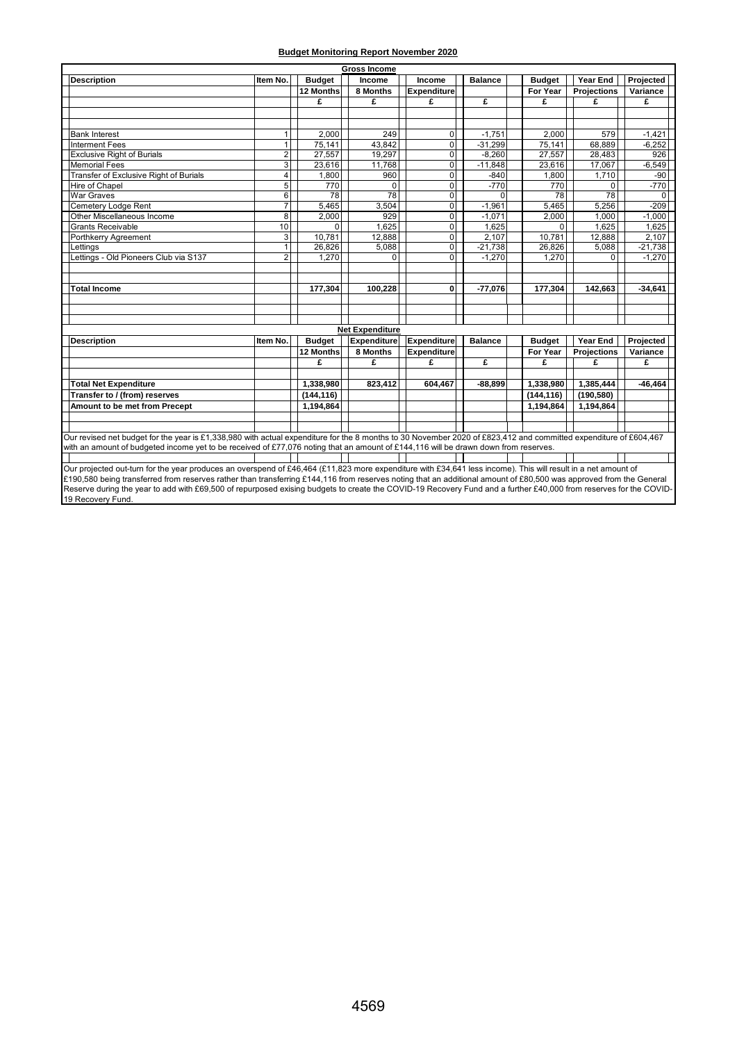**Budget Monitoring Report November 2020**

| Description | Item No. | Budget | Income | Income | Balance | Budget | Year End | Projected |
|---|---|---|---|---|---|---|---|---|
| | | 12 Months | 8 Months | Expenditure | | For Year | Projections | Variance |
| | | £ | £ | £ | £ | £ | £ | £ |
| **Gross Income** | | | | | | | | |
| Bank Interest | 1 | 2,000 | 249 | 0 | -1,751 | 2,000 | 579 | -1,421 |
| Interment Fees | 1 | 75,141 | 43,842 | 0 | -31,299 | 75,141 | 68,889 | -6,252 |
| Exclusive Right of Burials | 2 | 27,557 | 19,297 | 0 | -8,260 | 27,557 | 28,483 | 926 |
| Memorial Fees | 3 | 23,616 | 11,768 | 0 | -11,848 | 23,616 | 17,067 | -6,549 |
| Transfer of Exclusive Right of Burials | 4 | 1,800 | 960 | 0 | -840 | 1,800 | 1,710 | -90 |
| Hire of Chapel | 5 | 770 | 0 | 0 | -770 | 770 | 0 | -770 |
| War Graves | 6 | 78 | 78 | 0 | 0 | 78 | 78 | 0 |
| Cemetery Lodge Rent | 7 | 5,465 | 3,504 | 0 | -1,961 | 5,465 | 5,256 | -209 |
| Other Miscellaneous Income | 8 | 2,000 | 929 | 0 | -1,071 | 2,000 | 1,000 | -1,000 |
| Grants Receivable | 10 | 0 | 1,625 | 0 | 1,625 | 0 | 1,625 | 1,625 |
| Porthkerry Agreement | 3 | 10,781 | 12,888 | 0 | 2,107 | 10,781 | 12,888 | 2,107 |
| Lettings | 1 | 26,826 | 5,088 | 0 | -21,738 | 26,826 | 5,088 | -21,738 |
| Lettings - Old Pioneers Club via S137 | 2 | 1,270 | 0 | 0 | -1,270 | 1,270 | 0 | -1,270 |
| **Total Income** | | **177,304** | **100,228** | **0** | **-77,076** | **177,304** | **142,663** | **-34,641** |

**Net Expenditure**

| Description | Item No. | Budget | Expenditure | Expenditure | Balance | Budget | Year End | Projected |
|---|---|---|---|---|---|---|---|---|
| | | 12 Months | 8 Months | Expenditure | | For Year | Projections | Variance |
| | | £ | £ | £ | £ | £ | £ | £ |
| **Total Net Expenditure** | | **1,338,980** | **823,412** | **604,467** | **-88,899** | **1,338,980** | **1,385,444** | **-46,464** |
| **Transfer to / (from) reserves** | | **(144,116)** | | | | **(144,116)** | **(190,580)** | |
| **Amount to be met from Precept** | | **1,194,864** | | | | **1,194,864** | **1,194,864** | |

Our revised net budget for the year is £1,338,980 with actual expenditure for the 8 months to 30 November 2020 of £823,412 and committed expenditure of £604,467 with an amount of budgeted income yet to be received of £77,076 noting that an amount of £144,116 will be drawn down from reserves.

Our projected out-turn for the year produces an overspend of £46,464 (£11,823 more expenditure with £34,641 less income). This will result in a net amount of £190,580 being transferred from reserves rather than transferring £144,116 from reserves noting that an additional amount of £80,500 was approved from the General Reserve during the year to add with £69,500 of repurposed exising budgets to create the COVID-19 Recovery Fund and a further £40,000 from reserves for the COVID-19 Recovery Fund.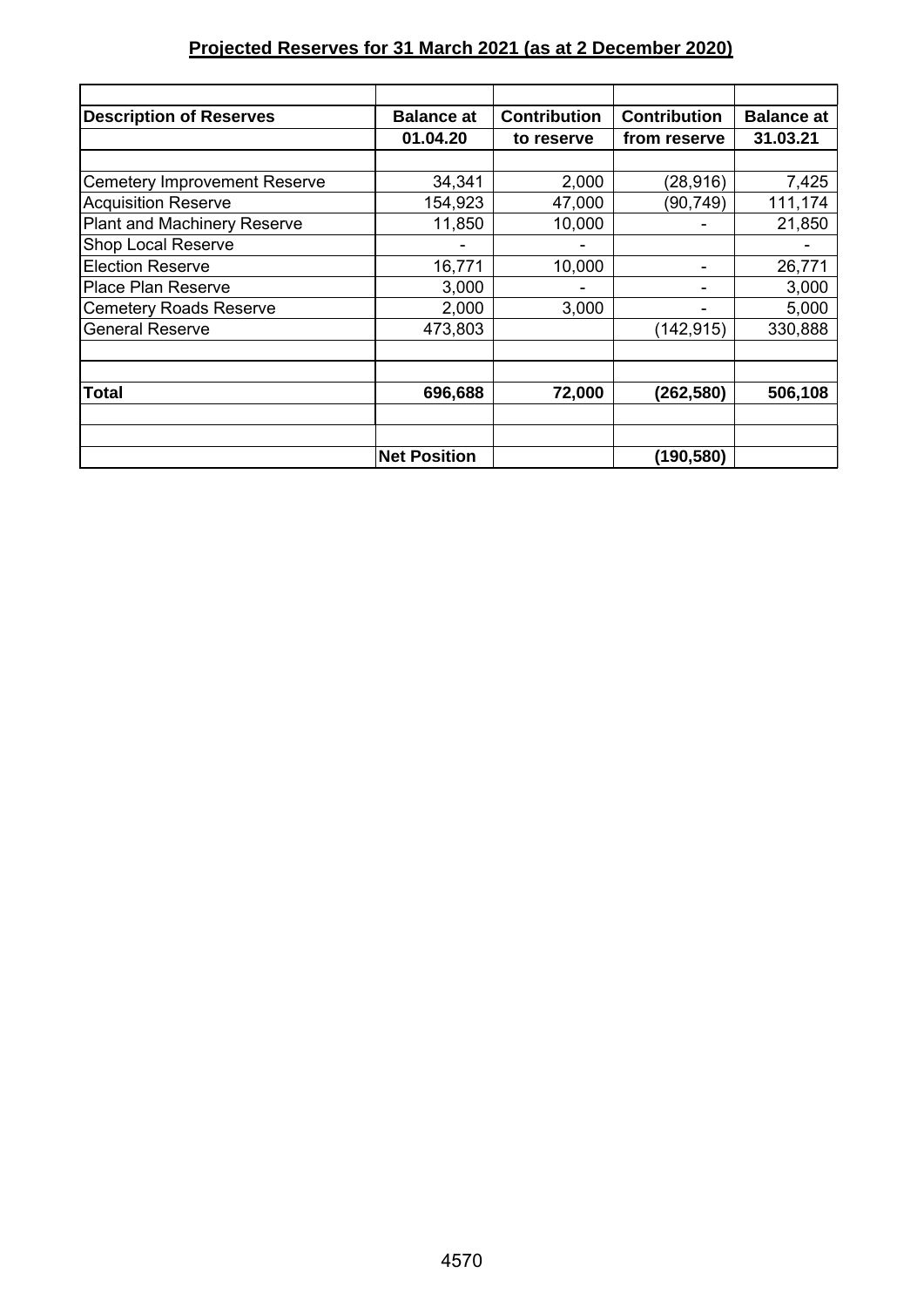**Projected Reserves for 31 March 2021 (as at 2 December 2020)**

| Description of Reserves | Balance at 01.04.20 | Contribution to reserve | Contribution from reserve | Balance at 31.03.21 |
|---|---|---|---|---|
| Cemetery Improvement Reserve | 34,341 | 2,000 | (28,916) | 7,425 |
| Acquisition Reserve | 154,923 | 47,000 | (90,749) | 111,174 |
| Plant and Machinery Reserve | 11,850 | 10,000 | - | 21,850 |
| Shop Local Reserve | - | - | | - |
| Election Reserve | 16,771 | 10,000 | - | 26,771 |
| Place Plan Reserve | 3,000 | - | - | 3,000 |
| Cemetery Roads Reserve | 2,000 | 3,000 | - | 5,000 |
| General Reserve | 473,803 | | (142,915) | 330,888 |
| | | | | |
| **Total** | **696,688** | **72,000** | **(262,580)** | **506,108** |
| | | | | |
| | **Net Position** | | **(190,580)** | |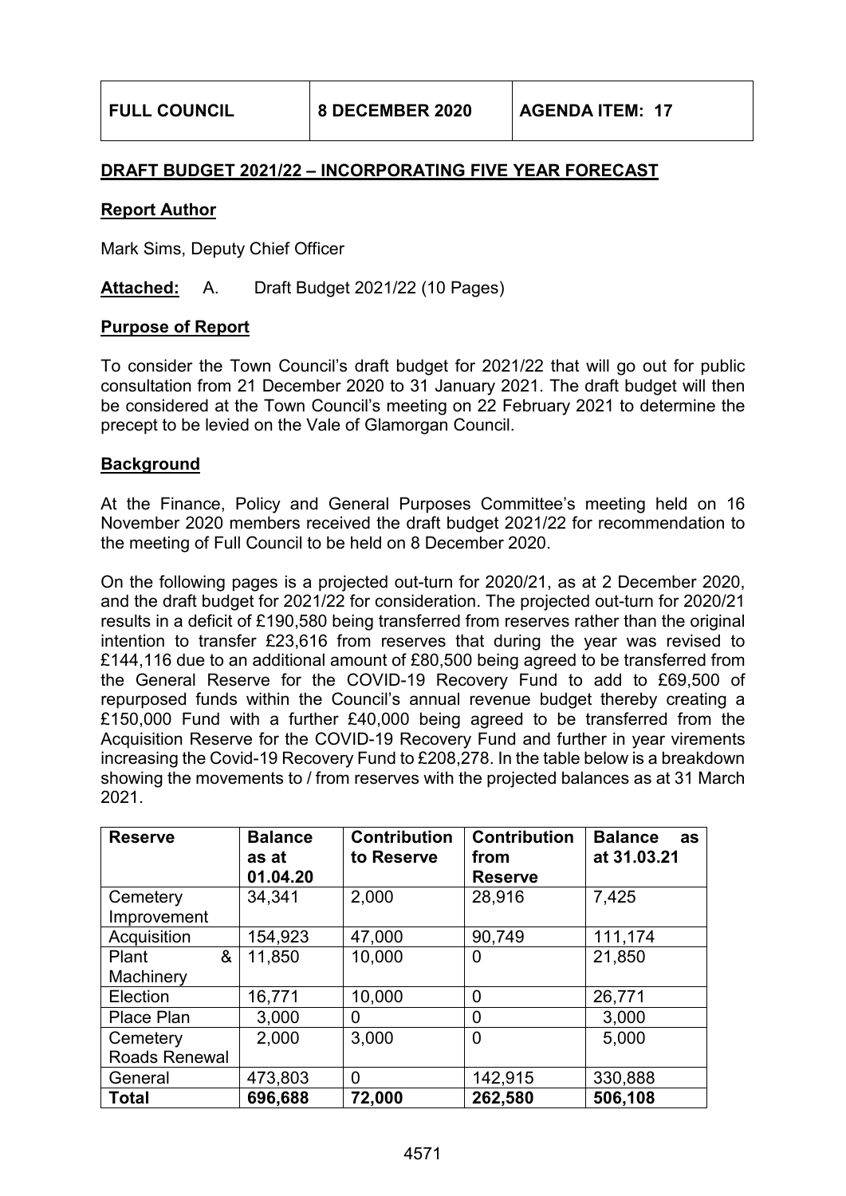| FULL COUNCIL | 8 DECEMBER 2020 | AGENDA ITEM: 17 |
|---|---|---|

**DRAFT BUDGET 2021/22 – INCORPORATING FIVE YEAR FORECAST**

**Report Author**

Mark Sims, Deputy Chief Officer

**Attached:** A. Draft Budget 2021/22 (10 Pages)

**Purpose of Report**

To consider the Town Council's draft budget for 2021/22 that will go out for public consultation from 21 December 2020 to 31 January 2021. The draft budget will then be considered at the Town Council's meeting on 22 February 2021 to determine the precept to be levied on the Vale of Glamorgan Council.

**Background**

At the Finance, Policy and General Purposes Committee's meeting held on 16 November 2020 members received the draft budget 2021/22 for recommendation to the meeting of Full Council to be held on 8 December 2020.

On the following pages is a projected out-turn for 2020/21, as at 2 December 2020, and the draft budget for 2021/22 for consideration. The projected out-turn for 2020/21 results in a deficit of £190,580 being transferred from reserves rather than the original intention to transfer £23,616 from reserves that during the year was revised to £144,116 due to an additional amount of £80,500 being agreed to be transferred from the General Reserve for the COVID-19 Recovery Fund to add to £69,500 of repurposed funds within the Council's annual revenue budget thereby creating a £150,000 Fund with a further £40,000 being agreed to be transferred from the Acquisition Reserve for the COVID-19 Recovery Fund and further in year virements increasing the Covid-19 Recovery Fund to £208,278. In the table below is a breakdown showing the movements to / from reserves with the projected balances as at 31 March 2021.

| Reserve | Balance as at 01.04.20 | Contribution to Reserve | Contribution from Reserve | Balance as at 31.03.21 |
|---|---|---|---|---|
| Cemetery Improvement | 34,341 | 2,000 | 28,916 | 7,425 |
| Acquisition | 154,923 | 47,000 | 90,749 | 111,174 |
| Plant & Machinery | 11,850 | 10,000 | 0 | 21,850 |
| Election | 16,771 | 10,000 | 0 | 26,771 |
| Place Plan | 3,000 | 0 | 0 | 3,000 |
| Cemetery Roads Renewal | 2,000 | 3,000 | 0 | 5,000 |
| General | 473,803 | 0 | 142,915 | 330,888 |
| **Total** | **696,688** | **72,000** | **262,580** | **506,108** |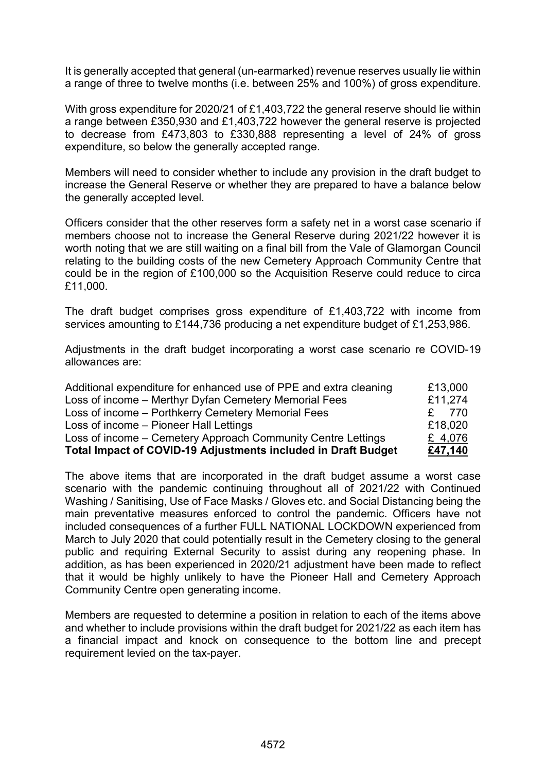It is generally accepted that general (un-earmarked) revenue reserves usually lie within a range of three to twelve months (i.e. between 25% and 100%) of gross expenditure.

With gross expenditure for 2020/21 of £1,403,722 the general reserve should lie within a range between £350,930 and £1,403,722 however the general reserve is projected to decrease from £473,803 to £330,888 representing a level of 24% of gross expenditure, so below the generally accepted range.

Members will need to consider whether to include any provision in the draft budget to increase the General Reserve or whether they are prepared to have a balance below the generally accepted level.

Officers consider that the other reserves form a safety net in a worst case scenario if members choose not to increase the General Reserve during 2021/22 however it is worth noting that we are still waiting on a final bill from the Vale of Glamorgan Council relating to the building costs of the new Cemetery Approach Community Centre that could be in the region of £100,000 so the Acquisition Reserve could reduce to circa £11,000.

The draft budget comprises gross expenditure of £1,403,722 with income from services amounting to £144,736 producing a net expenditure budget of £1,253,986.

Adjustments in the draft budget incorporating a worst case scenario re COVID-19 allowances are:

| | |
|---|---|
| Additional expenditure for enhanced use of PPE and extra cleaning | £13,000 |
| Loss of income – Merthyr Dyfan Cemetery Memorial Fees | £11,274 |
| Loss of income – Porthkerry Cemetery Memorial Fees | £ 770 |
| Loss of income – Pioneer Hall Lettings | £18,020 |
| Loss of income – Cemetery Approach Community Centre Lettings | £ 4,076 |
| **Total Impact of COVID-19 Adjustments included in Draft Budget** | **£47,140** |

The above items that are incorporated in the draft budget assume a worst case scenario with the pandemic continuing throughout all of 2021/22 with Continued Washing / Sanitising, Use of Face Masks / Gloves etc. and Social Distancing being the main preventative measures enforced to control the pandemic. Officers have not included consequences of a further FULL NATIONAL LOCKDOWN experienced from March to July 2020 that could potentially result in the Cemetery closing to the general public and requiring External Security to assist during any reopening phase. In addition, as has been experienced in 2020/21 adjustment have been made to reflect that it would be highly unlikely to have the Pioneer Hall and Cemetery Approach Community Centre open generating income.

Members are requested to determine a position in relation to each of the items above and whether to include provisions within the draft budget for 2021/22 as each item has a financial impact and knock on consequence to the bottom line and precept requirement levied on the tax-payer.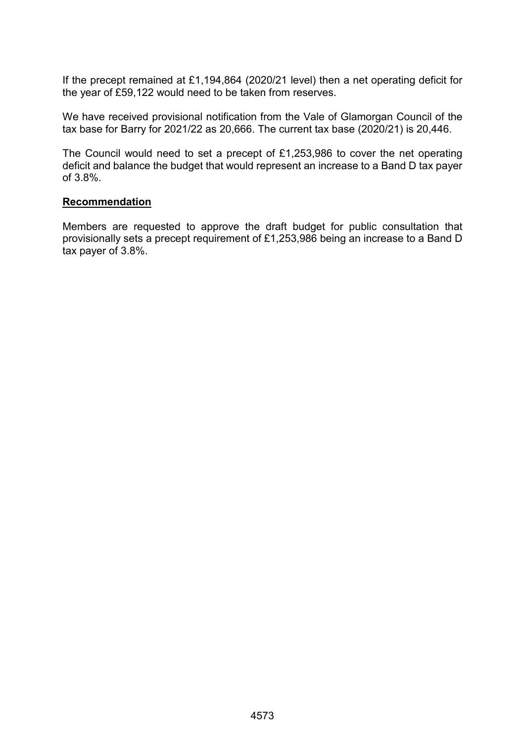If the precept remained at £1,194,864 (2020/21 level) then a net operating deficit for the year of £59,122 would need to be taken from reserves.

We have received provisional notification from the Vale of Glamorgan Council of the tax base for Barry for 2021/22 as 20,666. The current tax base (2020/21) is 20,446.

The Council would need to set a precept of £1,253,986 to cover the net operating deficit and balance the budget that would represent an increase to a Band D tax payer of 3.8%.

**Recommendation**

Members are requested to approve the draft budget for public consultation that provisionally sets a precept requirement of £1,253,986 being an increase to a Band D tax payer of 3.8%.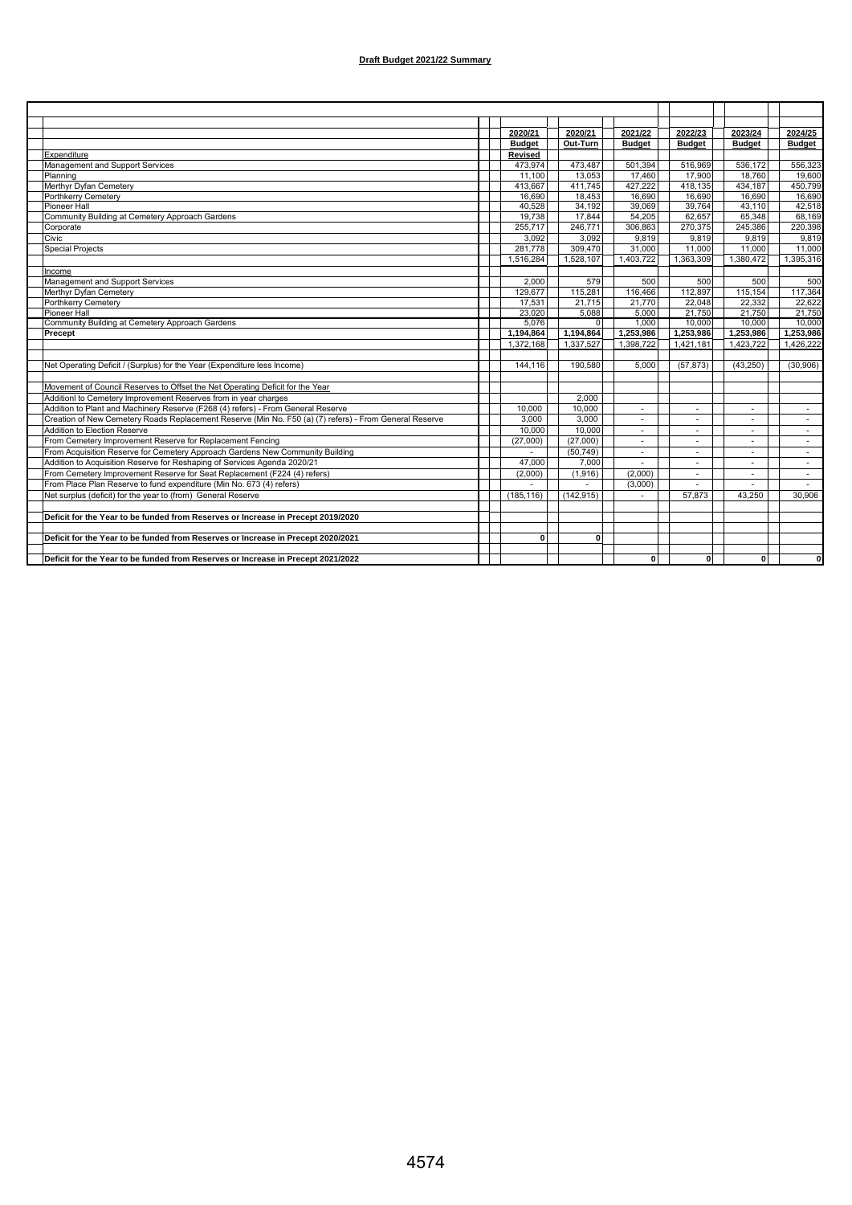**Draft Budget 2021/22 Summary**

| | 2020/21 Budget Revised | 2020/21 Out-Turn | 2021/22 Budget | 2022/23 Budget | 2023/24 Budget | 2024/25 Budget |
|---|---|---|---|---|---|---|
| Expenditure | | | | | | |
| Management and Support Services | 473,974 | 473,487 | 501,394 | 516,969 | 536,172 | 556,323 |
| Planning | 11,100 | 13,053 | 17,460 | 17,900 | 18,760 | 19,600 |
| Merthyr Dyfan Cemetery | 413,667 | 411,745 | 427,222 | 418,135 | 434,187 | 450,799 |
| Porthkerry Cemetery | 16,690 | 18,453 | 16,690 | 16,690 | 16,690 | 16,690 |
| Pioneer Hall | 40,528 | 34,192 | 39,069 | 39,764 | 43,110 | 42,518 |
| Community Building at Cemetery Approach Gardens | 19,738 | 17,844 | 54,205 | 62,657 | 65,348 | 68,169 |
| Corporate | 255,717 | 246,771 | 306,863 | 270,375 | 245,386 | 220,398 |
| Civic | 3,092 | 3,092 | 9,819 | 9,819 | 9,819 | 9,819 |
| Special Projects | 281,778 | 309,470 | 31,000 | 11,000 | 11,000 | 11,000 |
| | 1,516,284 | 1,528,107 | 1,403,722 | 1,363,309 | 1,380,472 | 1,395,316 |
| Income | | | | | | |
| Management and Support Services | 2,000 | 579 | 500 | 500 | 500 | 500 |
| Merthyr Dyfan Cemetery | 129,677 | 115,281 | 116,466 | 112,897 | 115,154 | 117,364 |
| Porthkerry Cemetery | 17,531 | 21,715 | 21,770 | 22,048 | 22,332 | 22,622 |
| Pioneer Hall | 23,020 | 5,088 | 5,000 | 21,750 | 21,750 | 21,750 |
| Community Building at Cemetery Approach Gardens | 5,076 | 0 | 1,000 | 10,000 | 10,000 | 10,000 |
| **Precept** | **1,194,864** | **1,194,864** | **1,253,986** | **1,253,986** | **1,253,986** | **1,253,986** |
| | 1,372,168 | 1,337,527 | 1,398,722 | 1,421,181 | 1,423,722 | 1,426,222 |
| Net Operating Deficit / (Surplus) for the Year (Expenditure less Income) | 144,116 | 190,580 | 5,000 | (57,873) | (43,250) | (30,906) |
| Movement of Council Reserves to Offset the Net Operating Deficit for the Year | | | | | | |
| Additionl to Cemetery Improvement Reserves from in year charges | | 2,000 | | | | |
| Addition to Plant and Machinery Reserve (F268 (4) refers) - From General Reserve | 10,000 | 10,000 | - | - | - | - |
| Creation of New Cemetery Roads Replacement Reserve (Min No. F50 (a) (7) refers) - From General Reserve | 3,000 | 3,000 | - | - | - | - |
| Addition to Election Reserve | 10,000 | 10,000 | - | - | - | - |
| From Cemetery Improvement Reserve for Replacement Fencing | (27,000) | (27,000) | - | - | - | - |
| From Acquisition Reserve for Cemetery Approach Gardens New Community Building | - | (50,749) | - | - | - | - |
| Addition to Acquisition Reserve for Reshaping of Services Agenda 2020/21 | 47,000 | 7,000 | - | - | - | - |
| From Cemetery Improvement Reserve for Seat Replacement (F224 (4) refers) | (2,000) | (1,916) | (2,000) | - | - | - |
| From Place Plan Reserve to fund expenditure (Min No. 673 (4) refers) | - | - | (3,000) | - | - | - |
| Net surplus (deficit) for the year to (from) General Reserve | (185,116) | (142,915) | - | 57,873 | 43,250 | 30,906 |
| **Deficit for the Year to be funded from Reserves or Increase in Precept 2019/2020** | | | | | | |
| **Deficit for the Year to be funded from Reserves or Increase in Precept 2020/2021** | **0** | **0** | | | | |
| **Deficit for the Year to be funded from Reserves or Increase in Precept 2021/2022** | | | **0** | **0** | **0** | **0** |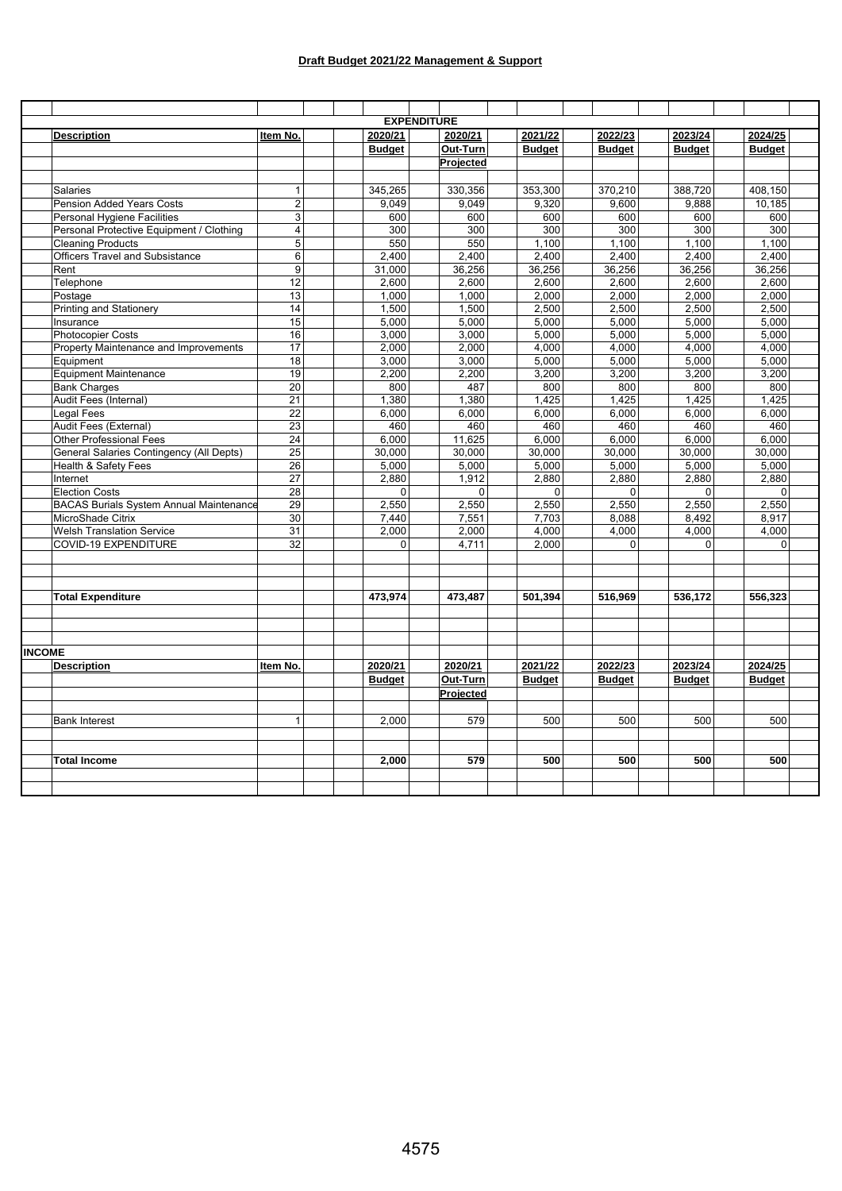**Draft Budget 2021/22 Management & Support**

**EXPENDITURE**

| Description | Item No. | 2020/21 Budget | 2020/21 Out-Turn Projected | 2021/22 Budget | 2022/23 Budget | 2023/24 Budget | 2024/25 Budget |
|---|---|---|---|---|---|---|---|
| Salaries | 1 | 345,265 | 330,356 | 353,300 | 370,210 | 388,720 | 408,150 |
| Pension Added Years Costs | 2 | 9,049 | 9,049 | 9,320 | 9,600 | 9,888 | 10,185 |
| Personal Hygiene Facilities | 3 | 600 | 600 | 600 | 600 | 600 | 600 |
| Personal Protective Equipment / Clothing | 4 | 300 | 300 | 300 | 300 | 300 | 300 |
| Cleaning Products | 5 | 550 | 550 | 1,100 | 1,100 | 1,100 | 1,100 |
| Officers Travel and Subsistance | 6 | 2,400 | 2,400 | 2,400 | 2,400 | 2,400 | 2,400 |
| Rent | 9 | 31,000 | 36,256 | 36,256 | 36,256 | 36,256 | 36,256 |
| Telephone | 12 | 2,600 | 2,600 | 2,600 | 2,600 | 2,600 | 2,600 |
| Postage | 13 | 1,000 | 1,000 | 2,000 | 2,000 | 2,000 | 2,000 |
| Printing and Stationery | 14 | 1,500 | 1,500 | 2,500 | 2,500 | 2,500 | 2,500 |
| Insurance | 15 | 5,000 | 5,000 | 5,000 | 5,000 | 5,000 | 5,000 |
| Photocopier Costs | 16 | 3,000 | 3,000 | 5,000 | 5,000 | 5,000 | 5,000 |
| Property Maintenance and Improvements | 17 | 2,000 | 2,000 | 4,000 | 4,000 | 4,000 | 4,000 |
| Equipment | 18 | 3,000 | 3,000 | 5,000 | 5,000 | 5,000 | 5,000 |
| Equipment Maintenance | 19 | 2,200 | 2,200 | 3,200 | 3,200 | 3,200 | 3,200 |
| Bank Charges | 20 | 800 | 487 | 800 | 800 | 800 | 800 |
| Audit Fees (Internal) | 21 | 1,380 | 1,380 | 1,425 | 1,425 | 1,425 | 1,425 |
| Legal Fees | 22 | 6,000 | 6,000 | 6,000 | 6,000 | 6,000 | 6,000 |
| Audit Fees (External) | 23 | 460 | 460 | 460 | 460 | 460 | 460 |
| Other Professional Fees | 24 | 6,000 | 11,625 | 6,000 | 6,000 | 6,000 | 6,000 |
| General Salaries Contingency (All Depts) | 25 | 30,000 | 30,000 | 30,000 | 30,000 | 30,000 | 30,000 |
| Health & Safety Fees | 26 | 5,000 | 5,000 | 5,000 | 5,000 | 5,000 | 5,000 |
| Internet | 27 | 2,880 | 1,912 | 2,880 | 2,880 | 2,880 | 2,880 |
| Election Costs | 28 | 0 | 0 | 0 | 0 | 0 | 0 |
| BACAS Burials System Annual Maintenance | 29 | 2,550 | 2,550 | 2,550 | 2,550 | 2,550 | 2,550 |
| MicroShade Citrix | 30 | 7,440 | 7,551 | 7,703 | 8,088 | 8,492 | 8,917 |
| Welsh Translation Service | 31 | 2,000 | 2,000 | 4,000 | 4,000 | 4,000 | 4,000 |
| COVID-19 EXPENDITURE | 32 | 0 | 4,711 | 2,000 | 0 | 0 | 0 |
| **Total Expenditure** | | **473,974** | **473,487** | **501,394** | **516,969** | **536,172** | **556,323** |

**INCOME**

| Description | Item No. | 2020/21 Budget | 2020/21 Out-Turn Projected | 2021/22 Budget | 2022/23 Budget | 2023/24 Budget | 2024/25 Budget |
|---|---|---|---|---|---|---|---|
| Bank Interest | 1 | 2,000 | 579 | 500 | 500 | 500 | 500 |
| **Total Income** | | **2,000** | **579** | **500** | **500** | **500** | **500** |

4575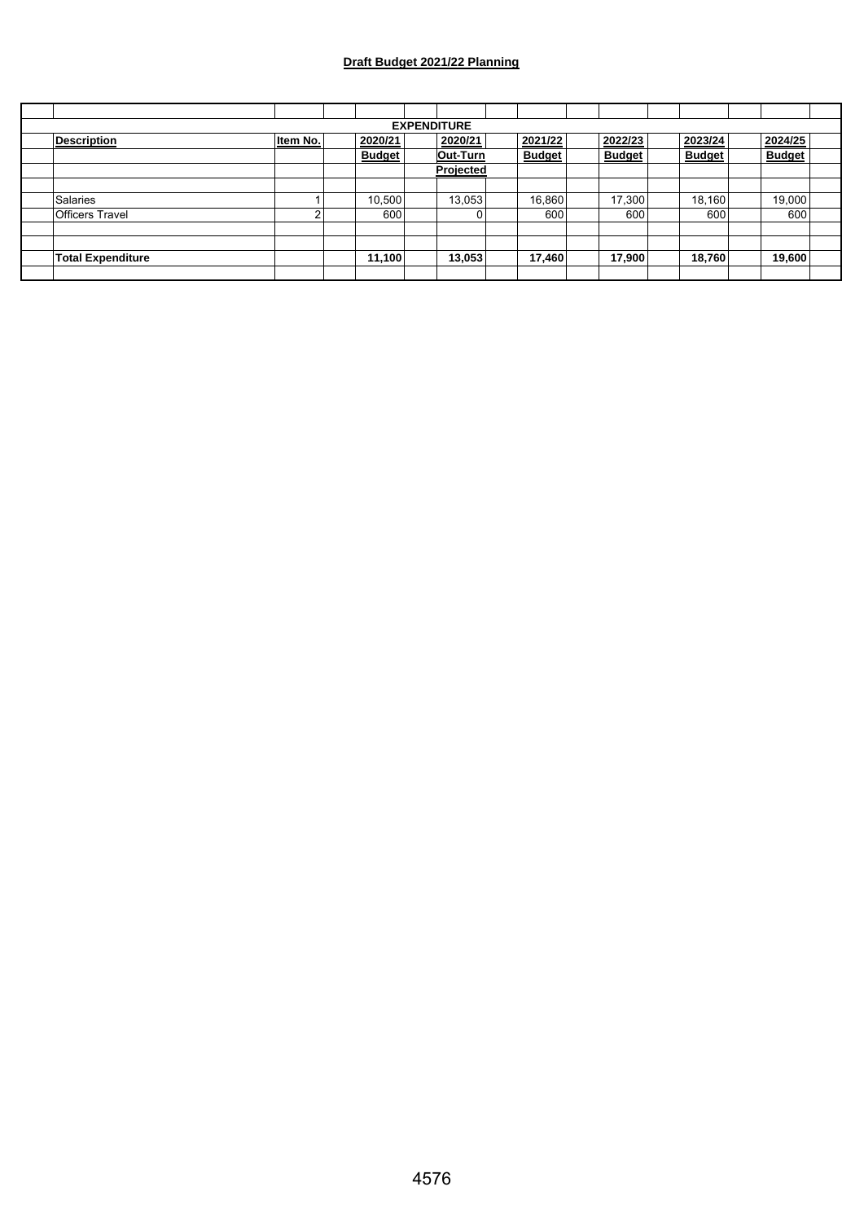**Draft Budget 2021/22 Planning**

| | | | | | | |
|---|---|---|---|---|---|---|
| **EXPENDITURE** | | | | | | |
| **Description** | **Item No.** | **2020/21** | **2020/21** | **2021/22** | **2022/23** | **2023/24** | **2024/25** |
| | | **Budget** | **Out-Turn** | **Budget** | **Budget** | **Budget** | **Budget** |
| | | | **Projected** | | | | |
| Salaries | 1 | 10,500 | 13,053 | 16,860 | 17,300 | 18,160 | 19,000 |
| Officers Travel | 2 | 600 | 0 | 600 | 600 | 600 | 600 |
| **Total Expenditure** | | **11,100** | **13,053** | **17,460** | **17,900** | **18,760** | **19,600** |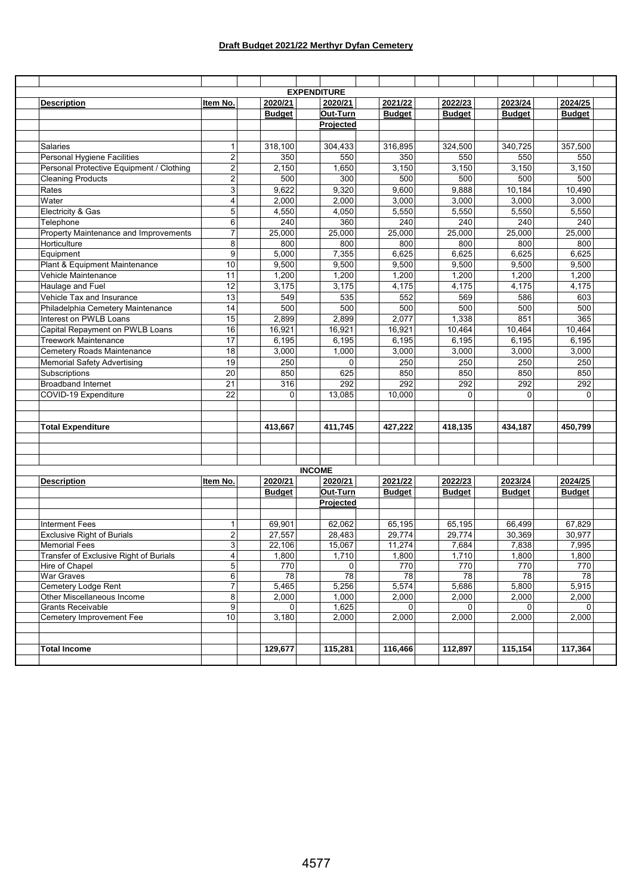**Draft Budget 2021/22 Merthyr Dyfan Cemetery**

**EXPENDITURE**

| Description | Item No. | 2020/21 Budget | 2020/21 Out-Turn Projected | 2021/22 Budget | 2022/23 Budget | 2023/24 Budget | 2024/25 Budget |
|---|---|---|---|---|---|---|---|
| Salaries | 1 | 318,100 | 304,433 | 316,895 | 324,500 | 340,725 | 357,500 |
| Personal Hygiene Facilities | 2 | 350 | 550 | 350 | 550 | 550 | 550 |
| Personal Protective Equipment / Clothing | 2 | 2,150 | 1,650 | 3,150 | 3,150 | 3,150 | 3,150 |
| Cleaning Products | 2 | 500 | 300 | 500 | 500 | 500 | 500 |
| Rates | 3 | 9,622 | 9,320 | 9,600 | 9,888 | 10,184 | 10,490 |
| Water | 4 | 2,000 | 2,000 | 3,000 | 3,000 | 3,000 | 3,000 |
| Electricity & Gas | 5 | 4,550 | 4,050 | 5,550 | 5,550 | 5,550 | 5,550 |
| Telephone | 6 | 240 | 360 | 240 | 240 | 240 | 240 |
| Property Maintenance and Improvements | 7 | 25,000 | 25,000 | 25,000 | 25,000 | 25,000 | 25,000 |
| Horticulture | 8 | 800 | 800 | 800 | 800 | 800 | 800 |
| Equipment | 9 | 5,000 | 7,355 | 6,625 | 6,625 | 6,625 | 6,625 |
| Plant & Equipment Maintenance | 10 | 9,500 | 9,500 | 9,500 | 9,500 | 9,500 | 9,500 |
| Vehicle Maintenance | 11 | 1,200 | 1,200 | 1,200 | 1,200 | 1,200 | 1,200 |
| Haulage and Fuel | 12 | 3,175 | 3,175 | 4,175 | 4,175 | 4,175 | 4,175 |
| Vehicle Tax and Insurance | 13 | 549 | 535 | 552 | 569 | 586 | 603 |
| Philadelphia Cemetery Maintenance | 14 | 500 | 500 | 500 | 500 | 500 | 500 |
| Interest on PWLB Loans | 15 | 2,899 | 2,899 | 2,077 | 1,338 | 851 | 365 |
| Capital Repayment on PWLB Loans | 16 | 16,921 | 16,921 | 16,921 | 10,464 | 10,464 | 10,464 |
| Treework Maintenance | 17 | 6,195 | 6,195 | 6,195 | 6,195 | 6,195 | 6,195 |
| Cemetery Roads Maintenance | 18 | 3,000 | 1,000 | 3,000 | 3,000 | 3,000 | 3,000 |
| Memorial Safety Advertising | 19 | 250 | 0 | 250 | 250 | 250 | 250 |
| Subscriptions | 20 | 850 | 625 | 850 | 850 | 850 | 850 |
| Broadband Internet | 21 | 316 | 292 | 292 | 292 | 292 | 292 |
| COVID-19 Expenditure | 22 | 0 | 13,085 | 10,000 | 0 | 0 | 0 |
| **Total Expenditure** | | **413,667** | **411,745** | **427,222** | **418,135** | **434,187** | **450,799** |

**INCOME**

| Description | Item No. | 2020/21 Budget | 2020/21 Out-Turn Projected | 2021/22 Budget | 2022/23 Budget | 2023/24 Budget | 2024/25 Budget |
|---|---|---|---|---|---|---|---|
| Interment Fees | 1 | 69,901 | 62,062 | 65,195 | 65,195 | 66,499 | 67,829 |
| Exclusive Right of Burials | 2 | 27,557 | 28,483 | 29,774 | 29,774 | 30,369 | 30,977 |
| Memorial Fees | 3 | 22,106 | 15,067 | 11,274 | 7,684 | 7,838 | 7,995 |
| Transfer of Exclusive Right of Burials | 4 | 1,800 | 1,710 | 1,800 | 1,710 | 1,800 | 1,800 |
| Hire of Chapel | 5 | 770 | 0 | 770 | 770 | 770 | 770 |
| War Graves | 6 | 78 | 78 | 78 | 78 | 78 | 78 |
| Cemetery Lodge Rent | 7 | 5,465 | 5,256 | 5,574 | 5,686 | 5,800 | 5,915 |
| Other Miscellaneous Income | 8 | 2,000 | 1,000 | 2,000 | 2,000 | 2,000 | 2,000 |
| Grants Receivable | 9 | 0 | 1,625 | 0 | 0 | 0 | 0 |
| Cemetery Improvement Fee | 10 | 3,180 | 2,000 | 2,000 | 2,000 | 2,000 | 2,000 |
| **Total Income** | | **129,677** | **115,281** | **116,466** | **112,897** | **115,154** | **117,364** |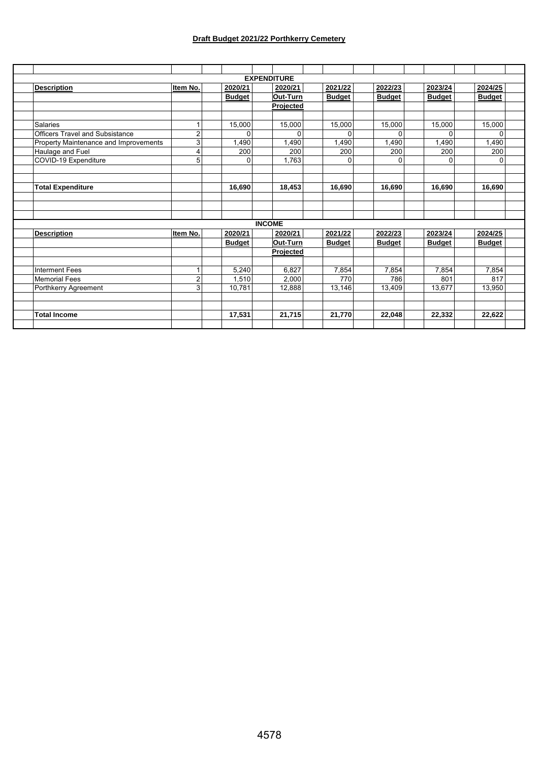# Draft Budget 2021/22 Porthkerry Cemetery

**EXPENDITURE**

| Description | Item No. | 2020/21 Budget | 2020/21 Out-Turn Projected | 2021/22 Budget | 2022/23 Budget | 2023/24 Budget | 2024/25 Budget |
|---|---|---|---|---|---|---|---|
| Salaries | 1 | 15,000 | 15,000 | 15,000 | 15,000 | 15,000 | 15,000 |
| Officers Travel and Subsistance | 2 | 0 | 0 | 0 | 0 | 0 | 0 |
| Property Maintenance and Improvements | 3 | 1,490 | 1,490 | 1,490 | 1,490 | 1,490 | 1,490 |
| Haulage and Fuel | 4 | 200 | 200 | 200 | 200 | 200 | 200 |
| COVID-19 Expenditure | 5 | 0 | 1,763 | 0 | 0 | 0 | 0 |
| **Total Expenditure** | | **16,690** | **18,453** | **16,690** | **16,690** | **16,690** | **16,690** |

**INCOME**

| Description | Item No. | 2020/21 Budget | 2020/21 Out-Turn Projected | 2021/22 Budget | 2022/23 Budget | 2023/24 Budget | 2024/25 Budget |
|---|---|---|---|---|---|---|---|
| Interment Fees | 1 | 5,240 | 6,827 | 7,854 | 7,854 | 7,854 | 7,854 |
| Memorial Fees | 2 | 1,510 | 2,000 | 770 | 786 | 801 | 817 |
| Porthkerry Agreement | 3 | 10,781 | 12,888 | 13,146 | 13,409 | 13,677 | 13,950 |
| **Total Income** | | **17,531** | **21,715** | **21,770** | **22,048** | **22,332** | **22,622** |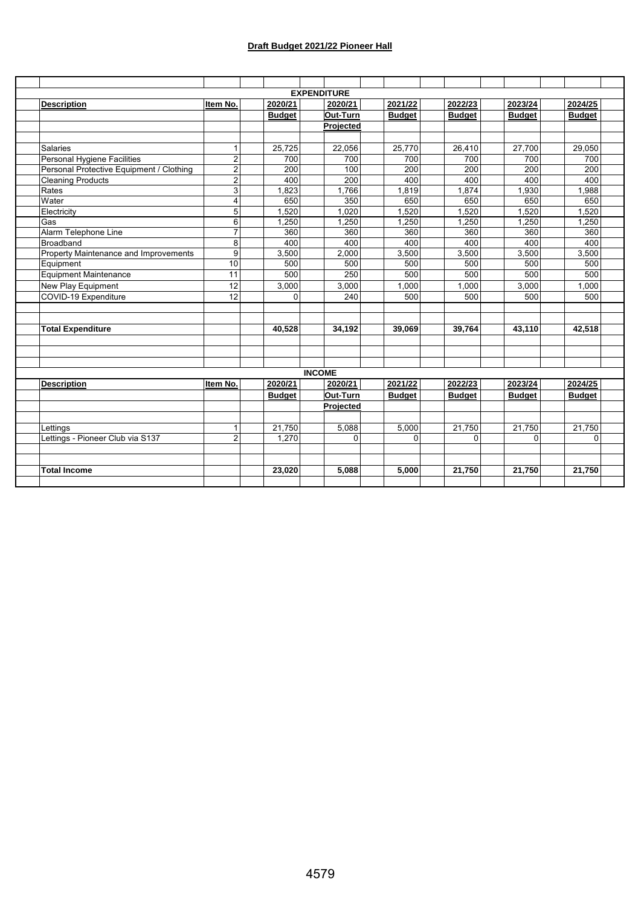**Draft Budget 2021/22 Pioneer Hall**

| | | | | | | | |
|---|---|---|---|---|---|---|---|
| **EXPENDITURE** | | | | | | | |
| **Description** | **Item No.** | **2020/21** | **2020/21** | **2021/22** | **2022/23** | **2023/24** | **2024/25** |
| | | **Budget** | **Out-Turn** | **Budget** | **Budget** | **Budget** | **Budget** |
| | | | **Projected** | | | | |
| Salaries | 1 | 25,725 | 22,056 | 25,770 | 26,410 | 27,700 | 29,050 |
| Personal Hygiene Facilities | 2 | 700 | 700 | 700 | 700 | 700 | 700 |
| Personal Protective Equipment / Clothing | 2 | 200 | 100 | 200 | 200 | 200 | 200 |
| Cleaning Products | 2 | 400 | 200 | 400 | 400 | 400 | 400 |
| Rates | 3 | 1,823 | 1,766 | 1,819 | 1,874 | 1,930 | 1,988 |
| Water | 4 | 650 | 350 | 650 | 650 | 650 | 650 |
| Electricity | 5 | 1,520 | 1,020 | 1,520 | 1,520 | 1,520 | 1,520 |
| Gas | 6 | 1,250 | 1,250 | 1,250 | 1,250 | 1,250 | 1,250 |
| Alarm Telephone Line | 7 | 360 | 360 | 360 | 360 | 360 | 360 |
| Broadband | 8 | 400 | 400 | 400 | 400 | 400 | 400 |
| Property Maintenance and Improvements | 9 | 3,500 | 2,000 | 3,500 | 3,500 | 3,500 | 3,500 |
| Equipment | 10 | 500 | 500 | 500 | 500 | 500 | 500 |
| Equipment Maintenance | 11 | 500 | 250 | 500 | 500 | 500 | 500 |
| New Play Equipment | 12 | 3,000 | 3,000 | 1,000 | 1,000 | 3,000 | 1,000 |
| COVID-19 Expenditure | 12 | 0 | 240 | 500 | 500 | 500 | 500 |
| **Total Expenditure** | | **40,528** | **34,192** | **39,069** | **39,764** | **43,110** | **42,518** |

| | | | | | | | |
|---|---|---|---|---|---|---|---|
| **INCOME** | | | | | | | |
| **Description** | **Item No.** | **2020/21** | **2020/21** | **2021/22** | **2022/23** | **2023/24** | **2024/25** |
| | | **Budget** | **Out-Turn** | **Budget** | **Budget** | **Budget** | **Budget** |
| | | | **Projected** | | | | |
| Lettings | 1 | 21,750 | 5,088 | 5,000 | 21,750 | 21,750 | 21,750 |
| Lettings - Pioneer Club via S137 | 2 | 1,270 | 0 | 0 | 0 | 0 | 0 |
| **Total Income** | | **23,020** | **5,088** | **5,000** | **21,750** | **21,750** | **21,750** |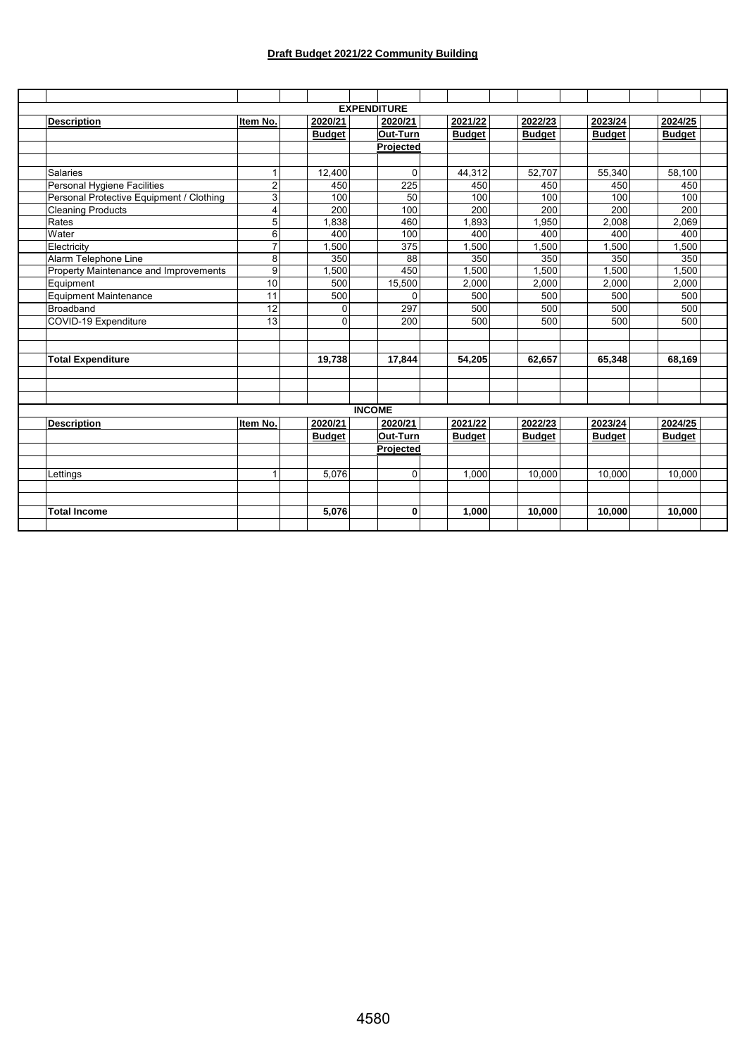**Draft Budget 2021/22 Community Building**

| | | | | | | | |
|---|---|---|---|---|---|---|---|
| **EXPENDITURE** | | | | | | | |
| **Description** | **Item No.** | **2020/21 Budget** | **2020/21 Out-Turn Projected** | **2021/22 Budget** | **2022/23 Budget** | **2023/24 Budget** | **2024/25 Budget** |
| Salaries | 1 | 12,400 | 0 | 44,312 | 52,707 | 55,340 | 58,100 |
| Personal Hygiene Facilities | 2 | 450 | 225 | 450 | 450 | 450 | 450 |
| Personal Protective Equipment / Clothing | 3 | 100 | 50 | 100 | 100 | 100 | 100 |
| Cleaning Products | 4 | 200 | 100 | 200 | 200 | 200 | 200 |
| Rates | 5 | 1,838 | 460 | 1,893 | 1,950 | 2,008 | 2,069 |
| Water | 6 | 400 | 100 | 400 | 400 | 400 | 400 |
| Electricity | 7 | 1,500 | 375 | 1,500 | 1,500 | 1,500 | 1,500 |
| Alarm Telephone Line | 8 | 350 | 88 | 350 | 350 | 350 | 350 |
| Property Maintenance and Improvements | 9 | 1,500 | 450 | 1,500 | 1,500 | 1,500 | 1,500 |
| Equipment | 10 | 500 | 15,500 | 2,000 | 2,000 | 2,000 | 2,000 |
| Equipment Maintenance | 11 | 500 | 0 | 500 | 500 | 500 | 500 |
| Broadband | 12 | 0 | 297 | 500 | 500 | 500 | 500 |
| COVID-19 Expenditure | 13 | 0 | 200 | 500 | 500 | 500 | 500 |
| **Total Expenditure** | | **19,738** | **17,844** | **54,205** | **62,657** | **65,348** | **68,169** |
| **INCOME** | | | | | | | |
| **Description** | **Item No.** | **2020/21 Budget** | **2020/21 Out-Turn Projected** | **2021/22 Budget** | **2022/23 Budget** | **2023/24 Budget** | **2024/25 Budget** |
| Lettings | 1 | 5,076 | 0 | 1,000 | 10,000 | 10,000 | 10,000 |
| **Total Income** | | **5,076** | **0** | **1,000** | **10,000** | **10,000** | **10,000** |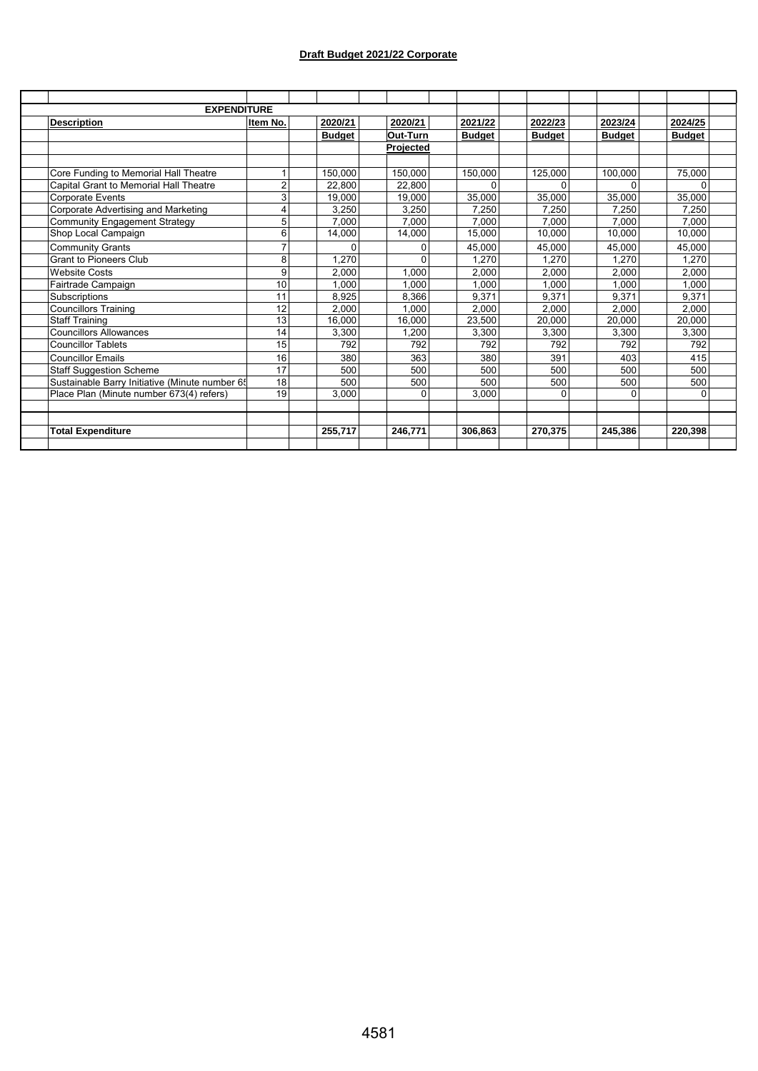## Draft Budget 2021/22 Corporate

| EXPENDITURE | | | | | | | |
|---|---|---|---|---|---|---|---|
| **Description** | **Item No.** | **2020/21** | **2020/21** | **2021/22** | **2022/23** | **2023/24** | **2024/25** |
| | | **Budget** | **Out-Turn** | **Budget** | **Budget** | **Budget** | **Budget** |
| | | | **Projected** | | | | |
| Core Funding to Memorial Hall Theatre | 1 | 150,000 | 150,000 | 150,000 | 125,000 | 100,000 | 75,000 |
| Capital Grant to Memorial Hall Theatre | 2 | 22,800 | 22,800 | 0 | 0 | 0 | 0 |
| Corporate Events | 3 | 19,000 | 19,000 | 35,000 | 35,000 | 35,000 | 35,000 |
| Corporate Advertising and Marketing | 4 | 3,250 | 3,250 | 7,250 | 7,250 | 7,250 | 7,250 |
| Community Engagement Strategy | 5 | 7,000 | 7,000 | 7,000 | 7,000 | 7,000 | 7,000 |
| Shop Local Campaign | 6 | 14,000 | 14,000 | 15,000 | 10,000 | 10,000 | 10,000 |
| Community Grants | 7 | 0 | 0 | 45,000 | 45,000 | 45,000 | 45,000 |
| Grant to Pioneers Club | 8 | 1,270 | 0 | 1,270 | 1,270 | 1,270 | 1,270 |
| Website Costs | 9 | 2,000 | 1,000 | 2,000 | 2,000 | 2,000 | 2,000 |
| Fairtrade Campaign | 10 | 1,000 | 1,000 | 1,000 | 1,000 | 1,000 | 1,000 |
| Subscriptions | 11 | 8,925 | 8,366 | 9,371 | 9,371 | 9,371 | 9,371 |
| Councillors Training | 12 | 2,000 | 1,000 | 2,000 | 2,000 | 2,000 | 2,000 |
| Staff Training | 13 | 16,000 | 16,000 | 23,500 | 20,000 | 20,000 | 20,000 |
| Councillors Allowances | 14 | 3,300 | 1,200 | 3,300 | 3,300 | 3,300 | 3,300 |
| Councillor Tablets | 15 | 792 | 792 | 792 | 792 | 792 | 792 |
| Councillor Emails | 16 | 380 | 363 | 380 | 391 | 403 | 415 |
| Staff Suggestion Scheme | 17 | 500 | 500 | 500 | 500 | 500 | 500 |
| Sustainable Barry Initiative (Minute number 65 | 18 | 500 | 500 | 500 | 500 | 500 | 500 |
| Place Plan (Minute number 673(4) refers) | 19 | 3,000 | 0 | 3,000 | 0 | 0 | 0 |
| **Total Expenditure** | | **255,717** | **246,771** | **306,863** | **270,375** | **245,386** | **220,398** |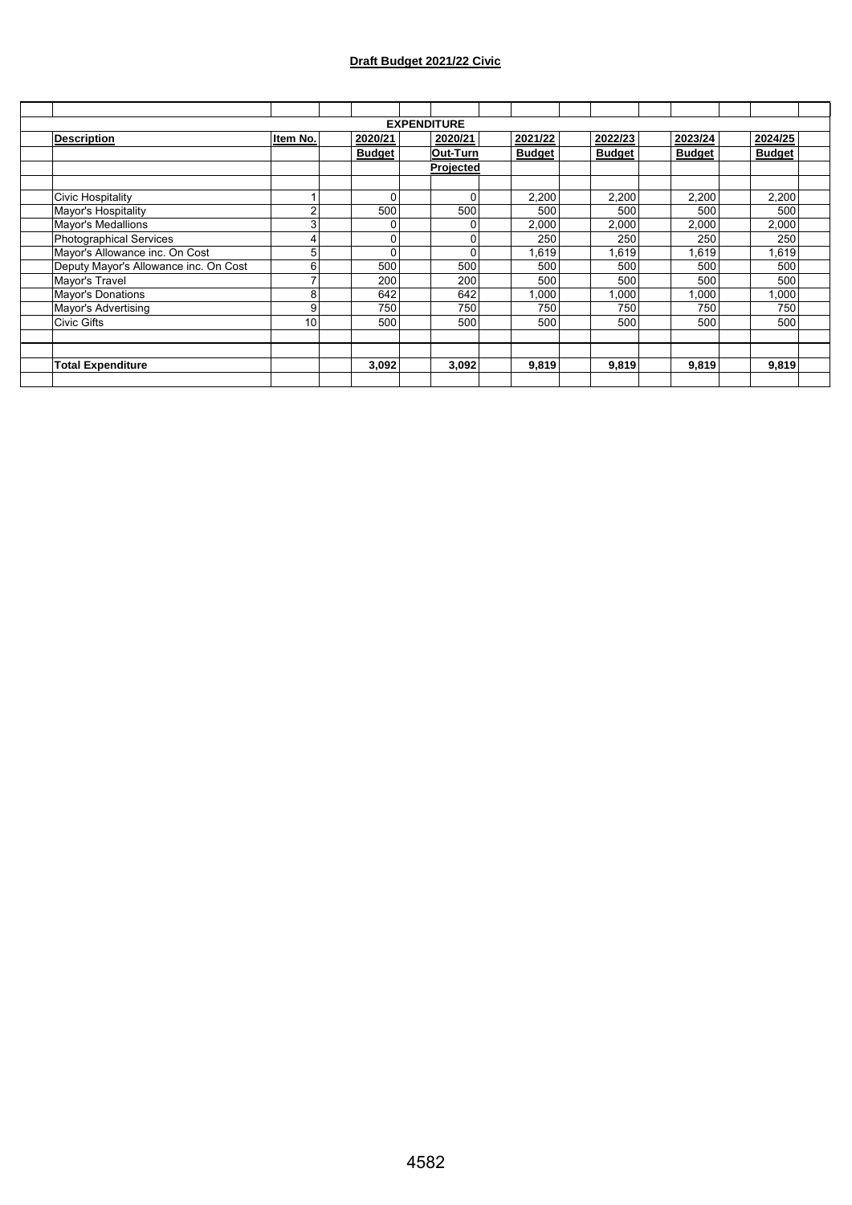**Draft Budget 2021/22 Civic**

| EXPENDITURE | | | | | | | |
|---|---|---|---|---|---|---|---|
| **Description** | **Item No.** | **2020/21** | **2020/21** | **2021/22** | **2022/23** | **2023/24** | **2024/25** |
| | | **Budget** | **Out-Turn** | **Budget** | **Budget** | **Budget** | **Budget** |
| | | | **Projected** | | | | |
| Civic Hospitality | 1 | 0 | 0 | 2,200 | 2,200 | 2,200 | 2,200 |
| Mayor's Hospitality | 2 | 500 | 500 | 500 | 500 | 500 | 500 |
| Mayor's Medallions | 3 | 0 | 0 | 2,000 | 2,000 | 2,000 | 2,000 |
| Photographical Services | 4 | 0 | 0 | 250 | 250 | 250 | 250 |
| Mayor's Allowance inc. On Cost | 5 | 0 | 0 | 1,619 | 1,619 | 1,619 | 1,619 |
| Deputy Mayor's Allowance inc. On Cost | 6 | 500 | 500 | 500 | 500 | 500 | 500 |
| Mayor's Travel | 7 | 200 | 200 | 500 | 500 | 500 | 500 |
| Mayor's Donations | 8 | 642 | 642 | 1,000 | 1,000 | 1,000 | 1,000 |
| Mayor's Advertising | 9 | 750 | 750 | 750 | 750 | 750 | 750 |
| Civic Gifts | 10 | 500 | 500 | 500 | 500 | 500 | 500 |
| **Total Expenditure** | | **3,092** | **3,092** | **9,819** | **9,819** | **9,819** | **9,819** |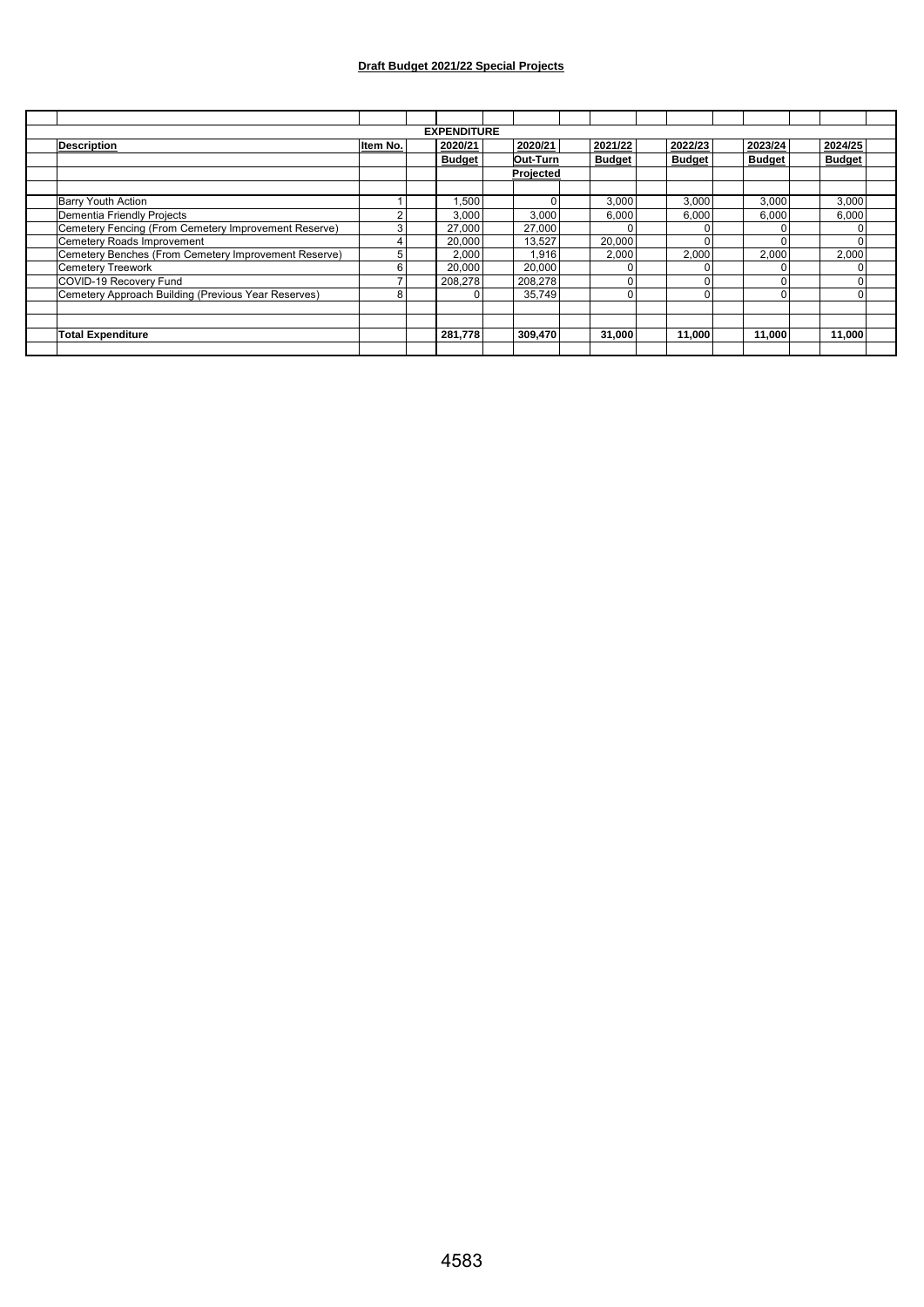**Draft Budget 2021/22 Special Projects**

| | | | | | | | |
|---|---|---|---|---|---|---|---|
| | | EXPENDITURE | | | | | |
| **Description** | **Item No.** | **2020/21** | **2020/21** | **2021/22** | **2022/23** | **2023/24** | **2024/25** |
| | | **Budget** | **Out-Turn** | **Budget** | **Budget** | **Budget** | **Budget** |
| | | | **Projected** | | | | |
| Barry Youth Action | 1 | 1,500 | 0 | 3,000 | 3,000 | 3,000 | 3,000 |
| Dementia Friendly Projects | 2 | 3,000 | 3,000 | 6,000 | 6,000 | 6,000 | 6,000 |
| Cemetery Fencing (From Cemetery Improvement Reserve) | 3 | 27,000 | 27,000 | 0 | 0 | 0 | 0 |
| Cemetery Roads Improvement | 4 | 20,000 | 13,527 | 20,000 | 0 | 0 | 0 |
| Cemetery Benches (From Cemetery Improvement Reserve) | 5 | 2,000 | 1,916 | 2,000 | 2,000 | 2,000 | 2,000 |
| Cemetery Treework | 6 | 20,000 | 20,000 | 0 | 0 | 0 | 0 |
| COVID-19 Recovery Fund | 7 | 208,278 | 208,278 | 0 | 0 | 0 | 0 |
| Cemetery Approach Building (Previous Year Reserves) | 8 | 0 | 35,749 | 0 | 0 | 0 | 0 |
| **Total Expenditure** | | **281,778** | **309,470** | **31,000** | **11,000** | **11,000** | **11,000** |